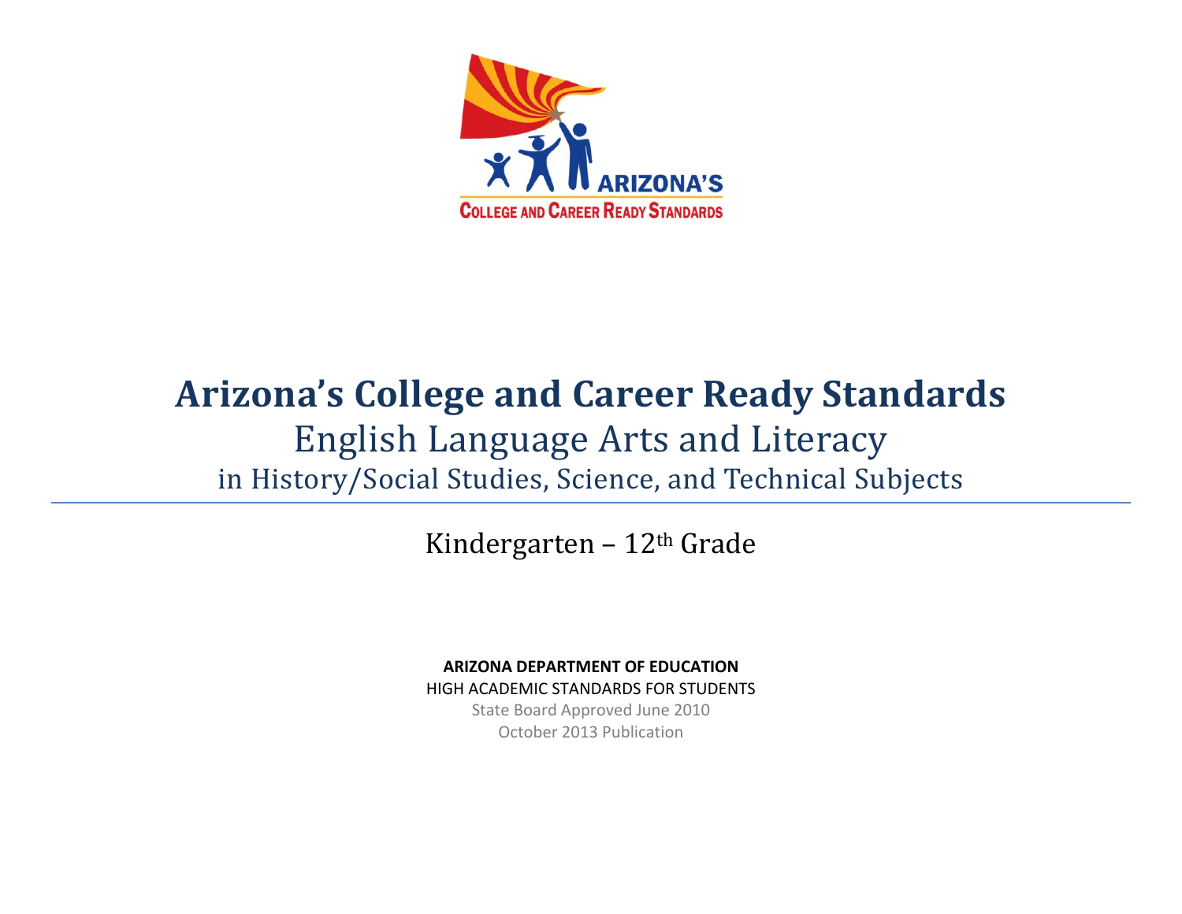# Arizona's College and Career Ready Standards

## English Language Arts and Literacy

### in History/Social Studies, Science, and Technical Subjects

Kindergarten – 12th Grade

**ARIZONA DEPARTMENT OF EDUCATION**

HIGH ACADEMIC STANDARDS FOR STUDENTS

State Board Approved June 2010

October 2013 Publication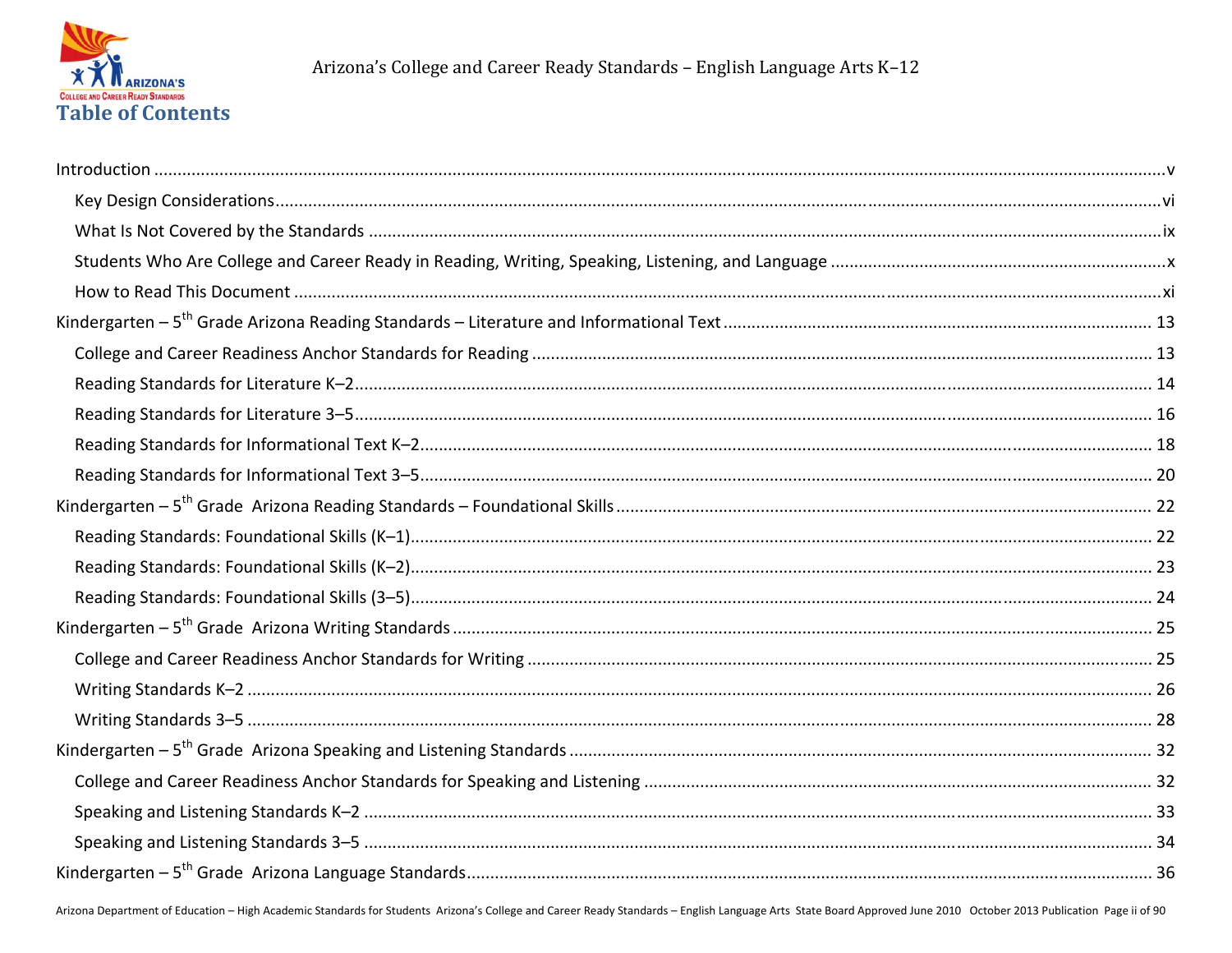# Table of Contents

Introduction ..... v

- Key Design Considerations ..... vi
- What Is Not Covered by the Standards ..... ix
- Students Who Are College and Career Ready in Reading, Writing, Speaking, Listening, and Language ..... x
- How to Read This Document ..... xi

Kindergarten – 5th Grade Arizona Reading Standards – Literature and Informational Text ..... 13

- College and Career Readiness Anchor Standards for Reading ..... 13
- Reading Standards for Literature K–2 ..... 14
- Reading Standards for Literature 3–5 ..... 16
- Reading Standards for Informational Text K–2 ..... 18
- Reading Standards for Informational Text 3–5 ..... 20

Kindergarten – 5th Grade Arizona Reading Standards – Foundational Skills ..... 22

- Reading Standards: Foundational Skills (K–1) ..... 22
- Reading Standards: Foundational Skills (K–2) ..... 23
- Reading Standards: Foundational Skills (3–5) ..... 24

Kindergarten – 5th Grade Arizona Writing Standards ..... 25

- College and Career Readiness Anchor Standards for Writing ..... 25
- Writing Standards K–2 ..... 26
- Writing Standards 3–5 ..... 28

Kindergarten – 5th Grade Arizona Speaking and Listening Standards ..... 32

- College and Career Readiness Anchor Standards for Speaking and Listening ..... 32
- Speaking and Listening Standards K–2 ..... 33
- Speaking and Listening Standards 3–5 ..... 34

Kindergarten – 5th Grade Arizona Language Standards ..... 36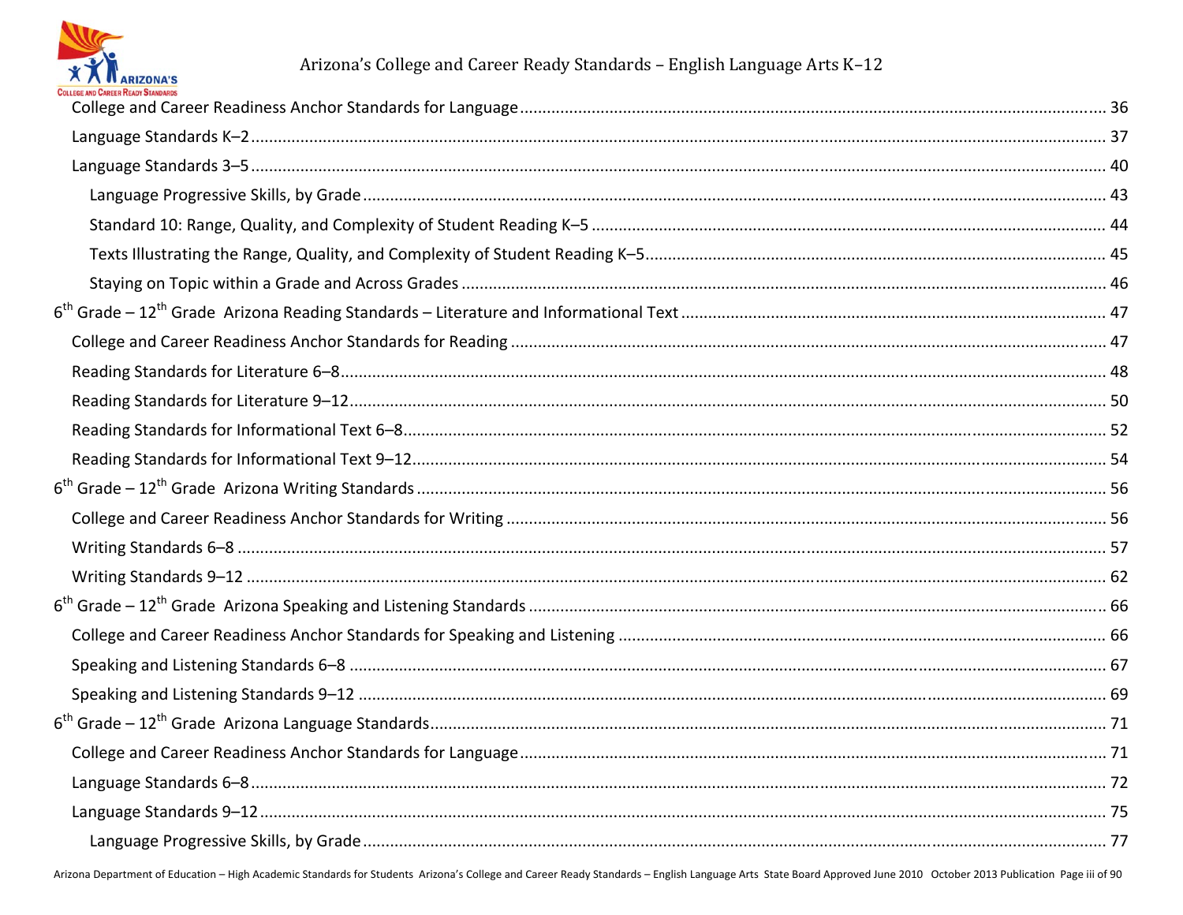College and Career Readiness Anchor Standards for Language ... 36

Language Standards K–2 ... 37

Language Standards 3–5 ... 40

Language Progressive Skills, by Grade ... 43

Standard 10: Range, Quality, and Complexity of Student Reading K–5 ... 44

Texts Illustrating the Range, Quality, and Complexity of Student Reading K–5 ... 45

Staying on Topic within a Grade and Across Grades ... 46

6th Grade – 12th Grade Arizona Reading Standards – Literature and Informational Text ... 47

College and Career Readiness Anchor Standards for Reading ... 47

Reading Standards for Literature 6–8 ... 48

Reading Standards for Literature 9–12 ... 50

Reading Standards for Informational Text 6–8 ... 52

Reading Standards for Informational Text 9–12 ... 54

6th Grade – 12th Grade Arizona Writing Standards ... 56

College and Career Readiness Anchor Standards for Writing ... 56

Writing Standards 6–8 ... 57

Writing Standards 9–12 ... 62

6th Grade – 12th Grade Arizona Speaking and Listening Standards ... 66

College and Career Readiness Anchor Standards for Speaking and Listening ... 66

Speaking and Listening Standards 6–8 ... 67

Speaking and Listening Standards 9–12 ... 69

6th Grade – 12th Grade Arizona Language Standards ... 71

College and Career Readiness Anchor Standards for Language ... 71

Language Standards 6–8 ... 72

Language Standards 9–12 ... 75

Language Progressive Skills, by Grade ... 77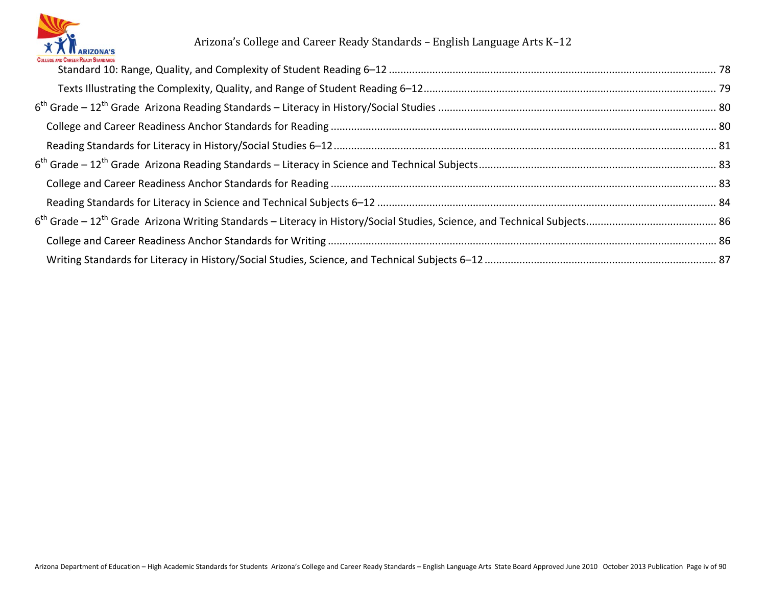Standard 10: Range, Quality, and Complexity of Student Reading 6–12 ............................................................................................................... 78

Texts Illustrating the Complexity, Quality, and Range of Student Reading 6–12 ..................................................................................................... 79

6th Grade – 12th Grade Arizona Reading Standards – Literacy in History/Social Studies ............................................................................................ 80

College and Career Readiness Anchor Standards for Reading .................................................................................................................................. 80

Reading Standards for Literacy in History/Social Studies 6–12 .................................................................................................................................. 81

6th Grade – 12th Grade Arizona Reading Standards – Literacy in Science and Technical Subjects ................................................................................ 83

College and Career Readiness Anchor Standards for Reading .................................................................................................................................. 83

Reading Standards for Literacy in Science and Technical Subjects 6–12 .................................................................................................................... 84

6th Grade – 12th Grade Arizona Writing Standards – Literacy in History/Social Studies, Science, and Technical Subjects ............................................ 86

College and Career Readiness Anchor Standards for Writing .................................................................................................................................... 86

Writing Standards for Literacy in History/Social Studies, Science, and Technical Subjects 6–12 ............................................................................... 87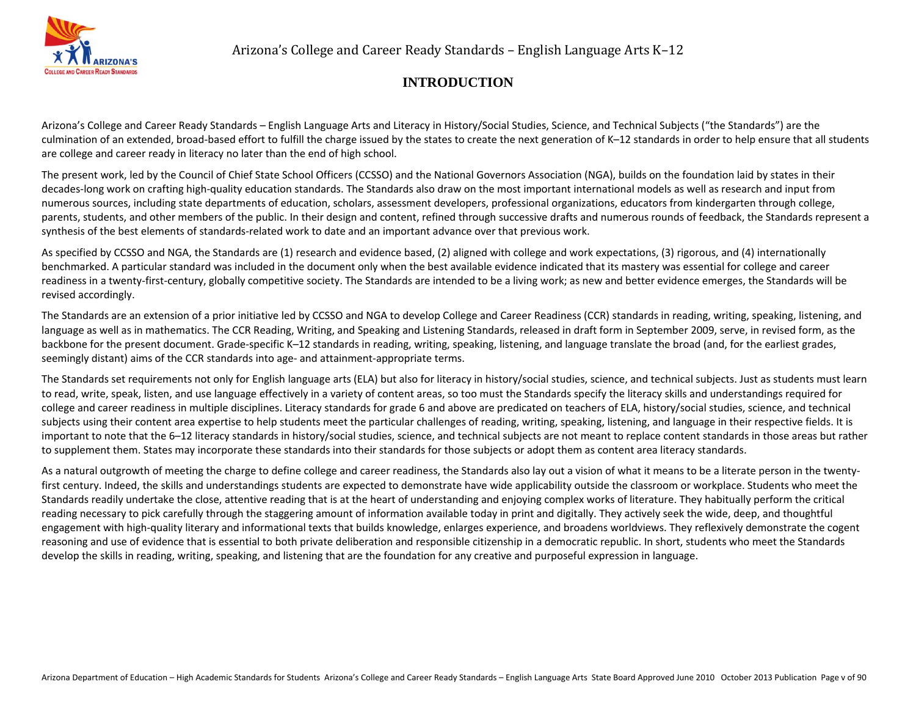# INTRODUCTION

Arizona's College and Career Ready Standards – English Language Arts and Literacy in History/Social Studies, Science, and Technical Subjects ("the Standards") are the culmination of an extended, broad-based effort to fulfill the charge issued by the states to create the next generation of K–12 standards in order to help ensure that all students are college and career ready in literacy no later than the end of high school.

The present work, led by the Council of Chief State School Officers (CCSSO) and the National Governors Association (NGA), builds on the foundation laid by states in their decades-long work on crafting high-quality education standards. The Standards also draw on the most important international models as well as research and input from numerous sources, including state departments of education, scholars, assessment developers, professional organizations, educators from kindergarten through college, parents, students, and other members of the public. In their design and content, refined through successive drafts and numerous rounds of feedback, the Standards represent a synthesis of the best elements of standards-related work to date and an important advance over that previous work.

As specified by CCSSO and NGA, the Standards are (1) research and evidence based, (2) aligned with college and work expectations, (3) rigorous, and (4) internationally benchmarked. A particular standard was included in the document only when the best available evidence indicated that its mastery was essential for college and career readiness in a twenty-first-century, globally competitive society. The Standards are intended to be a living work; as new and better evidence emerges, the Standards will be revised accordingly.

The Standards are an extension of a prior initiative led by CCSSO and NGA to develop College and Career Readiness (CCR) standards in reading, writing, speaking, listening, and language as well as in mathematics. The CCR Reading, Writing, and Speaking and Listening Standards, released in draft form in September 2009, serve, in revised form, as the backbone for the present document. Grade-specific K–12 standards in reading, writing, speaking, listening, and language translate the broad (and, for the earliest grades, seemingly distant) aims of the CCR standards into age- and attainment-appropriate terms.

The Standards set requirements not only for English language arts (ELA) but also for literacy in history/social studies, science, and technical subjects. Just as students must learn to read, write, speak, listen, and use language effectively in a variety of content areas, so too must the Standards specify the literacy skills and understandings required for college and career readiness in multiple disciplines. Literacy standards for grade 6 and above are predicated on teachers of ELA, history/social studies, science, and technical subjects using their content area expertise to help students meet the particular challenges of reading, writing, speaking, listening, and language in their respective fields. It is important to note that the 6–12 literacy standards in history/social studies, science, and technical subjects are not meant to replace content standards in those areas but rather to supplement them. States may incorporate these standards into their standards for those subjects or adopt them as content area literacy standards.

As a natural outgrowth of meeting the charge to define college and career readiness, the Standards also lay out a vision of what it means to be a literate person in the twenty-first century. Indeed, the skills and understandings students are expected to demonstrate have wide applicability outside the classroom or workplace. Students who meet the Standards readily undertake the close, attentive reading that is at the heart of understanding and enjoying complex works of literature. They habitually perform the critical reading necessary to pick carefully through the staggering amount of information available today in print and digitally. They actively seek the wide, deep, and thoughtful engagement with high-quality literary and informational texts that builds knowledge, enlarges experience, and broadens worldviews. They reflexively demonstrate the cogent reasoning and use of evidence that is essential to both private deliberation and responsible citizenship in a democratic republic. In short, students who meet the Standards develop the skills in reading, writing, speaking, and listening that are the foundation for any creative and purposeful expression in language.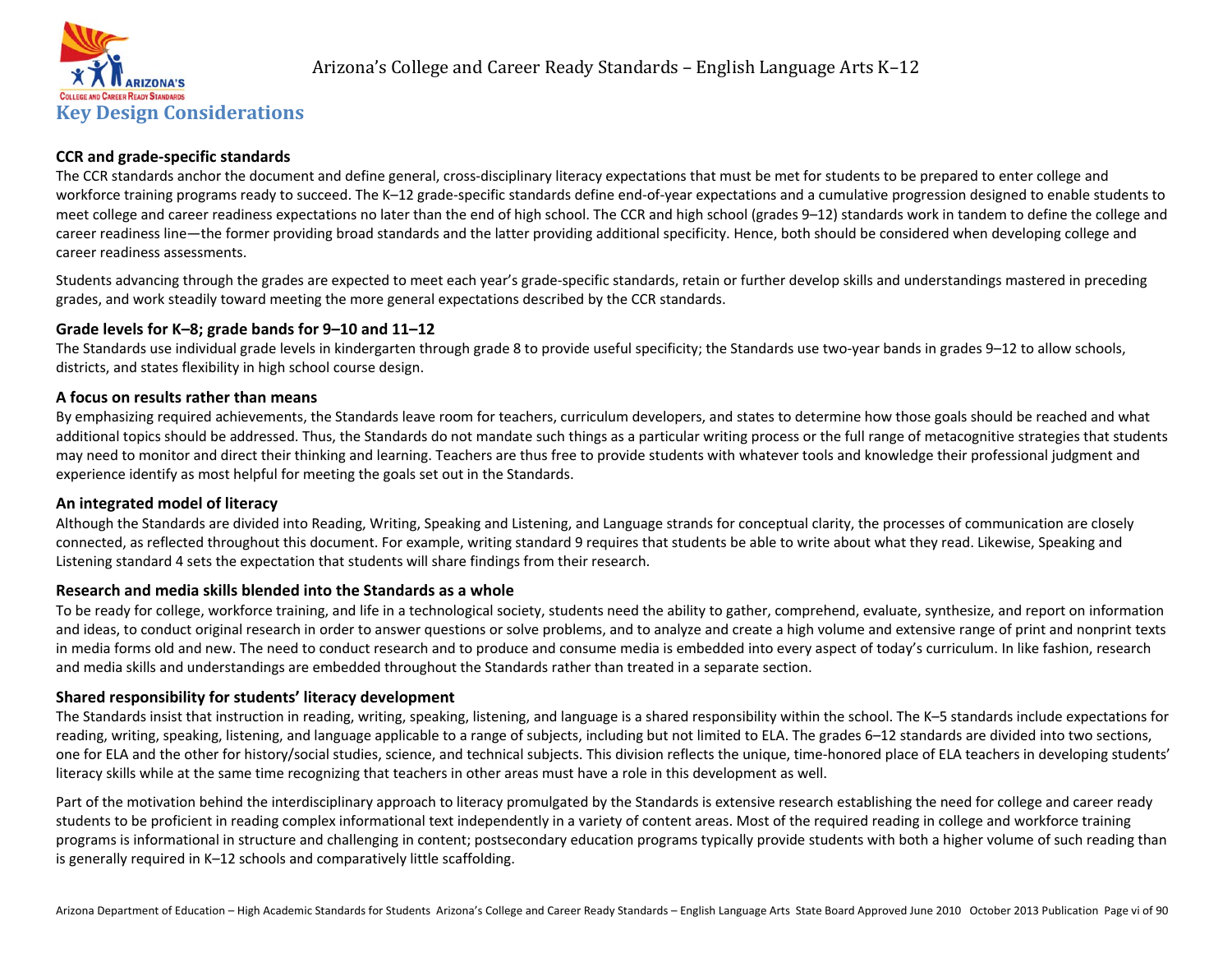# Key Design Considerations

### CCR and grade-specific standards

The CCR standards anchor the document and define general, cross-disciplinary literacy expectations that must be met for students to be prepared to enter college and workforce training programs ready to succeed. The K–12 grade-specific standards define end-of-year expectations and a cumulative progression designed to enable students to meet college and career readiness expectations no later than the end of high school. The CCR and high school (grades 9–12) standards work in tandem to define the college and career readiness line—the former providing broad standards and the latter providing additional specificity. Hence, both should be considered when developing college and career readiness assessments.

Students advancing through the grades are expected to meet each year's grade-specific standards, retain or further develop skills and understandings mastered in preceding grades, and work steadily toward meeting the more general expectations described by the CCR standards.

### Grade levels for K–8; grade bands for 9–10 and 11–12

The Standards use individual grade levels in kindergarten through grade 8 to provide useful specificity; the Standards use two-year bands in grades 9–12 to allow schools, districts, and states flexibility in high school course design.

### A focus on results rather than means

By emphasizing required achievements, the Standards leave room for teachers, curriculum developers, and states to determine how those goals should be reached and what additional topics should be addressed. Thus, the Standards do not mandate such things as a particular writing process or the full range of metacognitive strategies that students may need to monitor and direct their thinking and learning. Teachers are thus free to provide students with whatever tools and knowledge their professional judgment and experience identify as most helpful for meeting the goals set out in the Standards.

### An integrated model of literacy

Although the Standards are divided into Reading, Writing, Speaking and Listening, and Language strands for conceptual clarity, the processes of communication are closely connected, as reflected throughout this document. For example, writing standard 9 requires that students be able to write about what they read. Likewise, Speaking and Listening standard 4 sets the expectation that students will share findings from their research.

### Research and media skills blended into the Standards as a whole

To be ready for college, workforce training, and life in a technological society, students need the ability to gather, comprehend, evaluate, synthesize, and report on information and ideas, to conduct original research in order to answer questions or solve problems, and to analyze and create a high volume and extensive range of print and nonprint texts in media forms old and new. The need to conduct research and to produce and consume media is embedded into every aspect of today's curriculum. In like fashion, research and media skills and understandings are embedded throughout the Standards rather than treated in a separate section.

### Shared responsibility for students' literacy development

The Standards insist that instruction in reading, writing, speaking, listening, and language is a shared responsibility within the school. The K–5 standards include expectations for reading, writing, speaking, listening, and language applicable to a range of subjects, including but not limited to ELA. The grades 6–12 standards are divided into two sections, one for ELA and the other for history/social studies, science, and technical subjects. This division reflects the unique, time-honored place of ELA teachers in developing students' literacy skills while at the same time recognizing that teachers in other areas must have a role in this development as well.

Part of the motivation behind the interdisciplinary approach to literacy promulgated by the Standards is extensive research establishing the need for college and career ready students to be proficient in reading complex informational text independently in a variety of content areas. Most of the required reading in college and workforce training programs is informational in structure and challenging in content; postsecondary education programs typically provide students with both a higher volume of such reading than is generally required in K–12 schools and comparatively little scaffolding.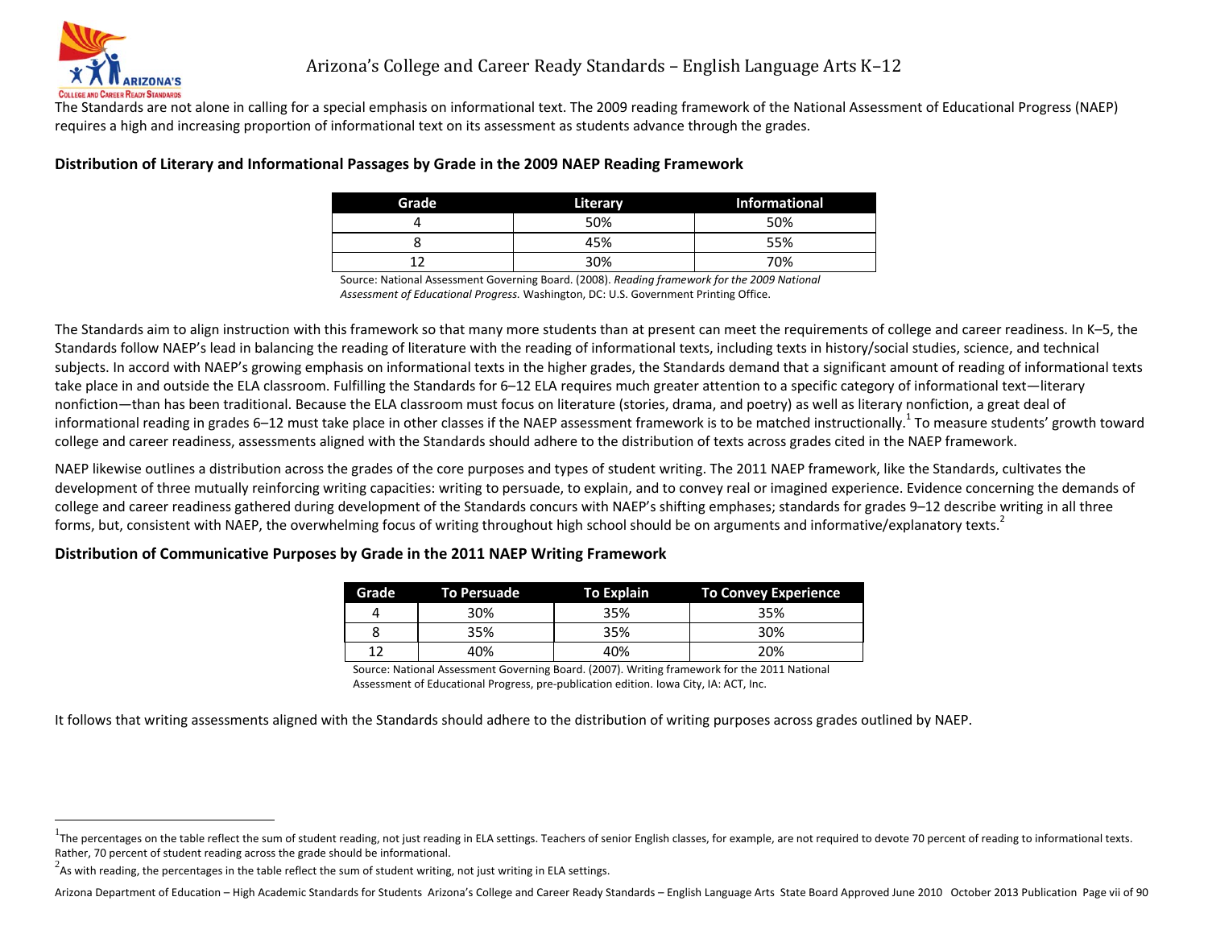The Standards are not alone in calling for a special emphasis on informational text. The 2009 reading framework of the National Assessment of Educational Progress (NAEP) requires a high and increasing proportion of informational text on its assessment as students advance through the grades.

**Distribution of Literary and Informational Passages by Grade in the 2009 NAEP Reading Framework**

| Grade | Literary | Informational |
| --- | --- | --- |
| 4 | 50% | 50% |
| 8 | 45% | 55% |
| 12 | 30% | 70% |

Source: National Assessment Governing Board. (2008). *Reading framework for the 2009 National Assessment of Educational Progress.* Washington, DC: U.S. Government Printing Office.

The Standards aim to align instruction with this framework so that many more students than at present can meet the requirements of college and career readiness. In K–5, the Standards follow NAEP's lead in balancing the reading of literature with the reading of informational texts, including texts in history/social studies, science, and technical subjects. In accord with NAEP's growing emphasis on informational texts in the higher grades, the Standards demand that a significant amount of reading of informational texts take place in and outside the ELA classroom. Fulfilling the Standards for 6–12 ELA requires much greater attention to a specific category of informational text—literary nonfiction—than has been traditional. Because the ELA classroom must focus on literature (stories, drama, and poetry) as well as literary nonfiction, a great deal of informational reading in grades 6–12 must take place in other classes if the NAEP assessment framework is to be matched instructionally.[1] To measure students' growth toward college and career readiness, assessments aligned with the Standards should adhere to the distribution of texts across grades cited in the NAEP framework.

NAEP likewise outlines a distribution across the grades of the core purposes and types of student writing. The 2011 NAEP framework, like the Standards, cultivates the development of three mutually reinforcing writing capacities: writing to persuade, to explain, and to convey real or imagined experience. Evidence concerning the demands of college and career readiness gathered during development of the Standards concurs with NAEP's shifting emphases; standards for grades 9–12 describe writing in all three forms, but, consistent with NAEP, the overwhelming focus of writing throughout high school should be on arguments and informative/explanatory texts.[2]

**Distribution of Communicative Purposes by Grade in the 2011 NAEP Writing Framework**

| Grade | To Persuade | To Explain | To Convey Experience |
| --- | --- | --- | --- |
| 4 | 30% | 35% | 35% |
| 8 | 35% | 35% | 30% |
| 12 | 40% | 40% | 20% |

Source: National Assessment Governing Board. (2007). Writing framework for the 2011 National Assessment of Educational Progress, pre-publication edition. Iowa City, IA: ACT, Inc.

It follows that writing assessments aligned with the Standards should adhere to the distribution of writing purposes across grades outlined by NAEP.

---

[1] The percentages on the table reflect the sum of student reading, not just reading in ELA settings. Teachers of senior English classes, for example, are not required to devote 70 percent of reading to informational texts. Rather, 70 percent of student reading across the grade should be informational.

[2] As with reading, the percentages in the table reflect the sum of student writing, not just writing in ELA settings.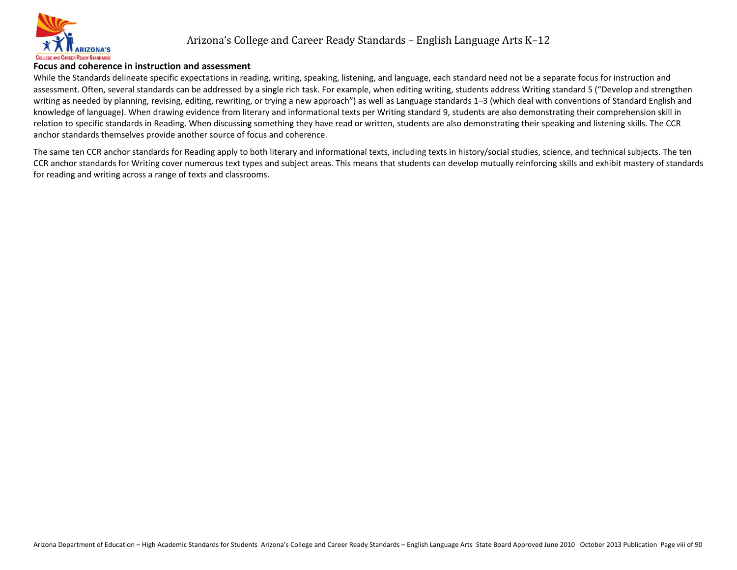**Focus and coherence in instruction and assessment**

While the Standards delineate specific expectations in reading, writing, speaking, listening, and language, each standard need not be a separate focus for instruction and assessment. Often, several standards can be addressed by a single rich task. For example, when editing writing, students address Writing standard 5 ("Develop and strengthen writing as needed by planning, revising, editing, rewriting, or trying a new approach") as well as Language standards 1–3 (which deal with conventions of Standard English and knowledge of language). When drawing evidence from literary and informational texts per Writing standard 9, students are also demonstrating their comprehension skill in relation to specific standards in Reading. When discussing something they have read or written, students are also demonstrating their speaking and listening skills. The CCR anchor standards themselves provide another source of focus and coherence.

The same ten CCR anchor standards for Reading apply to both literary and informational texts, including texts in history/social studies, science, and technical subjects. The ten CCR anchor standards for Writing cover numerous text types and subject areas. This means that students can develop mutually reinforcing skills and exhibit mastery of standards for reading and writing across a range of texts and classrooms.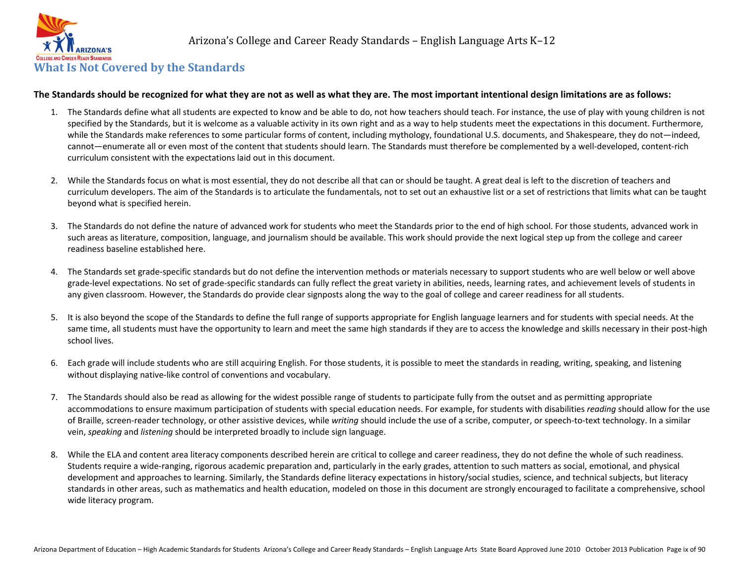## What Is Not Covered by the Standards

**The Standards should be recognized for what they are not as well as what they are. The most important intentional design limitations are as follows:**

1. The Standards define what all students are expected to know and be able to do, not how teachers should teach. For instance, the use of play with young children is not specified by the Standards, but it is welcome as a valuable activity in its own right and as a way to help students meet the expectations in this document. Furthermore, while the Standards make references to some particular forms of content, including mythology, foundational U.S. documents, and Shakespeare, they do not—indeed, cannot—enumerate all or even most of the content that students should learn. The Standards must therefore be complemented by a well-developed, content-rich curriculum consistent with the expectations laid out in this document.

2. While the Standards focus on what is most essential, they do not describe all that can or should be taught. A great deal is left to the discretion of teachers and curriculum developers. The aim of the Standards is to articulate the fundamentals, not to set out an exhaustive list or a set of restrictions that limits what can be taught beyond what is specified herein.

3. The Standards do not define the nature of advanced work for students who meet the Standards prior to the end of high school. For those students, advanced work in such areas as literature, composition, language, and journalism should be available. This work should provide the next logical step up from the college and career readiness baseline established here.

4. The Standards set grade-specific standards but do not define the intervention methods or materials necessary to support students who are well below or well above grade-level expectations. No set of grade-specific standards can fully reflect the great variety in abilities, needs, learning rates, and achievement levels of students in any given classroom. However, the Standards do provide clear signposts along the way to the goal of college and career readiness for all students.

5. It is also beyond the scope of the Standards to define the full range of supports appropriate for English language learners and for students with special needs. At the same time, all students must have the opportunity to learn and meet the same high standards if they are to access the knowledge and skills necessary in their post-high school lives.

6. Each grade will include students who are still acquiring English. For those students, it is possible to meet the standards in reading, writing, speaking, and listening without displaying native-like control of conventions and vocabulary.

7. The Standards should also be read as allowing for the widest possible range of students to participate fully from the outset and as permitting appropriate accommodations to ensure maximum participation of students with special education needs. For example, for students with disabilities *reading* should allow for the use of Braille, screen-reader technology, or other assistive devices, while *writing* should include the use of a scribe, computer, or speech-to-text technology. In a similar vein, *speaking* and *listening* should be interpreted broadly to include sign language.

8. While the ELA and content area literacy components described herein are critical to college and career readiness, they do not define the whole of such readiness. Students require a wide-ranging, rigorous academic preparation and, particularly in the early grades, attention to such matters as social, emotional, and physical development and approaches to learning. Similarly, the Standards define literacy expectations in history/social studies, science, and technical subjects, but literacy standards in other areas, such as mathematics and health education, modeled on those in this document are strongly encouraged to facilitate a comprehensive, school wide literacy program.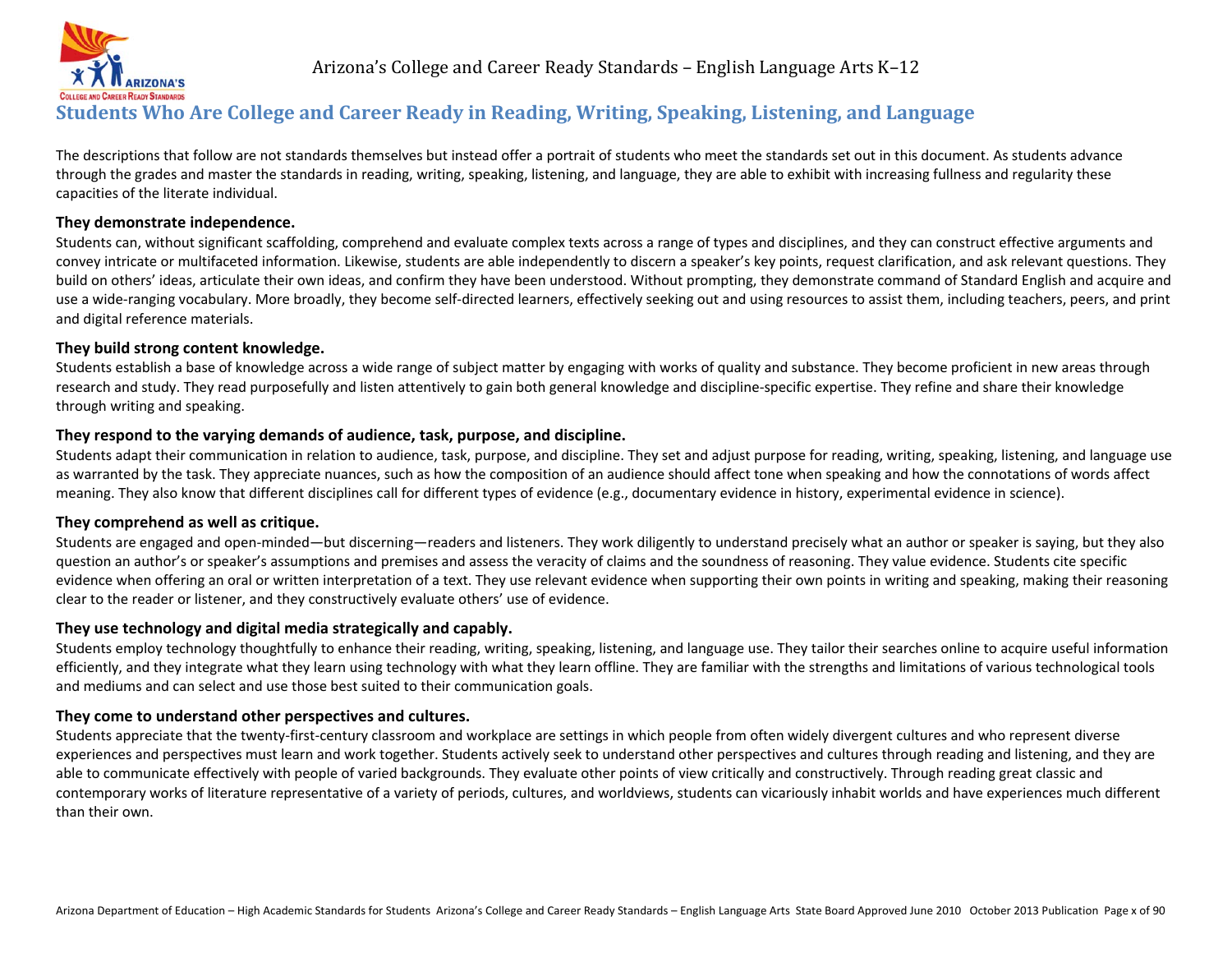## Students Who Are College and Career Ready in Reading, Writing, Speaking, Listening, and Language

The descriptions that follow are not standards themselves but instead offer a portrait of students who meet the standards set out in this document. As students advance through the grades and master the standards in reading, writing, speaking, listening, and language, they are able to exhibit with increasing fullness and regularity these capacities of the literate individual.

**They demonstrate independence.**

Students can, without significant scaffolding, comprehend and evaluate complex texts across a range of types and disciplines, and they can construct effective arguments and convey intricate or multifaceted information. Likewise, students are able independently to discern a speaker's key points, request clarification, and ask relevant questions. They build on others' ideas, articulate their own ideas, and confirm they have been understood. Without prompting, they demonstrate command of Standard English and acquire and use a wide-ranging vocabulary. More broadly, they become self-directed learners, effectively seeking out and using resources to assist them, including teachers, peers, and print and digital reference materials.

**They build strong content knowledge.**

Students establish a base of knowledge across a wide range of subject matter by engaging with works of quality and substance. They become proficient in new areas through research and study. They read purposefully and listen attentively to gain both general knowledge and discipline-specific expertise. They refine and share their knowledge through writing and speaking.

**They respond to the varying demands of audience, task, purpose, and discipline.**

Students adapt their communication in relation to audience, task, purpose, and discipline. They set and adjust purpose for reading, writing, speaking, listening, and language use as warranted by the task. They appreciate nuances, such as how the composition of an audience should affect tone when speaking and how the connotations of words affect meaning. They also know that different disciplines call for different types of evidence (e.g., documentary evidence in history, experimental evidence in science).

**They comprehend as well as critique.**

Students are engaged and open-minded—but discerning—readers and listeners. They work diligently to understand precisely what an author or speaker is saying, but they also question an author's or speaker's assumptions and premises and assess the veracity of claims and the soundness of reasoning. They value evidence. Students cite specific evidence when offering an oral or written interpretation of a text. They use relevant evidence when supporting their own points in writing and speaking, making their reasoning clear to the reader or listener, and they constructively evaluate others' use of evidence.

**They use technology and digital media strategically and capably.**

Students employ technology thoughtfully to enhance their reading, writing, speaking, listening, and language use. They tailor their searches online to acquire useful information efficiently, and they integrate what they learn using technology with what they learn offline. They are familiar with the strengths and limitations of various technological tools and mediums and can select and use those best suited to their communication goals.

**They come to understand other perspectives and cultures.**

Students appreciate that the twenty-first-century classroom and workplace are settings in which people from often widely divergent cultures and who represent diverse experiences and perspectives must learn and work together. Students actively seek to understand other perspectives and cultures through reading and listening, and they are able to communicate effectively with people of varied backgrounds. They evaluate other points of view critically and constructively. Through reading great classic and contemporary works of literature representative of a variety of periods, cultures, and worldviews, students can vicariously inhabit worlds and have experiences much different than their own.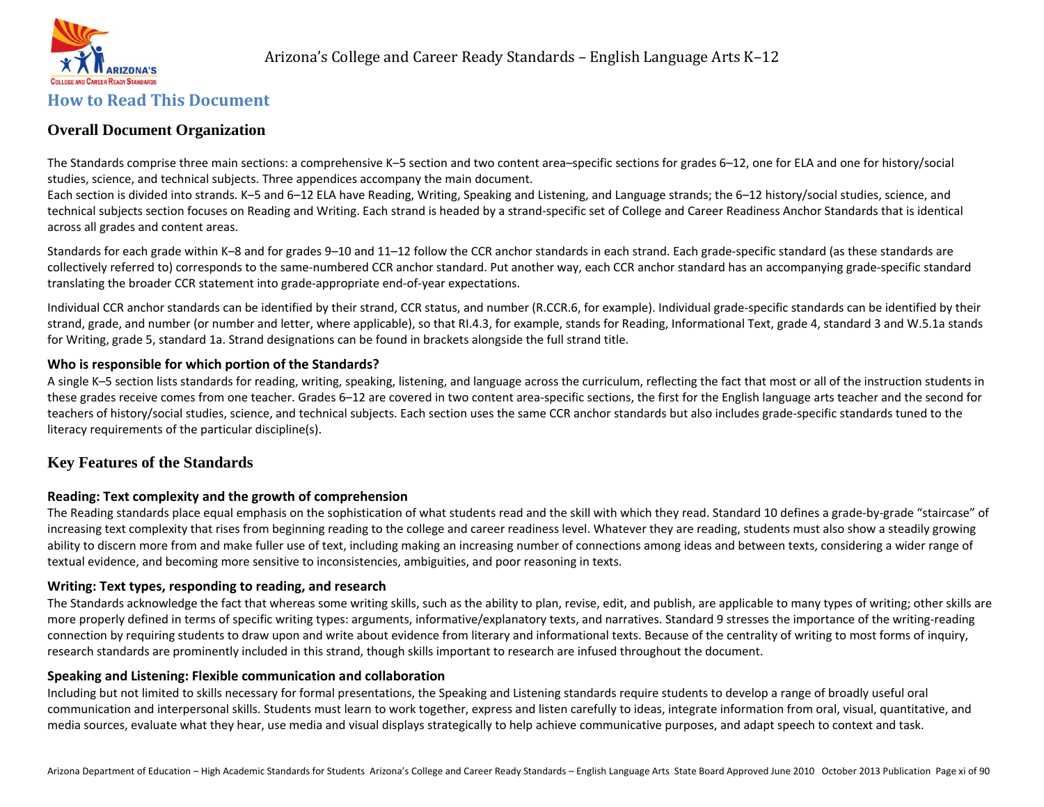## How to Read This Document

### Overall Document Organization

The Standards comprise three main sections: a comprehensive K–5 section and two content area–specific sections for grades 6–12, one for ELA and one for history/social studies, science, and technical subjects. Three appendices accompany the main document.
Each section is divided into strands. K–5 and 6–12 ELA have Reading, Writing, Speaking and Listening, and Language strands; the 6–12 history/social studies, science, and technical subjects section focuses on Reading and Writing. Each strand is headed by a strand-specific set of College and Career Readiness Anchor Standards that is identical across all grades and content areas.

Standards for each grade within K–8 and for grades 9–10 and 11–12 follow the CCR anchor standards in each strand. Each grade-specific standard (as these standards are collectively referred to) corresponds to the same-numbered CCR anchor standard. Put another way, each CCR anchor standard has an accompanying grade-specific standard translating the broader CCR statement into grade-appropriate end-of-year expectations.

Individual CCR anchor standards can be identified by their strand, CCR status, and number (R.CCR.6, for example). Individual grade-specific standards can be identified by their strand, grade, and number (or number and letter, where applicable), so that RI.4.3, for example, stands for Reading, Informational Text, grade 4, standard 3 and W.5.1a stands for Writing, grade 5, standard 1a. Strand designations can be found in brackets alongside the full strand title.

#### Who is responsible for which portion of the Standards?

A single K–5 section lists standards for reading, writing, speaking, listening, and language across the curriculum, reflecting the fact that most or all of the instruction students in these grades receive comes from one teacher. Grades 6–12 are covered in two content area-specific sections, the first for the English language arts teacher and the second for teachers of history/social studies, science, and technical subjects. Each section uses the same CCR anchor standards but also includes grade-specific standards tuned to the literacy requirements of the particular discipline(s).

### Key Features of the Standards

#### Reading: Text complexity and the growth of comprehension

The Reading standards place equal emphasis on the sophistication of what students read and the skill with which they read. Standard 10 defines a grade-by-grade "staircase" of increasing text complexity that rises from beginning reading to the college and career readiness level. Whatever they are reading, students must also show a steadily growing ability to discern more from and make fuller use of text, including making an increasing number of connections among ideas and between texts, considering a wider range of textual evidence, and becoming more sensitive to inconsistencies, ambiguities, and poor reasoning in texts.

#### Writing: Text types, responding to reading, and research

The Standards acknowledge the fact that whereas some writing skills, such as the ability to plan, revise, edit, and publish, are applicable to many types of writing; other skills are more properly defined in terms of specific writing types: arguments, informative/explanatory texts, and narratives. Standard 9 stresses the importance of the writing-reading connection by requiring students to draw upon and write about evidence from literary and informational texts. Because of the centrality of writing to most forms of inquiry, research standards are prominently included in this strand, though skills important to research are infused throughout the document.

#### Speaking and Listening: Flexible communication and collaboration

Including but not limited to skills necessary for formal presentations, the Speaking and Listening standards require students to develop a range of broadly useful oral communication and interpersonal skills. Students must learn to work together, express and listen carefully to ideas, integrate information from oral, visual, quantitative, and media sources, evaluate what they hear, use media and visual displays strategically to help achieve communicative purposes, and adapt speech to context and task.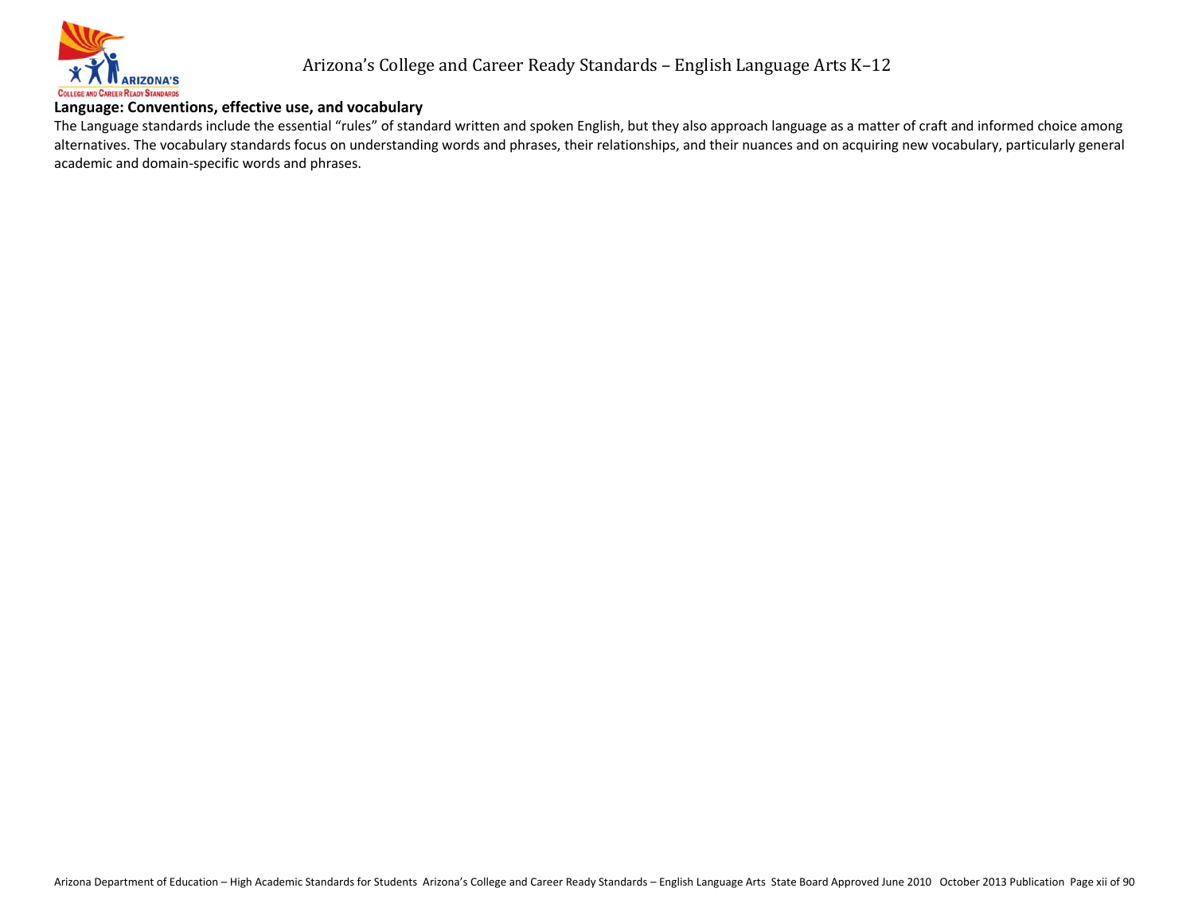**Language: Conventions, effective use, and vocabulary**

The Language standards include the essential "rules" of standard written and spoken English, but they also approach language as a matter of craft and informed choice among alternatives. The vocabulary standards focus on understanding words and phrases, their relationships, and their nuances and on acquiring new vocabulary, particularly general academic and domain-specific words and phrases.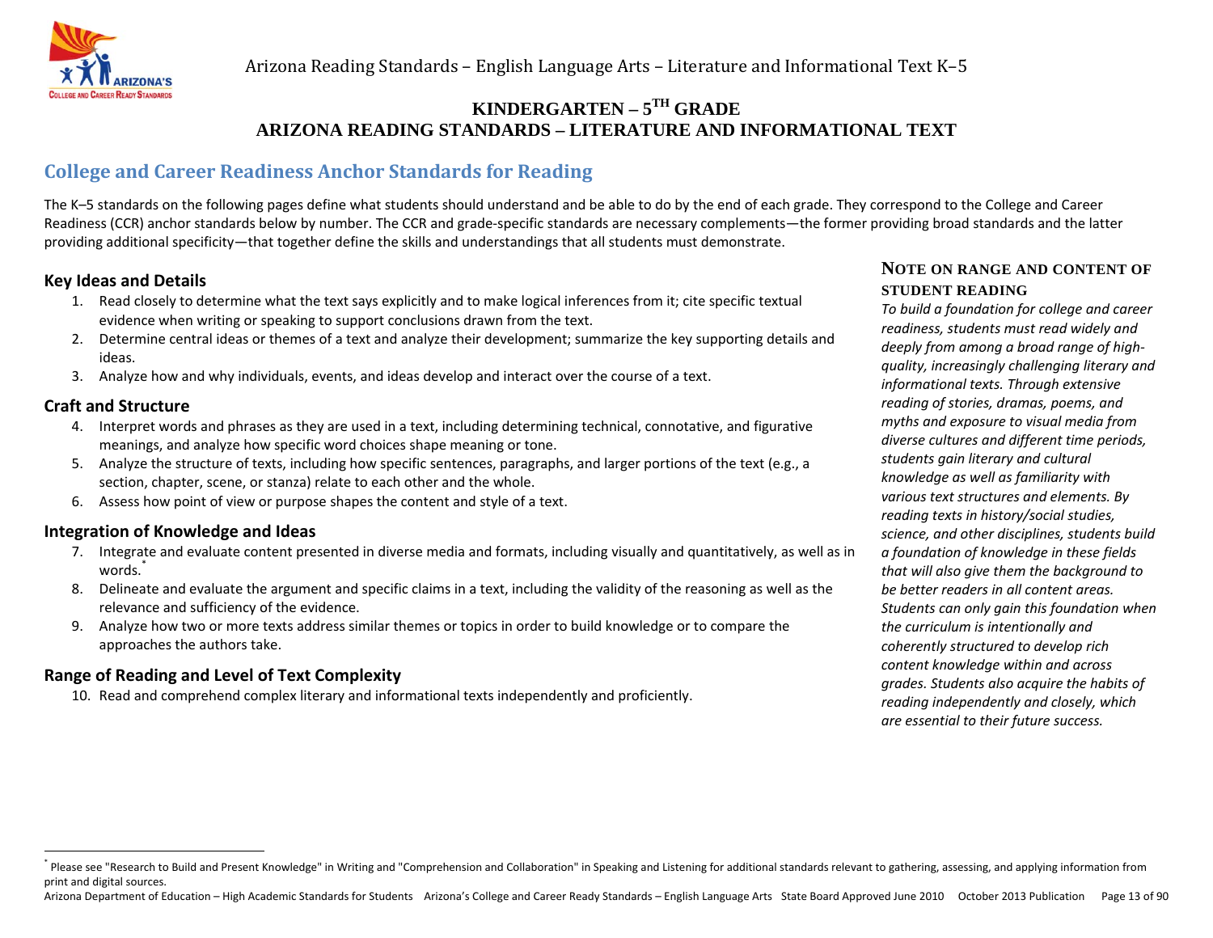# KINDERGARTEN – 5TH GRADE
# ARIZONA READING STANDARDS – LITERATURE AND INFORMATIONAL TEXT

## College and Career Readiness Anchor Standards for Reading

The K–5 standards on the following pages define what students should understand and be able to do by the end of each grade. They correspond to the College and Career Readiness (CCR) anchor standards below by number. The CCR and grade-specific standards are necessary complements—the former providing broad standards and the latter providing additional specificity—that together define the skills and understandings that all students must demonstrate.

### Key Ideas and Details

1. Read closely to determine what the text says explicitly and to make logical inferences from it; cite specific textual evidence when writing or speaking to support conclusions drawn from the text.
2. Determine central ideas or themes of a text and analyze their development; summarize the key supporting details and ideas.
3. Analyze how and why individuals, events, and ideas develop and interact over the course of a text.

### Craft and Structure

4. Interpret words and phrases as they are used in a text, including determining technical, connotative, and figurative meanings, and analyze how specific word choices shape meaning or tone.
5. Analyze the structure of texts, including how specific sentences, paragraphs, and larger portions of the text (e.g., a section, chapter, scene, or stanza) relate to each other and the whole.
6. Assess how point of view or purpose shapes the content and style of a text.

### Integration of Knowledge and Ideas

7. Integrate and evaluate content presented in diverse media and formats, including visually and quantitatively, as well as in words.[*]
8. Delineate and evaluate the argument and specific claims in a text, including the validity of the reasoning as well as the relevance and sufficiency of the evidence.
9. Analyze how two or more texts address similar themes or topics in order to build knowledge or to compare the approaches the authors take.

### Range of Reading and Level of Text Complexity

10. Read and comprehend complex literary and informational texts independently and proficiently.

### NOTE ON RANGE AND CONTENT OF STUDENT READING

*To build a foundation for college and career readiness, students must read widely and deeply from among a broad range of high-quality, increasingly challenging literary and informational texts. Through extensive reading of stories, dramas, poems, and myths and exposure to visual media from diverse cultures and different time periods, students gain literary and cultural knowledge as well as familiarity with various text structures and elements. By reading texts in history/social studies, science, and other disciplines, students build a foundation of knowledge in these fields that will also give them the background to be better readers in all content areas. Students can only gain this foundation when the curriculum is intentionally and coherently structured to develop rich content knowledge within and across grades. Students also acquire the habits of reading independently and closely, which are essential to their future success.*

---

[*] Please see "Research to Build and Present Knowledge" in Writing and "Comprehension and Collaboration" in Speaking and Listening for additional standards relevant to gathering, assessing, and applying information from print and digital sources.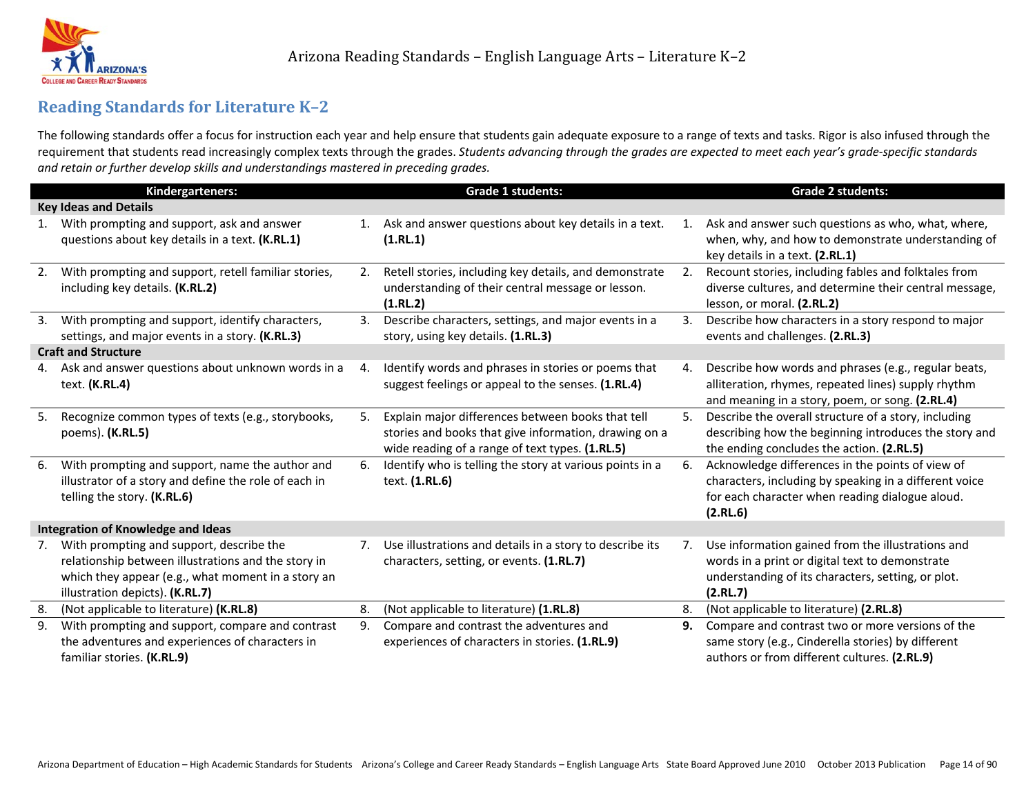## Reading Standards for Literature K–2

The following standards offer a focus for instruction each year and help ensure that students gain adequate exposure to a range of texts and tasks. Rigor is also infused through the requirement that students read increasingly complex texts through the grades. *Students advancing through the grades are expected to meet each year's grade-specific standards and retain or further develop skills and understandings mastered in preceding grades.*

| Kindergarteners: | Grade 1 students: | Grade 2 students: |
|---|---|---|
| **Key Ideas and Details** | | |
| 1. With prompting and support, ask and answer questions about key details in a text. **(K.RL.1)** | 1. Ask and answer questions about key details in a text. **(1.RL.1)** | 1. Ask and answer such questions as who, what, where, when, why, and how to demonstrate understanding of key details in a text. **(2.RL.1)** |
| 2. With prompting and support, retell familiar stories, including key details. **(K.RL.2)** | 2. Retell stories, including key details, and demonstrate understanding of their central message or lesson. **(1.RL.2)** | 2. Recount stories, including fables and folktales from diverse cultures, and determine their central message, lesson, or moral. **(2.RL.2)** |
| 3. With prompting and support, identify characters, settings, and major events in a story. **(K.RL.3)** | 3. Describe characters, settings, and major events in a story, using key details. **(1.RL.3)** | 3. Describe how characters in a story respond to major events and challenges. **(2.RL.3)** |
| **Craft and Structure** | | |
| 4. Ask and answer questions about unknown words in a text. **(K.RL.4)** | 4. Identify words and phrases in stories or poems that suggest feelings or appeal to the senses. **(1.RL.4)** | 4. Describe how words and phrases (e.g., regular beats, alliteration, rhymes, repeated lines) supply rhythm and meaning in a story, poem, or song. **(2.RL.4)** |
| 5. Recognize common types of texts (e.g., storybooks, poems). **(K.RL.5)** | 5. Explain major differences between books that tell stories and books that give information, drawing on a wide reading of a range of text types. **(1.RL.5)** | 5. Describe the overall structure of a story, including describing how the beginning introduces the story and the ending concludes the action. **(2.RL.5)** |
| 6. With prompting and support, name the author and illustrator of a story and define the role of each in telling the story. **(K.RL.6)** | 6. Identify who is telling the story at various points in a text. **(1.RL.6)** | 6. Acknowledge differences in the points of view of characters, including by speaking in a different voice for each character when reading dialogue aloud. **(2.RL.6)** |
| **Integration of Knowledge and Ideas** | | |
| 7. With prompting and support, describe the relationship between illustrations and the story in which they appear (e.g., what moment in a story an illustration depicts). **(K.RL.7)** | 7. Use illustrations and details in a story to describe its characters, setting, or events. **(1.RL.7)** | 7. Use information gained from the illustrations and words in a print or digital text to demonstrate understanding of its characters, setting, or plot. **(2.RL.7)** |
| 8. (Not applicable to literature) **(K.RL.8)** | 8. (Not applicable to literature) **(1.RL.8)** | 8. (Not applicable to literature) **(2.RL.8)** |
| 9. With prompting and support, compare and contrast the adventures and experiences of characters in familiar stories. **(K.RL.9)** | 9. Compare and contrast the adventures and experiences of characters in stories. **(1.RL.9)** | **9.** Compare and contrast two or more versions of the same story (e.g., Cinderella stories) by different authors or from different cultures. **(2.RL.9)** |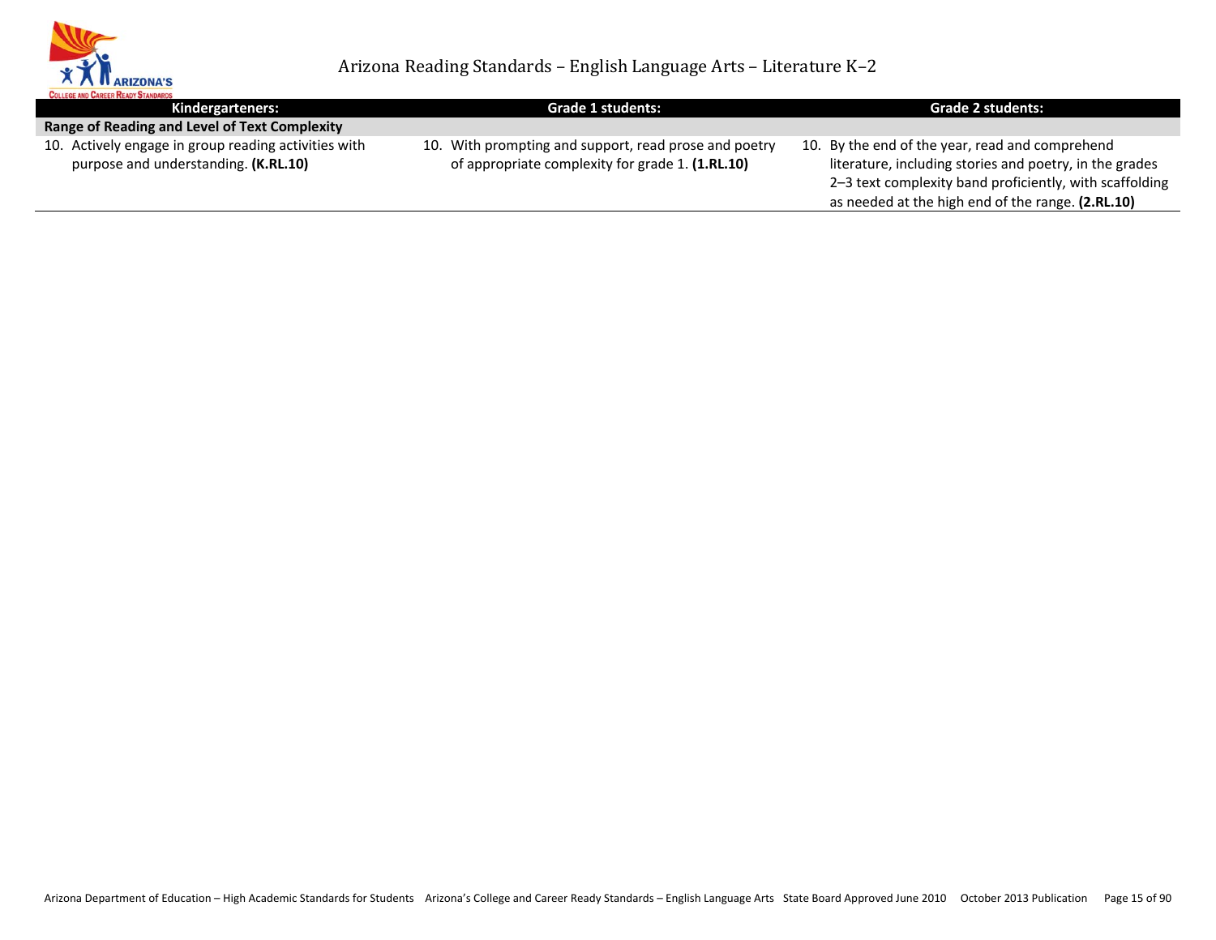| Kindergarteners: | Grade 1 students: | Grade 2 students: |
|---|---|---|
| **Range of Reading and Level of Text Complexity** | | |
| 10. Actively engage in group reading activities with purpose and understanding. **(K.RL.10)** | 10. With prompting and support, read prose and poetry of appropriate complexity for grade 1. **(1.RL.10)** | 10. By the end of the year, read and comprehend literature, including stories and poetry, in the grades 2–3 text complexity band proficiently, with scaffolding as needed at the high end of the range. **(2.RL.10)** |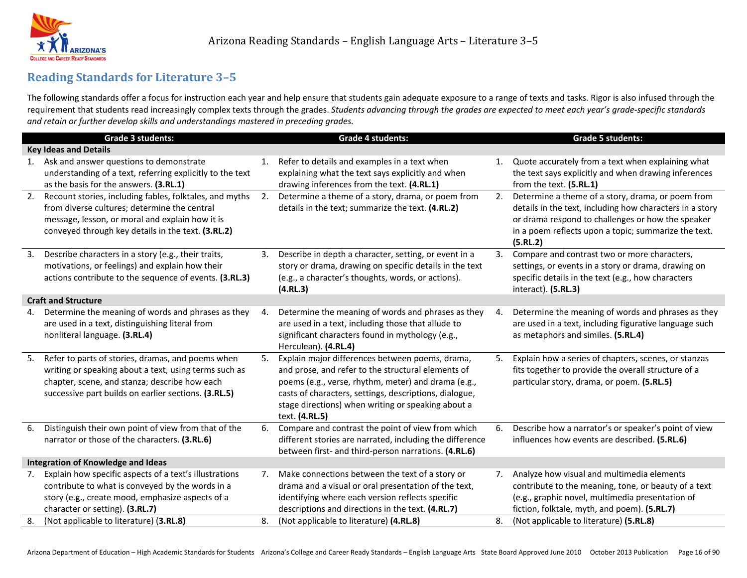## Reading Standards for Literature 3–5

The following standards offer a focus for instruction each year and help ensure that students gain adequate exposure to a range of texts and tasks. Rigor is also infused through the requirement that students read increasingly complex texts through the grades. *Students advancing through the grades are expected to meet each year's grade-specific standards and retain or further develop skills and understandings mastered in preceding grades.*

| Grade 3 students: | Grade 4 students: | Grade 5 students: |
|---|---|---|
| **Key Ideas and Details** | | |
| 1. Ask and answer questions to demonstrate understanding of a text, referring explicitly to the text as the basis for the answers. **(3.RL.1)** | 1. Refer to details and examples in a text when explaining what the text says explicitly and when drawing inferences from the text. **(4.RL.1)** | 1. Quote accurately from a text when explaining what the text says explicitly and when drawing inferences from the text. **(5.RL.1)** |
| 2. Recount stories, including fables, folktales, and myths from diverse cultures; determine the central message, lesson, or moral and explain how it is conveyed through key details in the text. **(3.RL.2)** | 2. Determine a theme of a story, drama, or poem from details in the text; summarize the text. **(4.RL.2)** | 2. Determine a theme of a story, drama, or poem from details in the text, including how characters in a story or drama respond to challenges or how the speaker in a poem reflects upon a topic; summarize the text. **(5.RL.2)** |
| 3. Describe characters in a story (e.g., their traits, motivations, or feelings) and explain how their actions contribute to the sequence of events. **(3.RL.3)** | 3. Describe in depth a character, setting, or event in a story or drama, drawing on specific details in the text (e.g., a character's thoughts, words, or actions). **(4.RL.3)** | 3. Compare and contrast two or more characters, settings, or events in a story or drama, drawing on specific details in the text (e.g., how characters interact). **(5.RL.3)** |
| **Craft and Structure** | | |
| 4. Determine the meaning of words and phrases as they are used in a text, distinguishing literal from nonliteral language. **(3.RL.4)** | 4. Determine the meaning of words and phrases as they are used in a text, including those that allude to significant characters found in mythology (e.g., Herculean). **(4.RL.4)** | 4. Determine the meaning of words and phrases as they are used in a text, including figurative language such as metaphors and similes. **(5.RL.4)** |
| 5. Refer to parts of stories, dramas, and poems when writing or speaking about a text, using terms such as chapter, scene, and stanza; describe how each successive part builds on earlier sections. **(3.RL.5)** | 5. Explain major differences between poems, drama, and prose, and refer to the structural elements of poems (e.g., verse, rhythm, meter) and drama (e.g., casts of characters, settings, descriptions, dialogue, stage directions) when writing or speaking about a text. **(4.RL.5)** | 5. Explain how a series of chapters, scenes, or stanzas fits together to provide the overall structure of a particular story, drama, or poem. **(5.RL.5)** |
| 6. Distinguish their own point of view from that of the narrator or those of the characters. **(3.RL.6)** | 6. Compare and contrast the point of view from which different stories are narrated, including the difference between first- and third-person narrations. **(4.RL.6)** | 6. Describe how a narrator's or speaker's point of view influences how events are described. **(5.RL.6)** |
| **Integration of Knowledge and Ideas** | | |
| 7. Explain how specific aspects of a text's illustrations contribute to what is conveyed by the words in a story (e.g., create mood, emphasize aspects of a character or setting). **(3.RL.7)** | 7. Make connections between the text of a story or drama and a visual or oral presentation of the text, identifying where each version reflects specific descriptions and directions in the text. **(4.RL.7)** | 7. Analyze how visual and multimedia elements contribute to the meaning, tone, or beauty of a text (e.g., graphic novel, multimedia presentation of fiction, folktale, myth, and poem). **(5.RL.7)** |
| 8. (Not applicable to literature) (**3.RL.8**) | 8. (Not applicable to literature) **(4.RL.8)** | 8. (Not applicable to literature) **(5.RL.8)** |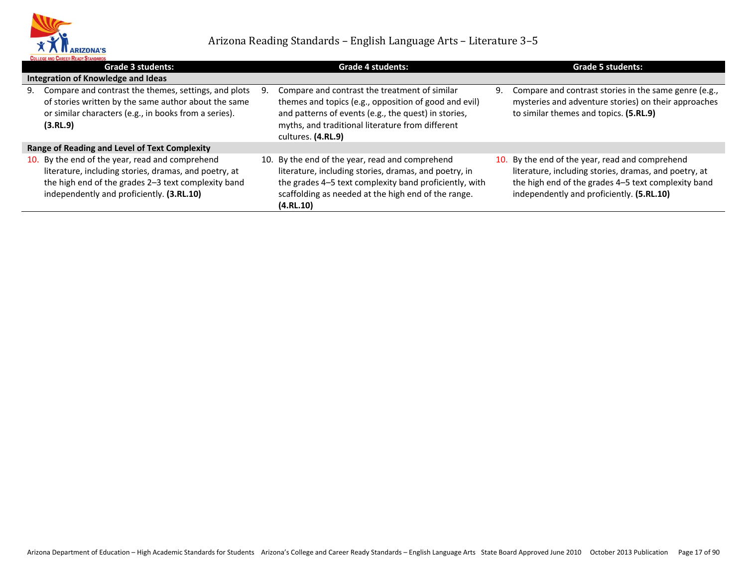| Grade 3 students: | Grade 4 students: | Grade 5 students: |
|---|---|---|
| **Integration of Knowledge and Ideas** | | |
| 9. Compare and contrast the themes, settings, and plots of stories written by the same author about the same or similar characters (e.g., in books from a series). **(3.RL.9)** | 9. Compare and contrast the treatment of similar themes and topics (e.g., opposition of good and evil) and patterns of events (e.g., the quest) in stories, myths, and traditional literature from different cultures. **(4.RL.9)** | 9. Compare and contrast stories in the same genre (e.g., mysteries and adventure stories) on their approaches to similar themes and topics. **(5.RL.9)** |
| **Range of Reading and Level of Text Complexity** | | |
| 10. By the end of the year, read and comprehend literature, including stories, dramas, and poetry, at the high end of the grades 2–3 text complexity band independently and proficiently. **(3.RL.10)** | 10. By the end of the year, read and comprehend literature, including stories, dramas, and poetry, in the grades 4–5 text complexity band proficiently, with scaffolding as needed at the high end of the range. **(4.RL.10)** | 10. By the end of the year, read and comprehend literature, including stories, dramas, and poetry, at the high end of the grades 4–5 text complexity band independently and proficiently. **(5.RL.10)** |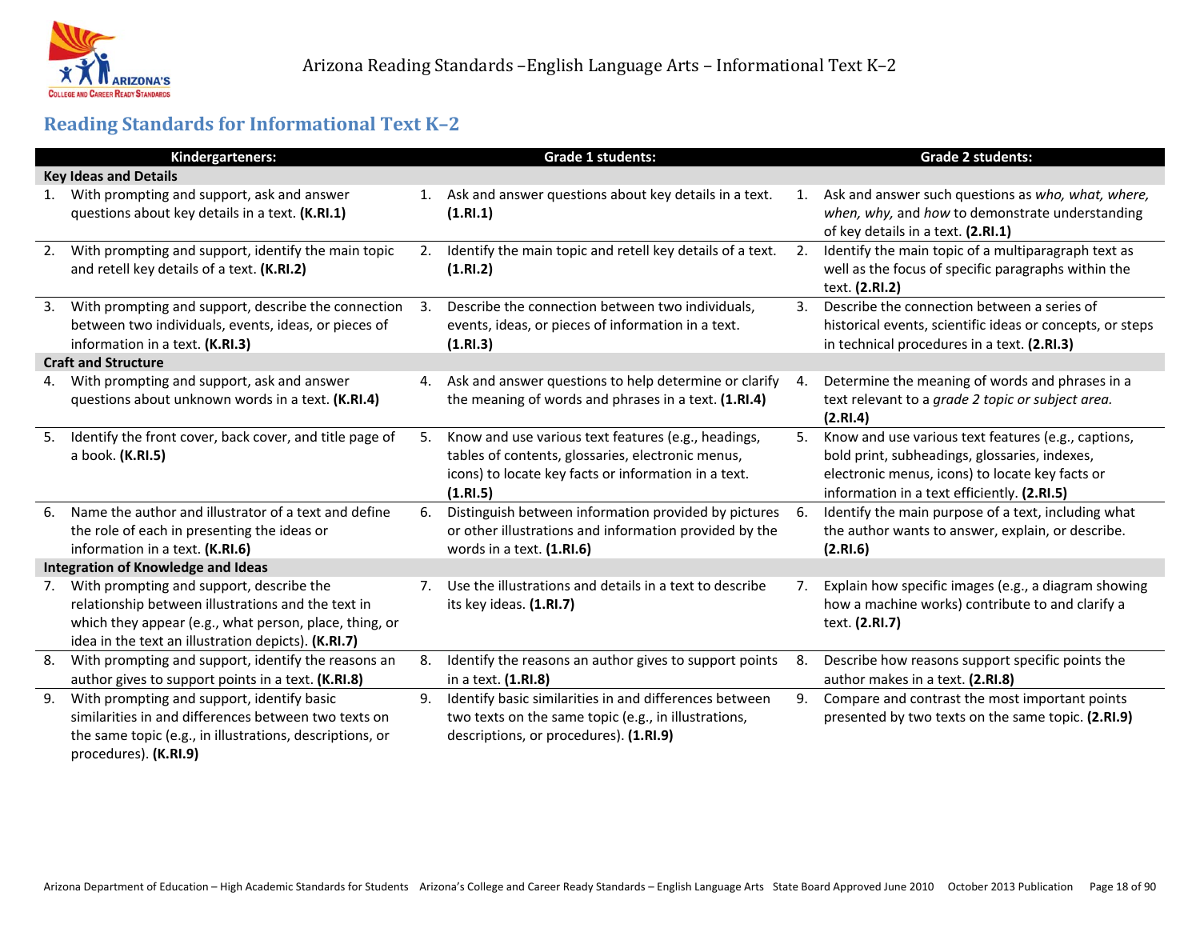## Reading Standards for Informational Text K–2

| Kindergarteners: | Grade 1 students: | Grade 2 students: |
|---|---|---|
| **Key Ideas and Details** | | |
| 1. With prompting and support, ask and answer questions about key details in a text. **(K.RI.1)** | 1. Ask and answer questions about key details in a text. **(1.RI.1)** | 1. Ask and answer such questions as *who, what, where, when, why,* and *how* to demonstrate understanding of key details in a text. **(2.RI.1)** |
| 2. With prompting and support, identify the main topic and retell key details of a text. **(K.RI.2)** | 2. Identify the main topic and retell key details of a text. **(1.RI.2)** | 2. Identify the main topic of a multiparagraph text as well as the focus of specific paragraphs within the text. **(2.RI.2)** |
| 3. With prompting and support, describe the connection between two individuals, events, ideas, or pieces of information in a text. **(K.RI.3)** | 3. Describe the connection between two individuals, events, ideas, or pieces of information in a text. **(1.RI.3)** | 3. Describe the connection between a series of historical events, scientific ideas or concepts, or steps in technical procedures in a text. **(2.RI.3)** |
| **Craft and Structure** | | |
| 4. With prompting and support, ask and answer questions about unknown words in a text. **(K.RI.4)** | 4. Ask and answer questions to help determine or clarify the meaning of words and phrases in a text. **(1.RI.4)** | 4. Determine the meaning of words and phrases in a text relevant to a *grade 2 topic or subject area.* **(2.RI.4)** |
| 5. Identify the front cover, back cover, and title page of a book. **(K.RI.5)** | 5. Know and use various text features (e.g., headings, tables of contents, glossaries, electronic menus, icons) to locate key facts or information in a text. **(1.RI.5)** | 5. Know and use various text features (e.g., captions, bold print, subheadings, glossaries, indexes, electronic menus, icons) to locate key facts or information in a text efficiently. **(2.RI.5)** |
| 6. Name the author and illustrator of a text and define the role of each in presenting the ideas or information in a text. **(K.RI.6)** | 6. Distinguish between information provided by pictures or other illustrations and information provided by the words in a text. **(1.RI.6)** | 6. Identify the main purpose of a text, including what the author wants to answer, explain, or describe. **(2.RI.6)** |
| **Integration of Knowledge and Ideas** | | |
| 7. With prompting and support, describe the relationship between illustrations and the text in which they appear (e.g., what person, place, thing, or idea in the text an illustration depicts). **(K.RI.7)** | 7. Use the illustrations and details in a text to describe its key ideas. **(1.RI.7)** | 7. Explain how specific images (e.g., a diagram showing how a machine works) contribute to and clarify a text. **(2.RI.7)** |
| 8. With prompting and support, identify the reasons an author gives to support points in a text. **(K.RI.8)** | 8. Identify the reasons an author gives to support points in a text. **(1.RI.8)** | 8. Describe how reasons support specific points the author makes in a text. **(2.RI.8)** |
| 9. With prompting and support, identify basic similarities in and differences between two texts on the same topic (e.g., in illustrations, descriptions, or procedures). **(K.RI.9)** | 9. Identify basic similarities in and differences between two texts on the same topic (e.g., in illustrations, descriptions, or procedures). **(1.RI.9)** | 9. Compare and contrast the most important points presented by two texts on the same topic. **(2.RI.9)** |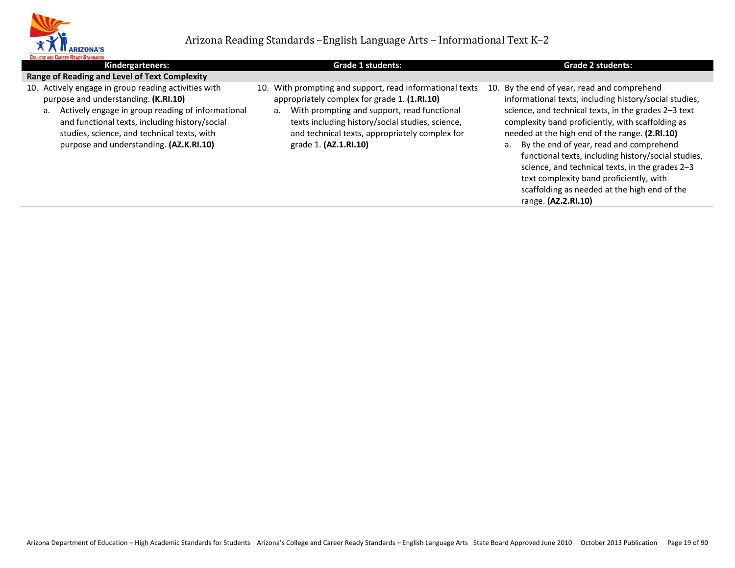| Kindergarteners: | Grade 1 students: | Grade 2 students: |
|---|---|---|
| **Range of Reading and Level of Text Complexity** | | |
| 10. Actively engage in group reading activities with purpose and understanding. **(K.RI.10)**<br>a. Actively engage in group reading of informational and functional texts, including history/social studies, science, and technical texts, with purpose and understanding. **(AZ.K.RI.10)** | 10. With prompting and support, read informational texts appropriately complex for grade 1. **(1.RI.10)**<br>a. With prompting and support, read functional texts including history/social studies, science, and technical texts, appropriately complex for grade 1. **(AZ.1.RI.10)** | 10. By the end of year, read and comprehend informational texts, including history/social studies, science, and technical texts, in the grades 2–3 text complexity band proficiently, with scaffolding as needed at the high end of the range. **(2.RI.10)**<br>a. By the end of year, read and comprehend functional texts, including history/social studies, science, and technical texts, in the grades 2–3 text complexity band proficiently, with scaffolding as needed at the high end of the range. **(AZ.2.RI.10)** |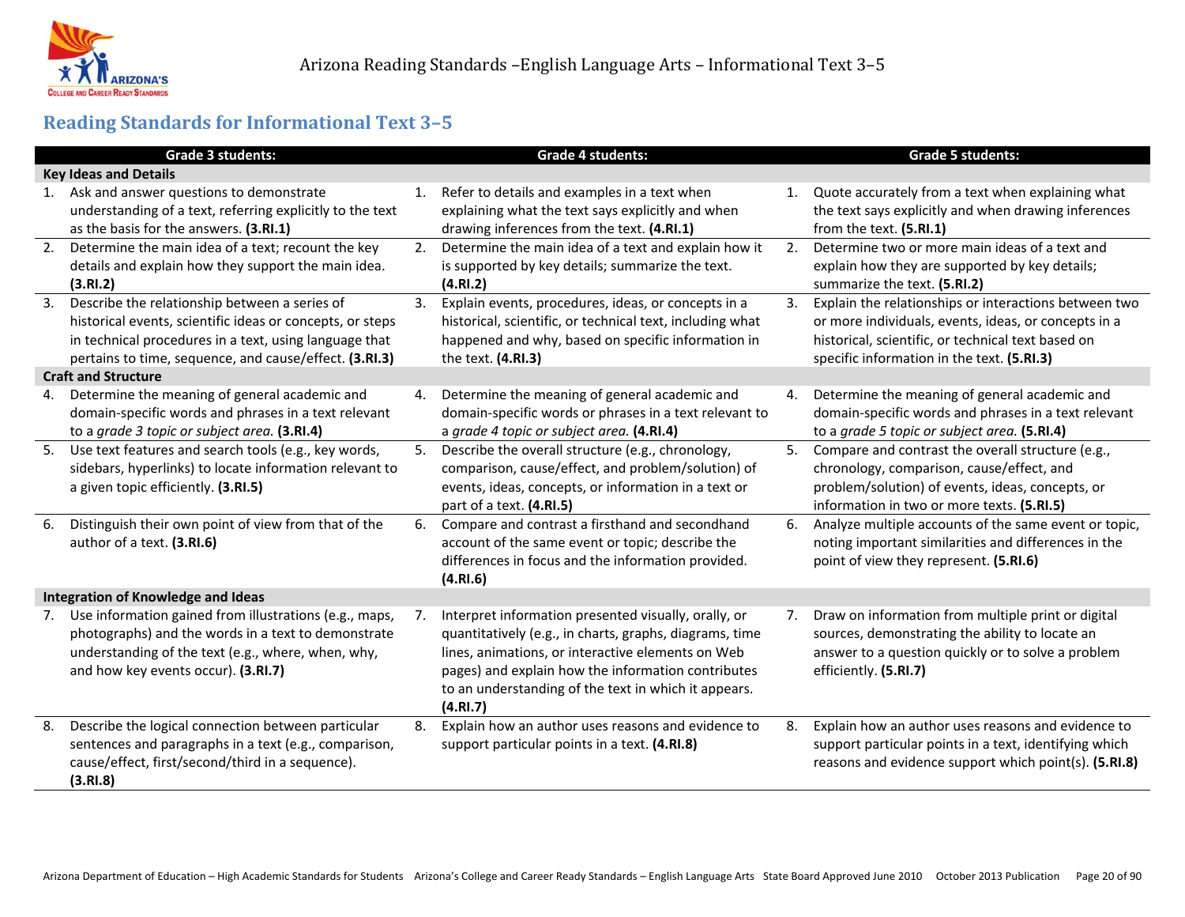## Reading Standards for Informational Text 3–5

| Grade 3 students: | Grade 4 students: | Grade 5 students: |
|---|---|---|
| **Key Ideas and Details** | | |
| 1. Ask and answer questions to demonstrate understanding of a text, referring explicitly to the text as the basis for the answers. **(3.RI.1)** | 1. Refer to details and examples in a text when explaining what the text says explicitly and when drawing inferences from the text. **(4.RI.1)** | 1. Quote accurately from a text when explaining what the text says explicitly and when drawing inferences from the text. **(5.RI.1)** |
| 2. Determine the main idea of a text; recount the key details and explain how they support the main idea. **(3.RI.2)** | 2. Determine the main idea of a text and explain how it is supported by key details; summarize the text. **(4.RI.2)** | 2. Determine two or more main ideas of a text and explain how they are supported by key details; summarize the text. **(5.RI.2)** |
| 3. Describe the relationship between a series of historical events, scientific ideas or concepts, or steps in technical procedures in a text, using language that pertains to time, sequence, and cause/effect. **(3.RI.3)** | 3. Explain events, procedures, ideas, or concepts in a historical, scientific, or technical text, including what happened and why, based on specific information in the text. **(4.RI.3)** | 3. Explain the relationships or interactions between two or more individuals, events, ideas, or concepts in a historical, scientific, or technical text based on specific information in the text. **(5.RI.3)** |
| **Craft and Structure** | | |
| 4. Determine the meaning of general academic and domain-specific words and phrases in a text relevant to a *grade 3 topic or subject area.* **(3.RI.4)** | 4. Determine the meaning of general academic and domain-specific words or phrases in a text relevant to a *grade 4 topic or subject area.* **(4.RI.4)** | 4. Determine the meaning of general academic and domain-specific words and phrases in a text relevant to a *grade 5 topic or subject area.* **(5.RI.4)** |
| 5. Use text features and search tools (e.g., key words, sidebars, hyperlinks) to locate information relevant to a given topic efficiently. **(3.RI.5)** | 5. Describe the overall structure (e.g., chronology, comparison, cause/effect, and problem/solution) of events, ideas, concepts, or information in a text or part of a text. **(4.RI.5)** | 5. Compare and contrast the overall structure (e.g., chronology, comparison, cause/effect, and problem/solution) of events, ideas, concepts, or information in two or more texts. **(5.RI.5)** |
| 6. Distinguish their own point of view from that of the author of a text. **(3.RI.6)** | 6. Compare and contrast a firsthand and secondhand account of the same event or topic; describe the differences in focus and the information provided. **(4.RI.6)** | 6. Analyze multiple accounts of the same event or topic, noting important similarities and differences in the point of view they represent. **(5.RI.6)** |
| **Integration of Knowledge and Ideas** | | |
| 7. Use information gained from illustrations (e.g., maps, photographs) and the words in a text to demonstrate understanding of the text (e.g., where, when, why, and how key events occur). **(3.RI.7)** | 7. Interpret information presented visually, orally, or quantitatively (e.g., in charts, graphs, diagrams, time lines, animations, or interactive elements on Web pages) and explain how the information contributes to an understanding of the text in which it appears. **(4.RI.7)** | 7. Draw on information from multiple print or digital sources, demonstrating the ability to locate an answer to a question quickly or to solve a problem efficiently. **(5.RI.7)** |
| 8. Describe the logical connection between particular sentences and paragraphs in a text (e.g., comparison, cause/effect, first/second/third in a sequence). **(3.RI.8)** | 8. Explain how an author uses reasons and evidence to support particular points in a text. **(4.RI.8)** | 8. Explain how an author uses reasons and evidence to support particular points in a text, identifying which reasons and evidence support which point(s). **(5.RI.8)** |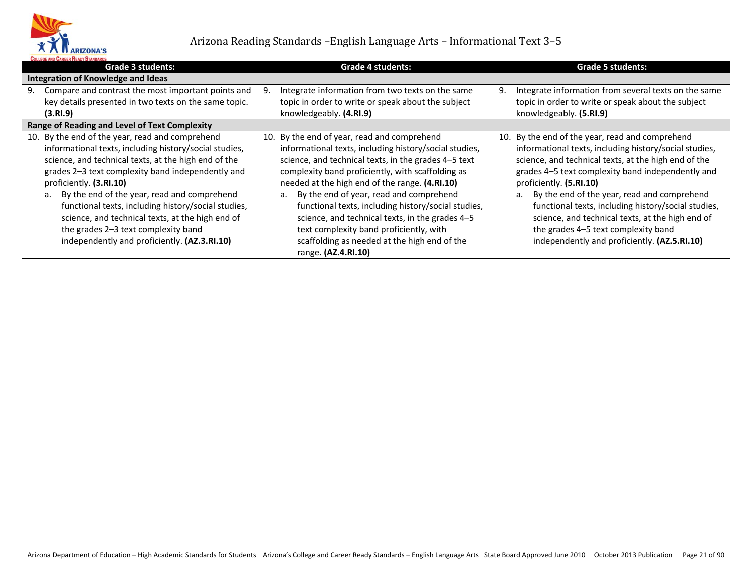# Arizona Reading Standards –English Language Arts – Informational Text 3–5

| Grade 3 students: | Grade 4 students: | Grade 5 students: |
|---|---|---|
| **Integration of Knowledge and Ideas** | | |
| 9. Compare and contrast the most important points and key details presented in two texts on the same topic. **(3.RI.9)** | 9. Integrate information from two texts on the same topic in order to write or speak about the subject knowledgeably. **(4.RI.9)** | 9. Integrate information from several texts on the same topic in order to write or speak about the subject knowledgeably. **(5.RI.9)** |
| **Range of Reading and Level of Text Complexity** | | |
| 10. By the end of the year, read and comprehend informational texts, including history/social studies, science, and technical texts, at the high end of the grades 2–3 text complexity band independently and proficiently. **(3.RI.10)**<br>a. By the end of the year, read and comprehend functional texts, including history/social studies, science, and technical texts, at the high end of the grades 2–3 text complexity band independently and proficiently. **(AZ.3.RI.10)** | 10. By the end of year, read and comprehend informational texts, including history/social studies, science, and technical texts, in the grades 4–5 text complexity band proficiently, with scaffolding as needed at the high end of the range. **(4.RI.10)**<br>a. By the end of year, read and comprehend functional texts, including history/social studies, science, and technical texts, in the grades 4–5 text complexity band proficiently, with scaffolding as needed at the high end of the range. **(AZ.4.RI.10)** | 10. By the end of the year, read and comprehend informational texts, including history/social studies, science, and technical texts, at the high end of the grades 4–5 text complexity band independently and proficiently. **(5.RI.10)**<br>a. By the end of the year, read and comprehend functional texts, including history/social studies, science, and technical texts, at the high end of the grades 4–5 text complexity band independently and proficiently. **(AZ.5.RI.10)** |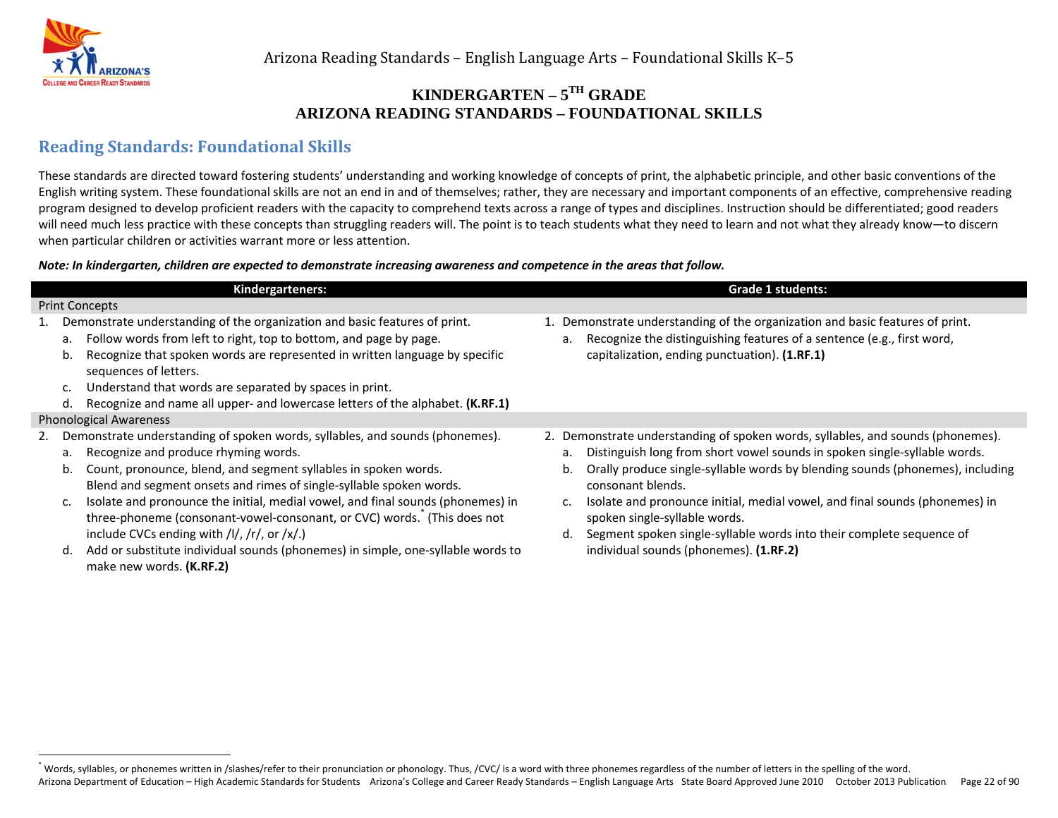# KINDERGARTEN – 5TH GRADE
# ARIZONA READING STANDARDS – FOUNDATIONAL SKILLS

## Reading Standards: Foundational Skills

These standards are directed toward fostering students' understanding and working knowledge of concepts of print, the alphabetic principle, and other basic conventions of the English writing system. These foundational skills are not an end in and of themselves; rather, they are necessary and important components of an effective, comprehensive reading program designed to develop proficient readers with the capacity to comprehend texts across a range of types and disciplines. Instruction should be differentiated; good readers will need much less practice with these concepts than struggling readers will. The point is to teach students what they need to learn and not what they already know—to discern when particular children or activities warrant more or less attention.

***Note: In kindergarten, children are expected to demonstrate increasing awareness and competence in the areas that follow.***

| Kindergarteners: | Grade 1 students: |
|---|---|
| **Print Concepts** | |
| 1. Demonstrate understanding of the organization and basic features of print.<br>a. Follow words from left to right, top to bottom, and page by page.<br>b. Recognize that spoken words are represented in written language by specific sequences of letters.<br>c. Understand that words are separated by spaces in print.<br>d. Recognize and name all upper- and lowercase letters of the alphabet. **(K.RF.1)** | 1. Demonstrate understanding of the organization and basic features of print.<br>a. Recognize the distinguishing features of a sentence (e.g., first word, capitalization, ending punctuation). **(1.RF.1)** |
| **Phonological Awareness** | |
| 2. Demonstrate understanding of spoken words, syllables, and sounds (phonemes).<br>a. Recognize and produce rhyming words.<br>b. Count, pronounce, blend, and segment syllables in spoken words. Blend and segment onsets and rimes of single-syllable spoken words.<br>c. Isolate and pronounce the initial, medial vowel, and final sounds (phonemes) in three-phoneme (consonant-vowel-consonant, or CVC) words.[*] (This does not include CVCs ending with /l/, /r/, or /x/.)<br>d. Add or substitute individual sounds (phonemes) in simple, one-syllable words to make new words. **(K.RF.2)** | 2. Demonstrate understanding of spoken words, syllables, and sounds (phonemes).<br>a. Distinguish long from short vowel sounds in spoken single-syllable words.<br>b. Orally produce single-syllable words by blending sounds (phonemes), including consonant blends.<br>c. Isolate and pronounce initial, medial vowel, and final sounds (phonemes) in spoken single-syllable words.<br>d. Segment spoken single-syllable words into their complete sequence of individual sounds (phonemes). **(1.RF.2)** |

[*] Words, syllables, or phonemes written in /slashes/refer to their pronunciation or phonology. Thus, /CVC/ is a word with three phonemes regardless of the number of letters in the spelling of the word.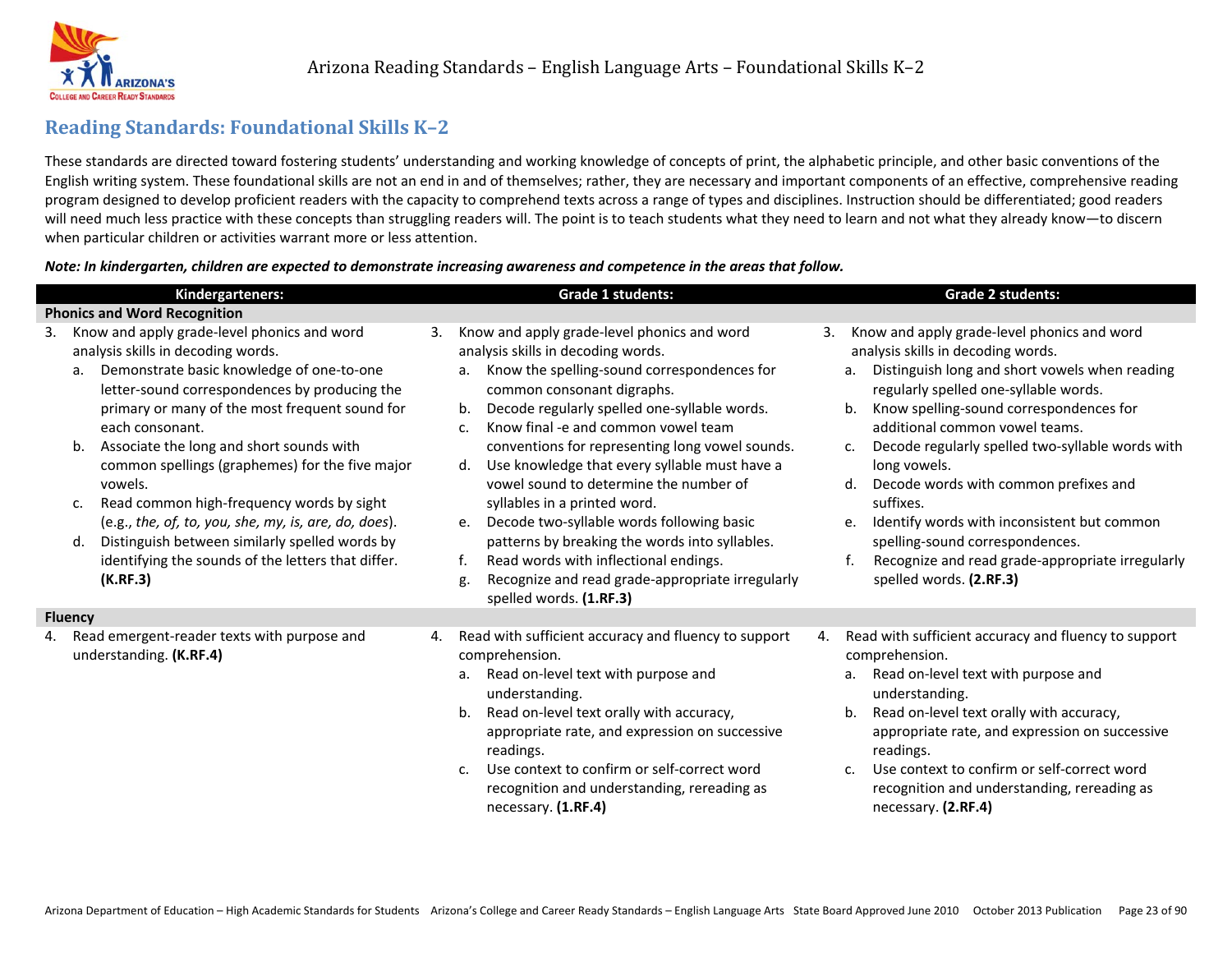## Reading Standards: Foundational Skills K–2

These standards are directed toward fostering students' understanding and working knowledge of concepts of print, the alphabetic principle, and other basic conventions of the English writing system. These foundational skills are not an end in and of themselves; rather, they are necessary and important components of an effective, comprehensive reading program designed to develop proficient readers with the capacity to comprehend texts across a range of types and disciplines. Instruction should be differentiated; good readers will need much less practice with these concepts than struggling readers will. The point is to teach students what they need to learn and not what they already know—to discern when particular children or activities warrant more or less attention.

***Note: In kindergarten, children are expected to demonstrate increasing awareness and competence in the areas that follow.***

| Kindergarteners: | Grade 1 students: | Grade 2 students: |
| --- | --- | --- |
| **Phonics and Word Recognition** | | |
| 3. Know and apply grade-level phonics and word analysis skills in decoding words.<br>a. Demonstrate basic knowledge of one-to-one letter-sound correspondences by producing the primary or many of the most frequent sound for each consonant.<br>b. Associate the long and short sounds with common spellings (graphemes) for the five major vowels.<br>c. Read common high-frequency words by sight (e.g., *the, of, to, you, she, my, is, are, do, does*).<br>d. Distinguish between similarly spelled words by identifying the sounds of the letters that differ. **(K.RF.3)** | 3. Know and apply grade-level phonics and word analysis skills in decoding words.<br>a. Know the spelling-sound correspondences for common consonant digraphs.<br>b. Decode regularly spelled one-syllable words.<br>c. Know final -e and common vowel team conventions for representing long vowel sounds.<br>d. Use knowledge that every syllable must have a vowel sound to determine the number of syllables in a printed word.<br>e. Decode two-syllable words following basic patterns by breaking the words into syllables.<br>f. Read words with inflectional endings.<br>g. Recognize and read grade-appropriate irregularly spelled words. **(1.RF.3)** | 3. Know and apply grade-level phonics and word analysis skills in decoding words.<br>a. Distinguish long and short vowels when reading regularly spelled one-syllable words.<br>b. Know spelling-sound correspondences for additional common vowel teams.<br>c. Decode regularly spelled two-syllable words with long vowels.<br>d. Decode words with common prefixes and suffixes.<br>e. Identify words with inconsistent but common spelling-sound correspondences.<br>f. Recognize and read grade-appropriate irregularly spelled words. **(2.RF.3)** |
| **Fluency** | | |
| 4. Read emergent-reader texts with purpose and understanding. **(K.RF.4)** | 4. Read with sufficient accuracy and fluency to support comprehension.<br>a. Read on-level text with purpose and understanding.<br>b. Read on-level text orally with accuracy, appropriate rate, and expression on successive readings.<br>c. Use context to confirm or self-correct word recognition and understanding, rereading as necessary. **(1.RF.4)** | 4. Read with sufficient accuracy and fluency to support comprehension.<br>a. Read on-level text with purpose and understanding.<br>b. Read on-level text orally with accuracy, appropriate rate, and expression on successive readings.<br>c. Use context to confirm or self-correct word recognition and understanding, rereading as necessary. **(2.RF.4)** |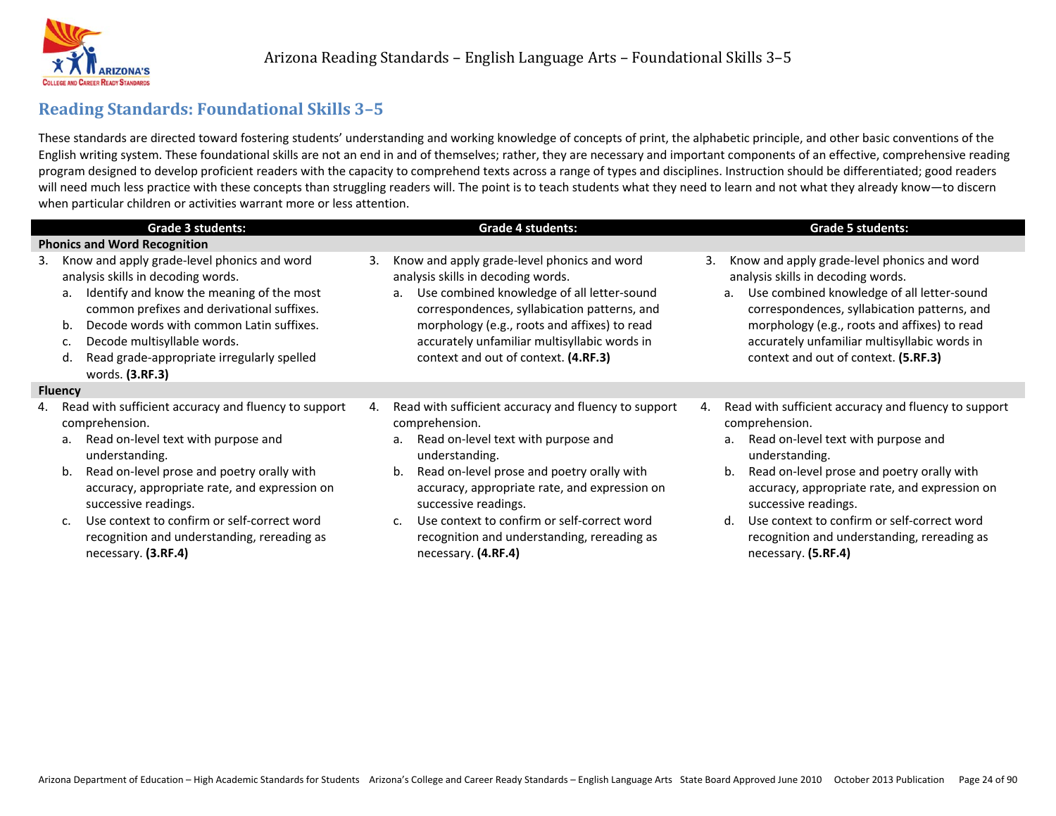## Reading Standards: Foundational Skills 3–5

These standards are directed toward fostering students' understanding and working knowledge of concepts of print, the alphabetic principle, and other basic conventions of the English writing system. These foundational skills are not an end in and of themselves; rather, they are necessary and important components of an effective, comprehensive reading program designed to develop proficient readers with the capacity to comprehend texts across a range of types and disciplines. Instruction should be differentiated; good readers will need much less practice with these concepts than struggling readers will. The point is to teach students what they need to learn and not what they already know—to discern when particular children or activities warrant more or less attention.

| Grade 3 students: | Grade 4 students: | Grade 5 students: |
|---|---|---|
| **Phonics and Word Recognition** | | |
| 3. Know and apply grade-level phonics and word analysis skills in decoding words.<br>a. Identify and know the meaning of the most common prefixes and derivational suffixes.<br>b. Decode words with common Latin suffixes.<br>c. Decode multisyllable words.<br>d. Read grade-appropriate irregularly spelled words. **(3.RF.3)** | 3. Know and apply grade-level phonics and word analysis skills in decoding words.<br>a. Use combined knowledge of all letter-sound correspondences, syllabication patterns, and morphology (e.g., roots and affixes) to read accurately unfamiliar multisyllabic words in context and out of context. **(4.RF.3)** | 3. Know and apply grade-level phonics and word analysis skills in decoding words.<br>a. Use combined knowledge of all letter-sound correspondences, syllabication patterns, and morphology (e.g., roots and affixes) to read accurately unfamiliar multisyllabic words in context and out of context. **(5.RF.3)** |
| **Fluency** | | |
| 4. Read with sufficient accuracy and fluency to support comprehension.<br>a. Read on-level text with purpose and understanding.<br>b. Read on-level prose and poetry orally with accuracy, appropriate rate, and expression on successive readings.<br>c. Use context to confirm or self-correct word recognition and understanding, rereading as necessary. **(3.RF.4)** | 4. Read with sufficient accuracy and fluency to support comprehension.<br>a. Read on-level text with purpose and understanding.<br>b. Read on-level prose and poetry orally with accuracy, appropriate rate, and expression on successive readings.<br>c. Use context to confirm or self-correct word recognition and understanding, rereading as necessary. **(4.RF.4)** | 4. Read with sufficient accuracy and fluency to support comprehension.<br>a. Read on-level text with purpose and understanding.<br>b. Read on-level prose and poetry orally with accuracy, appropriate rate, and expression on successive readings.<br>d. Use context to confirm or self-correct word recognition and understanding, rereading as necessary. **(5.RF.4)** |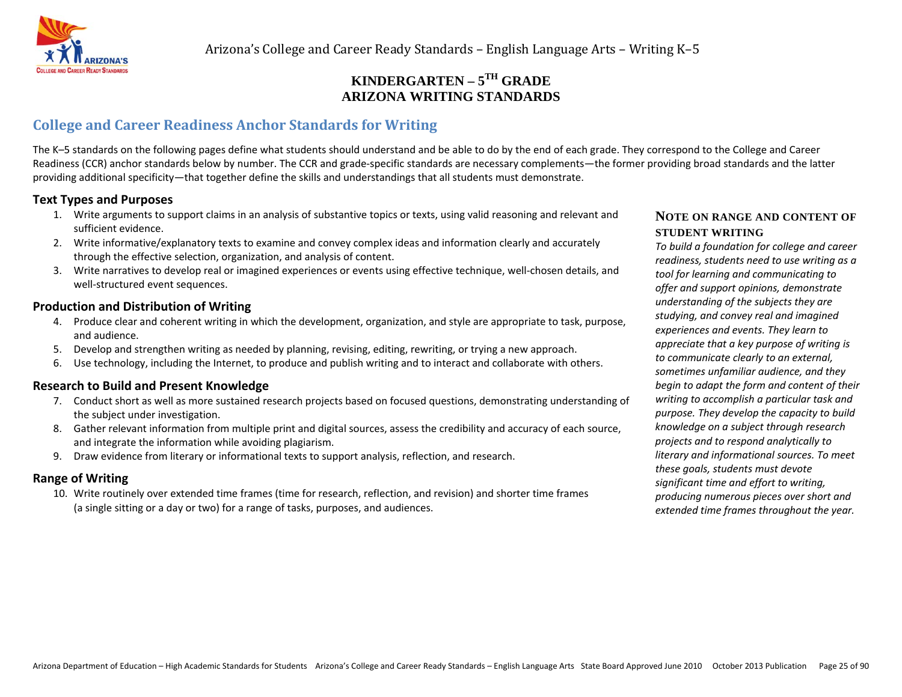# KINDERGARTEN – 5TH GRADE ARIZONA WRITING STANDARDS

## College and Career Readiness Anchor Standards for Writing

The K–5 standards on the following pages define what students should understand and be able to do by the end of each grade. They correspond to the College and Career Readiness (CCR) anchor standards below by number. The CCR and grade-specific standards are necessary complements—the former providing broad standards and the latter providing additional specificity—that together define the skills and understandings that all students must demonstrate.

### Text Types and Purposes

1. Write arguments to support claims in an analysis of substantive topics or texts, using valid reasoning and relevant and sufficient evidence.
2. Write informative/explanatory texts to examine and convey complex ideas and information clearly and accurately through the effective selection, organization, and analysis of content.
3. Write narratives to develop real or imagined experiences or events using effective technique, well-chosen details, and well-structured event sequences.

### Production and Distribution of Writing

4. Produce clear and coherent writing in which the development, organization, and style are appropriate to task, purpose, and audience.
5. Develop and strengthen writing as needed by planning, revising, editing, rewriting, or trying a new approach.
6. Use technology, including the Internet, to produce and publish writing and to interact and collaborate with others.

### Research to Build and Present Knowledge

7. Conduct short as well as more sustained research projects based on focused questions, demonstrating understanding of the subject under investigation.
8. Gather relevant information from multiple print and digital sources, assess the credibility and accuracy of each source, and integrate the information while avoiding plagiarism.
9. Draw evidence from literary or informational texts to support analysis, reflection, and research.

### Range of Writing

10. Write routinely over extended time frames (time for research, reflection, and revision) and shorter time frames (a single sitting or a day or two) for a range of tasks, purposes, and audiences.

### NOTE ON RANGE AND CONTENT OF STUDENT WRITING

*To build a foundation for college and career readiness, students need to use writing as a tool for learning and communicating to offer and support opinions, demonstrate understanding of the subjects they are studying, and convey real and imagined experiences and events. They learn to appreciate that a key purpose of writing is to communicate clearly to an external, sometimes unfamiliar audience, and they begin to adapt the form and content of their writing to accomplish a particular task and purpose. They develop the capacity to build knowledge on a subject through research projects and to respond analytically to literary and informational sources. To meet these goals, students must devote significant time and effort to writing, producing numerous pieces over short and extended time frames throughout the year.*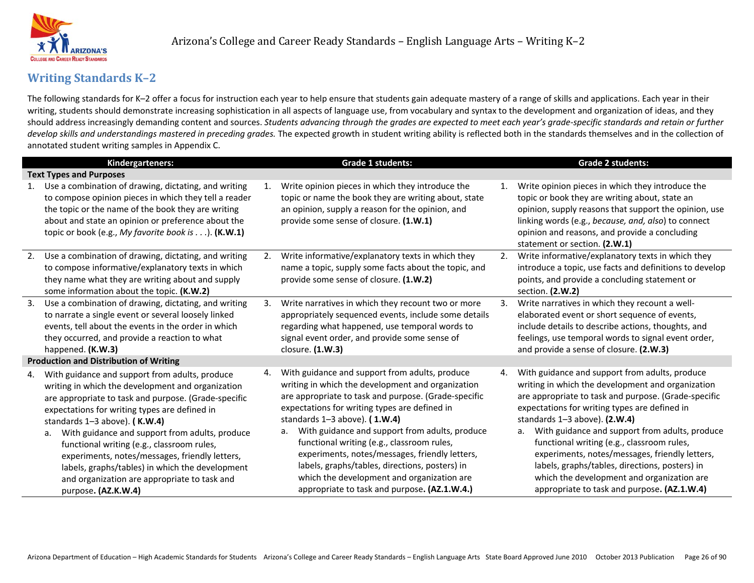## Writing Standards K–2

The following standards for K–2 offer a focus for instruction each year to help ensure that students gain adequate mastery of a range of skills and applications. Each year in their writing, students should demonstrate increasing sophistication in all aspects of language use, from vocabulary and syntax to the development and organization of ideas, and they should address increasingly demanding content and sources. *Students advancing through the grades are expected to meet each year's grade-specific standards and retain or further develop skills and understandings mastered in preceding grades.* The expected growth in student writing ability is reflected both in the standards themselves and in the collection of annotated student writing samples in Appendix C.

| Kindergarteners: | Grade 1 students: | Grade 2 students: |
|---|---|---|
| **Text Types and Purposes** | | |
| 1. Use a combination of drawing, dictating, and writing to compose opinion pieces in which they tell a reader the topic or the name of the book they are writing about and state an opinion or preference about the topic or book (e.g., *My favorite book is . . .*). **(K.W.1)** | 1. Write opinion pieces in which they introduce the topic or name the book they are writing about, state an opinion, supply a reason for the opinion, and provide some sense of closure. **(1.W.1)** | 1. Write opinion pieces in which they introduce the topic or book they are writing about, state an opinion, supply reasons that support the opinion, use linking words (e.g., *because, and, also*) to connect opinion and reasons, and provide a concluding statement or section. **(2.W.1)** |
| 2. Use a combination of drawing, dictating, and writing to compose informative/explanatory texts in which they name what they are writing about and supply some information about the topic. **(K.W.2)** | 2. Write informative/explanatory texts in which they name a topic, supply some facts about the topic, and provide some sense of closure. **(1.W.2)** | 2. Write informative/explanatory texts in which they introduce a topic, use facts and definitions to develop points, and provide a concluding statement or section. **(2.W.2)** |
| 3. Use a combination of drawing, dictating, and writing to narrate a single event or several loosely linked events, tell about the events in the order in which they occurred, and provide a reaction to what happened. **(K.W.3)** | 3. Write narratives in which they recount two or more appropriately sequenced events, include some details regarding what happened, use temporal words to signal event order, and provide some sense of closure. **(1.W.3)** | 3. Write narratives in which they recount a well-elaborated event or short sequence of events, include details to describe actions, thoughts, and feelings, use temporal words to signal event order, and provide a sense of closure. **(2.W.3)** |
| **Production and Distribution of Writing** | | |
| 4. With guidance and support from adults, produce writing in which the development and organization are appropriate to task and purpose. (Grade-specific expectations for writing types are defined in standards 1–3 above). **( K.W.4)**<br>a. With guidance and support from adults, produce functional writing (e.g., classroom rules, experiments, notes/messages, friendly letters, labels, graphs/tables) in which the development and organization are appropriate to task and purpose**. (AZ.K.W.4)** | 4. With guidance and support from adults, produce writing in which the development and organization are appropriate to task and purpose. (Grade-specific expectations for writing types are defined in standards 1–3 above). **( 1.W.4)**<br>a. With guidance and support from adults, produce functional writing (e.g., classroom rules, experiments, notes/messages, friendly letters, labels, graphs/tables, directions, posters) in which the development and organization are appropriate to task and purpose**. (AZ.1.W.4.)** | 4. With guidance and support from adults, produce writing in which the development and organization are appropriate to task and purpose. (Grade-specific expectations for writing types are defined in standards 1–3 above). **(2.W.4)**<br>a. With guidance and support from adults, produce functional writing (e.g., classroom rules, experiments, notes/messages, friendly letters, labels, graphs/tables, directions, posters) in which the development and organization are appropriate to task and purpose**. (AZ.1.W.4)** |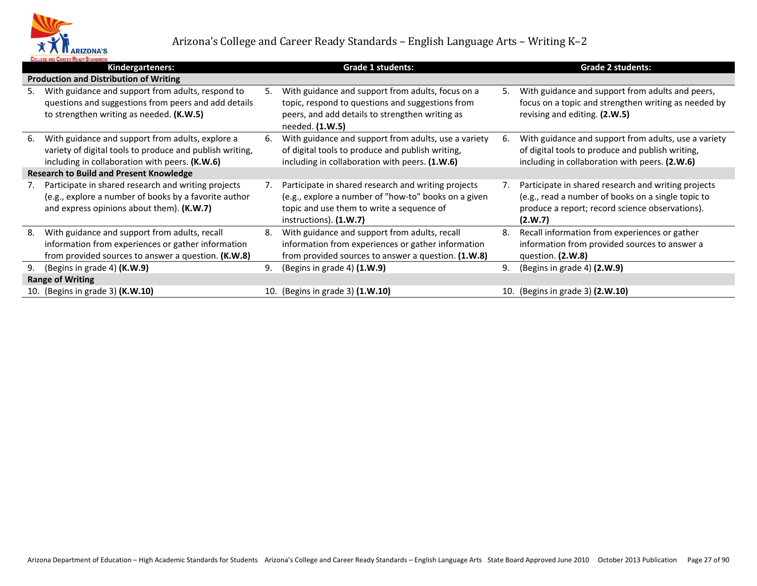# Arizona's College and Career Ready Standards – English Language Arts – Writing K–2

| Kindergarteners: | Grade 1 students: | Grade 2 students: |
|---|---|---|
| **Production and Distribution of Writing** | | |
| 5. With guidance and support from adults, respond to questions and suggestions from peers and add details to strengthen writing as needed. **(K.W.5)** | 5. With guidance and support from adults, focus on a topic, respond to questions and suggestions from peers, and add details to strengthen writing as needed. **(1.W.5)** | 5. With guidance and support from adults and peers, focus on a topic and strengthen writing as needed by revising and editing. **(2.W.5)** |
| 6. With guidance and support from adults, explore a variety of digital tools to produce and publish writing, including in collaboration with peers. **(K.W.6)** | 6. With guidance and support from adults, use a variety of digital tools to produce and publish writing, including in collaboration with peers. **(1.W.6)** | 6. With guidance and support from adults, use a variety of digital tools to produce and publish writing, including in collaboration with peers. **(2.W.6)** |
| **Research to Build and Present Knowledge** | | |
| 7. Participate in shared research and writing projects (e.g., explore a number of books by a favorite author and express opinions about them). **(K.W.7)** | 7. Participate in shared research and writing projects (e.g., explore a number of "how-to" books on a given topic and use them to write a sequence of instructions). **(1.W.7)** | 7. Participate in shared research and writing projects (e.g., read a number of books on a single topic to produce a report; record science observations). **(2.W.7)** |
| 8. With guidance and support from adults, recall information from experiences or gather information from provided sources to answer a question. **(K.W.8)** | 8. With guidance and support from adults, recall information from experiences or gather information from provided sources to answer a question. **(1.W.8)** | 8. Recall information from experiences or gather information from provided sources to answer a question. **(2.W.8)** |
| 9. (Begins in grade 4) **(K.W.9)** | 9. (Begins in grade 4) **(1.W.9)** | 9. (Begins in grade 4) **(2.W.9)** |
| **Range of Writing** | | |
| 10. (Begins in grade 3) **(K.W.10)** | 10. (Begins in grade 3) **(1.W.10)** | 10. (Begins in grade 3) **(2.W.10)** |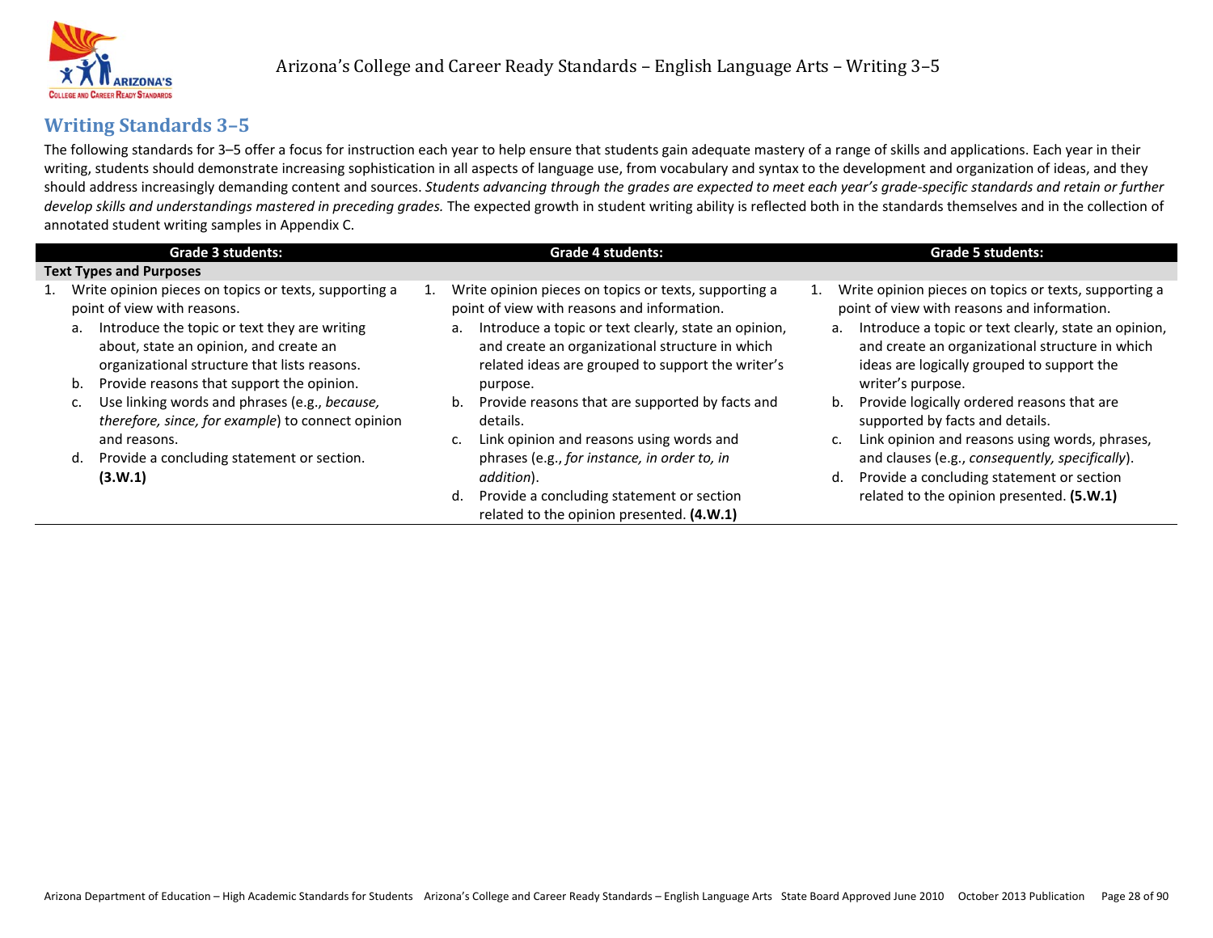## Writing Standards 3–5

The following standards for 3–5 offer a focus for instruction each year to help ensure that students gain adequate mastery of a range of skills and applications. Each year in their writing, students should demonstrate increasing sophistication in all aspects of language use, from vocabulary and syntax to the development and organization of ideas, and they should address increasingly demanding content and sources. *Students advancing through the grades are expected to meet each year's grade-specific standards and retain or further develop skills and understandings mastered in preceding grades.* The expected growth in student writing ability is reflected both in the standards themselves and in the collection of annotated student writing samples in Appendix C.

| Grade 3 students: | Grade 4 students: | Grade 5 students: |
|---|---|---|
| **Text Types and Purposes** | | |
| 1. Write opinion pieces on topics or texts, supporting a point of view with reasons.<br>a. Introduce the topic or text they are writing about, state an opinion, and create an organizational structure that lists reasons.<br>b. Provide reasons that support the opinion.<br>c. Use linking words and phrases (e.g., *because, therefore, since, for example*) to connect opinion and reasons.<br>d. Provide a concluding statement or section. **(3.W.1)** | 1. Write opinion pieces on topics or texts, supporting a point of view with reasons and information.<br>a. Introduce a topic or text clearly, state an opinion, and create an organizational structure in which related ideas are grouped to support the writer's purpose.<br>b. Provide reasons that are supported by facts and details.<br>c. Link opinion and reasons using words and phrases (e.g., *for instance, in order to, in addition*).<br>d. Provide a concluding statement or section related to the opinion presented. **(4.W.1)** | 1. Write opinion pieces on topics or texts, supporting a point of view with reasons and information.<br>a. Introduce a topic or text clearly, state an opinion, and create an organizational structure in which ideas are logically grouped to support the writer's purpose.<br>b. Provide logically ordered reasons that are supported by facts and details.<br>c. Link opinion and reasons using words, phrases, and clauses (e.g., *consequently, specifically*).<br>d. Provide a concluding statement or section related to the opinion presented. **(5.W.1)** |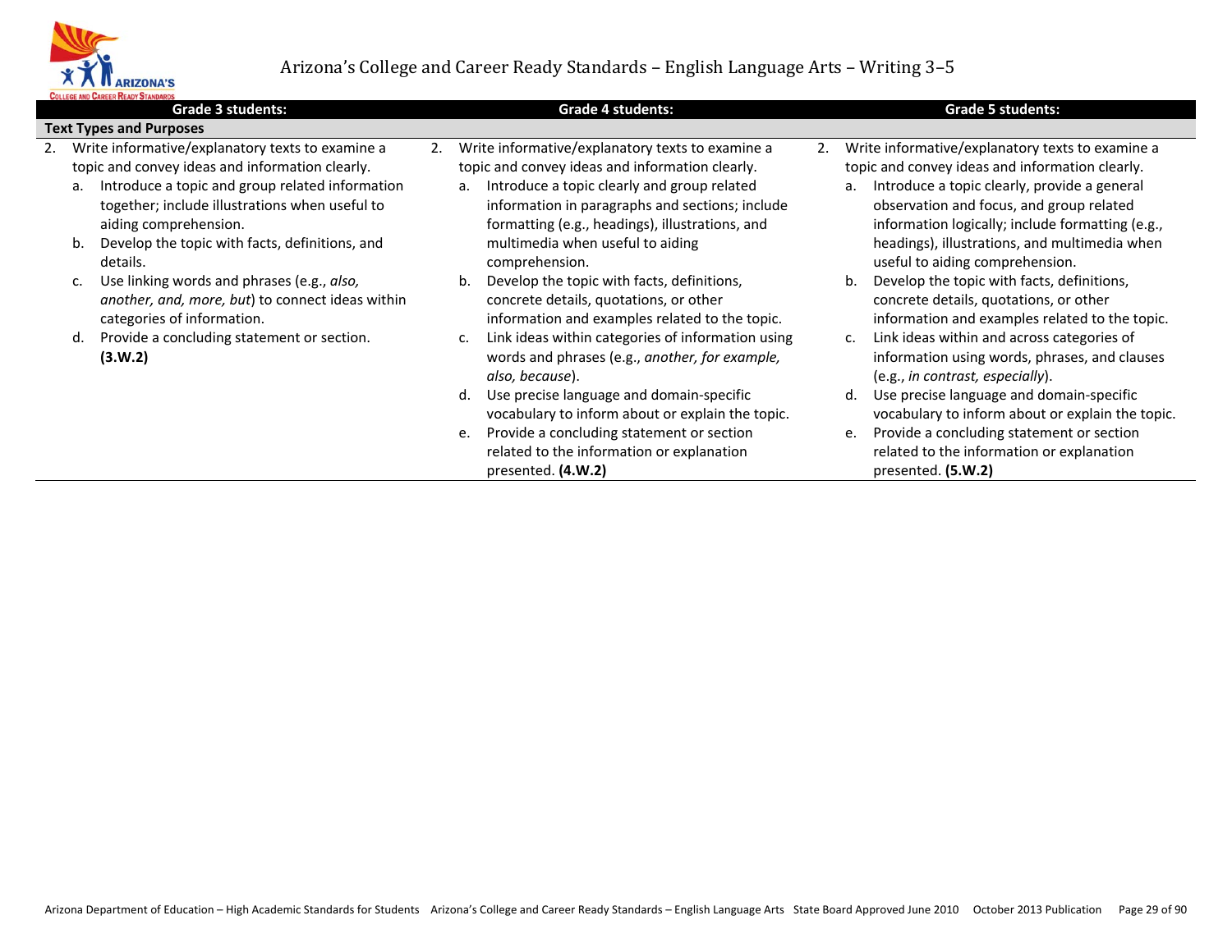| Grade 3 students: | Grade 4 students: | Grade 5 students: |
|---|---|---|
| **Text Types and Purposes** | | |
| 2. Write informative/explanatory texts to examine a topic and convey ideas and information clearly.<br>a. Introduce a topic and group related information together; include illustrations when useful to aiding comprehension.<br>b. Develop the topic with facts, definitions, and details.<br>c. Use linking words and phrases (e.g., *also, another, and, more, but*) to connect ideas within categories of information.<br>d. Provide a concluding statement or section. **(3.W.2)** | 2. Write informative/explanatory texts to examine a topic and convey ideas and information clearly.<br>a. Introduce a topic clearly and group related information in paragraphs and sections; include formatting (e.g., headings), illustrations, and multimedia when useful to aiding comprehension.<br>b. Develop the topic with facts, definitions, concrete details, quotations, or other information and examples related to the topic.<br>c. Link ideas within categories of information using words and phrases (e.g., *another, for example, also, because*).<br>d. Use precise language and domain-specific vocabulary to inform about or explain the topic.<br>e. Provide a concluding statement or section related to the information or explanation presented. **(4.W.2)** | 2. Write informative/explanatory texts to examine a topic and convey ideas and information clearly.<br>a. Introduce a topic clearly, provide a general observation and focus, and group related information logically; include formatting (e.g., headings), illustrations, and multimedia when useful to aiding comprehension.<br>b. Develop the topic with facts, definitions, concrete details, quotations, or other information and examples related to the topic.<br>c. Link ideas within and across categories of information using words, phrases, and clauses (e.g., *in contrast, especially*).<br>d. Use precise language and domain-specific vocabulary to inform about or explain the topic.<br>e. Provide a concluding statement or section related to the information or explanation presented. **(5.W.2)** |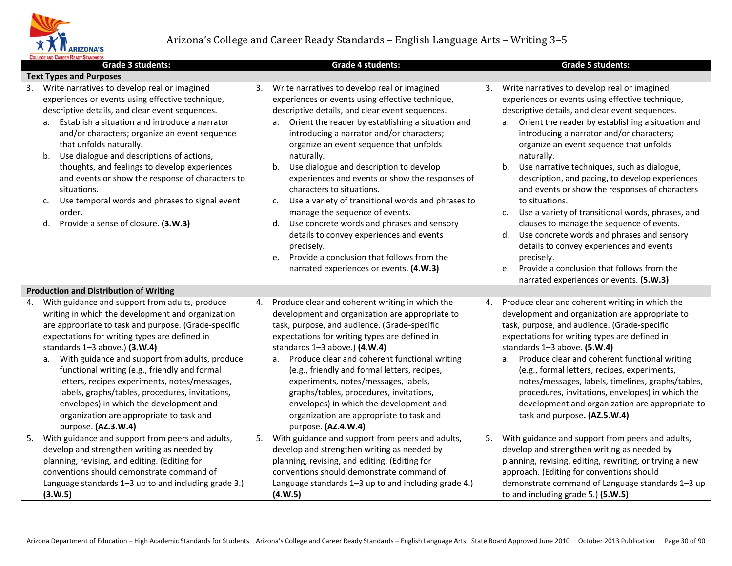# Arizona's College and Career Ready Standards – English Language Arts – Writing 3–5

| Grade 3 students: | Grade 4 students: | Grade 5 students: |
|---|---|---|
| **Text Types and Purposes** | | |
| 3. Write narratives to develop real or imagined experiences or events using effective technique, descriptive details, and clear event sequences.<br>a. Establish a situation and introduce a narrator and/or characters; organize an event sequence that unfolds naturally.<br>b. Use dialogue and descriptions of actions, thoughts, and feelings to develop experiences and events or show the response of characters to situations.<br>c. Use temporal words and phrases to signal event order.<br>d. Provide a sense of closure. **(3.W.3)** | 3. Write narratives to develop real or imagined experiences or events using effective technique, descriptive details, and clear event sequences.<br>a. Orient the reader by establishing a situation and introducing a narrator and/or characters; organize an event sequence that unfolds naturally.<br>b. Use dialogue and description to develop experiences and events or show the responses of characters to situations.<br>c. Use a variety of transitional words and phrases to manage the sequence of events.<br>d. Use concrete words and phrases and sensory details to convey experiences and events precisely.<br>e. Provide a conclusion that follows from the narrated experiences or events. **(4.W.3)** | 3. Write narratives to develop real or imagined experiences or events using effective technique, descriptive details, and clear event sequences.<br>a. Orient the reader by establishing a situation and introducing a narrator and/or characters; organize an event sequence that unfolds naturally.<br>b. Use narrative techniques, such as dialogue, description, and pacing, to develop experiences and events or show the responses of characters to situations.<br>c. Use a variety of transitional words, phrases, and clauses to manage the sequence of events.<br>d. Use concrete words and phrases and sensory details to convey experiences and events precisely.<br>e. Provide a conclusion that follows from the narrated experiences or events. **(5.W.3)** |
| **Production and Distribution of Writing** | | |
| 4. With guidance and support from adults, produce writing in which the development and organization are appropriate to task and purpose. (Grade-specific expectations for writing types are defined in standards 1–3 above.) **(3.W.4)**<br>a. With guidance and support from adults, produce functional writing (e.g., friendly and formal letters, recipes experiments, notes/messages, labels, graphs/tables, procedures, invitations, envelopes) in which the development and organization are appropriate to task and purpose. **(AZ.3.W.4)** | 4. Produce clear and coherent writing in which the development and organization are appropriate to task, purpose, and audience. (Grade-specific expectations for writing types are defined in standards 1–3 above.) **(4.W.4)**<br>a. Produce clear and coherent functional writing (e.g., friendly and formal letters, recipes, experiments, notes/messages, labels, graphs/tables, procedures, invitations, envelopes) in which the development and organization are appropriate to task and purpose. **(AZ.4.W.4)** | 4. Produce clear and coherent writing in which the development and organization are appropriate to task, purpose, and audience. (Grade-specific expectations for writing types are defined in standards 1–3 above. **(5.W.4)**<br>a. Produce clear and coherent functional writing (e.g., formal letters, recipes, experiments, notes/messages, labels, timelines, graphs/tables, procedures, invitations, envelopes) in which the development and organization are appropriate to task and purpose**. (AZ.5.W.4)** |
| 5. With guidance and support from peers and adults, develop and strengthen writing as needed by planning, revising, and editing. (Editing for conventions should demonstrate command of Language standards 1–3 up to and including grade 3.) **(3.W.5)** | 5. With guidance and support from peers and adults, develop and strengthen writing as needed by planning, revising, and editing. (Editing for conventions should demonstrate command of Language standards 1–3 up to and including grade 4.) **(4.W.5)** | 5. With guidance and support from peers and adults, develop and strengthen writing as needed by planning, revising, editing, rewriting, or trying a new approach. (Editing for conventions should demonstrate command of Language standards 1–3 up to and including grade 5.) **(5.W.5)** |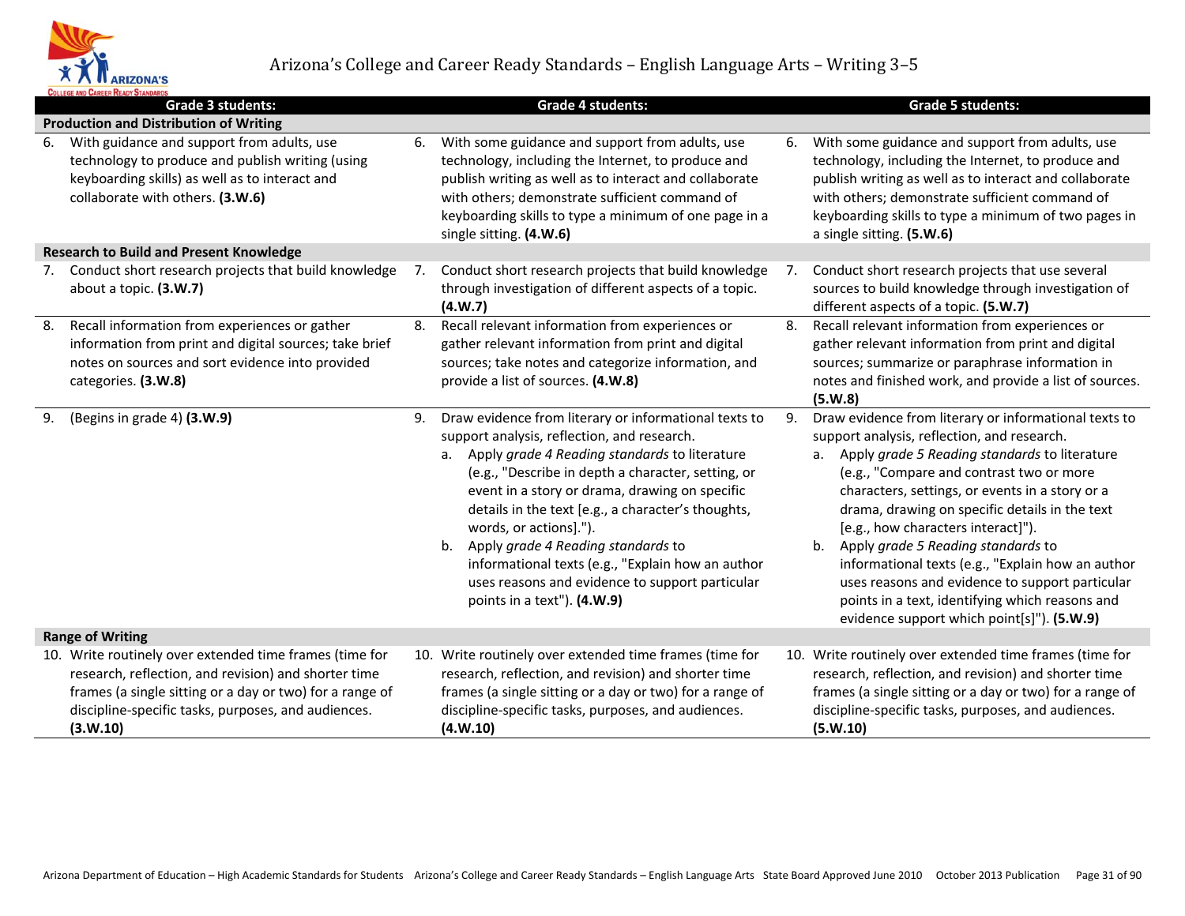# Arizona's College and Career Ready Standards – English Language Arts – Writing 3–5

| Grade 3 students: | Grade 4 students: | Grade 5 students: |
|---|---|---|
| **Production and Distribution of Writing** | | |
| 6. With guidance and support from adults, use technology to produce and publish writing (using keyboarding skills) as well as to interact and collaborate with others. **(3.W.6)** | 6. With some guidance and support from adults, use technology, including the Internet, to produce and publish writing as well as to interact and collaborate with others; demonstrate sufficient command of keyboarding skills to type a minimum of one page in a single sitting. **(4.W.6)** | 6. With some guidance and support from adults, use technology, including the Internet, to produce and publish writing as well as to interact and collaborate with others; demonstrate sufficient command of keyboarding skills to type a minimum of two pages in a single sitting. **(5.W.6)** |
| **Research to Build and Present Knowledge** | | |
| 7. Conduct short research projects that build knowledge about a topic. **(3.W.7)** | 7. Conduct short research projects that build knowledge through investigation of different aspects of a topic. **(4.W.7)** | 7. Conduct short research projects that use several sources to build knowledge through investigation of different aspects of a topic. **(5.W.7)** |
| 8. Recall information from experiences or gather information from print and digital sources; take brief notes on sources and sort evidence into provided categories. **(3.W.8)** | 8. Recall relevant information from experiences or gather relevant information from print and digital sources; take notes and categorize information, and provide a list of sources. **(4.W.8)** | 8. Recall relevant information from experiences or gather relevant information from print and digital sources; summarize or paraphrase information in notes and finished work, and provide a list of sources. **(5.W.8)** |
| 9. (Begins in grade 4) **(3.W.9)** | 9. Draw evidence from literary or informational texts to support analysis, reflection, and research.<br>a. Apply *grade 4 Reading standards* to literature (e.g., "Describe in depth a character, setting, or event in a story or drama, drawing on specific details in the text [e.g., a character's thoughts, words, or actions].").<br>b. Apply *grade 4 Reading standards* to informational texts (e.g., "Explain how an author uses reasons and evidence to support particular points in a text"). **(4.W.9)** | 9. Draw evidence from literary or informational texts to support analysis, reflection, and research.<br>a. Apply *grade 5 Reading standards* to literature (e.g., "Compare and contrast two or more characters, settings, or events in a story or a drama, drawing on specific details in the text [e.g., how characters interact]").<br>b. Apply *grade 5 Reading standards* to informational texts (e.g., "Explain how an author uses reasons and evidence to support particular points in a text, identifying which reasons and evidence support which point[s]"). **(5.W.9)** |
| **Range of Writing** | | |
| 10. Write routinely over extended time frames (time for research, reflection, and revision) and shorter time frames (a single sitting or a day or two) for a range of discipline-specific tasks, purposes, and audiences. **(3.W.10)** | 10. Write routinely over extended time frames (time for research, reflection, and revision) and shorter time frames (a single sitting or a day or two) for a range of discipline-specific tasks, purposes, and audiences. **(4.W.10)** | 10. Write routinely over extended time frames (time for research, reflection, and revision) and shorter time frames (a single sitting or a day or two) for a range of discipline-specific tasks, purposes, and audiences. **(5.W.10)** |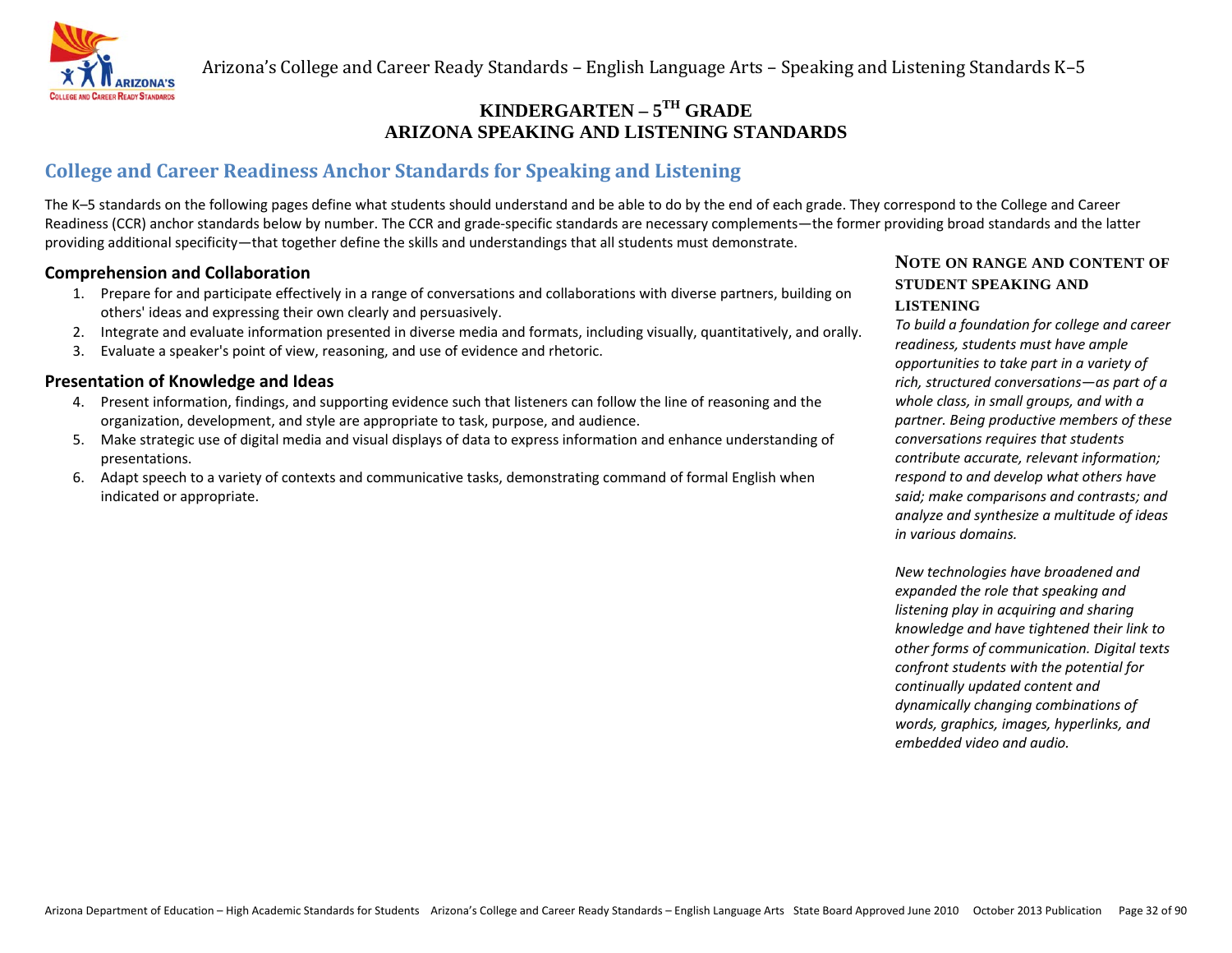# KINDERGARTEN – 5TH GRADE
# ARIZONA SPEAKING AND LISTENING STANDARDS

## College and Career Readiness Anchor Standards for Speaking and Listening

The K–5 standards on the following pages define what students should understand and be able to do by the end of each grade. They correspond to the College and Career Readiness (CCR) anchor standards below by number. The CCR and grade-specific standards are necessary complements—the former providing broad standards and the latter providing additional specificity—that together define the skills and understandings that all students must demonstrate.

### Comprehension and Collaboration

1. Prepare for and participate effectively in a range of conversations and collaborations with diverse partners, building on others' ideas and expressing their own clearly and persuasively.
2. Integrate and evaluate information presented in diverse media and formats, including visually, quantitatively, and orally.
3. Evaluate a speaker's point of view, reasoning, and use of evidence and rhetoric.

### Presentation of Knowledge and Ideas

4. Present information, findings, and supporting evidence such that listeners can follow the line of reasoning and the organization, development, and style are appropriate to task, purpose, and audience.
5. Make strategic use of digital media and visual displays of data to express information and enhance understanding of presentations.
6. Adapt speech to a variety of contexts and communicative tasks, demonstrating command of formal English when indicated or appropriate.

### NOTE ON RANGE AND CONTENT OF STUDENT SPEAKING AND LISTENING

*To build a foundation for college and career readiness, students must have ample opportunities to take part in a variety of rich, structured conversations—as part of a whole class, in small groups, and with a partner. Being productive members of these conversations requires that students contribute accurate, relevant information; respond to and develop what others have said; make comparisons and contrasts; and analyze and synthesize a multitude of ideas in various domains.*

*New technologies have broadened and expanded the role that speaking and listening play in acquiring and sharing knowledge and have tightened their link to other forms of communication. Digital texts confront students with the potential for continually updated content and dynamically changing combinations of words, graphics, images, hyperlinks, and embedded video and audio.*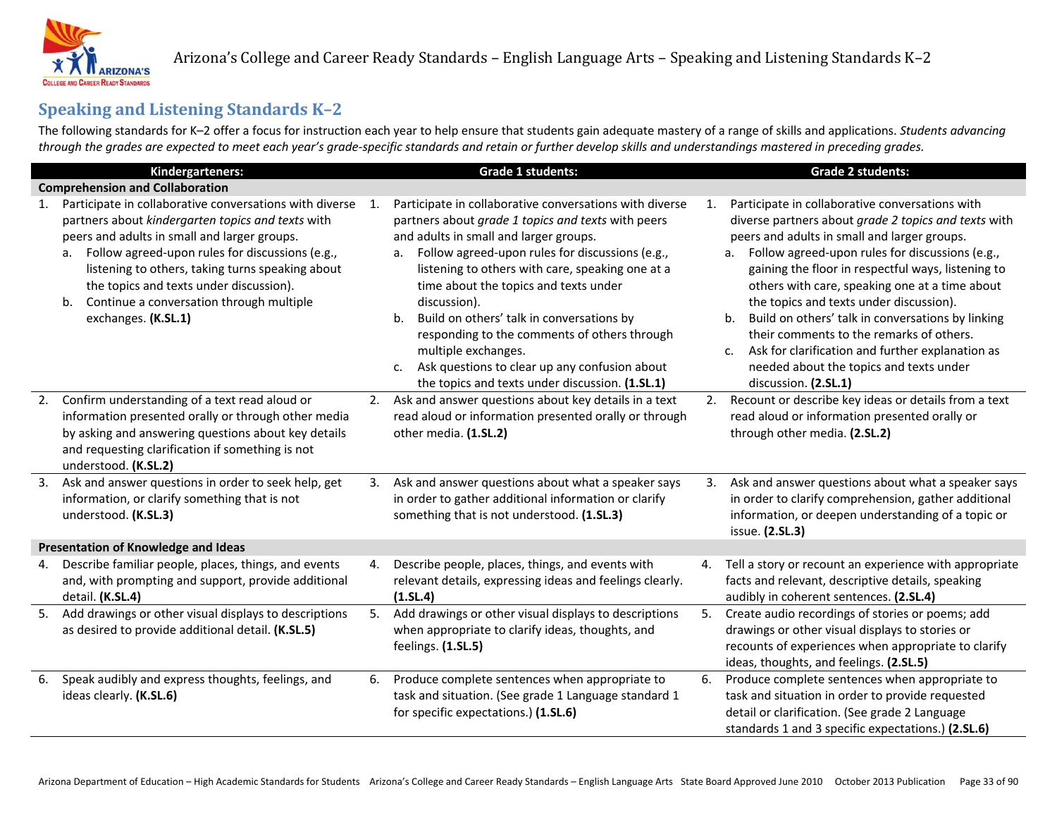## Speaking and Listening Standards K–2

The following standards for K–2 offer a focus for instruction each year to help ensure that students gain adequate mastery of a range of skills and applications. *Students advancing through the grades are expected to meet each year's grade-specific standards and retain or further develop skills and understandings mastered in preceding grades.*

| Kindergarteners: | Grade 1 students: | Grade 2 students: |
|---|---|---|
| **Comprehension and Collaboration** | | |
| 1. Participate in collaborative conversations with diverse partners about *kindergarten topics and texts* with peers and adults in small and larger groups.<br>a. Follow agreed-upon rules for discussions (e.g., listening to others, taking turns speaking about the topics and texts under discussion).<br>b. Continue a conversation through multiple exchanges. **(K.SL.1)** | 1. Participate in collaborative conversations with diverse partners about *grade 1 topics and texts* with peers and adults in small and larger groups.<br>a. Follow agreed-upon rules for discussions (e.g., listening to others with care, speaking one at a time about the topics and texts under discussion).<br>b. Build on others' talk in conversations by responding to the comments of others through multiple exchanges.<br>c. Ask questions to clear up any confusion about the topics and texts under discussion. **(1.SL.1)** | 1. Participate in collaborative conversations with diverse partners about *grade 2 topics and texts* with peers and adults in small and larger groups.<br>a. Follow agreed-upon rules for discussions (e.g., gaining the floor in respectful ways, listening to others with care, speaking one at a time about the topics and texts under discussion).<br>b. Build on others' talk in conversations by linking their comments to the remarks of others.<br>c. Ask for clarification and further explanation as needed about the topics and texts under discussion. **(2.SL.1)** |
| 2. Confirm understanding of a text read aloud or information presented orally or through other media by asking and answering questions about key details and requesting clarification if something is not understood. **(K.SL.2)** | 2. Ask and answer questions about key details in a text read aloud or information presented orally or through other media. **(1.SL.2)** | 2. Recount or describe key ideas or details from a text read aloud or information presented orally or through other media. **(2.SL.2)** |
| 3. Ask and answer questions in order to seek help, get information, or clarify something that is not understood. **(K.SL.3)** | 3. Ask and answer questions about what a speaker says in order to gather additional information or clarify something that is not understood. **(1.SL.3)** | 3. Ask and answer questions about what a speaker says in order to clarify comprehension, gather additional information, or deepen understanding of a topic or issue. **(2.SL.3)** |
| **Presentation of Knowledge and Ideas** | | |
| 4. Describe familiar people, places, things, and events and, with prompting and support, provide additional detail. **(K.SL.4)** | 4. Describe people, places, things, and events with relevant details, expressing ideas and feelings clearly. **(1.SL.4)** | 4. Tell a story or recount an experience with appropriate facts and relevant, descriptive details, speaking audibly in coherent sentences. **(2.SL.4)** |
| 5. Add drawings or other visual displays to descriptions as desired to provide additional detail. **(K.SL.5)** | 5. Add drawings or other visual displays to descriptions when appropriate to clarify ideas, thoughts, and feelings. **(1.SL.5)** | 5. Create audio recordings of stories or poems; add drawings or other visual displays to stories or recounts of experiences when appropriate to clarify ideas, thoughts, and feelings. **(2.SL.5)** |
| 6. Speak audibly and express thoughts, feelings, and ideas clearly. **(K.SL.6)** | 6. Produce complete sentences when appropriate to task and situation. (See grade 1 Language standard 1 for specific expectations.) **(1.SL.6)** | 6. Produce complete sentences when appropriate to task and situation in order to provide requested detail or clarification. (See grade 2 Language standards 1 and 3 specific expectations.) **(2.SL.6)** |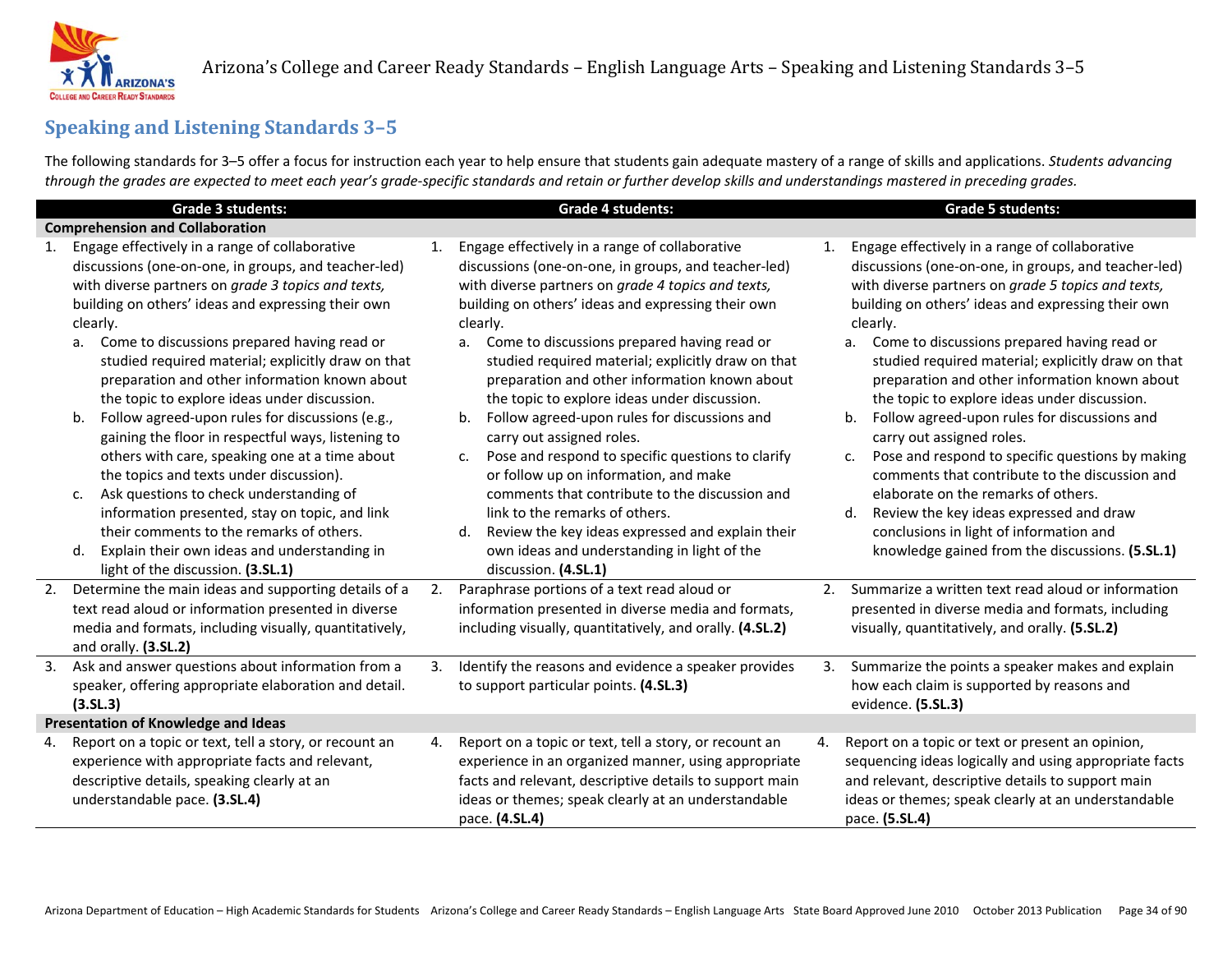## Speaking and Listening Standards 3–5

The following standards for 3–5 offer a focus for instruction each year to help ensure that students gain adequate mastery of a range of skills and applications. *Students advancing through the grades are expected to meet each year's grade-specific standards and retain or further develop skills and understandings mastered in preceding grades.*

| Grade 3 students: | Grade 4 students: | Grade 5 students: |
|---|---|---|
| **Comprehension and Collaboration** | | |
| 1. Engage effectively in a range of collaborative discussions (one-on-one, in groups, and teacher-led) with diverse partners on *grade 3 topics and texts,* building on others' ideas and expressing their own clearly.<br>a. Come to discussions prepared having read or studied required material; explicitly draw on that preparation and other information known about the topic to explore ideas under discussion.<br>b. Follow agreed-upon rules for discussions (e.g., gaining the floor in respectful ways, listening to others with care, speaking one at a time about the topics and texts under discussion).<br>c. Ask questions to check understanding of information presented, stay on topic, and link their comments to the remarks of others.<br>d. Explain their own ideas and understanding in light of the discussion. **(3.SL.1)** | 1. Engage effectively in a range of collaborative discussions (one-on-one, in groups, and teacher-led) with diverse partners on *grade 4 topics and texts,* building on others' ideas and expressing their own clearly.<br>a. Come to discussions prepared having read or studied required material; explicitly draw on that preparation and other information known about the topic to explore ideas under discussion.<br>b. Follow agreed-upon rules for discussions and carry out assigned roles.<br>c. Pose and respond to specific questions to clarify or follow up on information, and make comments that contribute to the discussion and link to the remarks of others.<br>d. Review the key ideas expressed and explain their own ideas and understanding in light of the discussion. **(4.SL.1)** | 1. Engage effectively in a range of collaborative discussions (one-on-one, in groups, and teacher-led) with diverse partners on *grade 5 topics and texts,* building on others' ideas and expressing their own clearly.<br>a. Come to discussions prepared having read or studied required material; explicitly draw on that preparation and other information known about the topic to explore ideas under discussion.<br>b. Follow agreed-upon rules for discussions and carry out assigned roles.<br>c. Pose and respond to specific questions by making comments that contribute to the discussion and elaborate on the remarks of others.<br>d. Review the key ideas expressed and draw conclusions in light of information and knowledge gained from the discussions. **(5.SL.1)** |
| 2. Determine the main ideas and supporting details of a text read aloud or information presented in diverse media and formats, including visually, quantitatively, and orally. **(3.SL.2)** | 2. Paraphrase portions of a text read aloud or information presented in diverse media and formats, including visually, quantitatively, and orally. **(4.SL.2)** | 2. Summarize a written text read aloud or information presented in diverse media and formats, including visually, quantitatively, and orally. **(5.SL.2)** |
| 3. Ask and answer questions about information from a speaker, offering appropriate elaboration and detail. **(3.SL.3)** | 3. Identify the reasons and evidence a speaker provides to support particular points. **(4.SL.3)** | 3. Summarize the points a speaker makes and explain how each claim is supported by reasons and evidence. **(5.SL.3)** |
| **Presentation of Knowledge and Ideas** | | |
| 4. Report on a topic or text, tell a story, or recount an experience with appropriate facts and relevant, descriptive details, speaking clearly at an understandable pace. **(3.SL.4)** | 4. Report on a topic or text, tell a story, or recount an experience in an organized manner, using appropriate facts and relevant, descriptive details to support main ideas or themes; speak clearly at an understandable pace. **(4.SL.4)** | 4. Report on a topic or text or present an opinion, sequencing ideas logically and using appropriate facts and relevant, descriptive details to support main ideas or themes; speak clearly at an understandable pace. **(5.SL.4)** |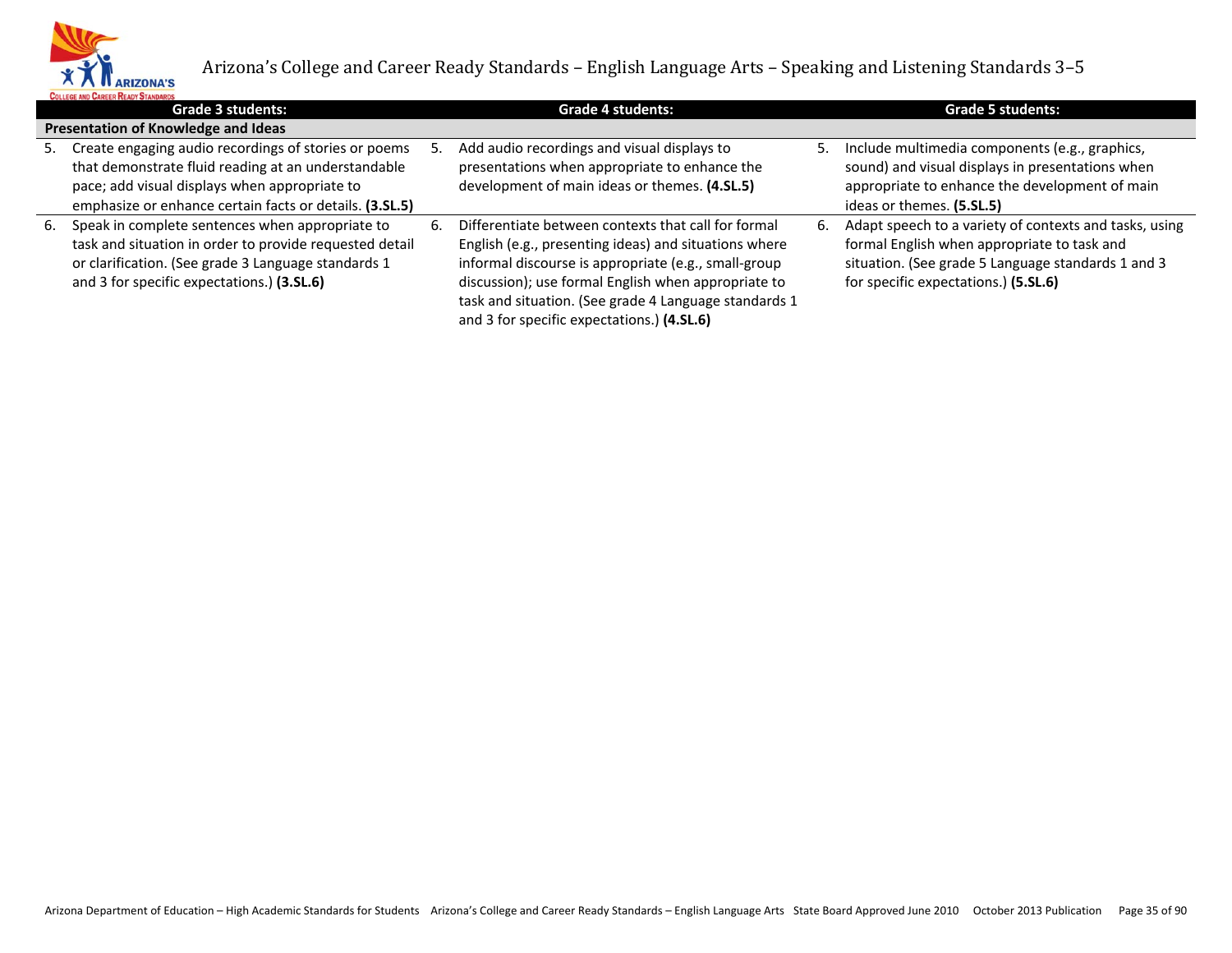| Grade 3 students: | Grade 4 students: | Grade 5 students: |
|---|---|---|
| **Presentation of Knowledge and Ideas** | | |
| 5. Create engaging audio recordings of stories or poems that demonstrate fluid reading at an understandable pace; add visual displays when appropriate to emphasize or enhance certain facts or details. **(3.SL.5)** | 5. Add audio recordings and visual displays to presentations when appropriate to enhance the development of main ideas or themes. **(4.SL.5)** | 5. Include multimedia components (e.g., graphics, sound) and visual displays in presentations when appropriate to enhance the development of main ideas or themes. **(5.SL.5)** |
| 6. Speak in complete sentences when appropriate to task and situation in order to provide requested detail or clarification. (See grade 3 Language standards 1 and 3 for specific expectations.) **(3.SL.6)** | 6. Differentiate between contexts that call for formal English (e.g., presenting ideas) and situations where informal discourse is appropriate (e.g., small-group discussion); use formal English when appropriate to task and situation. (See grade 4 Language standards 1 and 3 for specific expectations.) **(4.SL.6)** | 6. Adapt speech to a variety of contexts and tasks, using formal English when appropriate to task and situation. (See grade 5 Language standards 1 and 3 for specific expectations.) **(5.SL.6)** |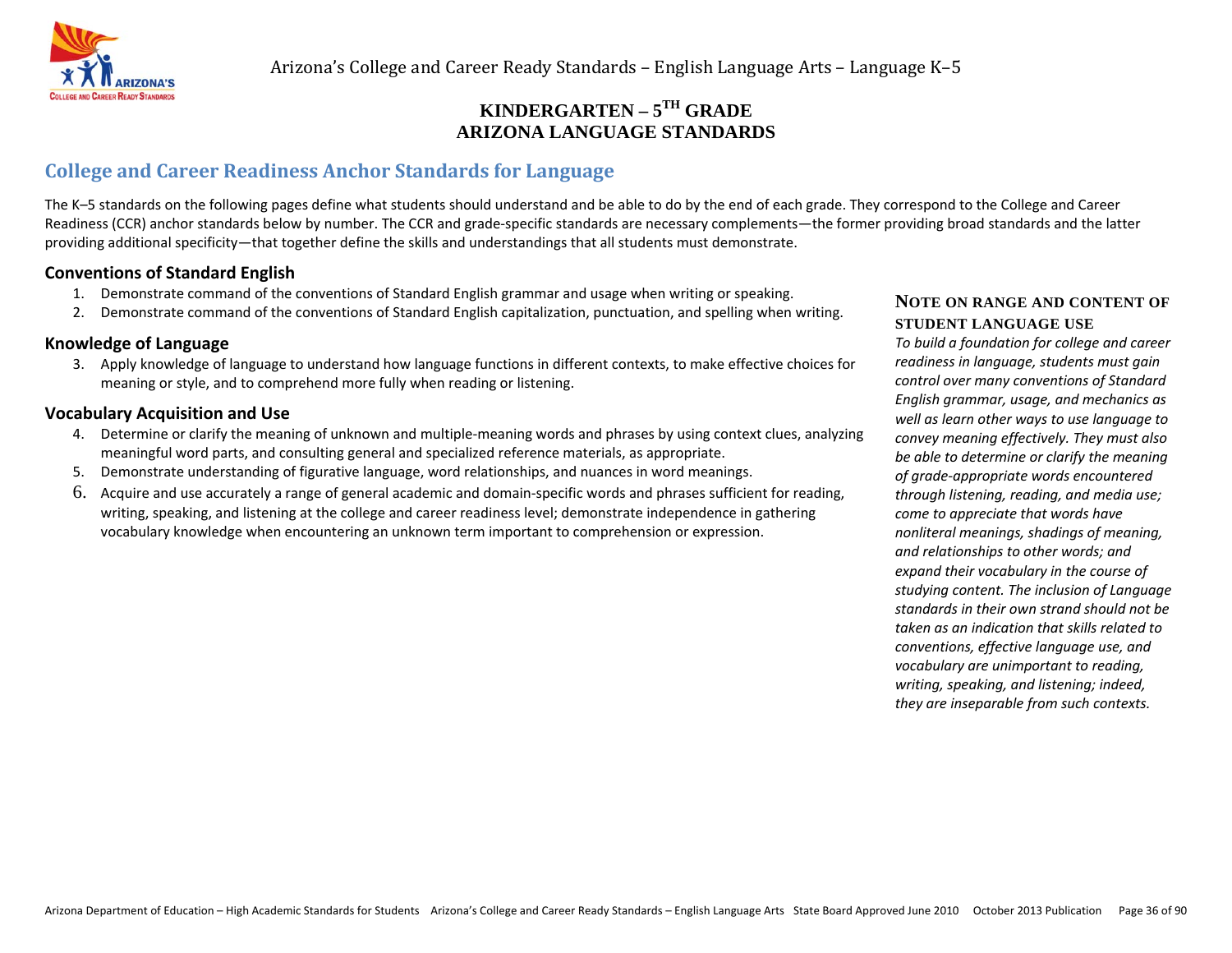# KINDERGARTEN – 5TH GRADE ARIZONA LANGUAGE STANDARDS

## College and Career Readiness Anchor Standards for Language

The K–5 standards on the following pages define what students should understand and be able to do by the end of each grade. They correspond to the College and Career Readiness (CCR) anchor standards below by number. The CCR and grade-specific standards are necessary complements—the former providing broad standards and the latter providing additional specificity—that together define the skills and understandings that all students must demonstrate.

### Conventions of Standard English

1. Demonstrate command of the conventions of Standard English grammar and usage when writing or speaking.
2. Demonstrate command of the conventions of Standard English capitalization, punctuation, and spelling when writing.

### Knowledge of Language

3. Apply knowledge of language to understand how language functions in different contexts, to make effective choices for meaning or style, and to comprehend more fully when reading or listening.

### Vocabulary Acquisition and Use

4. Determine or clarify the meaning of unknown and multiple-meaning words and phrases by using context clues, analyzing meaningful word parts, and consulting general and specialized reference materials, as appropriate.
5. Demonstrate understanding of figurative language, word relationships, and nuances in word meanings.
6. Acquire and use accurately a range of general academic and domain-specific words and phrases sufficient for reading, writing, speaking, and listening at the college and career readiness level; demonstrate independence in gathering vocabulary knowledge when encountering an unknown term important to comprehension or expression.

### NOTE ON RANGE AND CONTENT OF STUDENT LANGUAGE USE

*To build a foundation for college and career readiness in language, students must gain control over many conventions of Standard English grammar, usage, and mechanics as well as learn other ways to use language to convey meaning effectively. They must also be able to determine or clarify the meaning of grade-appropriate words encountered through listening, reading, and media use; come to appreciate that words have nonliteral meanings, shadings of meaning, and relationships to other words; and expand their vocabulary in the course of studying content. The inclusion of Language standards in their own strand should not be taken as an indication that skills related to conventions, effective language use, and vocabulary are unimportant to reading, writing, speaking, and listening; indeed, they are inseparable from such contexts.*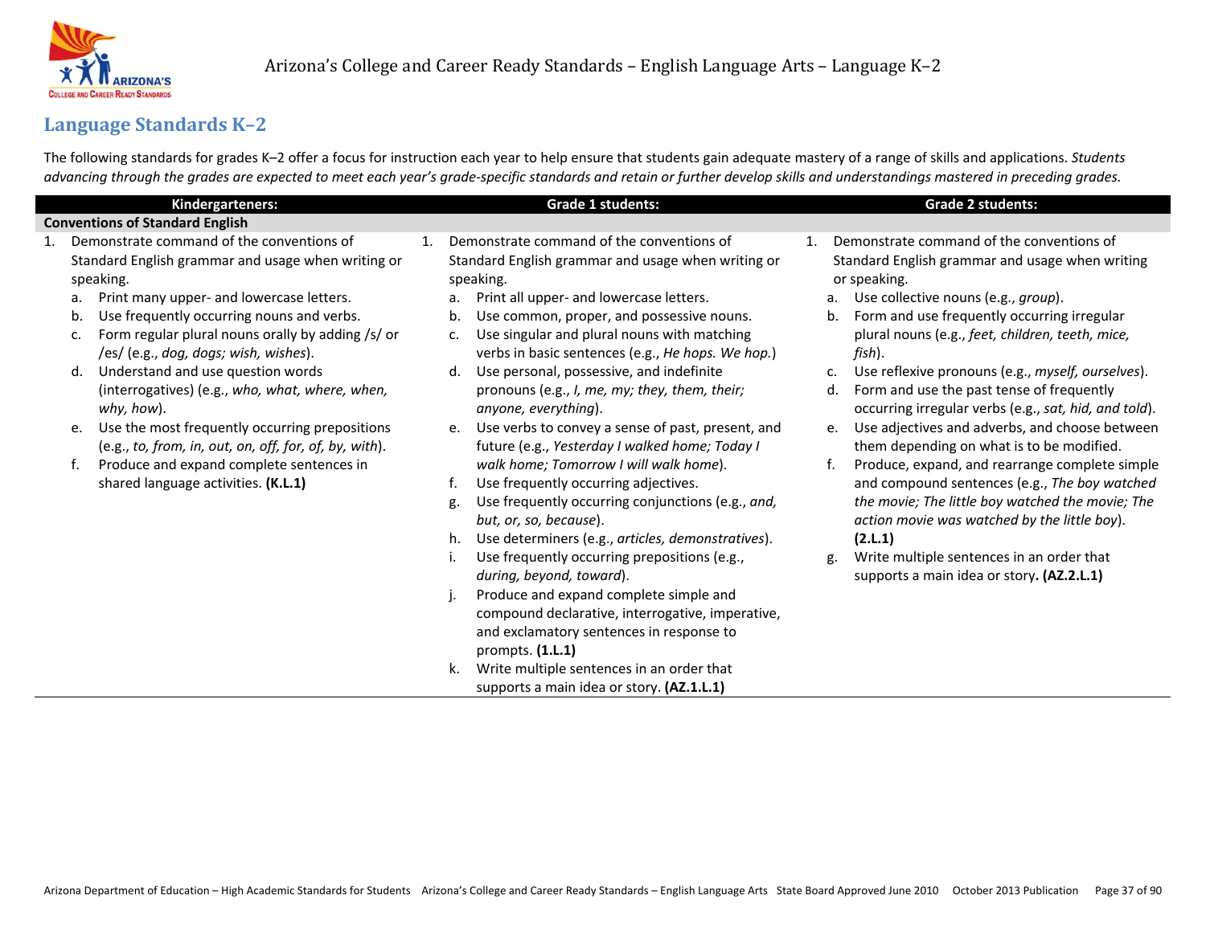## Language Standards K–2

The following standards for grades K–2 offer a focus for instruction each year to help ensure that students gain adequate mastery of a range of skills and applications. *Students advancing through the grades are expected to meet each year's grade-specific standards and retain or further develop skills and understandings mastered in preceding grades.*

| Kindergarteners: | Grade 1 students: | Grade 2 students: |
|---|---|---|
| **Conventions of Standard English** | | |
| 1. Demonstrate command of the conventions of Standard English grammar and usage when writing or speaking.<br>a. Print many upper- and lowercase letters.<br>b. Use frequently occurring nouns and verbs.<br>c. Form regular plural nouns orally by adding /s/ or /es/ (e.g., *dog, dogs; wish, wishes*).<br>d. Understand and use question words (interrogatives) (e.g., *who, what, where, when, why, how*).<br>e. Use the most frequently occurring prepositions (e.g., *to, from, in, out, on, off, for, of, by, with*).<br>f. Produce and expand complete sentences in shared language activities. **(K.L.1)** | 1. Demonstrate command of the conventions of Standard English grammar and usage when writing or speaking.<br>a. Print all upper- and lowercase letters.<br>b. Use common, proper, and possessive nouns.<br>c. Use singular and plural nouns with matching verbs in basic sentences (e.g., *He hops. We hop.*)<br>d. Use personal, possessive, and indefinite pronouns (e.g., *I, me, my; they, them, their; anyone, everything*).<br>e. Use verbs to convey a sense of past, present, and future (e.g., *Yesterday I walked home; Today I walk home; Tomorrow I will walk home*).<br>f. Use frequently occurring adjectives.<br>g. Use frequently occurring conjunctions (e.g., *and, but, or, so, because*).<br>h. Use determiners (e.g., *articles, demonstratives*).<br>i. Use frequently occurring prepositions (e.g., *during, beyond, toward*).<br>j. Produce and expand complete simple and compound declarative, interrogative, imperative, and exclamatory sentences in response to prompts. **(1.L.1)**<br>k. Write multiple sentences in an order that supports a main idea or story. **(AZ.1.L.1)** | 1. Demonstrate command of the conventions of Standard English grammar and usage when writing or speaking.<br>a. Use collective nouns (e.g., *group*).<br>b. Form and use frequently occurring irregular plural nouns (e.g., *feet, children, teeth, mice, fish*).<br>c. Use reflexive pronouns (e.g., *myself, ourselves*).<br>d. Form and use the past tense of frequently occurring irregular verbs (e.g., *sat, hid, and told*).<br>e. Use adjectives and adverbs, and choose between them depending on what is to be modified.<br>f. Produce, expand, and rearrange complete simple and compound sentences (e.g., *The boy watched the movie; The little boy watched the movie; The action movie was watched by the little boy*). **(2.L.1)**<br>g. Write multiple sentences in an order that supports a main idea or story**. (AZ.2.L.1)** |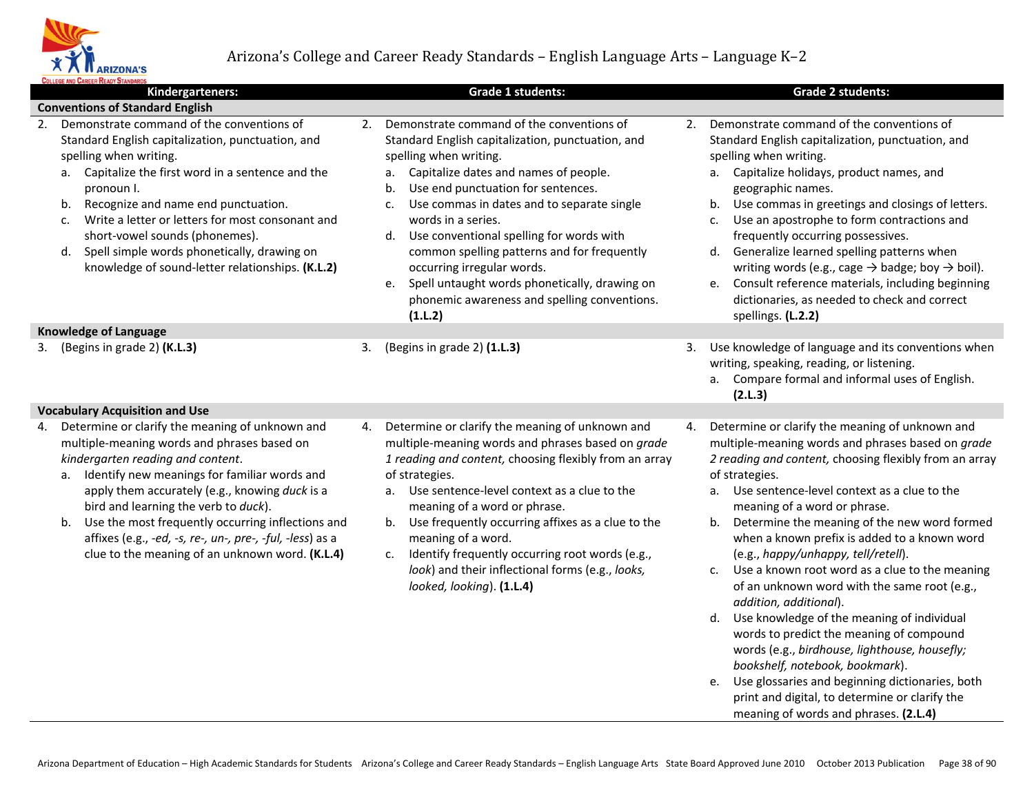# Arizona's College and Career Ready Standards – English Language Arts – Language K–2

| Kindergarteners: | Grade 1 students: | Grade 2 students: |
|---|---|---|
| **Conventions of Standard English** | | |
| 2. Demonstrate command of the conventions of Standard English capitalization, punctuation, and spelling when writing.<br>a. Capitalize the first word in a sentence and the pronoun I.<br>b. Recognize and name end punctuation.<br>c. Write a letter or letters for most consonant and short-vowel sounds (phonemes).<br>d. Spell simple words phonetically, drawing on knowledge of sound-letter relationships. **(K.L.2)** | 2. Demonstrate command of the conventions of Standard English capitalization, punctuation, and spelling when writing.<br>a. Capitalize dates and names of people.<br>b. Use end punctuation for sentences.<br>c. Use commas in dates and to separate single words in a series.<br>d. Use conventional spelling for words with common spelling patterns and for frequently occurring irregular words.<br>e. Spell untaught words phonetically, drawing on phonemic awareness and spelling conventions. **(1.L.2)** | 2. Demonstrate command of the conventions of Standard English capitalization, punctuation, and spelling when writing.<br>a. Capitalize holidays, product names, and geographic names.<br>b. Use commas in greetings and closings of letters.<br>c. Use an apostrophe to form contractions and frequently occurring possessives.<br>d. Generalize learned spelling patterns when writing words (e.g., cage → badge; boy → boil).<br>e. Consult reference materials, including beginning dictionaries, as needed to check and correct spellings. **(L.2.2)** |
| **Knowledge of Language** | | |
| 3. (Begins in grade 2) **(K.L.3)** | 3. (Begins in grade 2) **(1.L.3)** | 3. Use knowledge of language and its conventions when writing, speaking, reading, or listening.<br>a. Compare formal and informal uses of English. **(2.L.3)** |
| **Vocabulary Acquisition and Use** | | |
| 4. Determine or clarify the meaning of unknown and multiple-meaning words and phrases based on *kindergarten reading and content*.<br>a. Identify new meanings for familiar words and apply them accurately (e.g., knowing *duck* is a bird and learning the verb to *duck*).<br>b. Use the most frequently occurring inflections and affixes (e.g., *-ed, -s, re-, un-, pre-, -ful, -less*) as a clue to the meaning of an unknown word. **(K.L.4)** | 4. Determine or clarify the meaning of unknown and multiple-meaning words and phrases based on *grade 1 reading and content,* choosing flexibly from an array of strategies.<br>a. Use sentence-level context as a clue to the meaning of a word or phrase.<br>b. Use frequently occurring affixes as a clue to the meaning of a word.<br>c. Identify frequently occurring root words (e.g., *look*) and their inflectional forms (e.g., *looks, looked, looking*). **(1.L.4)** | 4. Determine or clarify the meaning of unknown and multiple-meaning words and phrases based on *grade 2 reading and content,* choosing flexibly from an array of strategies.<br>a. Use sentence-level context as a clue to the meaning of a word or phrase.<br>b. Determine the meaning of the new word formed when a known prefix is added to a known word (e.g., *happy/unhappy, tell/retell*).<br>c. Use a known root word as a clue to the meaning of an unknown word with the same root (e.g., *addition, additional*).<br>d. Use knowledge of the meaning of individual words to predict the meaning of compound words (e.g., *birdhouse, lighthouse, housefly; bookshelf, notebook, bookmark*).<br>e. Use glossaries and beginning dictionaries, both print and digital, to determine or clarify the meaning of words and phrases. **(2.L.4)** |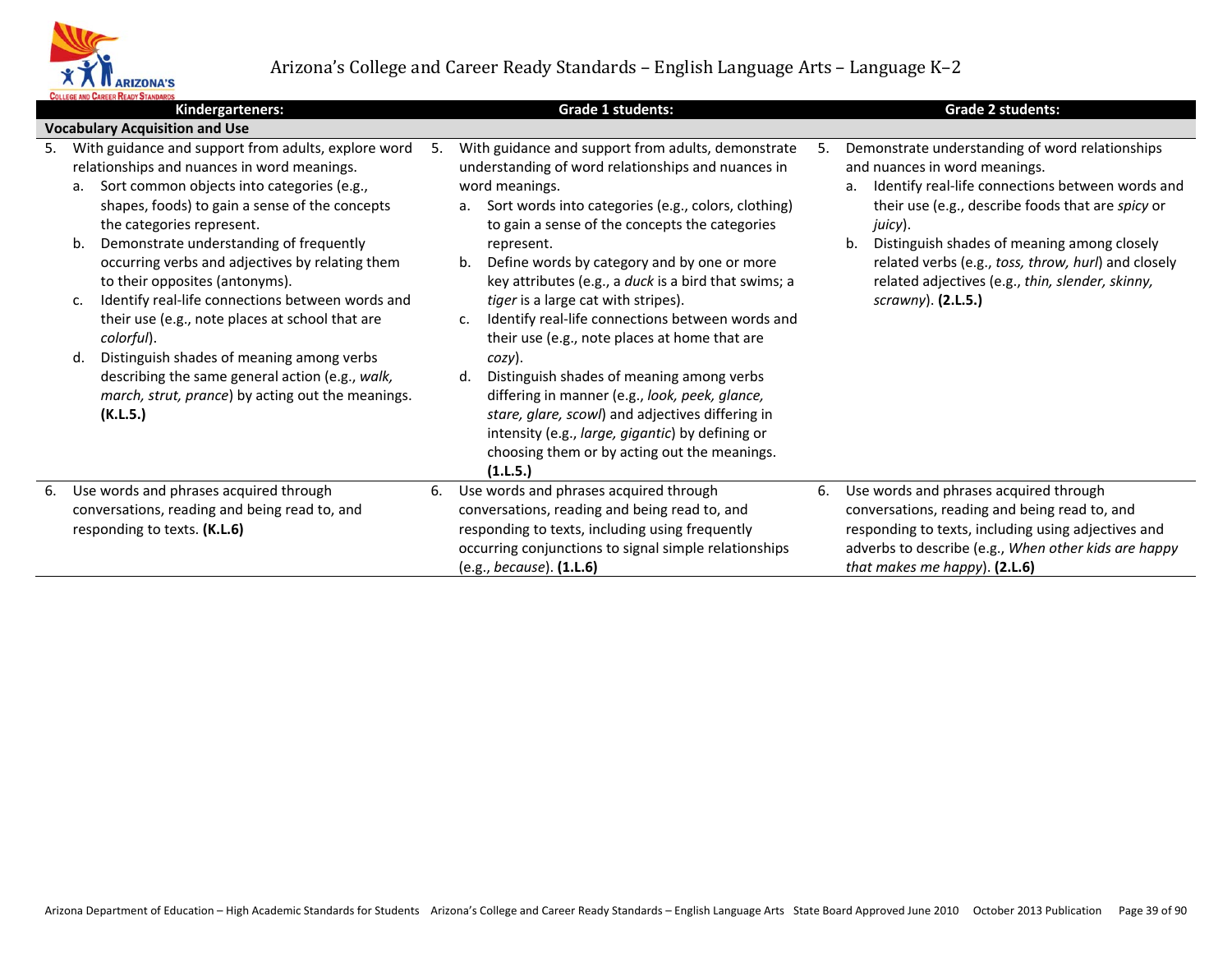| Kindergarteners: | Grade 1 students: | Grade 2 students: |
|---|---|---|
| **Vocabulary Acquisition and Use** | | |
| 5. With guidance and support from adults, explore word relationships and nuances in word meanings.<br>a. Sort common objects into categories (e.g., shapes, foods) to gain a sense of the concepts the categories represent.<br>b. Demonstrate understanding of frequently occurring verbs and adjectives by relating them to their opposites (antonyms).<br>c. Identify real-life connections between words and their use (e.g., note places at school that are *colorful*).<br>d. Distinguish shades of meaning among verbs describing the same general action (e.g., *walk, march, strut, prance*) by acting out the meanings. **(K.L.5.)** | 5. With guidance and support from adults, demonstrate understanding of word relationships and nuances in word meanings.<br>a. Sort words into categories (e.g., colors, clothing) to gain a sense of the concepts the categories represent.<br>b. Define words by category and by one or more key attributes (e.g., a *duck* is a bird that swims; a *tiger* is a large cat with stripes).<br>c. Identify real-life connections between words and their use (e.g., note places at home that are *cozy*).<br>d. Distinguish shades of meaning among verbs differing in manner (e.g., *look, peek, glance, stare, glare, scowl*) and adjectives differing in intensity (e.g., *large, gigantic*) by defining or choosing them or by acting out the meanings. **(1.L.5.)** | 5. Demonstrate understanding of word relationships and nuances in word meanings.<br>a. Identify real-life connections between words and their use (e.g., describe foods that are *spicy* or *juicy*).<br>b. Distinguish shades of meaning among closely related verbs (e.g., *toss, throw, hurl*) and closely related adjectives (e.g., *thin, slender, skinny, scrawny*). **(2.L.5.)** |
| 6. Use words and phrases acquired through conversations, reading and being read to, and responding to texts. **(K.L.6)** | 6. Use words and phrases acquired through conversations, reading and being read to, and responding to texts, including using frequently occurring conjunctions to signal simple relationships (e.g., *because*). **(1.L.6)** | 6. Use words and phrases acquired through conversations, reading and being read to, and responding to texts, including using adjectives and adverbs to describe (e.g., *When other kids are happy that makes me happy*). **(2.L.6)** |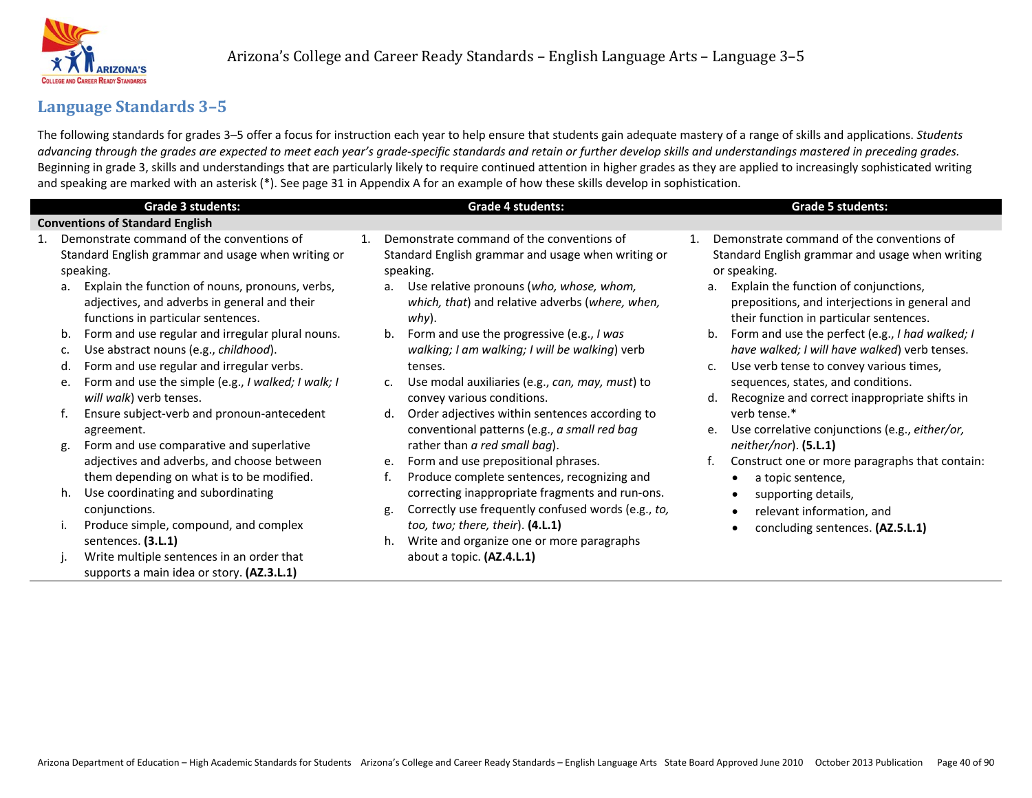## Language Standards 3–5

The following standards for grades 3–5 offer a focus for instruction each year to help ensure that students gain adequate mastery of a range of skills and applications. *Students advancing through the grades are expected to meet each year's grade-specific standards and retain or further develop skills and understandings mastered in preceding grades.* Beginning in grade 3, skills and understandings that are particularly likely to require continued attention in higher grades as they are applied to increasingly sophisticated writing and speaking are marked with an asterisk (*). See page 31 in Appendix A for an example of how these skills develop in sophistication.

| Grade 3 students: | Grade 4 students: | Grade 5 students: |
|---|---|---|
| **Conventions of Standard English** | | |
| 1. Demonstrate command of the conventions of Standard English grammar and usage when writing or speaking.<br>a. Explain the function of nouns, pronouns, verbs, adjectives, and adverbs in general and their functions in particular sentences.<br>b. Form and use regular and irregular plural nouns.<br>c. Use abstract nouns (e.g., *childhood*).<br>d. Form and use regular and irregular verbs.<br>e. Form and use the simple (e.g., *I walked; I walk; I will walk*) verb tenses.<br>f. Ensure subject-verb and pronoun-antecedent agreement.<br>g. Form and use comparative and superlative adjectives and adverbs, and choose between them depending on what is to be modified.<br>h. Use coordinating and subordinating conjunctions.<br>i. Produce simple, compound, and complex sentences. **(3.L.1)**<br>j. Write multiple sentences in an order that supports a main idea or story. **(AZ.3.L.1)** | 1. Demonstrate command of the conventions of Standard English grammar and usage when writing or speaking.<br>a. Use relative pronouns (*who, whose, whom, which, that*) and relative adverbs (*where, when, why*).<br>b. Form and use the progressive (e.g., *I was walking; I am walking; I will be walking*) verb tenses.<br>c. Use modal auxiliaries (e.g., *can, may, must*) to convey various conditions.<br>d. Order adjectives within sentences according to conventional patterns (e.g., *a small red bag* rather than *a red small bag*).<br>e. Form and use prepositional phrases.<br>f. Produce complete sentences, recognizing and correcting inappropriate fragments and run-ons.<br>g. Correctly use frequently confused words (e.g., *to, too, two; there, their*). **(4.L.1)**<br>h. Write and organize one or more paragraphs about a topic. **(AZ.4.L.1)** | 1. Demonstrate command of the conventions of Standard English grammar and usage when writing or speaking.<br>a. Explain the function of conjunctions, prepositions, and interjections in general and their function in particular sentences.<br>b. Form and use the perfect (e.g., *I had walked; I have walked; I will have walked*) verb tenses.<br>c. Use verb tense to convey various times, sequences, states, and conditions.<br>d. Recognize and correct inappropriate shifts in verb tense.*<br>e. Use correlative conjunctions (e.g., *either/or, neither/nor*). **(5.L.1)**<br>f. Construct one or more paragraphs that contain:<br>• a topic sentence,<br>• supporting details,<br>• relevant information, and<br>• concluding sentences. **(AZ.5.L.1)** |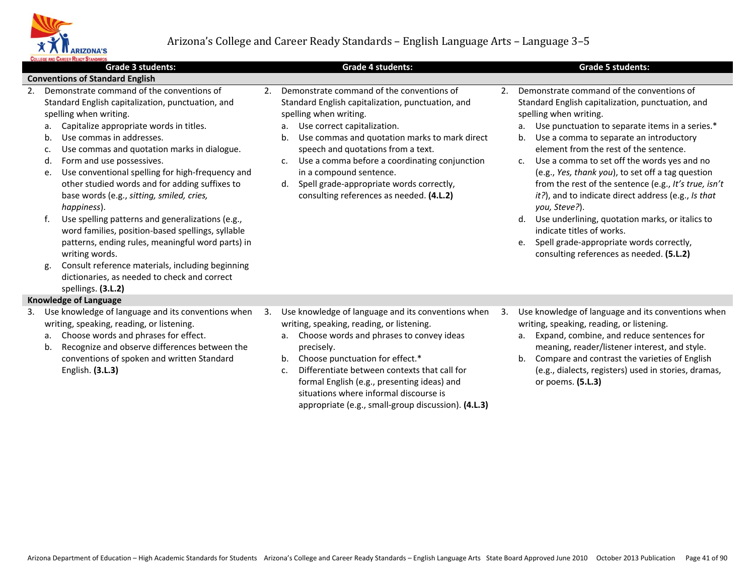# Arizona's College and Career Ready Standards – English Language Arts – Language 3–5

| Grade 3 students: | Grade 4 students: | Grade 5 students: |
|---|---|---|
| **Conventions of Standard English** | | |
| 2. Demonstrate command of the conventions of Standard English capitalization, punctuation, and spelling when writing.<br>a. Capitalize appropriate words in titles.<br>b. Use commas in addresses.<br>c. Use commas and quotation marks in dialogue.<br>d. Form and use possessives.<br>e. Use conventional spelling for high-frequency and other studied words and for adding suffixes to base words (e.g., *sitting, smiled, cries, happiness*).<br>f. Use spelling patterns and generalizations (e.g., word families, position-based spellings, syllable patterns, ending rules, meaningful word parts) in writing words.<br>g. Consult reference materials, including beginning dictionaries, as needed to check and correct spellings. **(3.L.2)** | 2. Demonstrate command of the conventions of Standard English capitalization, punctuation, and spelling when writing.<br>a. Use correct capitalization.<br>b. Use commas and quotation marks to mark direct speech and quotations from a text.<br>c. Use a comma before a coordinating conjunction in a compound sentence.<br>d. Spell grade-appropriate words correctly, consulting references as needed. **(4.L.2)** | 2. Demonstrate command of the conventions of Standard English capitalization, punctuation, and spelling when writing.<br>a. Use punctuation to separate items in a series.*<br>b. Use a comma to separate an introductory element from the rest of the sentence.<br>c. Use a comma to set off the words yes and no (e.g., *Yes, thank you*), to set off a tag question from the rest of the sentence (e.g., *It's true, isn't it?*), and to indicate direct address (e.g., *Is that you, Steve?*).<br>d. Use underlining, quotation marks, or italics to indicate titles of works.<br>e. Spell grade-appropriate words correctly, consulting references as needed. **(5.L.2)** |
| **Knowledge of Language** | | |
| 3. Use knowledge of language and its conventions when writing, speaking, reading, or listening.<br>a. Choose words and phrases for effect.<br>b. Recognize and observe differences between the conventions of spoken and written Standard English. **(3.L.3)** | 3. Use knowledge of language and its conventions when writing, speaking, reading, or listening.<br>a. Choose words and phrases to convey ideas precisely.<br>b. Choose punctuation for effect.*<br>c. Differentiate between contexts that call for formal English (e.g., presenting ideas) and situations where informal discourse is appropriate (e.g., small-group discussion). **(4.L.3)** | 3. Use knowledge of language and its conventions when writing, speaking, reading, or listening.<br>a. Expand, combine, and reduce sentences for meaning, reader/listener interest, and style.<br>b. Compare and contrast the varieties of English (e.g., dialects, registers) used in stories, dramas, or poems. **(5.L.3)** |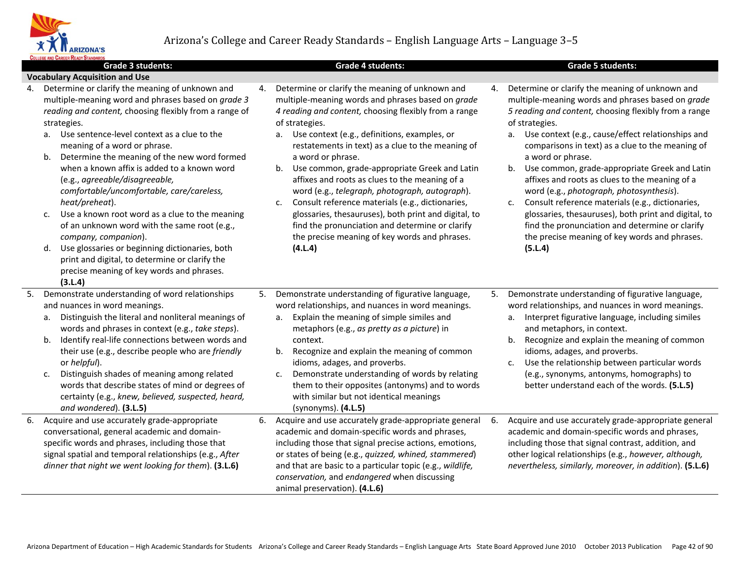# Arizona's College and Career Ready Standards – English Language Arts – Language 3–5

| Grade 3 students: | Grade 4 students: | Grade 5 students: |
|---|---|---|
| **Vocabulary Acquisition and Use** | | |
| 4. Determine or clarify the meaning of unknown and multiple-meaning word and phrases based on *grade 3 reading and content,* choosing flexibly from a range of strategies.<br>a. Use sentence-level context as a clue to the meaning of a word or phrase.<br>b. Determine the meaning of the new word formed when a known affix is added to a known word (e.g., *agreeable/disagreeable, comfortable/uncomfortable, care/careless, heat/preheat*).<br>c. Use a known root word as a clue to the meaning of an unknown word with the same root (e.g., *company, companion*).<br>d. Use glossaries or beginning dictionaries, both print and digital, to determine or clarify the precise meaning of key words and phrases. **(3.L.4)** | 4. Determine or clarify the meaning of unknown and multiple-meaning words and phrases based on *grade 4 reading and content,* choosing flexibly from a range of strategies.<br>a. Use context (e.g., definitions, examples, or restatements in text) as a clue to the meaning of a word or phrase.<br>b. Use common, grade-appropriate Greek and Latin affixes and roots as clues to the meaning of a word (e.g., *telegraph, photograph, autograph*).<br>c. Consult reference materials (e.g., dictionaries, glossaries, thesauruses), both print and digital, to find the pronunciation and determine or clarify the precise meaning of key words and phrases. **(4.L.4)** | 4. Determine or clarify the meaning of unknown and multiple-meaning words and phrases based on *grade 5 reading and content,* choosing flexibly from a range of strategies.<br>a. Use context (e.g., cause/effect relationships and comparisons in text) as a clue to the meaning of a word or phrase.<br>b. Use common, grade-appropriate Greek and Latin affixes and roots as clues to the meaning of a word (e.g., *photograph, photosynthesis*).<br>c. Consult reference materials (e.g., dictionaries, glossaries, thesauruses), both print and digital, to find the pronunciation and determine or clarify the precise meaning of key words and phrases. **(5.L.4)** |
| 5. Demonstrate understanding of word relationships and nuances in word meanings.<br>a. Distinguish the literal and nonliteral meanings of words and phrases in context (e.g., *take steps*).<br>b. Identify real-life connections between words and their use (e.g., describe people who are *friendly* or *helpful*).<br>c. Distinguish shades of meaning among related words that describe states of mind or degrees of certainty (e.g., *knew, believed, suspected, heard, and wondered*). **(3.L.5)** | 5. Demonstrate understanding of figurative language, word relationships, and nuances in word meanings.<br>a. Explain the meaning of simple similes and metaphors (e.g., *as pretty as a picture*) in context.<br>b. Recognize and explain the meaning of common idioms, adages, and proverbs.<br>c. Demonstrate understanding of words by relating them to their opposites (antonyms) and to words with similar but not identical meanings (synonyms). **(4.L.5)** | 5. Demonstrate understanding of figurative language, word relationships, and nuances in word meanings.<br>a. Interpret figurative language, including similes and metaphors, in context.<br>b. Recognize and explain the meaning of common idioms, adages, and proverbs.<br>c. Use the relationship between particular words (e.g., synonyms, antonyms, homographs) to better understand each of the words. **(5.L.5)** |
| 6. Acquire and use accurately grade-appropriate conversational, general academic and domain-specific words and phrases, including those that signal spatial and temporal relationships (e.g., *After dinner that night we went looking for them*). **(3.L.6)** | 6. Acquire and use accurately grade-appropriate general academic and domain-specific words and phrases, including those that signal precise actions, emotions, or states of being (e.g., *quizzed, whined, stammered*) and that are basic to a particular topic (e.g., *wildlife, conservation,* and *endangered* when discussing animal preservation). **(4.L.6)** | 6. Acquire and use accurately grade-appropriate general academic and domain-specific words and phrases, including those that signal contrast, addition, and other logical relationships (e.g., *however, although, nevertheless, similarly, moreover, in addition*). **(5.L.6)** |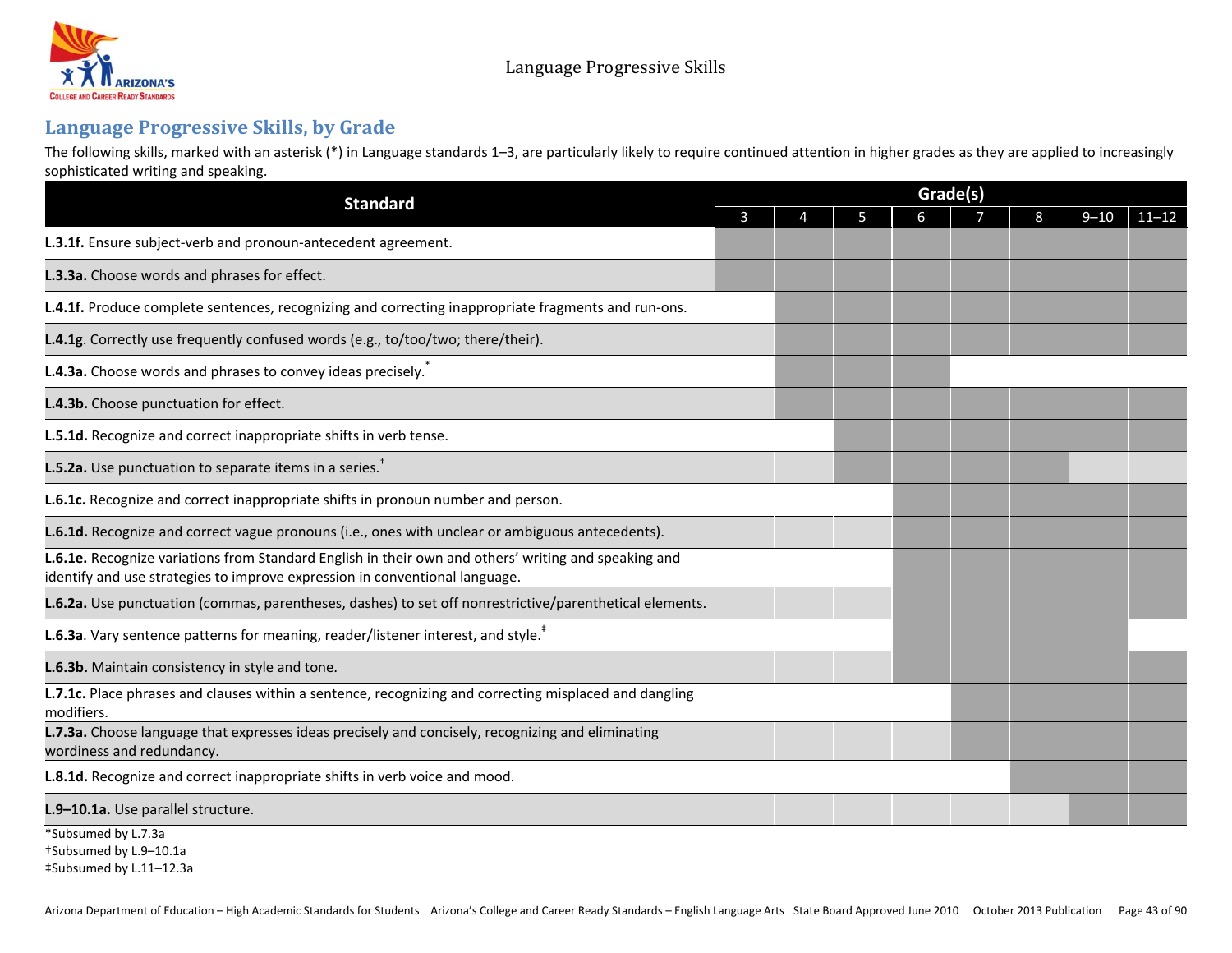## Language Progressive Skills, by Grade

The following skills, marked with an asterisk (*) in Language standards 1–3, are particularly likely to require continued attention in higher grades as they are applied to increasingly sophisticated writing and speaking.

| Standard | Grade(s) | | | | | | | |
|---|---|---|---|---|---|---|---|---|
| | 3 | 4 | 5 | 6 | 7 | 8 | 9–10 | 11–12 |
| **L.3.1f.** Ensure subject-verb and pronoun-antecedent agreement. | ■ | ■ | ■ | ■ | ■ | ■ | ■ | ■ |
| **L.3.3a.** Choose words and phrases for effect. | ■ | ■ | ■ | ■ | ■ | ■ | ■ | ■ |
| **L.4.1f.** Produce complete sentences, recognizing and correcting inappropriate fragments and run-ons. | | ■ | ■ | ■ | ■ | ■ | ■ | ■ |
| **L.4.1g**. Correctly use frequently confused words (e.g., to/too/two; there/their). | | ■ | ■ | ■ | ■ | ■ | ■ | ■ |
| **L.4.3a.** Choose words and phrases to convey ideas precisely.* | | ■ | ■ | ■ | | | | |
| **L.4.3b.** Choose punctuation for effect. | | ■ | ■ | ■ | ■ | ■ | ■ | ■ |
| **L.5.1d.** Recognize and correct inappropriate shifts in verb tense. | | | ■ | ■ | ■ | ■ | ■ | ■ |
| **L.5.2a.** Use punctuation to separate items in a series.† | | | ■ | ■ | ■ | ■ | | |
| **L.6.1c.** Recognize and correct inappropriate shifts in pronoun number and person. | | | | ■ | ■ | ■ | ■ | ■ |
| **L.6.1d.** Recognize and correct vague pronouns (i.e., ones with unclear or ambiguous antecedents). | | | | ■ | ■ | ■ | ■ | ■ |
| **L.6.1e.** Recognize variations from Standard English in their own and others' writing and speaking and identify and use strategies to improve expression in conventional language. | | | | ■ | ■ | ■ | ■ | ■ |
| **L.6.2a.** Use punctuation (commas, parentheses, dashes) to set off nonrestrictive/parenthetical elements. | | | | ■ | ■ | ■ | ■ | ■ |
| **L.6.3a**. Vary sentence patterns for meaning, reader/listener interest, and style.‡ | | | | ■ | ■ | ■ | ■ | |
| **L.6.3b.** Maintain consistency in style and tone. | | | | ■ | ■ | ■ | ■ | ■ |
| **L.7.1c.** Place phrases and clauses within a sentence, recognizing and correcting misplaced and dangling modifiers. | | | | | ■ | ■ | ■ | ■ |
| **L.7.3a.** Choose language that expresses ideas precisely and concisely, recognizing and eliminating wordiness and redundancy. | | | | | ■ | ■ | ■ | ■ |
| **L.8.1d.** Recognize and correct inappropriate shifts in verb voice and mood. | | | | | | ■ | ■ | ■ |
| **L.9–10.1a.** Use parallel structure. | | | | | | | ■ | ■ |

*Subsumed by L.7.3a
†Subsumed by L.9–10.1a
‡Subsumed by L.11–12.3a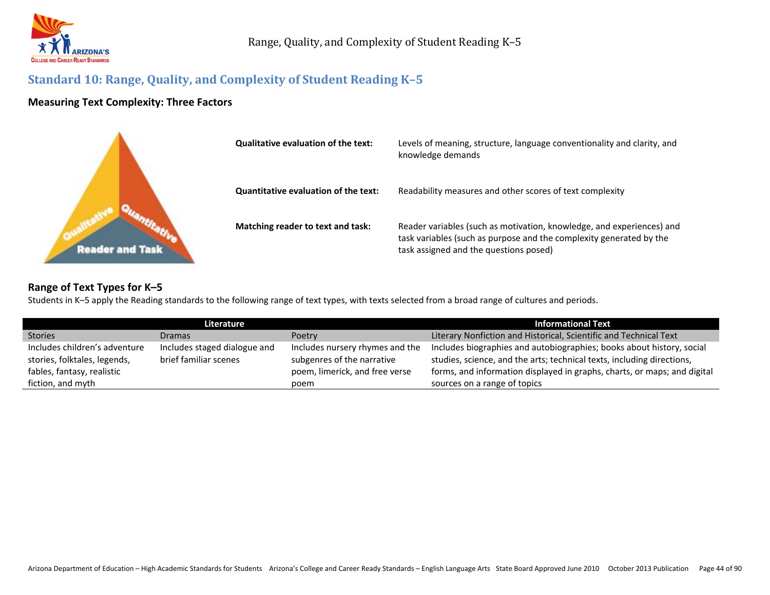## Standard 10: Range, Quality, and Complexity of Student Reading K–5

### Measuring Text Complexity: Three Factors

**Qualitative evaluation of the text:** Levels of meaning, structure, language conventionality and clarity, and knowledge demands

**Quantitative evaluation of the text:** Readability measures and other scores of text complexity

**Matching reader to text and task:** Reader variables (such as motivation, knowledge, and experiences) and task variables (such as purpose and the complexity generated by the task assigned and the questions posed)

### Range of Text Types for K–5

Students in K–5 apply the Reading standards to the following range of text types, with texts selected from a broad range of cultures and periods.

| Literature | | | Informational Text |
|---|---|---|---|
| Stories | Dramas | Poetry | Literary Nonfiction and Historical, Scientific and Technical Text |
| Includes children's adventure stories, folktales, legends, fables, fantasy, realistic fiction, and myth | Includes staged dialogue and brief familiar scenes | Includes nursery rhymes and the subgenres of the narrative poem, limerick, and free verse poem | Includes biographies and autobiographies; books about history, social studies, science, and the arts; technical texts, including directions, forms, and information displayed in graphs, charts, or maps; and digital sources on a range of topics |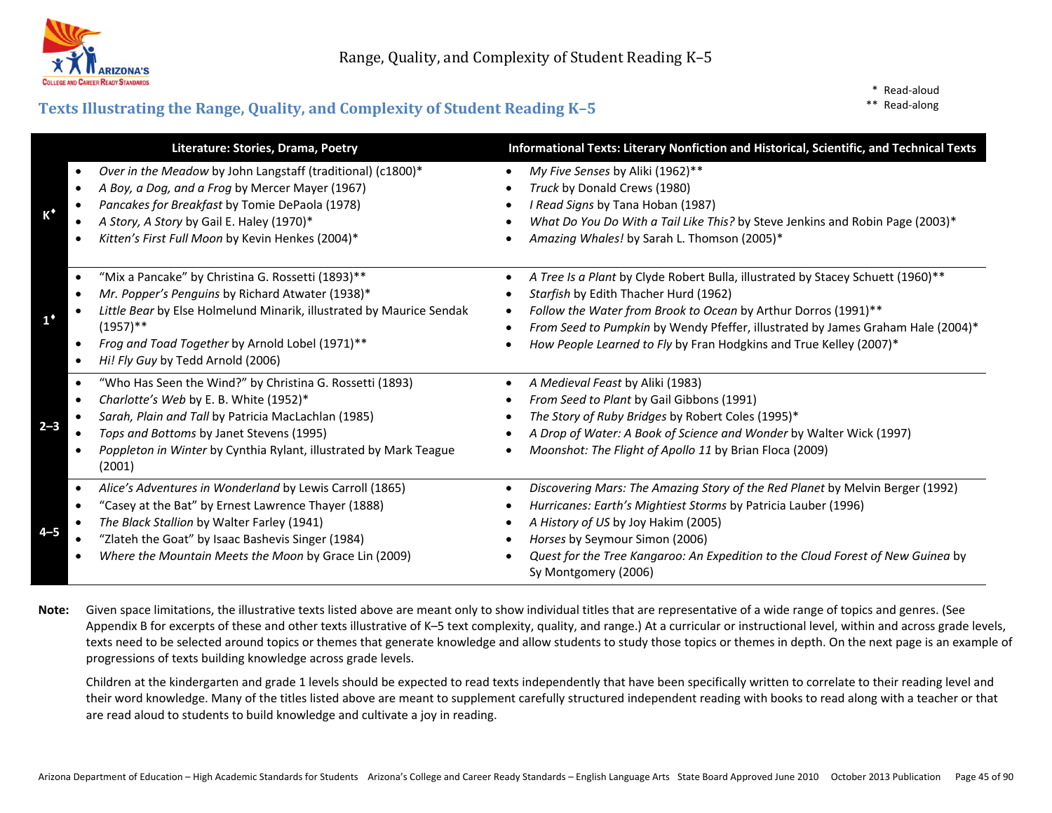## Texts Illustrating the Range, Quality, and Complexity of Student Reading K–5

\* Read-aloud
\*\* Read-along

| | Literature: Stories, Drama, Poetry | Informational Texts: Literary Nonfiction and Historical, Scientific, and Technical Texts |
|---|---|---|
| K♦ | • *Over in the Meadow* by John Langstaff (traditional) (c1800)*<br>• *A Boy, a Dog, and a Frog* by Mercer Mayer (1967)<br>• *Pancakes for Breakfast* by Tomie DePaola (1978)<br>• *A Story, A Story* by Gail E. Haley (1970)*<br>• *Kitten's First Full Moon* by Kevin Henkes (2004)* | • *My Five Senses* by Aliki (1962)**<br>• *Truck* by Donald Crews (1980)<br>• *I Read Signs* by Tana Hoban (1987)<br>• *What Do You Do With a Tail Like This?* by Steve Jenkins and Robin Page (2003)*<br>• *Amazing Whales!* by Sarah L. Thomson (2005)* |
| 1♦ | • "Mix a Pancake" by Christina G. Rossetti (1893)**<br>• *Mr. Popper's Penguins* by Richard Atwater (1938)*<br>• *Little Bear* by Else Holmelund Minarik, illustrated by Maurice Sendak (1957)**<br>• *Frog and Toad Together* by Arnold Lobel (1971)**<br>• *Hi! Fly Guy* by Tedd Arnold (2006) | • *A Tree Is a Plant* by Clyde Robert Bulla, illustrated by Stacey Schuett (1960)**<br>• *Starfish* by Edith Thacher Hurd (1962)<br>• *Follow the Water from Brook to Ocean* by Arthur Dorros (1991)**<br>• *From Seed to Pumpkin* by Wendy Pfeffer, illustrated by James Graham Hale (2004)*<br>• *How People Learned to Fly* by Fran Hodgkins and True Kelley (2007)* |
| 2–3 | • "Who Has Seen the Wind?" by Christina G. Rossetti (1893)<br>• *Charlotte's Web* by E. B. White (1952)*<br>• *Sarah, Plain and Tall* by Patricia MacLachlan (1985)<br>• *Tops and Bottoms* by Janet Stevens (1995)<br>• *Poppleton in Winter* by Cynthia Rylant, illustrated by Mark Teague (2001) | • *A Medieval Feast* by Aliki (1983)<br>• *From Seed to Plant* by Gail Gibbons (1991)<br>• *The Story of Ruby Bridges* by Robert Coles (1995)*<br>• *A Drop of Water: A Book of Science and Wonder* by Walter Wick (1997)<br>• *Moonshot: The Flight of Apollo 11* by Brian Floca (2009) |
| 4–5 | • *Alice's Adventures in Wonderland* by Lewis Carroll (1865)<br>• "Casey at the Bat" by Ernest Lawrence Thayer (1888)<br>• *The Black Stallion* by Walter Farley (1941)<br>• "Zlateh the Goat" by Isaac Bashevis Singer (1984)<br>• *Where the Mountain Meets the Moon* by Grace Lin (2009) | • *Discovering Mars: The Amazing Story of the Red Planet* by Melvin Berger (1992)<br>• *Hurricanes: Earth's Mightiest Storms* by Patricia Lauber (1996)<br>• *A History of US* by Joy Hakim (2005)<br>• *Horses* by Seymour Simon (2006)<br>• *Quest for the Tree Kangaroo: An Expedition to the Cloud Forest of New Guinea* by Sy Montgomery (2006) |

**Note:** Given space limitations, the illustrative texts listed above are meant only to show individual titles that are representative of a wide range of topics and genres. (See Appendix B for excerpts of these and other texts illustrative of K–5 text complexity, quality, and range.) At a curricular or instructional level, within and across grade levels, texts need to be selected around topics or themes that generate knowledge and allow students to study those topics or themes in depth. On the next page is an example of progressions of texts building knowledge across grade levels.

Children at the kindergarten and grade 1 levels should be expected to read texts independently that have been specifically written to correlate to their reading level and their word knowledge. Many of the titles listed above are meant to supplement carefully structured independent reading with books to read along with a teacher or that are read aloud to students to build knowledge and cultivate a joy in reading.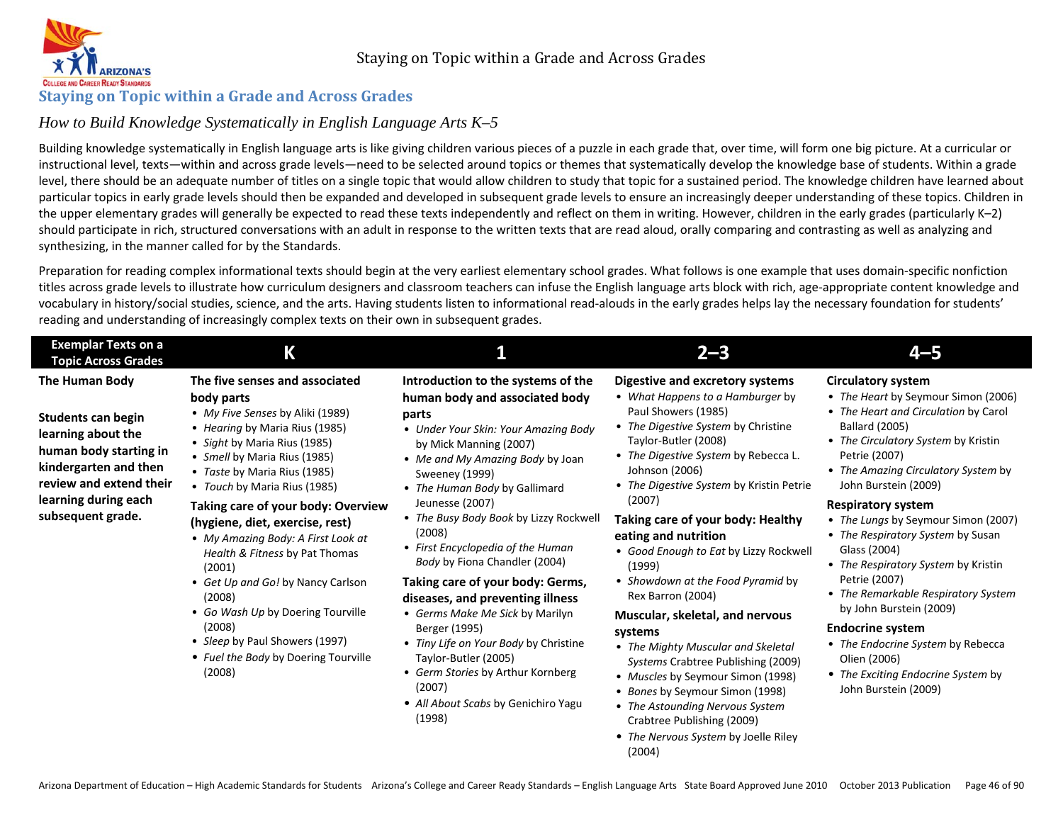## Staying on Topic within a Grade and Across Grades

*How to Build Knowledge Systematically in English Language Arts K–5*

Building knowledge systematically in English language arts is like giving children various pieces of a puzzle in each grade that, over time, will form one big picture. At a curricular or instructional level, texts—within and across grade levels—need to be selected around topics or themes that systematically develop the knowledge base of students. Within a grade level, there should be an adequate number of titles on a single topic that would allow children to study that topic for a sustained period. The knowledge children have learned about particular topics in early grade levels should then be expanded and developed in subsequent grade levels to ensure an increasingly deeper understanding of these topics. Children in the upper elementary grades will generally be expected to read these texts independently and reflect on them in writing. However, children in the early grades (particularly K–2) should participate in rich, structured conversations with an adult in response to the written texts that are read aloud, orally comparing and contrasting as well as analyzing and synthesizing, in the manner called for by the Standards.

Preparation for reading complex informational texts should begin at the very earliest elementary school grades. What follows is one example that uses domain-specific nonfiction titles across grade levels to illustrate how curriculum designers and classroom teachers can infuse the English language arts block with rich, age-appropriate content knowledge and vocabulary in history/social studies, science, and the arts. Having students listen to informational read-alouds in the early grades helps lay the necessary foundation for students' reading and understanding of increasingly complex texts on their own in subsequent grades.

| Exemplar Texts on a Topic Across Grades | K | 1 | 2–3 | 4–5 |
|---|---|---|---|---|
| **The Human Body**<br><br>**Students can begin learning about the human body starting in kindergarten and then review and extend their learning during each subsequent grade.** | **The five senses and associated body parts**<br>• *My Five Senses* by Aliki (1989)<br>• *Hearing* by Maria Rius (1985)<br>• *Sight* by Maria Rius (1985)<br>• *Smell* by Maria Rius (1985)<br>• *Taste* by Maria Rius (1985)<br>• *Touch* by Maria Rius (1985)<br>**Taking care of your body: Overview (hygiene, diet, exercise, rest)**<br>• *My Amazing Body: A First Look at Health & Fitness* by Pat Thomas (2001)<br>• *Get Up and Go!* by Nancy Carlson (2008)<br>• *Go Wash Up* by Doering Tourville (2008)<br>• *Sleep* by Paul Showers (1997)<br>• *Fuel the Body* by Doering Tourville (2008) | **Introduction to the systems of the human body and associated body parts**<br>• *Under Your Skin: Your Amazing Body* by Mick Manning (2007)<br>• *Me and My Amazing Body* by Joan Sweeney (1999)<br>• *The Human Body* by Gallimard Jeunesse (2007)<br>• *The Busy Body Book* by Lizzy Rockwell (2008)<br>• *First Encyclopedia of the Human Body* by Fiona Chandler (2004)<br>**Taking care of your body: Germs, diseases, and preventing illness**<br>• *Germs Make Me Sick* by Marilyn Berger (1995)<br>• *Tiny Life on Your Body* by Christine Taylor-Butler (2005)<br>• *Germ Stories* by Arthur Kornberg (2007)<br>• *All About Scabs* by Genichiro Yagu (1998) | **Digestive and excretory systems**<br>• *What Happens to a Hamburger* by Paul Showers (1985)<br>• *The Digestive System* by Christine Taylor-Butler (2008)<br>• *The Digestive System* by Rebecca L. Johnson (2006)<br>• *The Digestive System* by Kristin Petrie (2007)<br>**Taking care of your body: Healthy eating and nutrition**<br>• *Good Enough to Eat* by Lizzy Rockwell (1999)<br>• *Showdown at the Food Pyramid* by Rex Barron (2004)<br>**Muscular, skeletal, and nervous systems**<br>• *The Mighty Muscular and Skeletal Systems* Crabtree Publishing (2009)<br>• *Muscles* by Seymour Simon (1998)<br>• *Bones* by Seymour Simon (1998)<br>• *The Astounding Nervous System* Crabtree Publishing (2009)<br>• *The Nervous System* by Joelle Riley (2004) | **Circulatory system**<br>• *The Heart* by Seymour Simon (2006)<br>• *The Heart and Circulation* by Carol Ballard (2005)<br>• *The Circulatory System* by Kristin Petrie (2007)<br>• *The Amazing Circulatory System* by John Burstein (2009)<br>**Respiratory system**<br>• *The Lungs* by Seymour Simon (2007)<br>• *The Respiratory System* by Susan Glass (2004)<br>• *The Respiratory System* by Kristin Petrie (2007)<br>• *The Remarkable Respiratory System* by John Burstein (2009)<br>**Endocrine system**<br>• *The Endocrine System* by Rebecca Olien (2006)<br>• *The Exciting Endocrine System* by John Burstein (2009) |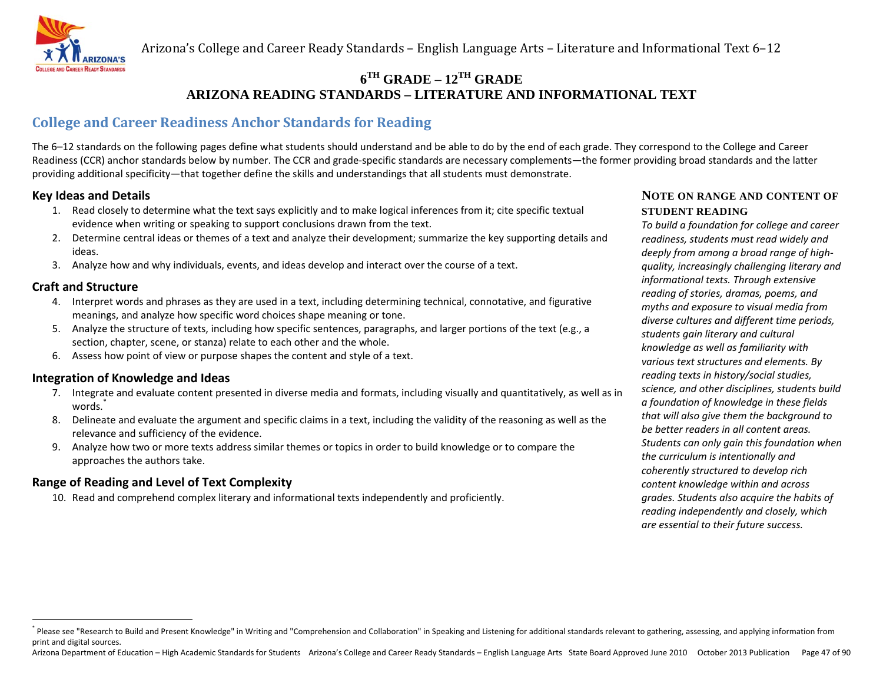# 6TH GRADE – 12TH GRADE
# ARIZONA READING STANDARDS – LITERATURE AND INFORMATIONAL TEXT

## College and Career Readiness Anchor Standards for Reading

The 6–12 standards on the following pages define what students should understand and be able to do by the end of each grade. They correspond to the College and Career Readiness (CCR) anchor standards below by number. The CCR and grade-specific standards are necessary complements—the former providing broad standards and the latter providing additional specificity—that together define the skills and understandings that all students must demonstrate.

### Key Ideas and Details

1. Read closely to determine what the text says explicitly and to make logical inferences from it; cite specific textual evidence when writing or speaking to support conclusions drawn from the text.
2. Determine central ideas or themes of a text and analyze their development; summarize the key supporting details and ideas.
3. Analyze how and why individuals, events, and ideas develop and interact over the course of a text.

### Craft and Structure

4. Interpret words and phrases as they are used in a text, including determining technical, connotative, and figurative meanings, and analyze how specific word choices shape meaning or tone.
5. Analyze the structure of texts, including how specific sentences, paragraphs, and larger portions of the text (e.g., a section, chapter, scene, or stanza) relate to each other and the whole.
6. Assess how point of view or purpose shapes the content and style of a text.

### Integration of Knowledge and Ideas

7. Integrate and evaluate content presented in diverse media and formats, including visually and quantitatively, as well as in words.[*]
8. Delineate and evaluate the argument and specific claims in a text, including the validity of the reasoning as well as the relevance and sufficiency of the evidence.
9. Analyze how two or more texts address similar themes or topics in order to build knowledge or to compare the approaches the authors take.

### Range of Reading and Level of Text Complexity

10. Read and comprehend complex literary and informational texts independently and proficiently.

### NOTE ON RANGE AND CONTENT OF STUDENT READING

*To build a foundation for college and career readiness, students must read widely and deeply from among a broad range of high-quality, increasingly challenging literary and informational texts. Through extensive reading of stories, dramas, poems, and myths and exposure to visual media from diverse cultures and different time periods, students gain literary and cultural knowledge as well as familiarity with various text structures and elements. By reading texts in history/social studies, science, and other disciplines, students build a foundation of knowledge in these fields that will also give them the background to be better readers in all content areas. Students can only gain this foundation when the curriculum is intentionally and coherently structured to develop rich content knowledge within and across grades. Students also acquire the habits of reading independently and closely, which are essential to their future success.*

---

[*] Please see "Research to Build and Present Knowledge" in Writing and "Comprehension and Collaboration" in Speaking and Listening for additional standards relevant to gathering, assessing, and applying information from print and digital sources.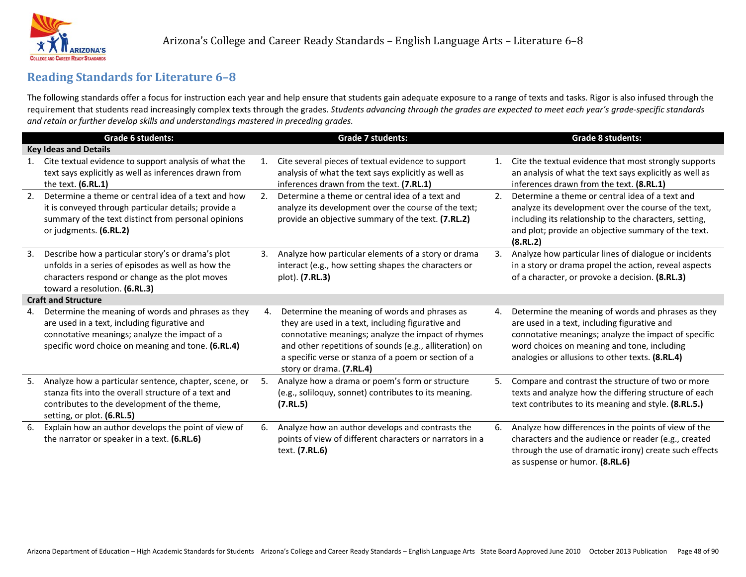## Reading Standards for Literature 6–8

The following standards offer a focus for instruction each year and help ensure that students gain adequate exposure to a range of texts and tasks. Rigor is also infused through the requirement that students read increasingly complex texts through the grades. *Students advancing through the grades are expected to meet each year's grade-specific standards and retain or further develop skills and understandings mastered in preceding grades.*

| Grade 6 students: | Grade 7 students: | Grade 8 students: |
|---|---|---|
| **Key Ideas and Details** | | |
| 1. Cite textual evidence to support analysis of what the text says explicitly as well as inferences drawn from the text. **(6.RL.1)** | 1. Cite several pieces of textual evidence to support analysis of what the text says explicitly as well as inferences drawn from the text. **(7.RL.1)** | 1. Cite the textual evidence that most strongly supports an analysis of what the text says explicitly as well as inferences drawn from the text. **(8.RL.1)** |
| 2. Determine a theme or central idea of a text and how it is conveyed through particular details; provide a summary of the text distinct from personal opinions or judgments. **(6.RL.2)** | 2. Determine a theme or central idea of a text and analyze its development over the course of the text; provide an objective summary of the text. **(7.RL.2)** | 2. Determine a theme or central idea of a text and analyze its development over the course of the text, including its relationship to the characters, setting, and plot; provide an objective summary of the text. **(8.RL.2)** |
| 3. Describe how a particular story's or drama's plot unfolds in a series of episodes as well as how the characters respond or change as the plot moves toward a resolution. **(6.RL.3)** | 3. Analyze how particular elements of a story or drama interact (e.g., how setting shapes the characters or plot). **(7.RL.3)** | 3. Analyze how particular lines of dialogue or incidents in a story or drama propel the action, reveal aspects of a character, or provoke a decision. **(8.RL.3)** |
| **Craft and Structure** | | |
| 4. Determine the meaning of words and phrases as they are used in a text, including figurative and connotative meanings; analyze the impact of a specific word choice on meaning and tone. **(6.RL.4)** | 4. Determine the meaning of words and phrases as they are used in a text, including figurative and connotative meanings; analyze the impact of rhymes and other repetitions of sounds (e.g., alliteration) on a specific verse or stanza of a poem or section of a story or drama. **(7.RL.4)** | 4. Determine the meaning of words and phrases as they are used in a text, including figurative and connotative meanings; analyze the impact of specific word choices on meaning and tone, including analogies or allusions to other texts. **(8.RL.4)** |
| 5. Analyze how a particular sentence, chapter, scene, or stanza fits into the overall structure of a text and contributes to the development of the theme, setting, or plot. **(6.RL.5)** | 5. Analyze how a drama or poem's form or structure (e.g., soliloquy, sonnet) contributes to its meaning. **(7.RL.5)** | 5. Compare and contrast the structure of two or more texts and analyze how the differing structure of each text contributes to its meaning and style. **(8.RL.5.)** |
| 6. Explain how an author develops the point of view of the narrator or speaker in a text. **(6.RL.6)** | 6. Analyze how an author develops and contrasts the points of view of different characters or narrators in a text. **(7.RL.6)** | 6. Analyze how differences in the points of view of the characters and the audience or reader (e.g., created through the use of dramatic irony) create such effects as suspense or humor. **(8.RL.6)** |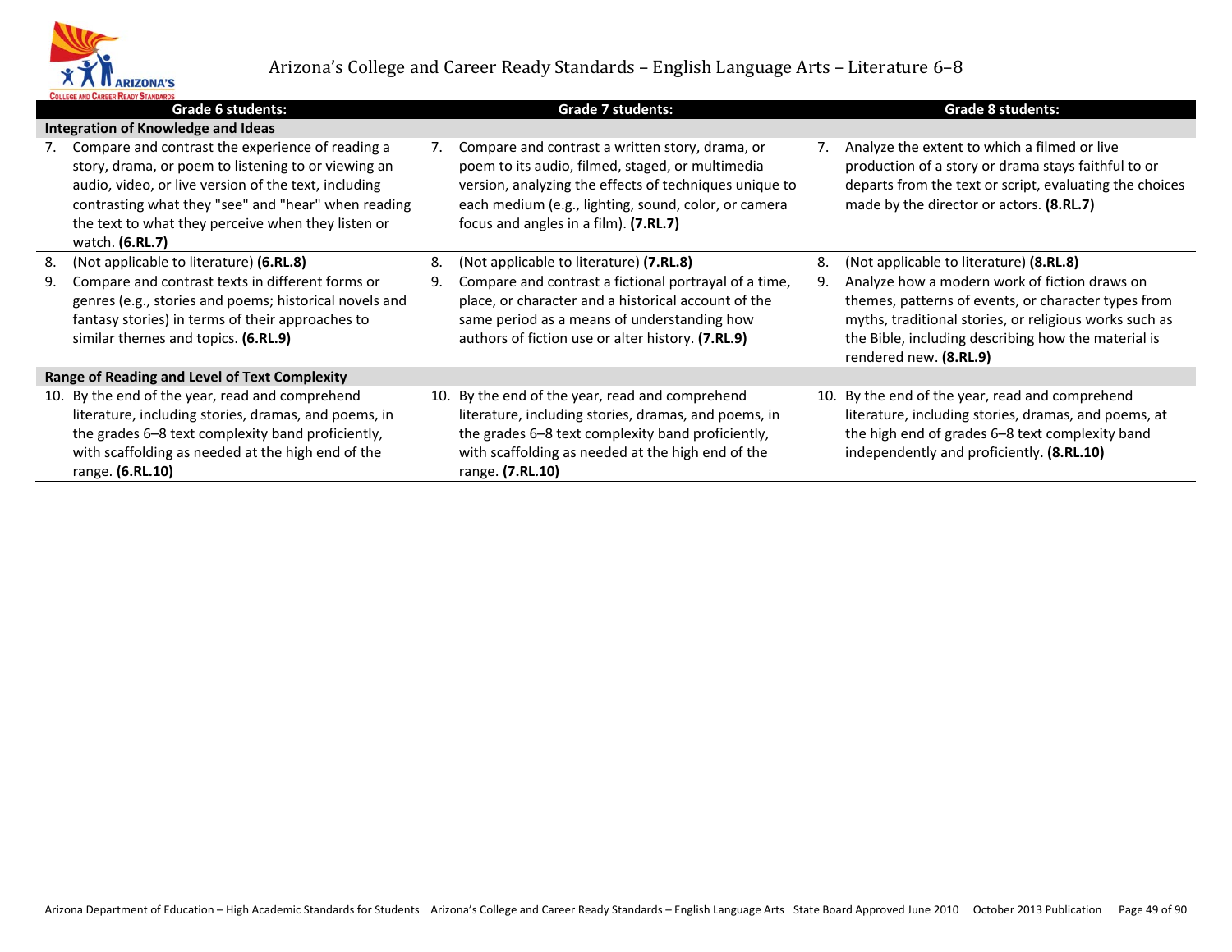# Arizona's College and Career Ready Standards – English Language Arts – Literature 6–8

| Grade 6 students: | Grade 7 students: | Grade 8 students: |
|---|---|---|
| **Integration of Knowledge and Ideas** | | |
| 7. Compare and contrast the experience of reading a story, drama, or poem to listening to or viewing an audio, video, or live version of the text, including contrasting what they "see" and "hear" when reading the text to what they perceive when they listen or watch. **(6.RL.7)** | 7. Compare and contrast a written story, drama, or poem to its audio, filmed, staged, or multimedia version, analyzing the effects of techniques unique to each medium (e.g., lighting, sound, color, or camera focus and angles in a film). **(7.RL.7)** | 7. Analyze the extent to which a filmed or live production of a story or drama stays faithful to or departs from the text or script, evaluating the choices made by the director or actors. **(8.RL.7)** |
| 8. (Not applicable to literature) **(6.RL.8)** | 8. (Not applicable to literature) **(7.RL.8)** | 8. (Not applicable to literature) **(8.RL.8)** |
| 9. Compare and contrast texts in different forms or genres (e.g., stories and poems; historical novels and fantasy stories) in terms of their approaches to similar themes and topics. **(6.RL.9)** | 9. Compare and contrast a fictional portrayal of a time, place, or character and a historical account of the same period as a means of understanding how authors of fiction use or alter history. **(7.RL.9)** | 9. Analyze how a modern work of fiction draws on themes, patterns of events, or character types from myths, traditional stories, or religious works such as the Bible, including describing how the material is rendered new. **(8.RL.9)** |
| **Range of Reading and Level of Text Complexity** | | |
| 10. By the end of the year, read and comprehend literature, including stories, dramas, and poems, in the grades 6–8 text complexity band proficiently, with scaffolding as needed at the high end of the range. **(6.RL.10)** | 10. By the end of the year, read and comprehend literature, including stories, dramas, and poems, in the grades 6–8 text complexity band proficiently, with scaffolding as needed at the high end of the range. **(7.RL.10)** | 10. By the end of the year, read and comprehend literature, including stories, dramas, and poems, at the high end of grades 6–8 text complexity band independently and proficiently. **(8.RL.10)** |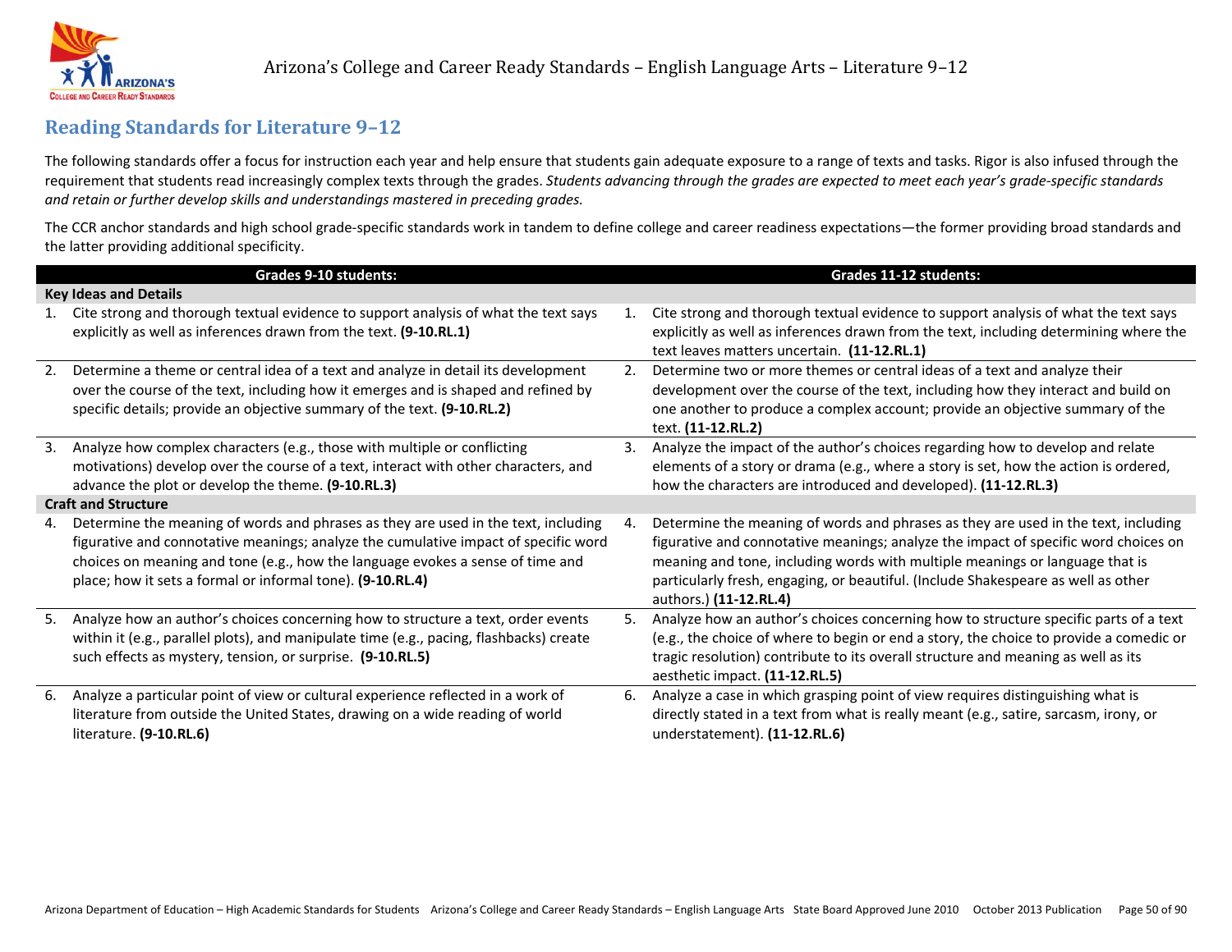## Reading Standards for Literature 9–12

The following standards offer a focus for instruction each year and help ensure that students gain adequate exposure to a range of texts and tasks. Rigor is also infused through the requirement that students read increasingly complex texts through the grades. *Students advancing through the grades are expected to meet each year's grade-specific standards and retain or further develop skills and understandings mastered in preceding grades.*

The CCR anchor standards and high school grade-specific standards work in tandem to define college and career readiness expectations—the former providing broad standards and the latter providing additional specificity.

| Grades 9-10 students: | Grades 11-12 students: |
|---|---|
| **Key Ideas and Details** | |
| 1. Cite strong and thorough textual evidence to support analysis of what the text says explicitly as well as inferences drawn from the text. **(9-10.RL.1)** | 1. Cite strong and thorough textual evidence to support analysis of what the text says explicitly as well as inferences drawn from the text, including determining where the text leaves matters uncertain. **(11-12.RL.1)** |
| 2. Determine a theme or central idea of a text and analyze in detail its development over the course of the text, including how it emerges and is shaped and refined by specific details; provide an objective summary of the text. **(9-10.RL.2)** | 2. Determine two or more themes or central ideas of a text and analyze their development over the course of the text, including how they interact and build on one another to produce a complex account; provide an objective summary of the text. **(11-12.RL.2)** |
| 3. Analyze how complex characters (e.g., those with multiple or conflicting motivations) develop over the course of a text, interact with other characters, and advance the plot or develop the theme. **(9-10.RL.3)** | 3. Analyze the impact of the author's choices regarding how to develop and relate elements of a story or drama (e.g., where a story is set, how the action is ordered, how the characters are introduced and developed). **(11-12.RL.3)** |
| **Craft and Structure** | |
| 4. Determine the meaning of words and phrases as they are used in the text, including figurative and connotative meanings; analyze the cumulative impact of specific word choices on meaning and tone (e.g., how the language evokes a sense of time and place; how it sets a formal or informal tone). **(9-10.RL.4)** | 4. Determine the meaning of words and phrases as they are used in the text, including figurative and connotative meanings; analyze the impact of specific word choices on meaning and tone, including words with multiple meanings or language that is particularly fresh, engaging, or beautiful. (Include Shakespeare as well as other authors.) **(11-12.RL.4)** |
| 5. Analyze how an author's choices concerning how to structure a text, order events within it (e.g., parallel plots), and manipulate time (e.g., pacing, flashbacks) create such effects as mystery, tension, or surprise. **(9-10.RL.5)** | 5. Analyze how an author's choices concerning how to structure specific parts of a text (e.g., the choice of where to begin or end a story, the choice to provide a comedic or tragic resolution) contribute to its overall structure and meaning as well as its aesthetic impact. **(11-12.RL.5)** |
| 6. Analyze a particular point of view or cultural experience reflected in a work of literature from outside the United States, drawing on a wide reading of world literature. **(9-10.RL.6)** | 6. Analyze a case in which grasping point of view requires distinguishing what is directly stated in a text from what is really meant (e.g., satire, sarcasm, irony, or understatement). **(11-12.RL.6)** |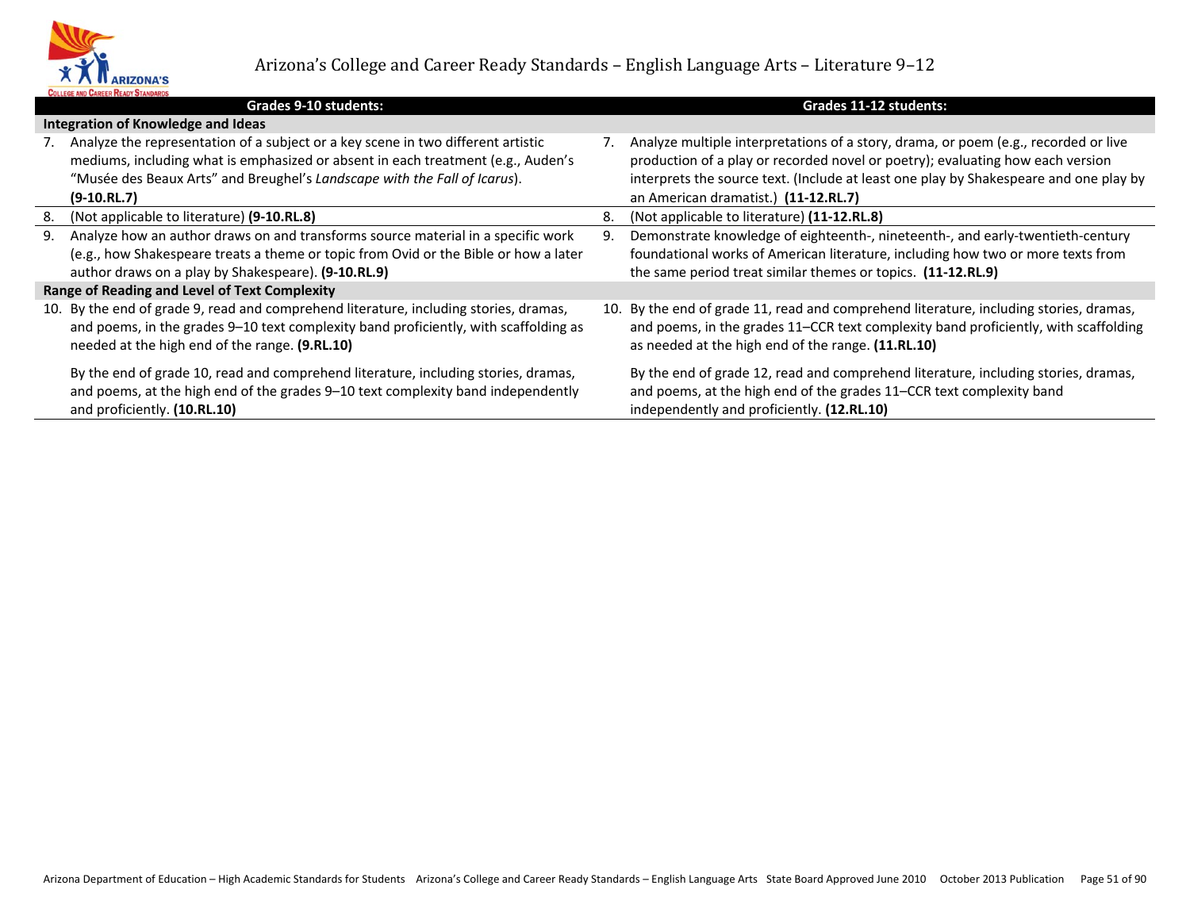| Grades 9-10 students: | Grades 11-12 students: |
|---|---|
| **Integration of Knowledge and Ideas** | |
| 7. Analyze the representation of a subject or a key scene in two different artistic mediums, including what is emphasized or absent in each treatment (e.g., Auden's "Musée des Beaux Arts" and Breughel's *Landscape with the Fall of Icarus*). **(9-10.RL.7)** | 7. Analyze multiple interpretations of a story, drama, or poem (e.g., recorded or live production of a play or recorded novel or poetry); evaluating how each version interprets the source text. (Include at least one play by Shakespeare and one play by an American dramatist.) **(11-12.RL.7)** |
| 8. (Not applicable to literature) **(9-10.RL.8)** | 8. (Not applicable to literature) **(11-12.RL.8)** |
| 9. Analyze how an author draws on and transforms source material in a specific work (e.g., how Shakespeare treats a theme or topic from Ovid or the Bible or how a later author draws on a play by Shakespeare). **(9-10.RL.9)** | 9. Demonstrate knowledge of eighteenth-, nineteenth-, and early-twentieth-century foundational works of American literature, including how two or more texts from the same period treat similar themes or topics. **(11-12.RL.9)** |
| **Range of Reading and Level of Text Complexity** | |
| 10. By the end of grade 9, read and comprehend literature, including stories, dramas, and poems, in the grades 9–10 text complexity band proficiently, with scaffolding as needed at the high end of the range. **(9.RL.10)**<br><br>By the end of grade 10, read and comprehend literature, including stories, dramas, and poems, at the high end of the grades 9–10 text complexity band independently and proficiently. **(10.RL.10)** | 10. By the end of grade 11, read and comprehend literature, including stories, dramas, and poems, in the grades 11–CCR text complexity band proficiently, with scaffolding as needed at the high end of the range. **(11.RL.10)**<br><br>By the end of grade 12, read and comprehend literature, including stories, dramas, and poems, at the high end of the grades 11–CCR text complexity band independently and proficiently. **(12.RL.10)** |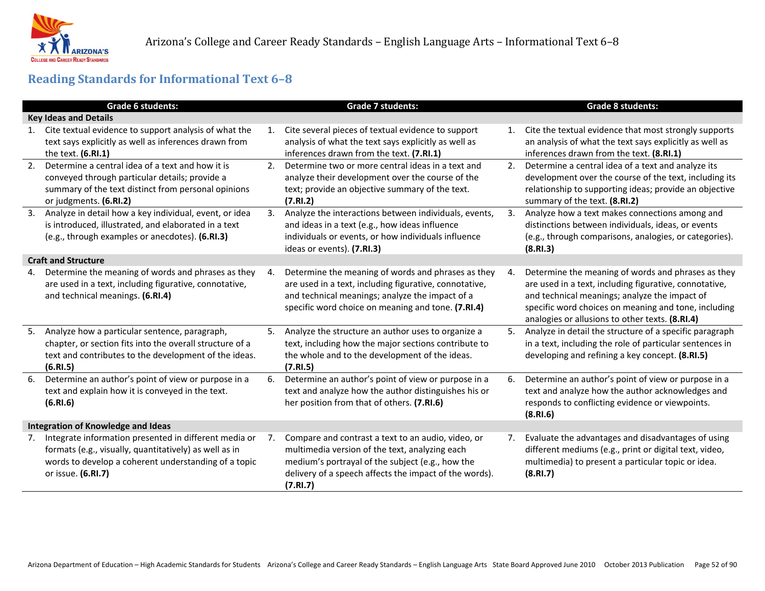## Reading Standards for Informational Text 6–8

| Grade 6 students: | Grade 7 students: | Grade 8 students: |
| --- | --- | --- |
| **Key Ideas and Details** | | |
| 1. Cite textual evidence to support analysis of what the text says explicitly as well as inferences drawn from the text. **(6.RI.1)** | 1. Cite several pieces of textual evidence to support analysis of what the text says explicitly as well as inferences drawn from the text. **(7.RI.1)** | 1. Cite the textual evidence that most strongly supports an analysis of what the text says explicitly as well as inferences drawn from the text. **(8.RI.1)** |
| 2. Determine a central idea of a text and how it is conveyed through particular details; provide a summary of the text distinct from personal opinions or judgments. **(6.RI.2)** | 2. Determine two or more central ideas in a text and analyze their development over the course of the text; provide an objective summary of the text. **(7.RI.2)** | 2. Determine a central idea of a text and analyze its development over the course of the text, including its relationship to supporting ideas; provide an objective summary of the text. **(8.RI.2)** |
| 3. Analyze in detail how a key individual, event, or idea is introduced, illustrated, and elaborated in a text (e.g., through examples or anecdotes). **(6.RI.3)** | 3. Analyze the interactions between individuals, events, and ideas in a text (e.g., how ideas influence individuals or events, or how individuals influence ideas or events). **(7.RI.3)** | 3. Analyze how a text makes connections among and distinctions between individuals, ideas, or events (e.g., through comparisons, analogies, or categories). **(8.RI.3)** |
| **Craft and Structure** | | |
| 4. Determine the meaning of words and phrases as they are used in a text, including figurative, connotative, and technical meanings. **(6.RI.4)** | 4. Determine the meaning of words and phrases as they are used in a text, including figurative, connotative, and technical meanings; analyze the impact of a specific word choice on meaning and tone. **(7.RI.4)** | 4. Determine the meaning of words and phrases as they are used in a text, including figurative, connotative, and technical meanings; analyze the impact of specific word choices on meaning and tone, including analogies or allusions to other texts. **(8.RI.4)** |
| 5. Analyze how a particular sentence, paragraph, chapter, or section fits into the overall structure of a text and contributes to the development of the ideas. **(6.RI.5)** | 5. Analyze the structure an author uses to organize a text, including how the major sections contribute to the whole and to the development of the ideas. **(7.RI.5)** | 5. Analyze in detail the structure of a specific paragraph in a text, including the role of particular sentences in developing and refining a key concept. **(8.RI.5)** |
| 6. Determine an author's point of view or purpose in a text and explain how it is conveyed in the text. **(6.RI.6)** | 6. Determine an author's point of view or purpose in a text and analyze how the author distinguishes his or her position from that of others. **(7.RI.6)** | 6. Determine an author's point of view or purpose in a text and analyze how the author acknowledges and responds to conflicting evidence or viewpoints. **(8.RI.6)** |
| **Integration of Knowledge and Ideas** | | |
| 7. Integrate information presented in different media or formats (e.g., visually, quantitatively) as well as in words to develop a coherent understanding of a topic or issue. **(6.RI.7)** | 7. Compare and contrast a text to an audio, video, or multimedia version of the text, analyzing each medium's portrayal of the subject (e.g., how the delivery of a speech affects the impact of the words). **(7.RI.7)** | 7. Evaluate the advantages and disadvantages of using different mediums (e.g., print or digital text, video, multimedia) to present a particular topic or idea. **(8.RI.7)** |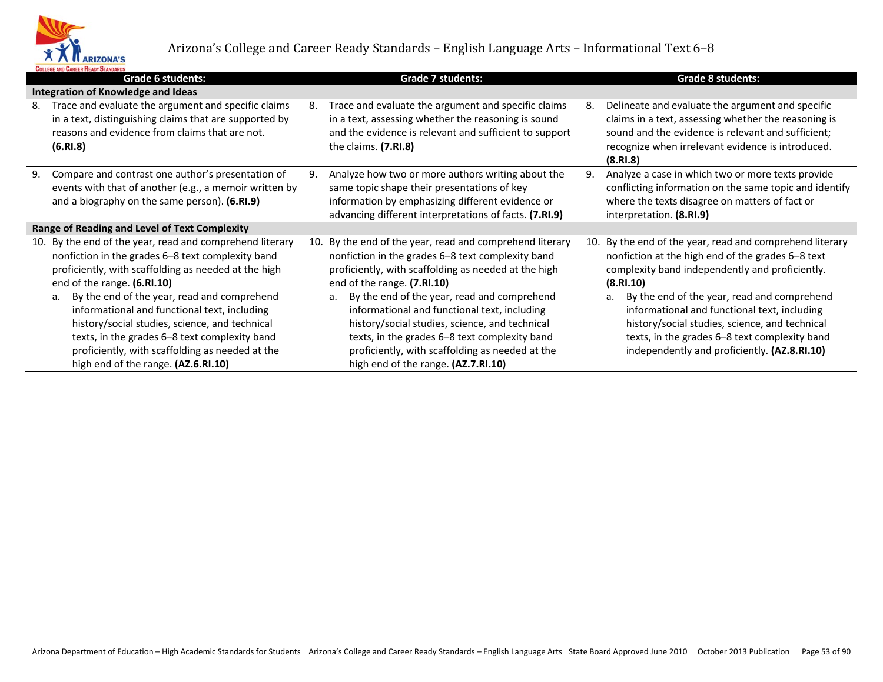| Grade 6 students: | Grade 7 students: | Grade 8 students: |
| --- | --- | --- |
| **Integration of Knowledge and Ideas** | | |
| 8. Trace and evaluate the argument and specific claims in a text, distinguishing claims that are supported by reasons and evidence from claims that are not. **(6.RI.8)** | 8. Trace and evaluate the argument and specific claims in a text, assessing whether the reasoning is sound and the evidence is relevant and sufficient to support the claims. **(7.RI.8)** | 8. Delineate and evaluate the argument and specific claims in a text, assessing whether the reasoning is sound and the evidence is relevant and sufficient; recognize when irrelevant evidence is introduced. **(8.RI.8)** |
| 9. Compare and contrast one author's presentation of events with that of another (e.g., a memoir written by and a biography on the same person). **(6.RI.9)** | 9. Analyze how two or more authors writing about the same topic shape their presentations of key information by emphasizing different evidence or advancing different interpretations of facts. **(7.RI.9)** | 9. Analyze a case in which two or more texts provide conflicting information on the same topic and identify where the texts disagree on matters of fact or interpretation. **(8.RI.9)** |
| **Range of Reading and Level of Text Complexity** | | |
| 10. By the end of the year, read and comprehend literary nonfiction in the grades 6–8 text complexity band proficiently, with scaffolding as needed at the high end of the range. **(6.RI.10)**<br>a. By the end of the year, read and comprehend informational and functional text, including history/social studies, science, and technical texts, in the grades 6–8 text complexity band proficiently, with scaffolding as needed at the high end of the range. **(AZ.6.RI.10)** | 10. By the end of the year, read and comprehend literary nonfiction in the grades 6–8 text complexity band proficiently, with scaffolding as needed at the high end of the range. **(7.RI.10)**<br>a. By the end of the year, read and comprehend informational and functional text, including history/social studies, science, and technical texts, in the grades 6–8 text complexity band proficiently, with scaffolding as needed at the high end of the range. **(AZ.7.RI.10)** | 10. By the end of the year, read and comprehend literary nonfiction at the high end of the grades 6–8 text complexity band independently and proficiently. **(8.RI.10)**<br>a. By the end of the year, read and comprehend informational and functional text, including history/social studies, science, and technical texts, in the grades 6–8 text complexity band independently and proficiently. **(AZ.8.RI.10)** |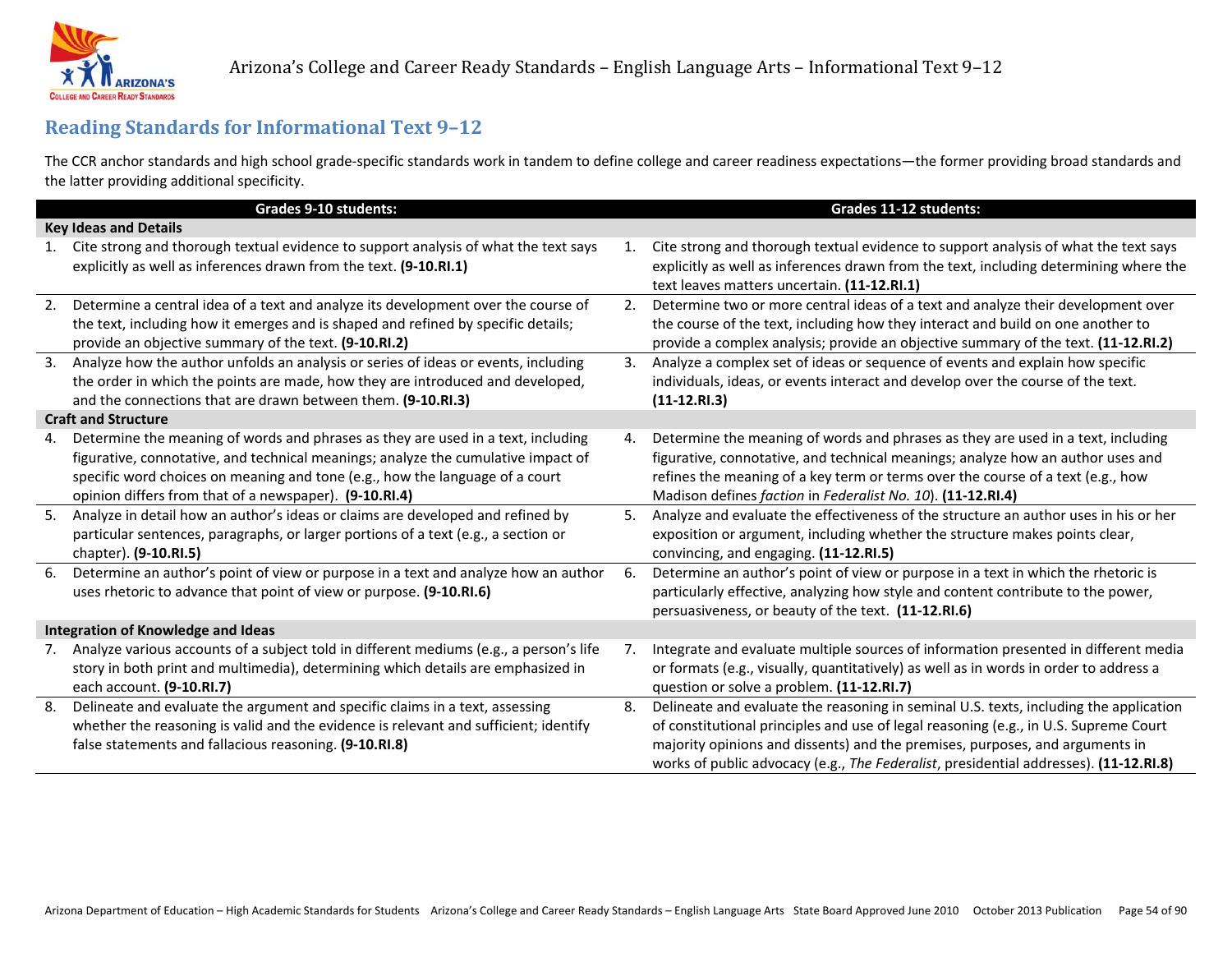## Reading Standards for Informational Text 9–12

The CCR anchor standards and high school grade-specific standards work in tandem to define college and career readiness expectations—the former providing broad standards and the latter providing additional specificity.

| Grades 9-10 students: | Grades 11-12 students: |
|---|---|
| **Key Ideas and Details** | |
| 1. Cite strong and thorough textual evidence to support analysis of what the text says explicitly as well as inferences drawn from the text. **(9-10.RI.1)** | 1. Cite strong and thorough textual evidence to support analysis of what the text says explicitly as well as inferences drawn from the text, including determining where the text leaves matters uncertain. **(11-12.RI.1)** |
| 2. Determine a central idea of a text and analyze its development over the course of the text, including how it emerges and is shaped and refined by specific details; provide an objective summary of the text. **(9-10.RI.2)** | 2. Determine two or more central ideas of a text and analyze their development over the course of the text, including how they interact and build on one another to provide a complex analysis; provide an objective summary of the text. **(11-12.RI.2)** |
| 3. Analyze how the author unfolds an analysis or series of ideas or events, including the order in which the points are made, how they are introduced and developed, and the connections that are drawn between them. **(9-10.RI.3)** | 3. Analyze a complex set of ideas or sequence of events and explain how specific individuals, ideas, or events interact and develop over the course of the text. **(11-12.RI.3)** |
| **Craft and Structure** | |
| 4. Determine the meaning of words and phrases as they are used in a text, including figurative, connotative, and technical meanings; analyze the cumulative impact of specific word choices on meaning and tone (e.g., how the language of a court opinion differs from that of a newspaper). **(9-10.RI.4)** | 4. Determine the meaning of words and phrases as they are used in a text, including figurative, connotative, and technical meanings; analyze how an author uses and refines the meaning of a key term or terms over the course of a text (e.g., how Madison defines *faction* in *Federalist No. 10*). **(11-12.RI.4)** |
| 5. Analyze in detail how an author's ideas or claims are developed and refined by particular sentences, paragraphs, or larger portions of a text (e.g., a section or chapter). **(9-10.RI.5)** | 5. Analyze and evaluate the effectiveness of the structure an author uses in his or her exposition or argument, including whether the structure makes points clear, convincing, and engaging. **(11-12.RI.5)** |
| 6. Determine an author's point of view or purpose in a text and analyze how an author uses rhetoric to advance that point of view or purpose. **(9-10.RI.6)** | 6. Determine an author's point of view or purpose in a text in which the rhetoric is particularly effective, analyzing how style and content contribute to the power, persuasiveness, or beauty of the text. **(11-12.RI.6)** |
| **Integration of Knowledge and Ideas** | |
| 7. Analyze various accounts of a subject told in different mediums (e.g., a person's life story in both print and multimedia), determining which details are emphasized in each account. **(9-10.RI.7)** | 7. Integrate and evaluate multiple sources of information presented in different media or formats (e.g., visually, quantitatively) as well as in words in order to address a question or solve a problem. **(11-12.RI.7)** |
| 8. Delineate and evaluate the argument and specific claims in a text, assessing whether the reasoning is valid and the evidence is relevant and sufficient; identify false statements and fallacious reasoning. **(9-10.RI.8)** | 8. Delineate and evaluate the reasoning in seminal U.S. texts, including the application of constitutional principles and use of legal reasoning (e.g., in U.S. Supreme Court majority opinions and dissents) and the premises, purposes, and arguments in works of public advocacy (e.g., *The Federalist*, presidential addresses). **(11-12.RI.8)** |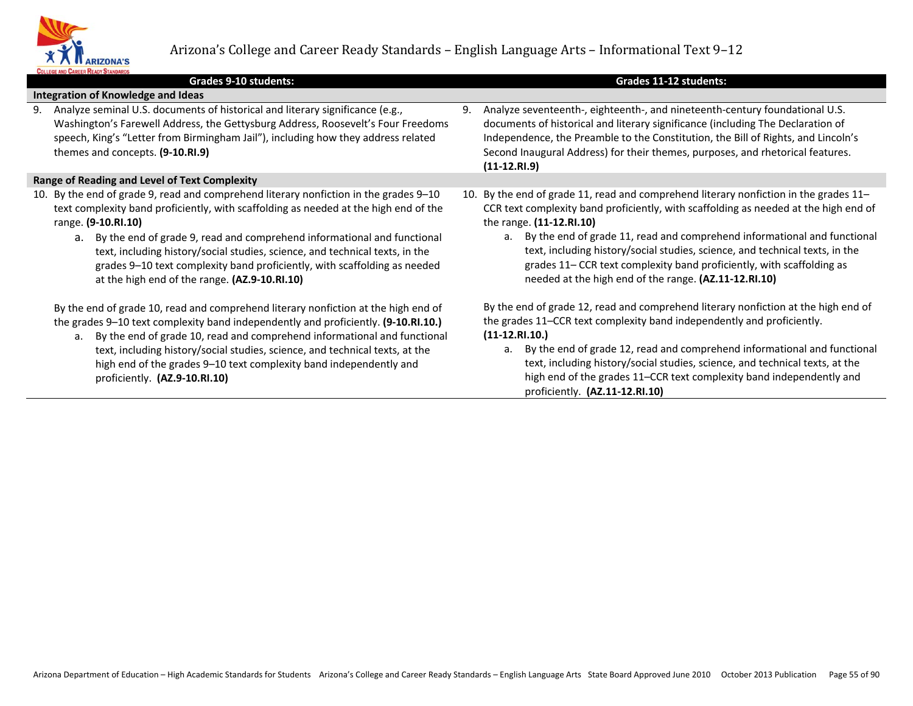| Grades 9-10 students: | Grades 11-12 students: |
| --- | --- |
| **Integration of Knowledge and Ideas** | |
| 9. Analyze seminal U.S. documents of historical and literary significance (e.g., Washington's Farewell Address, the Gettysburg Address, Roosevelt's Four Freedoms speech, King's "Letter from Birmingham Jail"), including how they address related themes and concepts. **(9-10.RI.9)** | 9. Analyze seventeenth-, eighteenth-, and nineteenth-century foundational U.S. documents of historical and literary significance (including The Declaration of Independence, the Preamble to the Constitution, the Bill of Rights, and Lincoln's Second Inaugural Address) for their themes, purposes, and rhetorical features. **(11-12.RI.9)** |
| **Range of Reading and Level of Text Complexity** | |
| 10. By the end of grade 9, read and comprehend literary nonfiction in the grades 9–10 text complexity band proficiently, with scaffolding as needed at the high end of the range. **(9-10.RI.10)**<br>a. By the end of grade 9, read and comprehend informational and functional text, including history/social studies, science, and technical texts, in the grades 9–10 text complexity band proficiently, with scaffolding as needed at the high end of the range. **(AZ.9-10.RI.10)**<br><br>By the end of grade 10, read and comprehend literary nonfiction at the high end of the grades 9–10 text complexity band independently and proficiently. **(9-10.RI.10.)**<br>a. By the end of grade 10, read and comprehend informational and functional text, including history/social studies, science, and technical texts, at the high end of the grades 9–10 text complexity band independently and proficiently. **(AZ.9-10.RI.10)** | 10. By the end of grade 11, read and comprehend literary nonfiction in the grades 11–CCR text complexity band proficiently, with scaffolding as needed at the high end of the range. **(11-12.RI.10)**<br>a. By the end of grade 11, read and comprehend informational and functional text, including history/social studies, science, and technical texts, in the grades 11– CCR text complexity band proficiently, with scaffolding as needed at the high end of the range. **(AZ.11-12.RI.10)**<br><br>By the end of grade 12, read and comprehend literary nonfiction at the high end of the grades 11–CCR text complexity band independently and proficiently. **(11-12.RI.10.)**<br>a. By the end of grade 12, read and comprehend informational and functional text, including history/social studies, science, and technical texts, at the high end of the grades 11–CCR text complexity band independently and proficiently. **(AZ.11-12.RI.10)** |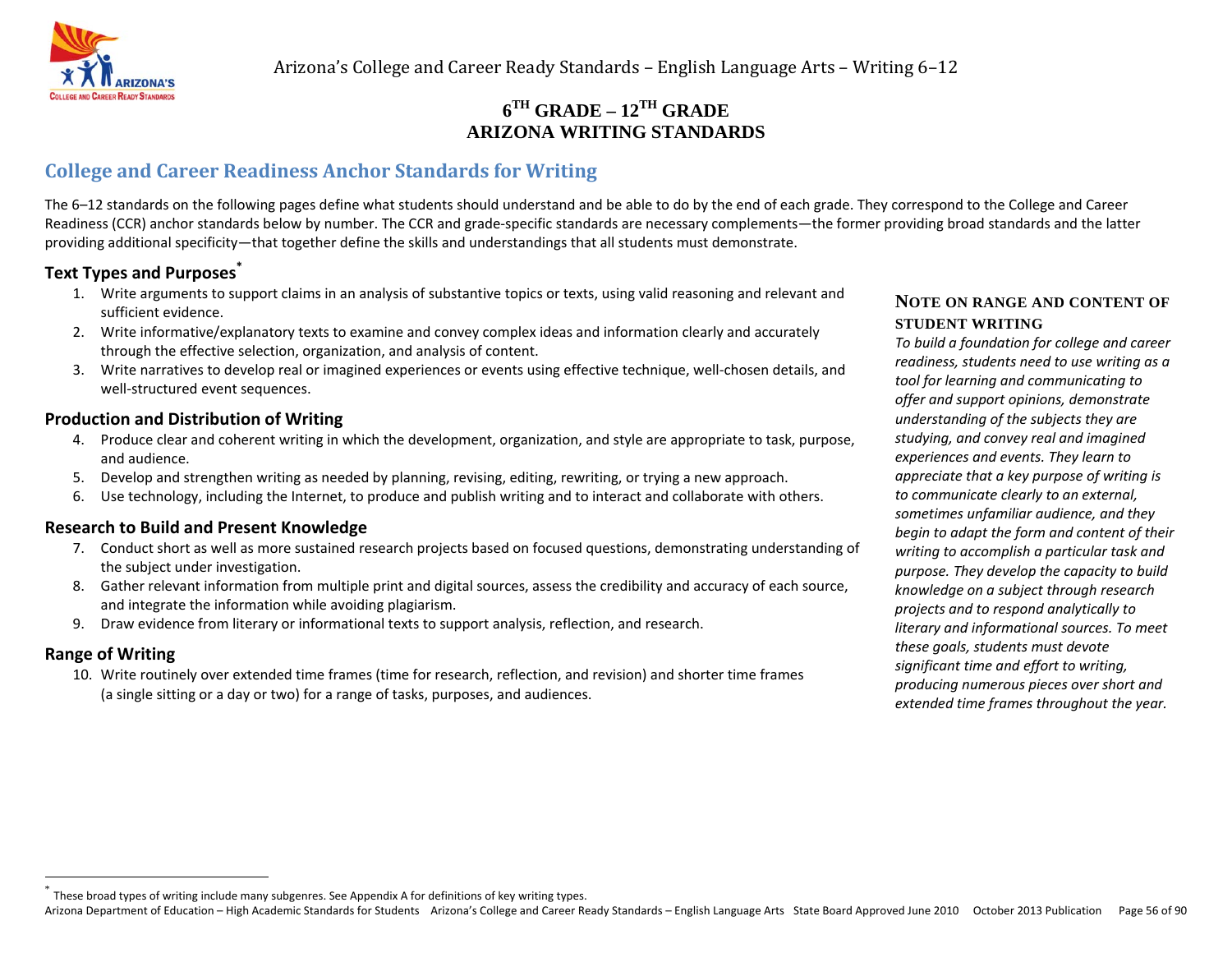# 6TH GRADE – 12TH GRADE ARIZONA WRITING STANDARDS

## College and Career Readiness Anchor Standards for Writing

The 6–12 standards on the following pages define what students should understand and be able to do by the end of each grade. They correspond to the College and Career Readiness (CCR) anchor standards below by number. The CCR and grade-specific standards are necessary complements—the former providing broad standards and the latter providing additional specificity—that together define the skills and understandings that all students must demonstrate.

### Text Types and Purposes*

1. Write arguments to support claims in an analysis of substantive topics or texts, using valid reasoning and relevant and sufficient evidence.
2. Write informative/explanatory texts to examine and convey complex ideas and information clearly and accurately through the effective selection, organization, and analysis of content.
3. Write narratives to develop real or imagined experiences or events using effective technique, well-chosen details, and well-structured event sequences.

### Production and Distribution of Writing

4. Produce clear and coherent writing in which the development, organization, and style are appropriate to task, purpose, and audience.
5. Develop and strengthen writing as needed by planning, revising, editing, rewriting, or trying a new approach.
6. Use technology, including the Internet, to produce and publish writing and to interact and collaborate with others.

### Research to Build and Present Knowledge

7. Conduct short as well as more sustained research projects based on focused questions, demonstrating understanding of the subject under investigation.
8. Gather relevant information from multiple print and digital sources, assess the credibility and accuracy of each source, and integrate the information while avoiding plagiarism.
9. Draw evidence from literary or informational texts to support analysis, reflection, and research.

### Range of Writing

10. Write routinely over extended time frames (time for research, reflection, and revision) and shorter time frames (a single sitting or a day or two) for a range of tasks, purposes, and audiences.

**NOTE ON RANGE AND CONTENT OF STUDENT WRITING**

*To build a foundation for college and career readiness, students need to use writing as a tool for learning and communicating to offer and support opinions, demonstrate understanding of the subjects they are studying, and convey real and imagined experiences and events. They learn to appreciate that a key purpose of writing is to communicate clearly to an external, sometimes unfamiliar audience, and they begin to adapt the form and content of their writing to accomplish a particular task and purpose. They develop the capacity to build knowledge on a subject through research projects and to respond analytically to literary and informational sources. To meet these goals, students must devote significant time and effort to writing, producing numerous pieces over short and extended time frames throughout the year.*

---

* These broad types of writing include many subgenres. See Appendix A for definitions of key writing types.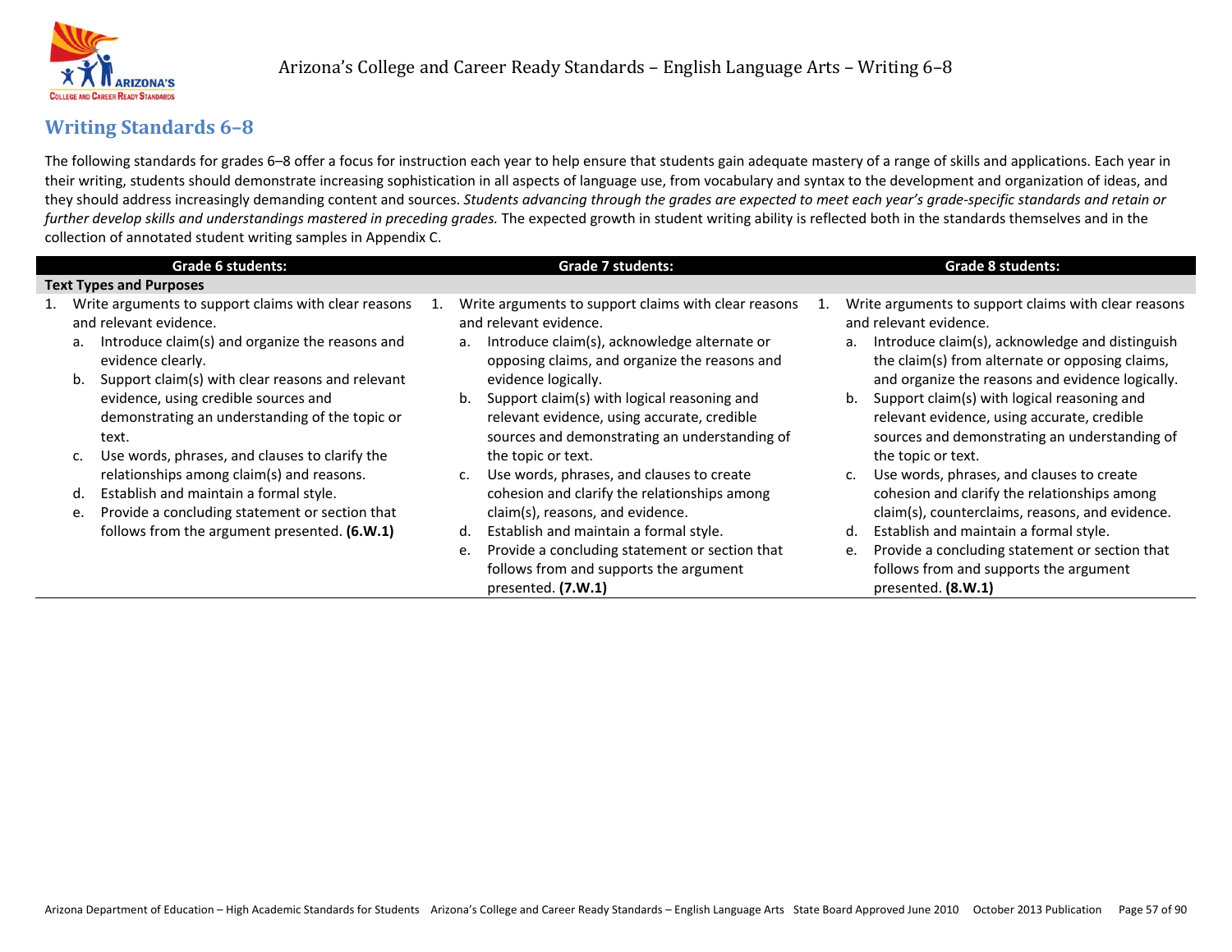## Writing Standards 6–8

The following standards for grades 6–8 offer a focus for instruction each year to help ensure that students gain adequate mastery of a range of skills and applications. Each year in their writing, students should demonstrate increasing sophistication in all aspects of language use, from vocabulary and syntax to the development and organization of ideas, and they should address increasingly demanding content and sources. *Students advancing through the grades are expected to meet each year's grade-specific standards and retain or further develop skills and understandings mastered in preceding grades.* The expected growth in student writing ability is reflected both in the standards themselves and in the collection of annotated student writing samples in Appendix C.

| Grade 6 students: | Grade 7 students: | Grade 8 students: |
|---|---|---|
| **Text Types and Purposes** | | |
| 1. Write arguments to support claims with clear reasons and relevant evidence.<br>a. Introduce claim(s) and organize the reasons and evidence clearly.<br>b. Support claim(s) with clear reasons and relevant evidence, using credible sources and demonstrating an understanding of the topic or text.<br>c. Use words, phrases, and clauses to clarify the relationships among claim(s) and reasons.<br>d. Establish and maintain a formal style.<br>e. Provide a concluding statement or section that follows from the argument presented. **(6.W.1)** | 1. Write arguments to support claims with clear reasons and relevant evidence.<br>a. Introduce claim(s), acknowledge alternate or opposing claims, and organize the reasons and evidence logically.<br>b. Support claim(s) with logical reasoning and relevant evidence, using accurate, credible sources and demonstrating an understanding of the topic or text.<br>c. Use words, phrases, and clauses to create cohesion and clarify the relationships among claim(s), reasons, and evidence.<br>d. Establish and maintain a formal style.<br>e. Provide a concluding statement or section that follows from and supports the argument presented. **(7.W.1)** | 1. Write arguments to support claims with clear reasons and relevant evidence.<br>a. Introduce claim(s), acknowledge and distinguish the claim(s) from alternate or opposing claims, and organize the reasons and evidence logically.<br>b. Support claim(s) with logical reasoning and relevant evidence, using accurate, credible sources and demonstrating an understanding of the topic or text.<br>c. Use words, phrases, and clauses to create cohesion and clarify the relationships among claim(s), counterclaims, reasons, and evidence.<br>d. Establish and maintain a formal style.<br>e. Provide a concluding statement or section that follows from and supports the argument presented. **(8.W.1)** |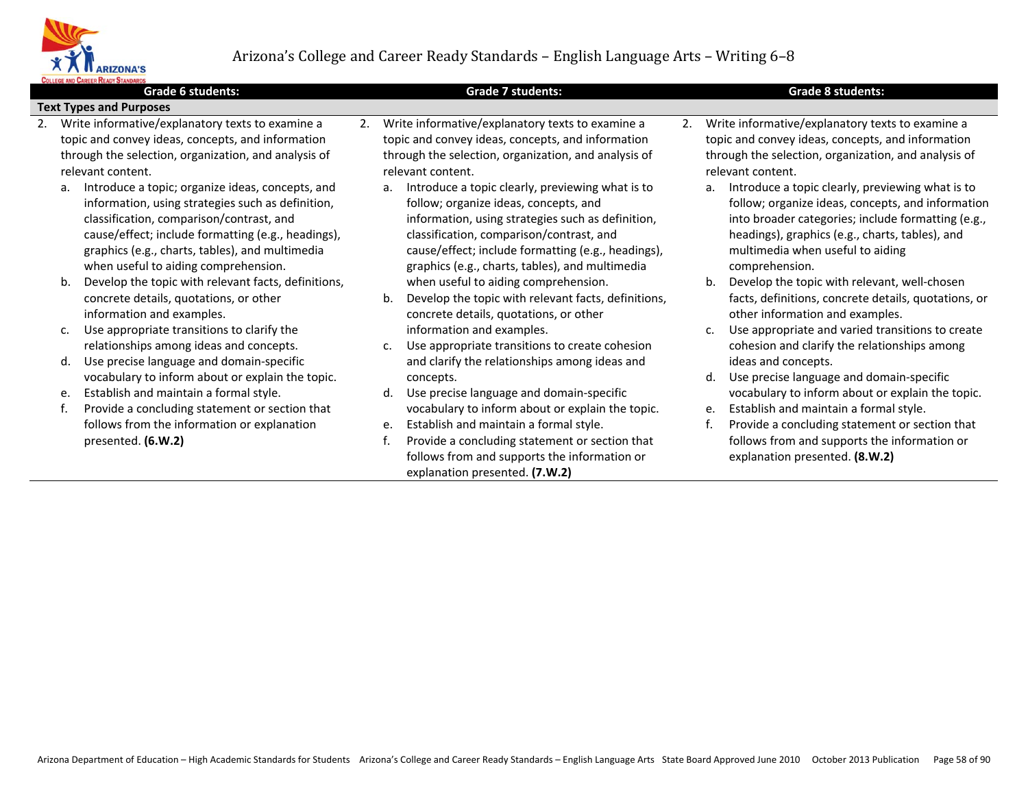| Grade 6 students: | Grade 7 students: | Grade 8 students: |
|---|---|---|
| **Text Types and Purposes** | | |
| 2. Write informative/explanatory texts to examine a topic and convey ideas, concepts, and information through the selection, organization, and analysis of relevant content.<br>a. Introduce a topic; organize ideas, concepts, and information, using strategies such as definition, classification, comparison/contrast, and cause/effect; include formatting (e.g., headings), graphics (e.g., charts, tables), and multimedia when useful to aiding comprehension.<br>b. Develop the topic with relevant facts, definitions, concrete details, quotations, or other information and examples.<br>c. Use appropriate transitions to clarify the relationships among ideas and concepts.<br>d. Use precise language and domain-specific vocabulary to inform about or explain the topic.<br>e. Establish and maintain a formal style.<br>f. Provide a concluding statement or section that follows from the information or explanation presented. **(6.W.2)** | 2. Write informative/explanatory texts to examine a topic and convey ideas, concepts, and information through the selection, organization, and analysis of relevant content.<br>a. Introduce a topic clearly, previewing what is to follow; organize ideas, concepts, and information, using strategies such as definition, classification, comparison/contrast, and cause/effect; include formatting (e.g., headings), graphics (e.g., charts, tables), and multimedia when useful to aiding comprehension.<br>b. Develop the topic with relevant facts, definitions, concrete details, quotations, or other information and examples.<br>c. Use appropriate transitions to create cohesion and clarify the relationships among ideas and concepts.<br>d. Use precise language and domain-specific vocabulary to inform about or explain the topic.<br>e. Establish and maintain a formal style.<br>f. Provide a concluding statement or section that follows from and supports the information or explanation presented. **(7.W.2)** | 2. Write informative/explanatory texts to examine a topic and convey ideas, concepts, and information through the selection, organization, and analysis of relevant content.<br>a. Introduce a topic clearly, previewing what is to follow; organize ideas, concepts, and information into broader categories; include formatting (e.g., headings), graphics (e.g., charts, tables), and multimedia when useful to aiding comprehension.<br>b. Develop the topic with relevant, well-chosen facts, definitions, concrete details, quotations, or other information and examples.<br>c. Use appropriate and varied transitions to create cohesion and clarify the relationships among ideas and concepts.<br>d. Use precise language and domain-specific vocabulary to inform about or explain the topic.<br>e. Establish and maintain a formal style.<br>f. Provide a concluding statement or section that follows from and supports the information or explanation presented. **(8.W.2)** |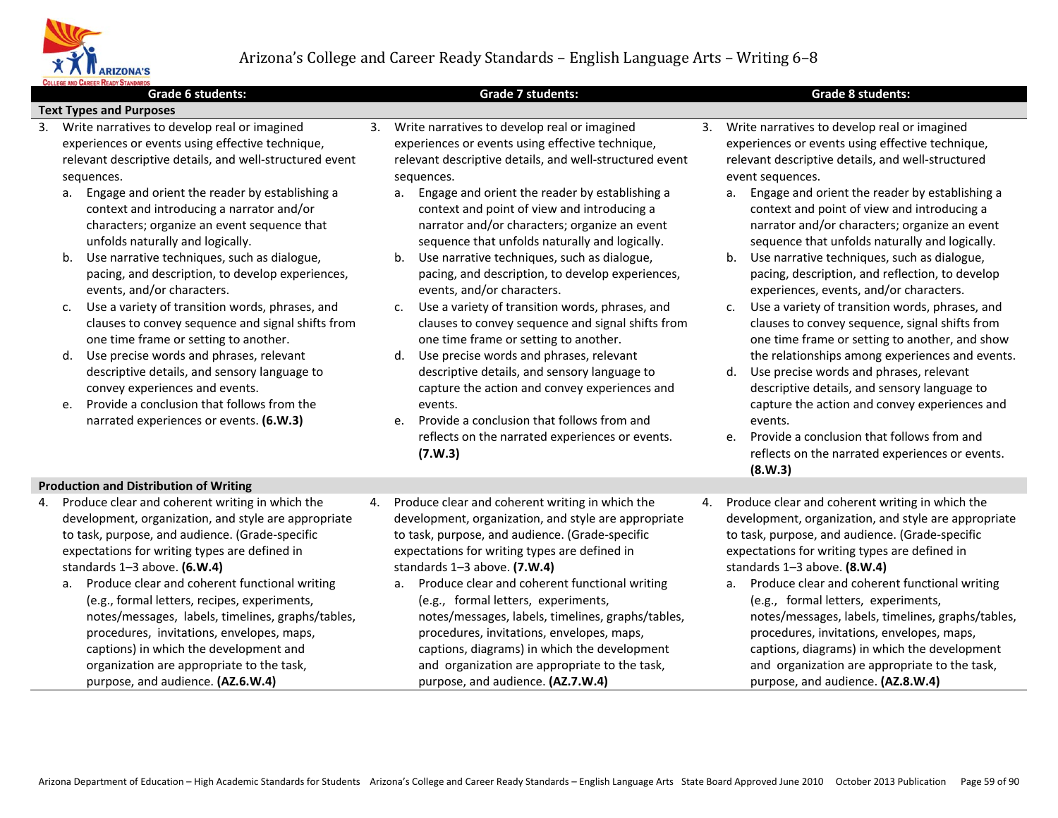# Arizona's College and Career Ready Standards – English Language Arts – Writing 6–8

| Grade 6 students: | Grade 7 students: | Grade 8 students: |
|---|---|---|
| **Text Types and Purposes** | | |
| 3. Write narratives to develop real or imagined experiences or events using effective technique, relevant descriptive details, and well-structured event sequences.<br>a. Engage and orient the reader by establishing a context and introducing a narrator and/or characters; organize an event sequence that unfolds naturally and logically.<br>b. Use narrative techniques, such as dialogue, pacing, and description, to develop experiences, events, and/or characters.<br>c. Use a variety of transition words, phrases, and clauses to convey sequence and signal shifts from one time frame or setting to another.<br>d. Use precise words and phrases, relevant descriptive details, and sensory language to convey experiences and events.<br>e. Provide a conclusion that follows from the narrated experiences or events. **(6.W.3)** | 3. Write narratives to develop real or imagined experiences or events using effective technique, relevant descriptive details, and well-structured event sequences.<br>a. Engage and orient the reader by establishing a context and point of view and introducing a narrator and/or characters; organize an event sequence that unfolds naturally and logically.<br>b. Use narrative techniques, such as dialogue, pacing, and description, to develop experiences, events, and/or characters.<br>c. Use a variety of transition words, phrases, and clauses to convey sequence and signal shifts from one time frame or setting to another.<br>d. Use precise words and phrases, relevant descriptive details, and sensory language to capture the action and convey experiences and events.<br>e. Provide a conclusion that follows from and reflects on the narrated experiences or events. **(7.W.3)** | 3. Write narratives to develop real or imagined experiences or events using effective technique, relevant descriptive details, and well-structured event sequences.<br>a. Engage and orient the reader by establishing a context and point of view and introducing a narrator and/or characters; organize an event sequence that unfolds naturally and logically.<br>b. Use narrative techniques, such as dialogue, pacing, description, and reflection, to develop experiences, events, and/or characters.<br>c. Use a variety of transition words, phrases, and clauses to convey sequence, signal shifts from one time frame or setting to another, and show the relationships among experiences and events.<br>d. Use precise words and phrases, relevant descriptive details, and sensory language to capture the action and convey experiences and events.<br>e. Provide a conclusion that follows from and reflects on the narrated experiences or events. **(8.W.3)** |
| **Production and Distribution of Writing** | | |
| 4. Produce clear and coherent writing in which the development, organization, and style are appropriate to task, purpose, and audience. (Grade-specific expectations for writing types are defined in standards 1–3 above. **(6.W.4)**<br>a. Produce clear and coherent functional writing (e.g., formal letters, recipes, experiments, notes/messages, labels, timelines, graphs/tables, procedures, invitations, envelopes, maps, captions) in which the development and organization are appropriate to the task, purpose, and audience. **(AZ.6.W.4)** | 4. Produce clear and coherent writing in which the development, organization, and style are appropriate to task, purpose, and audience. (Grade-specific expectations for writing types are defined in standards 1–3 above. **(7.W.4)**<br>a. Produce clear and coherent functional writing (e.g., formal letters, experiments, notes/messages, labels, timelines, graphs/tables, procedures, invitations, envelopes, maps, captions, diagrams) in which the development and organization are appropriate to the task, purpose, and audience. **(AZ.7.W.4)** | 4. Produce clear and coherent writing in which the development, organization, and style are appropriate to task, purpose, and audience. (Grade-specific expectations for writing types are defined in standards 1–3 above. **(8.W.4)**<br>a. Produce clear and coherent functional writing (e.g., formal letters, experiments, notes/messages, labels, timelines, graphs/tables, procedures, invitations, envelopes, maps, captions, diagrams) in which the development and organization are appropriate to the task, purpose, and audience. **(AZ.8.W.4)** |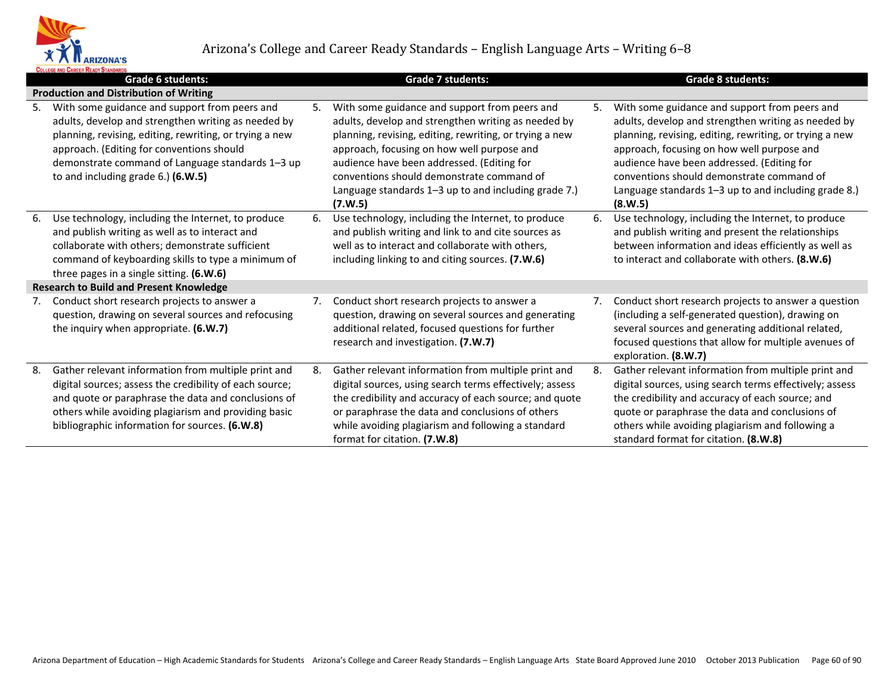# Arizona's College and Career Ready Standards – English Language Arts – Writing 6–8

| Grade 6 students: | Grade 7 students: | Grade 8 students: |
|---|---|---|
| **Production and Distribution of Writing** | | |
| 5. With some guidance and support from peers and adults, develop and strengthen writing as needed by planning, revising, editing, rewriting, or trying a new approach. (Editing for conventions should demonstrate command of Language standards 1–3 up to and including grade 6.) **(6.W.5)** | 5. With some guidance and support from peers and adults, develop and strengthen writing as needed by planning, revising, editing, rewriting, or trying a new approach, focusing on how well purpose and audience have been addressed. (Editing for conventions should demonstrate command of Language standards 1–3 up to and including grade 7.) **(7.W.5)** | 5. With some guidance and support from peers and adults, develop and strengthen writing as needed by planning, revising, editing, rewriting, or trying a new approach, focusing on how well purpose and audience have been addressed. (Editing for conventions should demonstrate command of Language standards 1–3 up to and including grade 8.) **(8.W.5)** |
| 6. Use technology, including the Internet, to produce and publish writing as well as to interact and collaborate with others; demonstrate sufficient command of keyboarding skills to type a minimum of three pages in a single sitting. **(6.W.6)** | 6. Use technology, including the Internet, to produce and publish writing and link to and cite sources as well as to interact and collaborate with others, including linking to and citing sources. **(7.W.6)** | 6. Use technology, including the Internet, to produce and publish writing and present the relationships between information and ideas efficiently as well as to interact and collaborate with others. **(8.W.6)** |
| **Research to Build and Present Knowledge** | | |
| 7. Conduct short research projects to answer a question, drawing on several sources and refocusing the inquiry when appropriate. **(6.W.7)** | 7. Conduct short research projects to answer a question, drawing on several sources and generating additional related, focused questions for further research and investigation. **(7.W.7)** | 7. Conduct short research projects to answer a question (including a self-generated question), drawing on several sources and generating additional related, focused questions that allow for multiple avenues of exploration. **(8.W.7)** |
| 8. Gather relevant information from multiple print and digital sources; assess the credibility of each source; and quote or paraphrase the data and conclusions of others while avoiding plagiarism and providing basic bibliographic information for sources. **(6.W.8)** | 8. Gather relevant information from multiple print and digital sources, using search terms effectively; assess the credibility and accuracy of each source; and quote or paraphrase the data and conclusions of others while avoiding plagiarism and following a standard format for citation. **(7.W.8)** | 8. Gather relevant information from multiple print and digital sources, using search terms effectively; assess the credibility and accuracy of each source; and quote or paraphrase the data and conclusions of others while avoiding plagiarism and following a standard format for citation. **(8.W.8)** |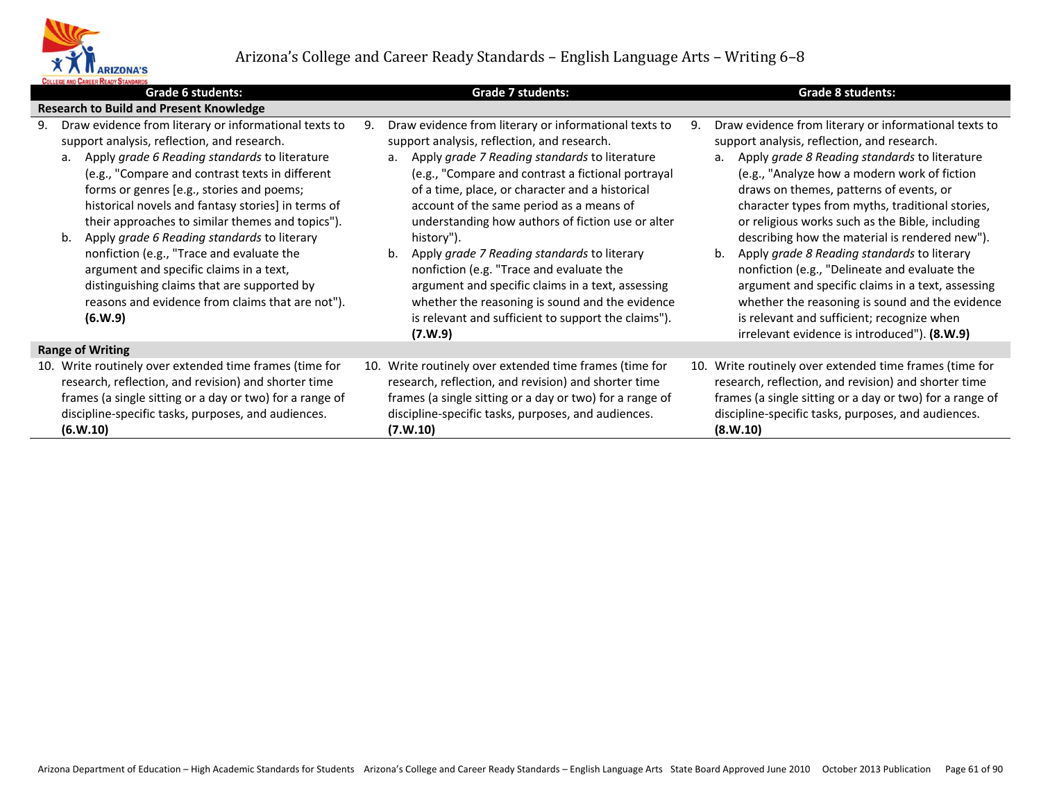# Arizona's College and Career Ready Standards – English Language Arts – Writing 6–8

| Grade 6 students: | Grade 7 students: | Grade 8 students: |
|---|---|---|
| **Research to Build and Present Knowledge** | | |
| 9. Draw evidence from literary or informational texts to support analysis, reflection, and research.<br>a. Apply *grade 6 Reading standards* to literature (e.g., "Compare and contrast texts in different forms or genres [e.g., stories and poems; historical novels and fantasy stories] in terms of their approaches to similar themes and topics").<br>b. Apply *grade 6 Reading standards* to literary nonfiction (e.g., "Trace and evaluate the argument and specific claims in a text, distinguishing claims that are supported by reasons and evidence from claims that are not"). **(6.W.9)** | 9. Draw evidence from literary or informational texts to support analysis, reflection, and research.<br>a. Apply *grade 7 Reading standards* to literature (e.g., "Compare and contrast a fictional portrayal of a time, place, or character and a historical account of the same period as a means of understanding how authors of fiction use or alter history").<br>b. Apply *grade 7 Reading standards* to literary nonfiction (e.g. "Trace and evaluate the argument and specific claims in a text, assessing whether the reasoning is sound and the evidence is relevant and sufficient to support the claims"). **(7.W.9)** | 9. Draw evidence from literary or informational texts to support analysis, reflection, and research.<br>a. Apply *grade 8 Reading standards* to literature (e.g., "Analyze how a modern work of fiction draws on themes, patterns of events, or character types from myths, traditional stories, or religious works such as the Bible, including describing how the material is rendered new").<br>b. Apply *grade 8 Reading standards* to literary nonfiction (e.g., "Delineate and evaluate the argument and specific claims in a text, assessing whether the reasoning is sound and the evidence is relevant and sufficient; recognize when irrelevant evidence is introduced"). **(8.W.9)** |
| **Range of Writing** | | |
| 10. Write routinely over extended time frames (time for research, reflection, and revision) and shorter time frames (a single sitting or a day or two) for a range of discipline-specific tasks, purposes, and audiences. **(6.W.10)** | 10. Write routinely over extended time frames (time for research, reflection, and revision) and shorter time frames (a single sitting or a day or two) for a range of discipline-specific tasks, purposes, and audiences. **(7.W.10)** | 10. Write routinely over extended time frames (time for research, reflection, and revision) and shorter time frames (a single sitting or a day or two) for a range of discipline-specific tasks, purposes, and audiences. **(8.W.10)** |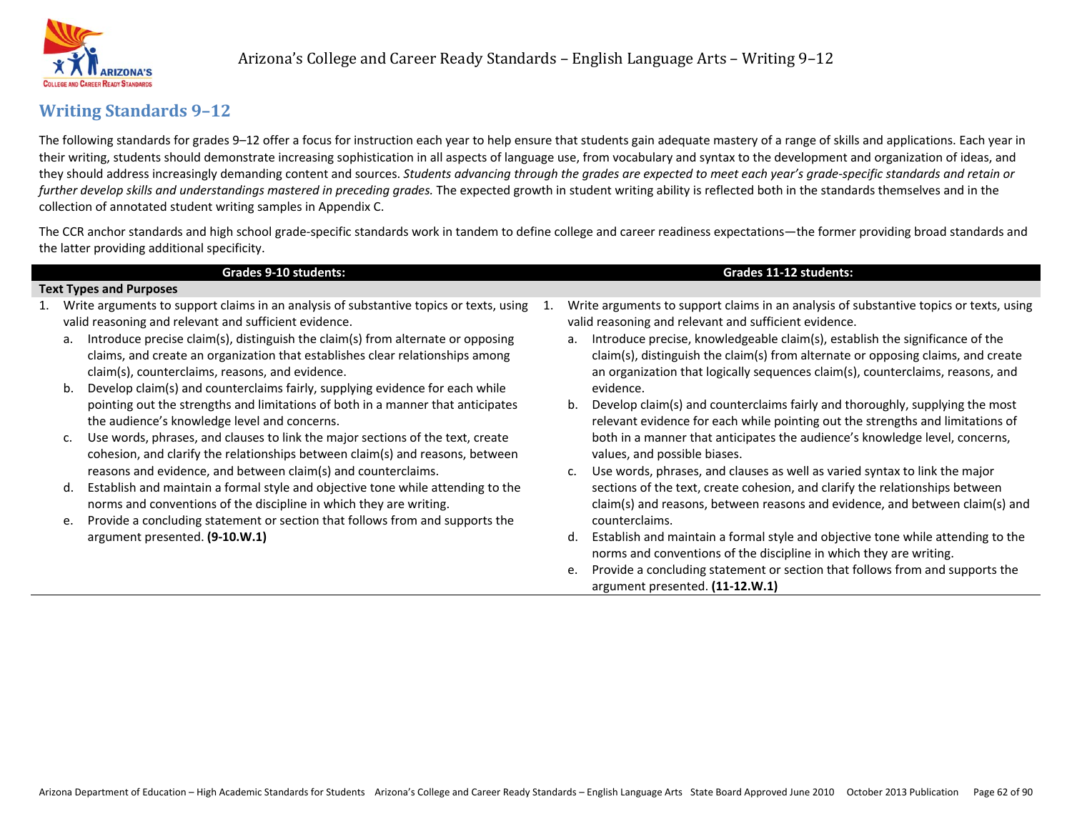## Writing Standards 9–12

The following standards for grades 9–12 offer a focus for instruction each year to help ensure that students gain adequate mastery of a range of skills and applications. Each year in their writing, students should demonstrate increasing sophistication in all aspects of language use, from vocabulary and syntax to the development and organization of ideas, and they should address increasingly demanding content and sources. *Students advancing through the grades are expected to meet each year's grade-specific standards and retain or further develop skills and understandings mastered in preceding grades.* The expected growth in student writing ability is reflected both in the standards themselves and in the collection of annotated student writing samples in Appendix C.

The CCR anchor standards and high school grade-specific standards work in tandem to define college and career readiness expectations—the former providing broad standards and the latter providing additional specificity.

| Grades 9-10 students: | Grades 11-12 students: |
|---|---|
| **Text Types and Purposes** | |
| 1. Write arguments to support claims in an analysis of substantive topics or texts, using valid reasoning and relevant and sufficient evidence.<br>a. Introduce precise claim(s), distinguish the claim(s) from alternate or opposing claims, and create an organization that establishes clear relationships among claim(s), counterclaims, reasons, and evidence.<br>b. Develop claim(s) and counterclaims fairly, supplying evidence for each while pointing out the strengths and limitations of both in a manner that anticipates the audience's knowledge level and concerns.<br>c. Use words, phrases, and clauses to link the major sections of the text, create cohesion, and clarify the relationships between claim(s) and reasons, between reasons and evidence, and between claim(s) and counterclaims.<br>d. Establish and maintain a formal style and objective tone while attending to the norms and conventions of the discipline in which they are writing.<br>e. Provide a concluding statement or section that follows from and supports the argument presented. **(9-10.W.1)** | 1. Write arguments to support claims in an analysis of substantive topics or texts, using valid reasoning and relevant and sufficient evidence.<br>a. Introduce precise, knowledgeable claim(s), establish the significance of the claim(s), distinguish the claim(s) from alternate or opposing claims, and create an organization that logically sequences claim(s), counterclaims, reasons, and evidence.<br>b. Develop claim(s) and counterclaims fairly and thoroughly, supplying the most relevant evidence for each while pointing out the strengths and limitations of both in a manner that anticipates the audience's knowledge level, concerns, values, and possible biases.<br>c. Use words, phrases, and clauses as well as varied syntax to link the major sections of the text, create cohesion, and clarify the relationships between claim(s) and reasons, between reasons and evidence, and between claim(s) and counterclaims.<br>d. Establish and maintain a formal style and objective tone while attending to the norms and conventions of the discipline in which they are writing.<br>e. Provide a concluding statement or section that follows from and supports the argument presented. **(11-12.W.1)** |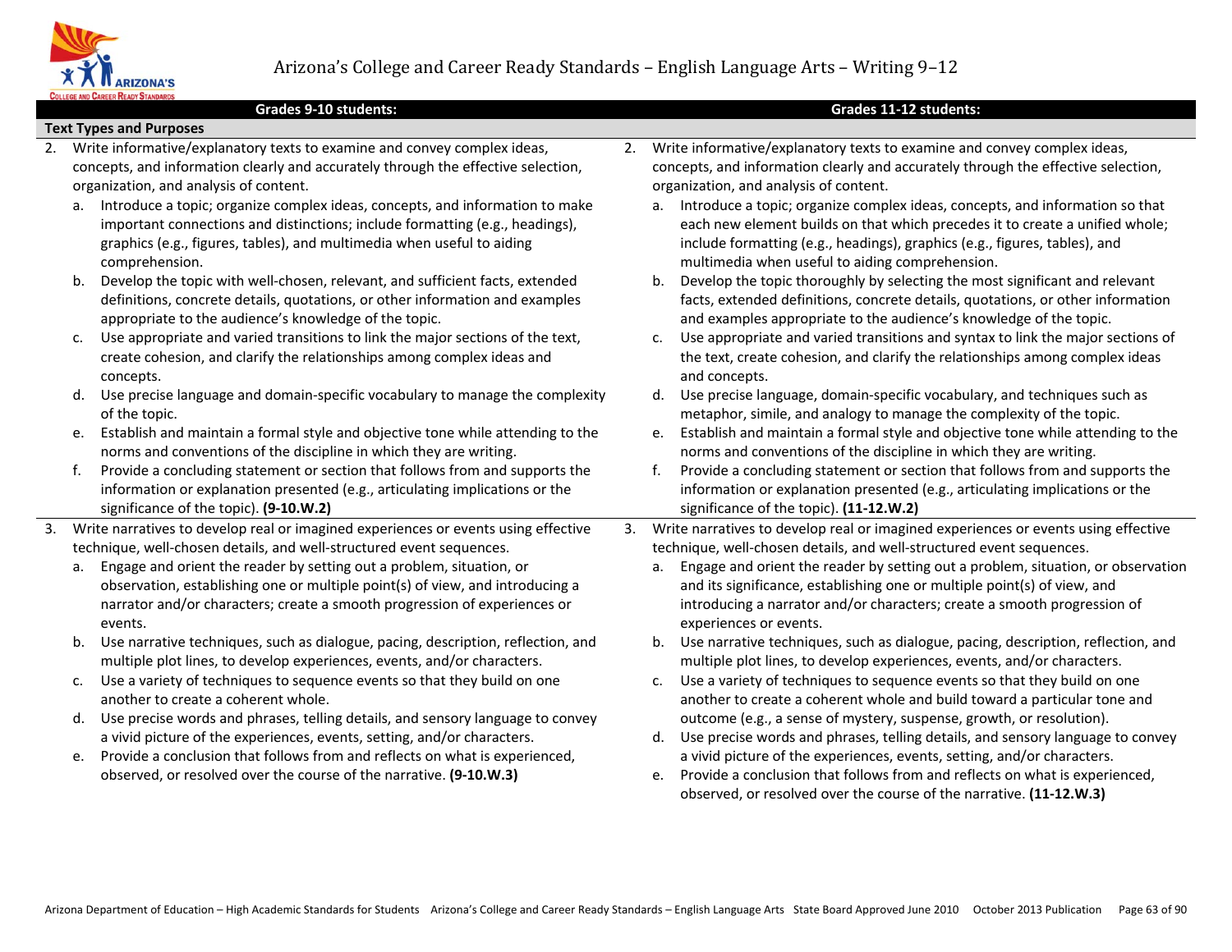| Grades 9-10 students: | Grades 11-12 students: |
|---|---|
| **Text Types and Purposes** | |
| 2. Write informative/explanatory texts to examine and convey complex ideas, concepts, and information clearly and accurately through the effective selection, organization, and analysis of content.<br>a. Introduce a topic; organize complex ideas, concepts, and information to make important connections and distinctions; include formatting (e.g., headings), graphics (e.g., figures, tables), and multimedia when useful to aiding comprehension.<br>b. Develop the topic with well-chosen, relevant, and sufficient facts, extended definitions, concrete details, quotations, or other information and examples appropriate to the audience's knowledge of the topic.<br>c. Use appropriate and varied transitions to link the major sections of the text, create cohesion, and clarify the relationships among complex ideas and concepts.<br>d. Use precise language and domain-specific vocabulary to manage the complexity of the topic.<br>e. Establish and maintain a formal style and objective tone while attending to the norms and conventions of the discipline in which they are writing.<br>f. Provide a concluding statement or section that follows from and supports the information or explanation presented (e.g., articulating implications or the significance of the topic). **(9-10.W.2)** | 2. Write informative/explanatory texts to examine and convey complex ideas, concepts, and information clearly and accurately through the effective selection, organization, and analysis of content.<br>a. Introduce a topic; organize complex ideas, concepts, and information so that each new element builds on that which precedes it to create a unified whole; include formatting (e.g., headings), graphics (e.g., figures, tables), and multimedia when useful to aiding comprehension.<br>b. Develop the topic thoroughly by selecting the most significant and relevant facts, extended definitions, concrete details, quotations, or other information and examples appropriate to the audience's knowledge of the topic.<br>c. Use appropriate and varied transitions and syntax to link the major sections of the text, create cohesion, and clarify the relationships among complex ideas and concepts.<br>d. Use precise language, domain-specific vocabulary, and techniques such as metaphor, simile, and analogy to manage the complexity of the topic.<br>e. Establish and maintain a formal style and objective tone while attending to the norms and conventions of the discipline in which they are writing.<br>f. Provide a concluding statement or section that follows from and supports the information or explanation presented (e.g., articulating implications or the significance of the topic). **(11-12.W.2)** |
| 3. Write narratives to develop real or imagined experiences or events using effective technique, well-chosen details, and well-structured event sequences.<br>a. Engage and orient the reader by setting out a problem, situation, or observation, establishing one or multiple point(s) of view, and introducing a narrator and/or characters; create a smooth progression of experiences or events.<br>b. Use narrative techniques, such as dialogue, pacing, description, reflection, and multiple plot lines, to develop experiences, events, and/or characters.<br>c. Use a variety of techniques to sequence events so that they build on one another to create a coherent whole.<br>d. Use precise words and phrases, telling details, and sensory language to convey a vivid picture of the experiences, events, setting, and/or characters.<br>e. Provide a conclusion that follows from and reflects on what is experienced, observed, or resolved over the course of the narrative. **(9-10.W.3)** | 3. Write narratives to develop real or imagined experiences or events using effective technique, well-chosen details, and well-structured event sequences.<br>a. Engage and orient the reader by setting out a problem, situation, or observation and its significance, establishing one or multiple point(s) of view, and introducing a narrator and/or characters; create a smooth progression of experiences or events.<br>b. Use narrative techniques, such as dialogue, pacing, description, reflection, and multiple plot lines, to develop experiences, events, and/or characters.<br>c. Use a variety of techniques to sequence events so that they build on one another to create a coherent whole and build toward a particular tone and outcome (e.g., a sense of mystery, suspense, growth, or resolution).<br>d. Use precise words and phrases, telling details, and sensory language to convey a vivid picture of the experiences, events, setting, and/or characters.<br>e. Provide a conclusion that follows from and reflects on what is experienced, observed, or resolved over the course of the narrative. **(11-12.W.3)** |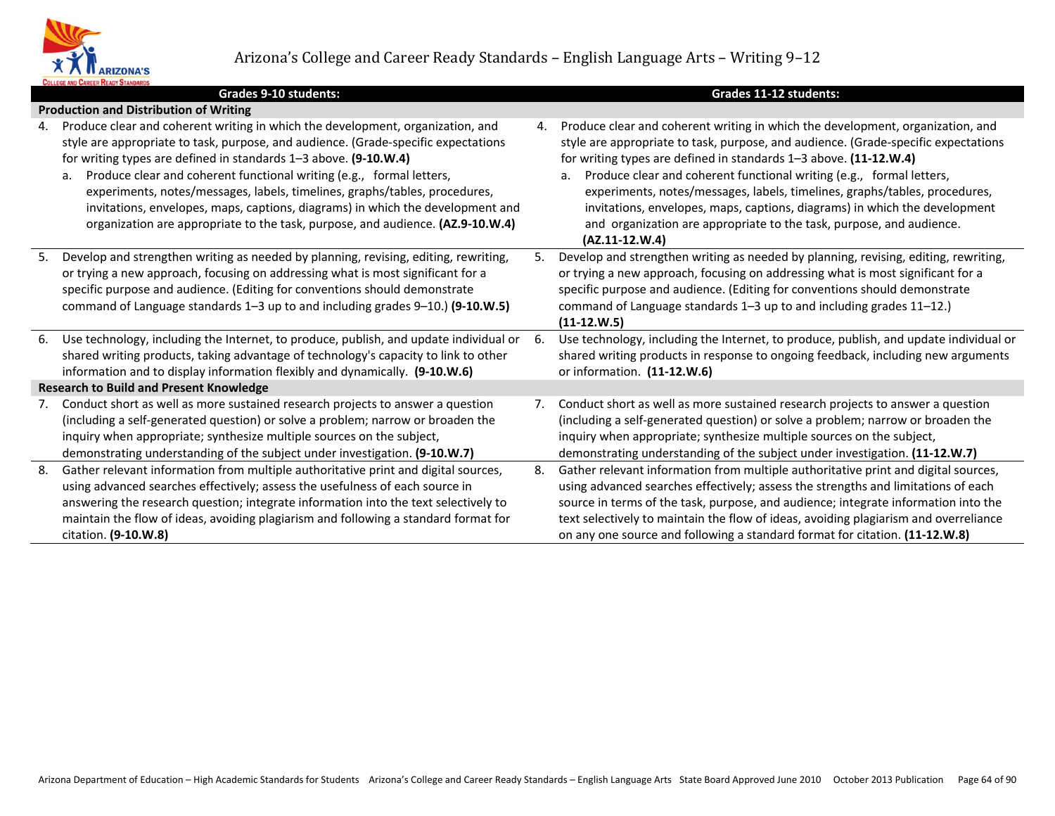# Arizona's College and Career Ready Standards – English Language Arts – Writing 9–12

| Grades 9-10 students: | Grades 11-12 students: |
|---|---|
| **Production and Distribution of Writing** | |
| 4. Produce clear and coherent writing in which the development, organization, and style are appropriate to task, purpose, and audience. (Grade-specific expectations for writing types are defined in standards 1–3 above. **(9-10.W.4)**<br>a. Produce clear and coherent functional writing (e.g., formal letters, experiments, notes/messages, labels, timelines, graphs/tables, procedures, invitations, envelopes, maps, captions, diagrams) in which the development and organization are appropriate to the task, purpose, and audience. **(AZ.9-10.W.4)** | 4. Produce clear and coherent writing in which the development, organization, and style are appropriate to task, purpose, and audience. (Grade-specific expectations for writing types are defined in standards 1–3 above. **(11-12.W.4)**<br>a. Produce clear and coherent functional writing (e.g., formal letters, experiments, notes/messages, labels, timelines, graphs/tables, procedures, invitations, envelopes, maps, captions, diagrams) in which the development and organization are appropriate to the task, purpose, and audience. **(AZ.11-12.W.4)** |
| 5. Develop and strengthen writing as needed by planning, revising, editing, rewriting, or trying a new approach, focusing on addressing what is most significant for a specific purpose and audience. (Editing for conventions should demonstrate command of Language standards 1–3 up to and including grades 9–10.) **(9-10.W.5)** | 5. Develop and strengthen writing as needed by planning, revising, editing, rewriting, or trying a new approach, focusing on addressing what is most significant for a specific purpose and audience. (Editing for conventions should demonstrate command of Language standards 1–3 up to and including grades 11–12.) **(11-12.W.5)** |
| 6. Use technology, including the Internet, to produce, publish, and update individual or shared writing products, taking advantage of technology's capacity to link to other information and to display information flexibly and dynamically. **(9-10.W.6)** | 6. Use technology, including the Internet, to produce, publish, and update individual or shared writing products in response to ongoing feedback, including new arguments or information. **(11-12.W.6)** |
| **Research to Build and Present Knowledge** | |
| 7. Conduct short as well as more sustained research projects to answer a question (including a self-generated question) or solve a problem; narrow or broaden the inquiry when appropriate; synthesize multiple sources on the subject, demonstrating understanding of the subject under investigation. **(9-10.W.7)** | 7. Conduct short as well as more sustained research projects to answer a question (including a self-generated question) or solve a problem; narrow or broaden the inquiry when appropriate; synthesize multiple sources on the subject, demonstrating understanding of the subject under investigation. **(11-12.W.7)** |
| 8. Gather relevant information from multiple authoritative print and digital sources, using advanced searches effectively; assess the usefulness of each source in answering the research question; integrate information into the text selectively to maintain the flow of ideas, avoiding plagiarism and following a standard format for citation. **(9-10.W.8)** | 8. Gather relevant information from multiple authoritative print and digital sources, using advanced searches effectively; assess the strengths and limitations of each source in terms of the task, purpose, and audience; integrate information into the text selectively to maintain the flow of ideas, avoiding plagiarism and overreliance on any one source and following a standard format for citation. **(11-12.W.8)** |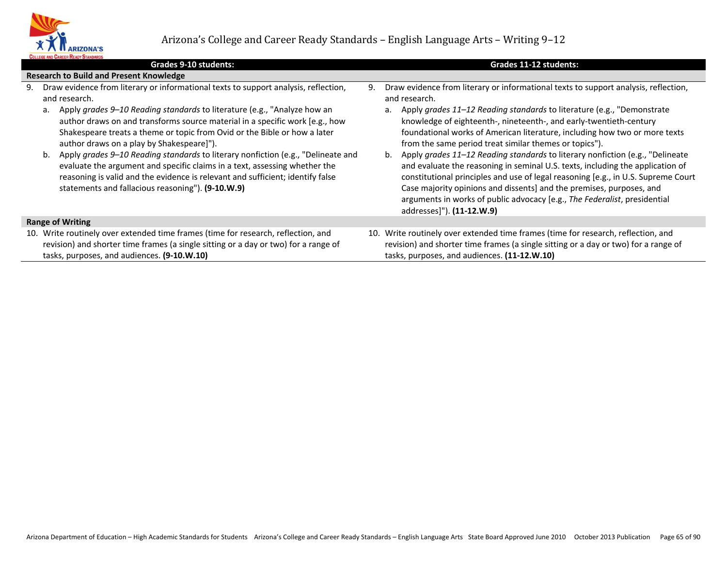| Grades 9-10 students: | Grades 11-12 students: |
|---|---|
| **Research to Build and Present Knowledge** | |
| 9. Draw evidence from literary or informational texts to support analysis, reflection, and research.<br>a. Apply *grades 9–10 Reading standards* to literature (e.g., "Analyze how an author draws on and transforms source material in a specific work [e.g., how Shakespeare treats a theme or topic from Ovid or the Bible or how a later author draws on a play by Shakespeare]").<br>b. Apply *grades 9–10 Reading standards* to literary nonfiction (e.g., "Delineate and evaluate the argument and specific claims in a text, assessing whether the reasoning is valid and the evidence is relevant and sufficient; identify false statements and fallacious reasoning"). **(9-10.W.9)** | 9. Draw evidence from literary or informational texts to support analysis, reflection, and research.<br>a. Apply *grades 11–12 Reading standards* to literature (e.g., "Demonstrate knowledge of eighteenth-, nineteenth-, and early-twentieth-century foundational works of American literature, including how two or more texts from the same period treat similar themes or topics").<br>b. Apply *grades 11–12 Reading standards* to literary nonfiction (e.g., "Delineate and evaluate the reasoning in seminal U.S. texts, including the application of constitutional principles and use of legal reasoning [e.g., in U.S. Supreme Court Case majority opinions and dissents] and the premises, purposes, and arguments in works of public advocacy [e.g., *The Federalist*, presidential addresses]"). **(11-12.W.9)** |
| **Range of Writing** | |
| 10. Write routinely over extended time frames (time for research, reflection, and revision) and shorter time frames (a single sitting or a day or two) for a range of tasks, purposes, and audiences. **(9-10.W.10)** | 10. Write routinely over extended time frames (time for research, reflection, and revision) and shorter time frames (a single sitting or a day or two) for a range of tasks, purposes, and audiences. **(11-12.W.10)** |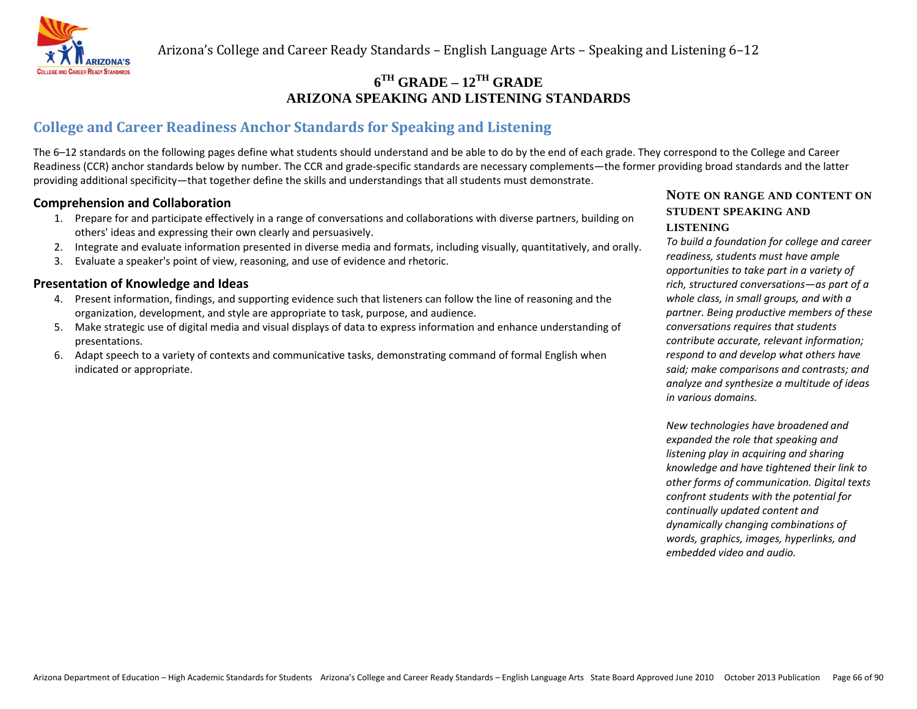# 6TH GRADE – 12TH GRADE ARIZONA SPEAKING AND LISTENING STANDARDS

## College and Career Readiness Anchor Standards for Speaking and Listening

The 6–12 standards on the following pages define what students should understand and be able to do by the end of each grade. They correspond to the College and Career Readiness (CCR) anchor standards below by number. The CCR and grade-specific standards are necessary complements—the former providing broad standards and the latter providing additional specificity—that together define the skills and understandings that all students must demonstrate.

### Comprehension and Collaboration

1. Prepare for and participate effectively in a range of conversations and collaborations with diverse partners, building on others' ideas and expressing their own clearly and persuasively.
2. Integrate and evaluate information presented in diverse media and formats, including visually, quantitatively, and orally.
3. Evaluate a speaker's point of view, reasoning, and use of evidence and rhetoric.

### Presentation of Knowledge and Ideas

4. Present information, findings, and supporting evidence such that listeners can follow the line of reasoning and the organization, development, and style are appropriate to task, purpose, and audience.
5. Make strategic use of digital media and visual displays of data to express information and enhance understanding of presentations.
6. Adapt speech to a variety of contexts and communicative tasks, demonstrating command of formal English when indicated or appropriate.

### NOTE ON RANGE AND CONTENT ON STUDENT SPEAKING AND LISTENING

*To build a foundation for college and career readiness, students must have ample opportunities to take part in a variety of rich, structured conversations—as part of a whole class, in small groups, and with a partner. Being productive members of these conversations requires that students contribute accurate, relevant information; respond to and develop what others have said; make comparisons and contrasts; and analyze and synthesize a multitude of ideas in various domains.*

*New technologies have broadened and expanded the role that speaking and listening play in acquiring and sharing knowledge and have tightened their link to other forms of communication. Digital texts confront students with the potential for continually updated content and dynamically changing combinations of words, graphics, images, hyperlinks, and embedded video and audio.*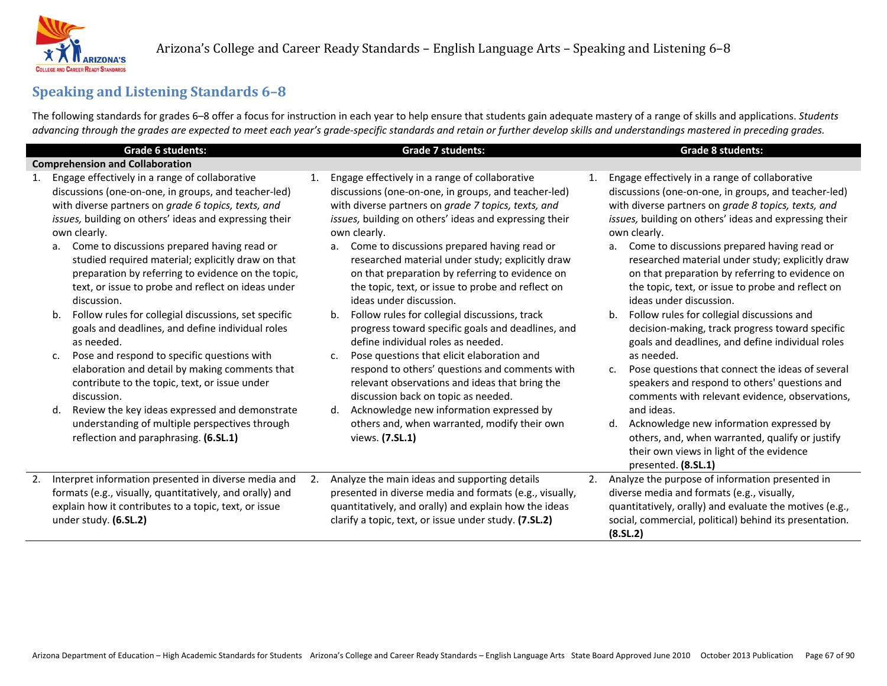## Speaking and Listening Standards 6–8

The following standards for grades 6–8 offer a focus for instruction in each year to help ensure that students gain adequate mastery of a range of skills and applications. *Students advancing through the grades are expected to meet each year's grade-specific standards and retain or further develop skills and understandings mastered in preceding grades.*

| Grade 6 students: | Grade 7 students: | Grade 8 students: |
|---|---|---|
| **Comprehension and Collaboration** | | |
| 1. Engage effectively in a range of collaborative discussions (one-on-one, in groups, and teacher-led) with diverse partners on *grade 6 topics, texts, and issues,* building on others' ideas and expressing their own clearly.<br>a. Come to discussions prepared having read or studied required material; explicitly draw on that preparation by referring to evidence on the topic, text, or issue to probe and reflect on ideas under discussion.<br>b. Follow rules for collegial discussions, set specific goals and deadlines, and define individual roles as needed.<br>c. Pose and respond to specific questions with elaboration and detail by making comments that contribute to the topic, text, or issue under discussion.<br>d. Review the key ideas expressed and demonstrate understanding of multiple perspectives through reflection and paraphrasing. **(6.SL.1)** | 1. Engage effectively in a range of collaborative discussions (one-on-one, in groups, and teacher-led) with diverse partners on *grade 7 topics, texts, and issues,* building on others' ideas and expressing their own clearly.<br>a. Come to discussions prepared having read or researched material under study; explicitly draw on that preparation by referring to evidence on the topic, text, or issue to probe and reflect on ideas under discussion.<br>b. Follow rules for collegial discussions, track progress toward specific goals and deadlines, and define individual roles as needed.<br>c. Pose questions that elicit elaboration and respond to others' questions and comments with relevant observations and ideas that bring the discussion back on topic as needed.<br>d. Acknowledge new information expressed by others and, when warranted, modify their own views. **(7.SL.1)** | 1. Engage effectively in a range of collaborative discussions (one-on-one, in groups, and teacher-led) with diverse partners on *grade 8 topics, texts, and issues,* building on others' ideas and expressing their own clearly.<br>a. Come to discussions prepared having read or researched material under study; explicitly draw on that preparation by referring to evidence on the topic, text, or issue to probe and reflect on ideas under discussion.<br>b. Follow rules for collegial discussions and decision-making, track progress toward specific goals and deadlines, and define individual roles as needed.<br>c. Pose questions that connect the ideas of several speakers and respond to others' questions and comments with relevant evidence, observations, and ideas.<br>d. Acknowledge new information expressed by others, and, when warranted, qualify or justify their own views in light of the evidence presented. **(8.SL.1)** |
| 2. Interpret information presented in diverse media and formats (e.g., visually, quantitatively, and orally) and explain how it contributes to a topic, text, or issue under study. **(6.SL.2)** | 2. Analyze the main ideas and supporting details presented in diverse media and formats (e.g., visually, quantitatively, and orally) and explain how the ideas clarify a topic, text, or issue under study. **(7.SL.2)** | 2. Analyze the purpose of information presented in diverse media and formats (e.g., visually, quantitatively, orally) and evaluate the motives (e.g., social, commercial, political) behind its presentation. **(8.SL.2)** |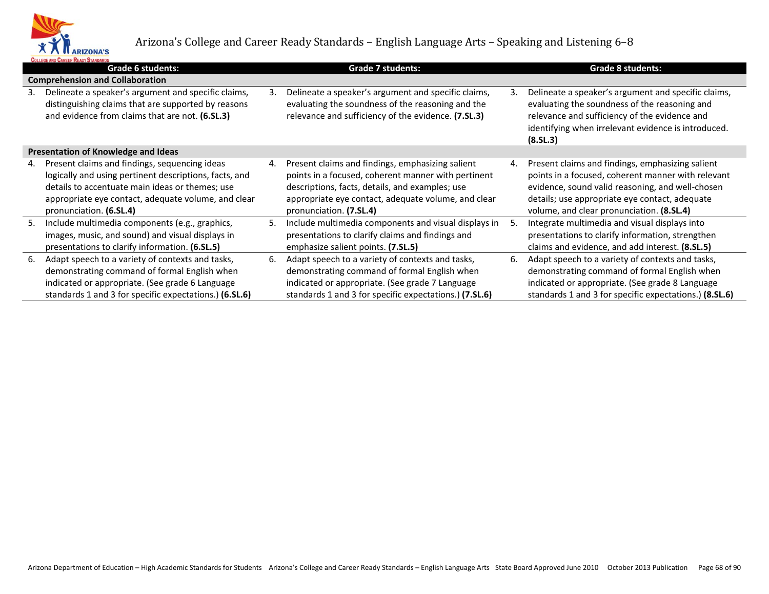# Arizona's College and Career Ready Standards – English Language Arts – Speaking and Listening 6–8

| Grade 6 students: | Grade 7 students: | Grade 8 students: |
|---|---|---|
| **Comprehension and Collaboration** | | |
| 3. Delineate a speaker's argument and specific claims, distinguishing claims that are supported by reasons and evidence from claims that are not. **(6.SL.3)** | 3. Delineate a speaker's argument and specific claims, evaluating the soundness of the reasoning and the relevance and sufficiency of the evidence. **(7.SL.3)** | 3. Delineate a speaker's argument and specific claims, evaluating the soundness of the reasoning and relevance and sufficiency of the evidence and identifying when irrelevant evidence is introduced. **(8.SL.3)** |
| **Presentation of Knowledge and Ideas** | | |
| 4. Present claims and findings, sequencing ideas logically and using pertinent descriptions, facts, and details to accentuate main ideas or themes; use appropriate eye contact, adequate volume, and clear pronunciation. **(6.SL.4)** | 4. Present claims and findings, emphasizing salient points in a focused, coherent manner with pertinent descriptions, facts, details, and examples; use appropriate eye contact, adequate volume, and clear pronunciation. **(7.SL.4)** | 4. Present claims and findings, emphasizing salient points in a focused, coherent manner with relevant evidence, sound valid reasoning, and well-chosen details; use appropriate eye contact, adequate volume, and clear pronunciation. **(8.SL.4)** |
| 5. Include multimedia components (e.g., graphics, images, music, and sound) and visual displays in presentations to clarify information. **(6.SL.5)** | 5. Include multimedia components and visual displays in presentations to clarify claims and findings and emphasize salient points. **(7.SL.5)** | 5. Integrate multimedia and visual displays into presentations to clarify information, strengthen claims and evidence, and add interest. **(8.SL.5)** |
| 6. Adapt speech to a variety of contexts and tasks, demonstrating command of formal English when indicated or appropriate. (See grade 6 Language standards 1 and 3 for specific expectations.) **(6.SL.6)** | 6. Adapt speech to a variety of contexts and tasks, demonstrating command of formal English when indicated or appropriate. (See grade 7 Language standards 1 and 3 for specific expectations.) **(7.SL.6)** | 6. Adapt speech to a variety of contexts and tasks, demonstrating command of formal English when indicated or appropriate. (See grade 8 Language standards 1 and 3 for specific expectations.) **(8.SL.6)** |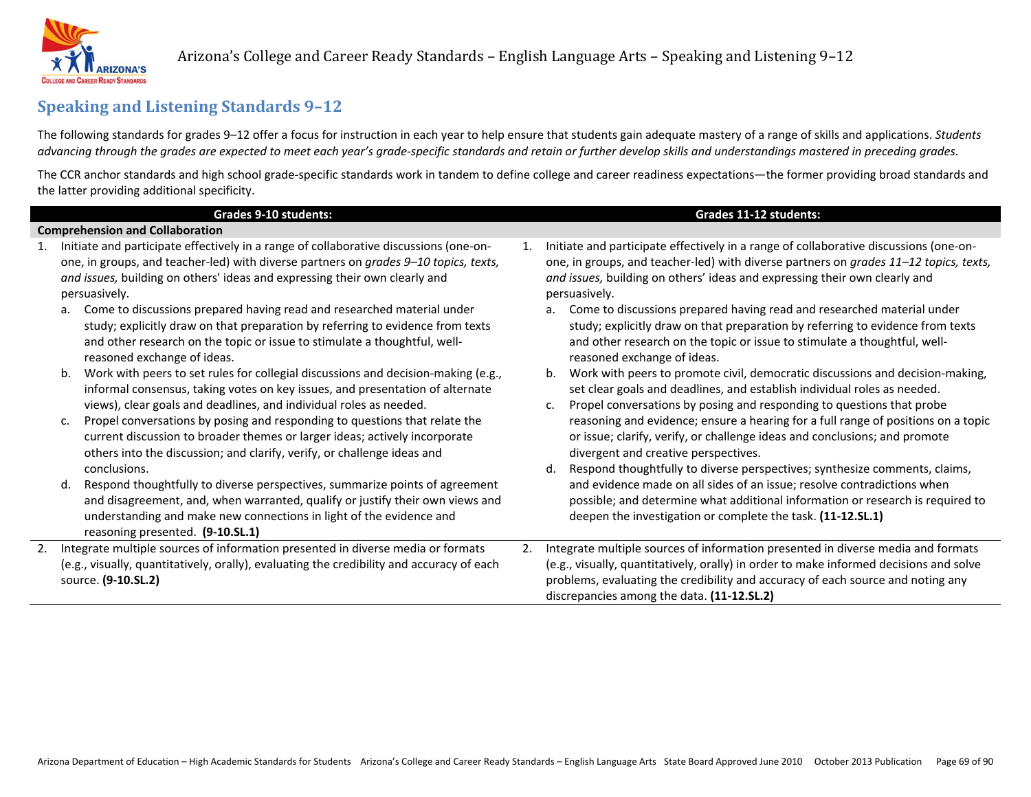## Speaking and Listening Standards 9–12

The following standards for grades 9–12 offer a focus for instruction in each year to help ensure that students gain adequate mastery of a range of skills and applications. *Students advancing through the grades are expected to meet each year's grade-specific standards and retain or further develop skills and understandings mastered in preceding grades.*

The CCR anchor standards and high school grade-specific standards work in tandem to define college and career readiness expectations—the former providing broad standards and the latter providing additional specificity.

| Grades 9-10 students: | Grades 11-12 students: |
| --- | --- |
| **Comprehension and Collaboration** | |
| 1. Initiate and participate effectively in a range of collaborative discussions (one-on-one, in groups, and teacher-led) with diverse partners on *grades 9–10 topics, texts, and issues,* building on others' ideas and expressing their own clearly and persuasively.<br>a. Come to discussions prepared having read and researched material under study; explicitly draw on that preparation by referring to evidence from texts and other research on the topic or issue to stimulate a thoughtful, well-reasoned exchange of ideas.<br>b. Work with peers to set rules for collegial discussions and decision-making (e.g., informal consensus, taking votes on key issues, and presentation of alternate views), clear goals and deadlines, and individual roles as needed.<br>c. Propel conversations by posing and responding to questions that relate the current discussion to broader themes or larger ideas; actively incorporate others into the discussion; and clarify, verify, or challenge ideas and conclusions.<br>d. Respond thoughtfully to diverse perspectives, summarize points of agreement and disagreement, and, when warranted, qualify or justify their own views and understanding and make new connections in light of the evidence and reasoning presented. **(9-10.SL.1)** | 1. Initiate and participate effectively in a range of collaborative discussions (one-on-one, in groups, and teacher-led) with diverse partners on *grades 11–12 topics, texts, and issues,* building on others' ideas and expressing their own clearly and persuasively.<br>a. Come to discussions prepared having read and researched material under study; explicitly draw on that preparation by referring to evidence from texts and other research on the topic or issue to stimulate a thoughtful, well-reasoned exchange of ideas.<br>b. Work with peers to promote civil, democratic discussions and decision-making, set clear goals and deadlines, and establish individual roles as needed.<br>c. Propel conversations by posing and responding to questions that probe reasoning and evidence; ensure a hearing for a full range of positions on a topic or issue; clarify, verify, or challenge ideas and conclusions; and promote divergent and creative perspectives.<br>d. Respond thoughtfully to diverse perspectives; synthesize comments, claims, and evidence made on all sides of an issue; resolve contradictions when possible; and determine what additional information or research is required to deepen the investigation or complete the task. **(11-12.SL.1)** |
| 2. Integrate multiple sources of information presented in diverse media or formats (e.g., visually, quantitatively, orally), evaluating the credibility and accuracy of each source. **(9-10.SL.2)** | 2. Integrate multiple sources of information presented in diverse media and formats (e.g., visually, quantitatively, orally) in order to make informed decisions and solve problems, evaluating the credibility and accuracy of each source and noting any discrepancies among the data. **(11-12.SL.2)** |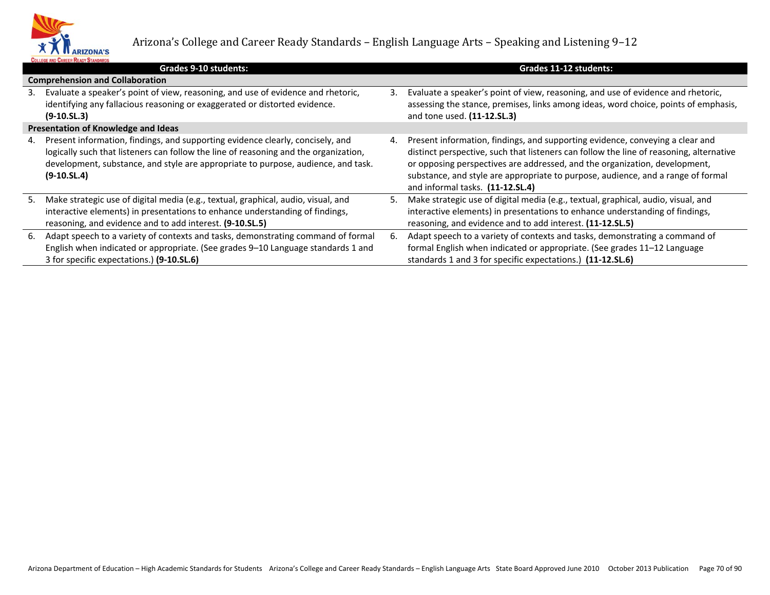# Arizona's College and Career Ready Standards – English Language Arts – Speaking and Listening 9–12

| Grades 9-10 students: | Grades 11-12 students: |
| --- | --- |
| **Comprehension and Collaboration** | |
| 3. Evaluate a speaker's point of view, reasoning, and use of evidence and rhetoric, identifying any fallacious reasoning or exaggerated or distorted evidence. **(9-10.SL.3)** | 3. Evaluate a speaker's point of view, reasoning, and use of evidence and rhetoric, assessing the stance, premises, links among ideas, word choice, points of emphasis, and tone used. **(11-12.SL.3)** |
| **Presentation of Knowledge and Ideas** | |
| 4. Present information, findings, and supporting evidence clearly, concisely, and logically such that listeners can follow the line of reasoning and the organization, development, substance, and style are appropriate to purpose, audience, and task. **(9-10.SL.4)** | 4. Present information, findings, and supporting evidence, conveying a clear and distinct perspective, such that listeners can follow the line of reasoning, alternative or opposing perspectives are addressed, and the organization, development, substance, and style are appropriate to purpose, audience, and a range of formal and informal tasks. **(11-12.SL.4)** |
| 5. Make strategic use of digital media (e.g., textual, graphical, audio, visual, and interactive elements) in presentations to enhance understanding of findings, reasoning, and evidence and to add interest. **(9-10.SL.5)** | 5. Make strategic use of digital media (e.g., textual, graphical, audio, visual, and interactive elements) in presentations to enhance understanding of findings, reasoning, and evidence and to add interest. **(11-12.SL.5)** |
| 6. Adapt speech to a variety of contexts and tasks, demonstrating command of formal English when indicated or appropriate. (See grades 9–10 Language standards 1 and 3 for specific expectations.) **(9-10.SL.6)** | 6. Adapt speech to a variety of contexts and tasks, demonstrating a command of formal English when indicated or appropriate. (See grades 11–12 Language standards 1 and 3 for specific expectations.) **(11-12.SL.6)** |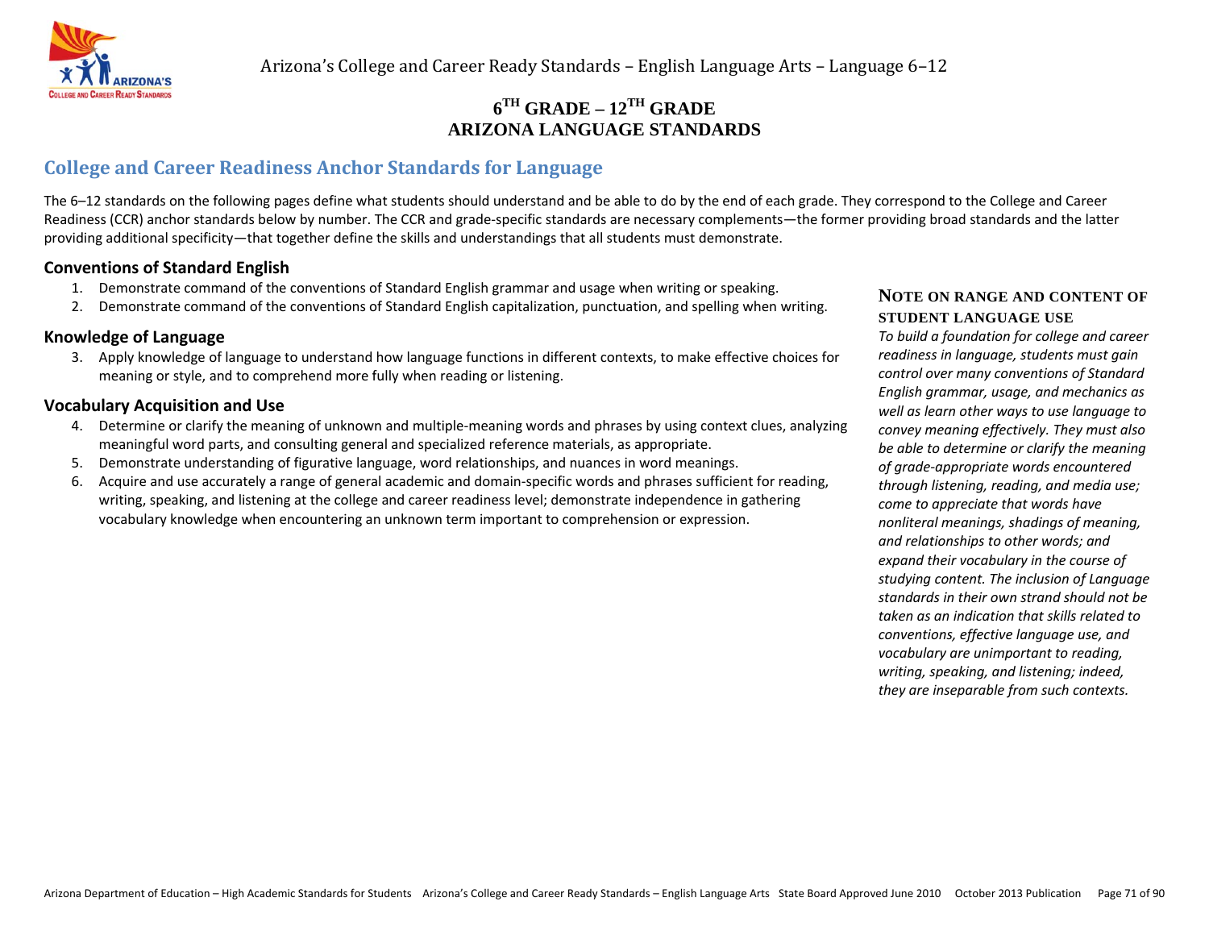# 6TH GRADE – 12TH GRADE
# ARIZONA LANGUAGE STANDARDS

## College and Career Readiness Anchor Standards for Language

The 6–12 standards on the following pages define what students should understand and be able to do by the end of each grade. They correspond to the College and Career Readiness (CCR) anchor standards below by number. The CCR and grade-specific standards are necessary complements—the former providing broad standards and the latter providing additional specificity—that together define the skills and understandings that all students must demonstrate.

### Conventions of Standard English

1. Demonstrate command of the conventions of Standard English grammar and usage when writing or speaking.
2. Demonstrate command of the conventions of Standard English capitalization, punctuation, and spelling when writing.

### Knowledge of Language

3. Apply knowledge of language to understand how language functions in different contexts, to make effective choices for meaning or style, and to comprehend more fully when reading or listening.

### Vocabulary Acquisition and Use

4. Determine or clarify the meaning of unknown and multiple-meaning words and phrases by using context clues, analyzing meaningful word parts, and consulting general and specialized reference materials, as appropriate.
5. Demonstrate understanding of figurative language, word relationships, and nuances in word meanings.
6. Acquire and use accurately a range of general academic and domain-specific words and phrases sufficient for reading, writing, speaking, and listening at the college and career readiness level; demonstrate independence in gathering vocabulary knowledge when encountering an unknown term important to comprehension or expression.

### NOTE ON RANGE AND CONTENT OF STUDENT LANGUAGE USE

*To build a foundation for college and career readiness in language, students must gain control over many conventions of Standard English grammar, usage, and mechanics as well as learn other ways to use language to convey meaning effectively. They must also be able to determine or clarify the meaning of grade-appropriate words encountered through listening, reading, and media use; come to appreciate that words have nonliteral meanings, shadings of meaning, and relationships to other words; and expand their vocabulary in the course of studying content. The inclusion of Language standards in their own strand should not be taken as an indication that skills related to conventions, effective language use, and vocabulary are unimportant to reading, writing, speaking, and listening; indeed, they are inseparable from such contexts.*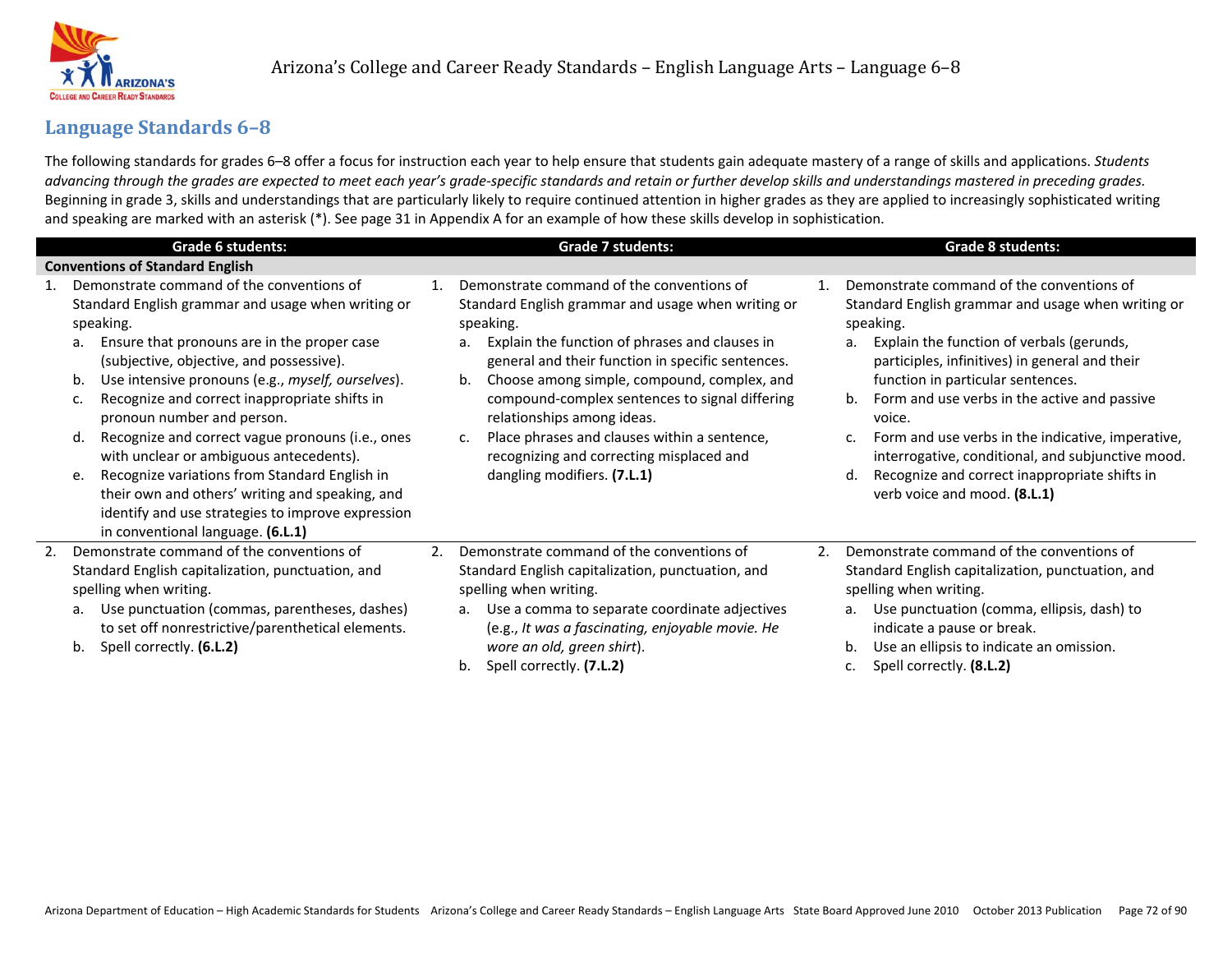## Language Standards 6–8

The following standards for grades 6–8 offer a focus for instruction each year to help ensure that students gain adequate mastery of a range of skills and applications. *Students advancing through the grades are expected to meet each year's grade-specific standards and retain or further develop skills and understandings mastered in preceding grades.* Beginning in grade 3, skills and understandings that are particularly likely to require continued attention in higher grades as they are applied to increasingly sophisticated writing and speaking are marked with an asterisk (*). See page 31 in Appendix A for an example of how these skills develop in sophistication.

| Grade 6 students: | Grade 7 students: | Grade 8 students: |
|---|---|---|
| **Conventions of Standard English** | | |
| 1. Demonstrate command of the conventions of Standard English grammar and usage when writing or speaking.<br>a. Ensure that pronouns are in the proper case (subjective, objective, and possessive).<br>b. Use intensive pronouns (e.g., *myself, ourselves*).<br>c. Recognize and correct inappropriate shifts in pronoun number and person.<br>d. Recognize and correct vague pronouns (i.e., ones with unclear or ambiguous antecedents).<br>e. Recognize variations from Standard English in their own and others' writing and speaking, and identify and use strategies to improve expression in conventional language. **(6.L.1)** | 1. Demonstrate command of the conventions of Standard English grammar and usage when writing or speaking.<br>a. Explain the function of phrases and clauses in general and their function in specific sentences.<br>b. Choose among simple, compound, complex, and compound-complex sentences to signal differing relationships among ideas.<br>c. Place phrases and clauses within a sentence, recognizing and correcting misplaced and dangling modifiers. **(7.L.1)** | 1. Demonstrate command of the conventions of Standard English grammar and usage when writing or speaking.<br>a. Explain the function of verbals (gerunds, participles, infinitives) in general and their function in particular sentences.<br>b. Form and use verbs in the active and passive voice.<br>c. Form and use verbs in the indicative, imperative, interrogative, conditional, and subjunctive mood.<br>d. Recognize and correct inappropriate shifts in verb voice and mood. **(8.L.1)** |
| 2. Demonstrate command of the conventions of Standard English capitalization, punctuation, and spelling when writing.<br>a. Use punctuation (commas, parentheses, dashes) to set off nonrestrictive/parenthetical elements.<br>b. Spell correctly. **(6.L.2)** | 2. Demonstrate command of the conventions of Standard English capitalization, punctuation, and spelling when writing.<br>a. Use a comma to separate coordinate adjectives (e.g., *It was a fascinating, enjoyable movie. He wore an old, green shirt*).<br>b. Spell correctly. **(7.L.2)** | 2. Demonstrate command of the conventions of Standard English capitalization, punctuation, and spelling when writing.<br>a. Use punctuation (comma, ellipsis, dash) to indicate a pause or break.<br>b. Use an ellipsis to indicate an omission.<br>c. Spell correctly. **(8.L.2)** |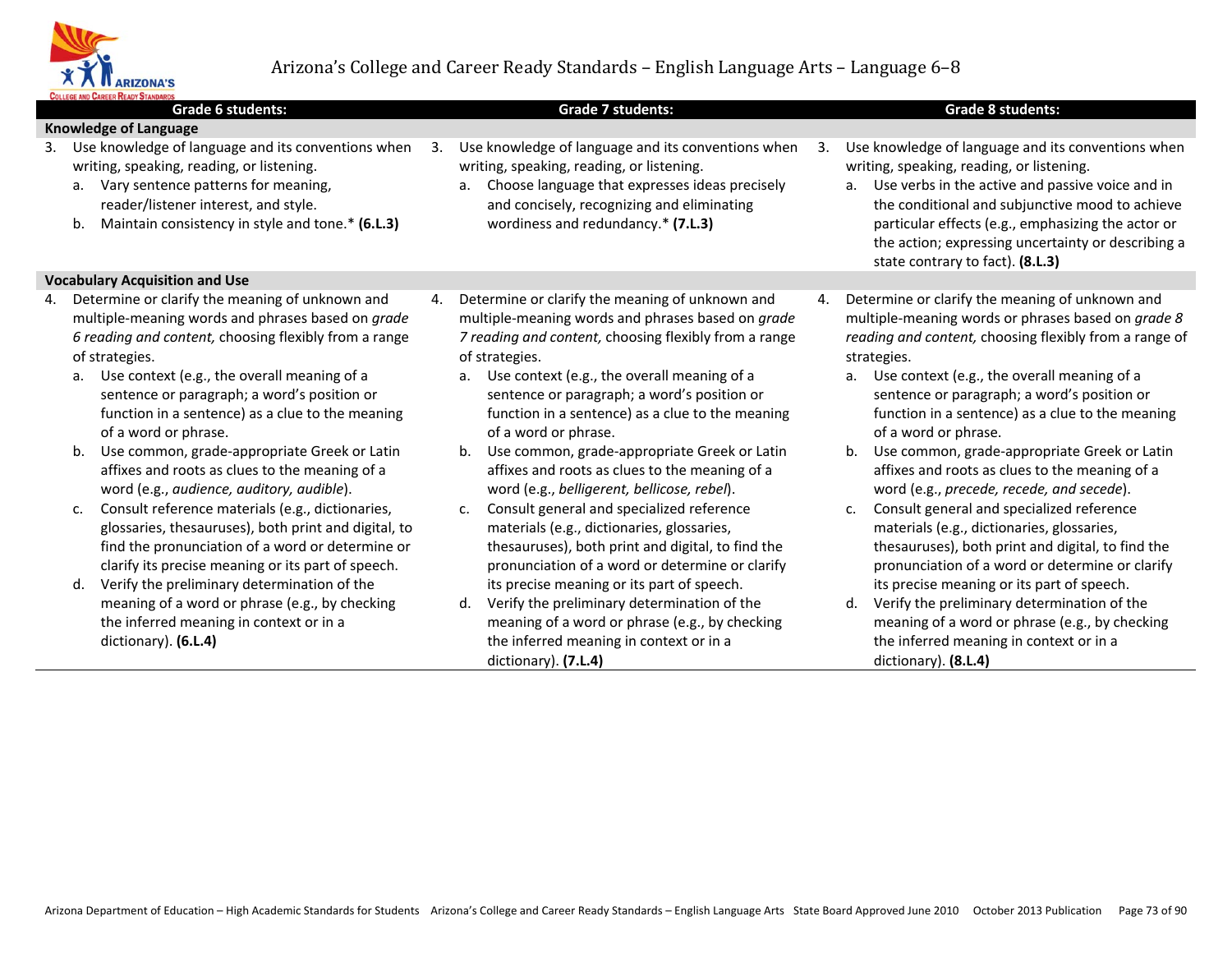# Arizona's College and Career Ready Standards – English Language Arts – Language 6–8

| Grade 6 students: | Grade 7 students: | Grade 8 students: |
|---|---|---|
| **Knowledge of Language** | | |
| 3. Use knowledge of language and its conventions when writing, speaking, reading, or listening.<br>a. Vary sentence patterns for meaning, reader/listener interest, and style.<br>b. Maintain consistency in style and tone.* **(6.L.3)** | 3. Use knowledge of language and its conventions when writing, speaking, reading, or listening.<br>a. Choose language that expresses ideas precisely and concisely, recognizing and eliminating wordiness and redundancy.* **(7.L.3)** | 3. Use knowledge of language and its conventions when writing, speaking, reading, or listening.<br>a. Use verbs in the active and passive voice and in the conditional and subjunctive mood to achieve particular effects (e.g., emphasizing the actor or the action; expressing uncertainty or describing a state contrary to fact). **(8.L.3)** |
| **Vocabulary Acquisition and Use** | | |
| 4. Determine or clarify the meaning of unknown and multiple-meaning words and phrases based on *grade 6 reading and content,* choosing flexibly from a range of strategies.<br>a. Use context (e.g., the overall meaning of a sentence or paragraph; a word's position or function in a sentence) as a clue to the meaning of a word or phrase.<br>b. Use common, grade-appropriate Greek or Latin affixes and roots as clues to the meaning of a word (e.g., *audience, auditory, audible*).<br>c. Consult reference materials (e.g., dictionaries, glossaries, thesauruses), both print and digital, to find the pronunciation of a word or determine or clarify its precise meaning or its part of speech.<br>d. Verify the preliminary determination of the meaning of a word or phrase (e.g., by checking the inferred meaning in context or in a dictionary). **(6.L.4)** | 4. Determine or clarify the meaning of unknown and multiple-meaning words and phrases based on *grade 7 reading and content,* choosing flexibly from a range of strategies.<br>a. Use context (e.g., the overall meaning of a sentence or paragraph; a word's position or function in a sentence) as a clue to the meaning of a word or phrase.<br>b. Use common, grade-appropriate Greek or Latin affixes and roots as clues to the meaning of a word (e.g., *belligerent, bellicose, rebel*).<br>c. Consult general and specialized reference materials (e.g., dictionaries, glossaries, thesauruses), both print and digital, to find the pronunciation of a word or determine or clarify its precise meaning or its part of speech.<br>d. Verify the preliminary determination of the meaning of a word or phrase (e.g., by checking the inferred meaning in context or in a dictionary). **(7.L.4)** | 4. Determine or clarify the meaning of unknown and multiple-meaning words or phrases based on *grade 8 reading and content,* choosing flexibly from a range of strategies.<br>a. Use context (e.g., the overall meaning of a sentence or paragraph; a word's position or function in a sentence) as a clue to the meaning of a word or phrase.<br>b. Use common, grade-appropriate Greek or Latin affixes and roots as clues to the meaning of a word (e.g., *precede, recede, and secede*).<br>c. Consult general and specialized reference materials (e.g., dictionaries, glossaries, thesauruses), both print and digital, to find the pronunciation of a word or determine or clarify its precise meaning or its part of speech.<br>d. Verify the preliminary determination of the meaning of a word or phrase (e.g., by checking the inferred meaning in context or in a dictionary). **(8.L.4)** |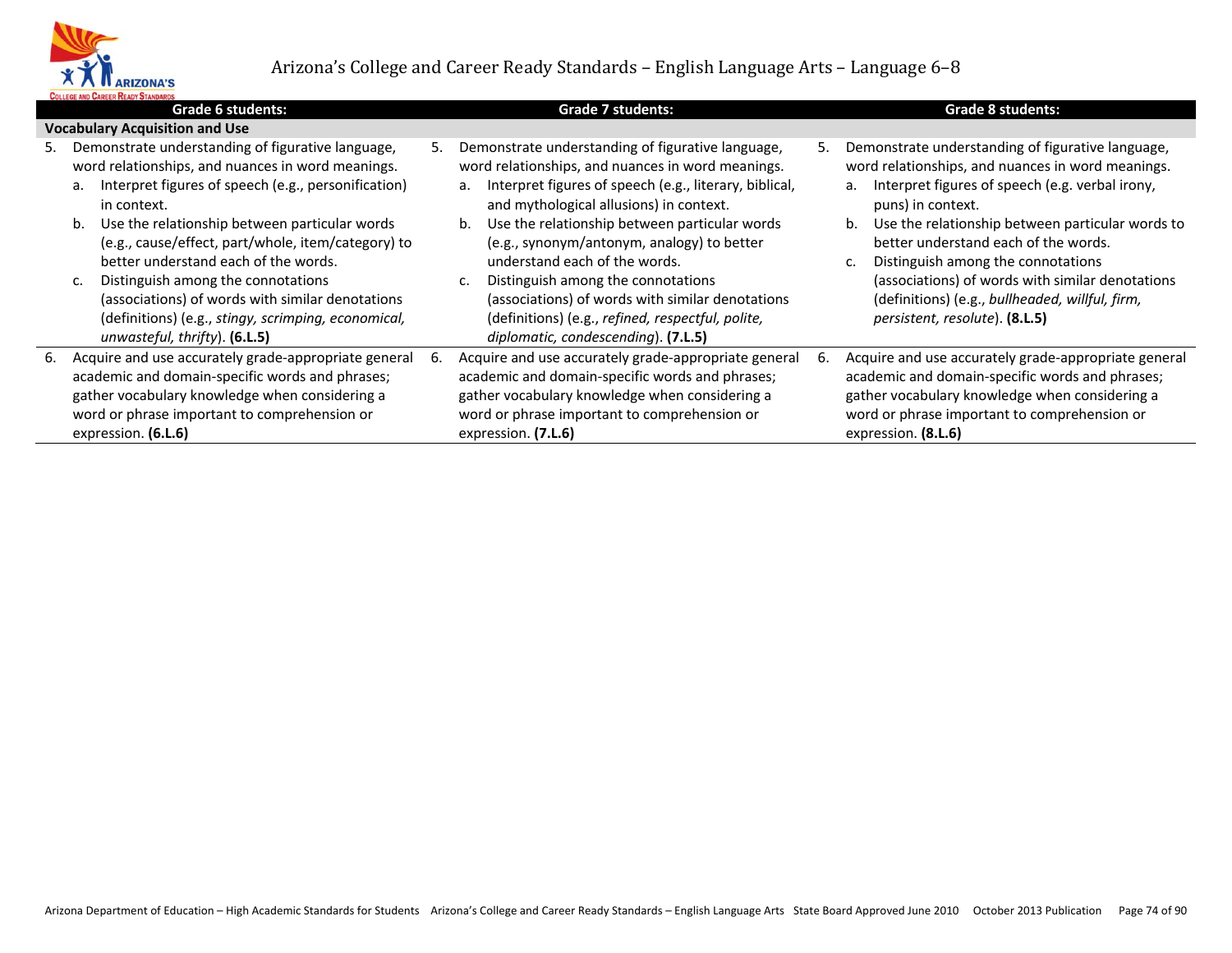| Grade 6 students: | Grade 7 students: | Grade 8 students: |
|---|---|---|
| **Vocabulary Acquisition and Use** | | |
| 5. Demonstrate understanding of figurative language, word relationships, and nuances in word meanings.<br>a. Interpret figures of speech (e.g., personification) in context.<br>b. Use the relationship between particular words (e.g., cause/effect, part/whole, item/category) to better understand each of the words.<br>c. Distinguish among the connotations (associations) of words with similar denotations (definitions) (e.g., *stingy, scrimping, economical, unwasteful, thrifty*). **(6.L.5)** | 5. Demonstrate understanding of figurative language, word relationships, and nuances in word meanings.<br>a. Interpret figures of speech (e.g., literary, biblical, and mythological allusions) in context.<br>b. Use the relationship between particular words (e.g., synonym/antonym, analogy) to better understand each of the words.<br>c. Distinguish among the connotations (associations) of words with similar denotations (definitions) (e.g., *refined, respectful, polite, diplomatic, condescending*). **(7.L.5)** | 5. Demonstrate understanding of figurative language, word relationships, and nuances in word meanings.<br>a. Interpret figures of speech (e.g. verbal irony, puns) in context.<br>b. Use the relationship between particular words to better understand each of the words.<br>c. Distinguish among the connotations (associations) of words with similar denotations (definitions) (e.g., *bullheaded, willful, firm, persistent, resolute*). **(8.L.5)** |
| 6. Acquire and use accurately grade-appropriate general academic and domain-specific words and phrases; gather vocabulary knowledge when considering a word or phrase important to comprehension or expression. **(6.L.6)** | 6. Acquire and use accurately grade-appropriate general academic and domain-specific words and phrases; gather vocabulary knowledge when considering a word or phrase important to comprehension or expression. **(7.L.6)** | 6. Acquire and use accurately grade-appropriate general academic and domain-specific words and phrases; gather vocabulary knowledge when considering a word or phrase important to comprehension or expression. **(8.L.6)** |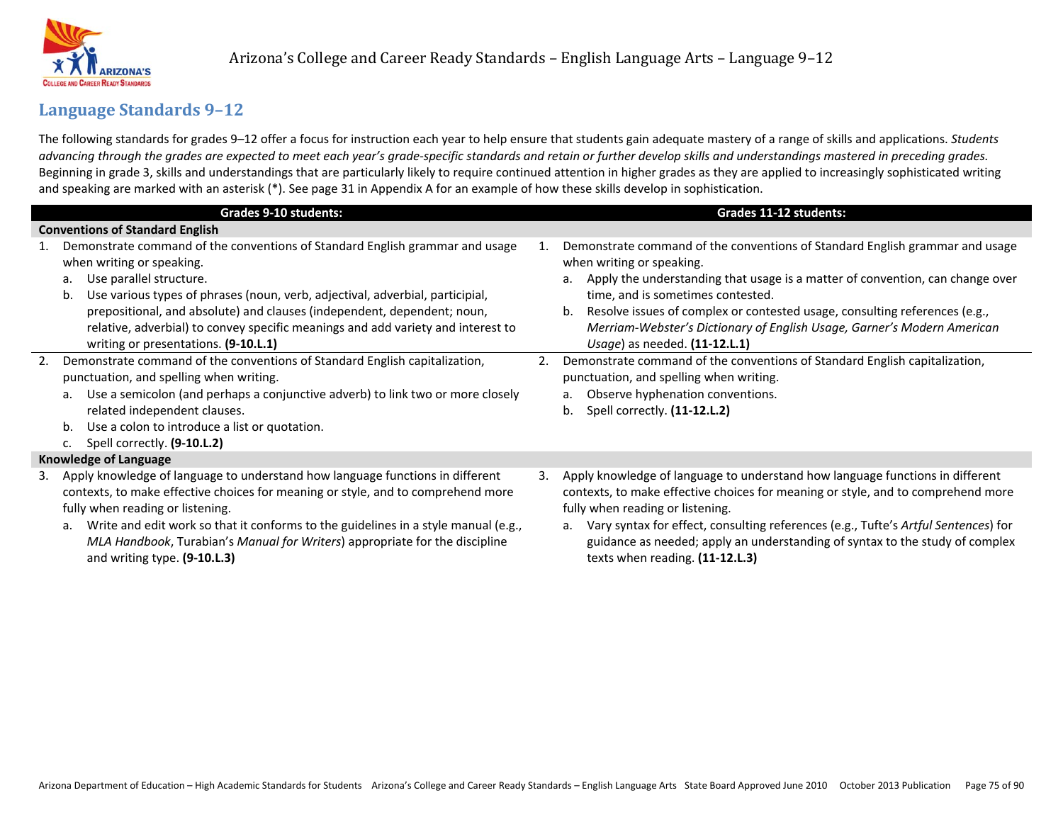## Language Standards 9–12

The following standards for grades 9–12 offer a focus for instruction each year to help ensure that students gain adequate mastery of a range of skills and applications. *Students advancing through the grades are expected to meet each year's grade-specific standards and retain or further develop skills and understandings mastered in preceding grades.* Beginning in grade 3, skills and understandings that are particularly likely to require continued attention in higher grades as they are applied to increasingly sophisticated writing and speaking are marked with an asterisk (*). See page 31 in Appendix A for an example of how these skills develop in sophistication.

| Grades 9-10 students: | Grades 11-12 students: |
|---|---|
| **Conventions of Standard English** | |
| 1. Demonstrate command of the conventions of Standard English grammar and usage when writing or speaking.<br>a. Use parallel structure.<br>b. Use various types of phrases (noun, verb, adjectival, adverbial, participial, prepositional, and absolute) and clauses (independent, dependent; noun, relative, adverbial) to convey specific meanings and add variety and interest to writing or presentations. **(9-10.L.1)** | 1. Demonstrate command of the conventions of Standard English grammar and usage when writing or speaking.<br>a. Apply the understanding that usage is a matter of convention, can change over time, and is sometimes contested.<br>b. Resolve issues of complex or contested usage, consulting references (e.g., *Merriam-Webster's Dictionary of English Usage, Garner's Modern American Usage*) as needed. **(11-12.L.1)** |
| 2. Demonstrate command of the conventions of Standard English capitalization, punctuation, and spelling when writing.<br>a. Use a semicolon (and perhaps a conjunctive adverb) to link two or more closely related independent clauses.<br>b. Use a colon to introduce a list or quotation.<br>c. Spell correctly. **(9-10.L.2)** | 2. Demonstrate command of the conventions of Standard English capitalization, punctuation, and spelling when writing.<br>a. Observe hyphenation conventions.<br>b. Spell correctly. **(11-12.L.2)** |
| **Knowledge of Language** | |
| 3. Apply knowledge of language to understand how language functions in different contexts, to make effective choices for meaning or style, and to comprehend more fully when reading or listening.<br>a. Write and edit work so that it conforms to the guidelines in a style manual (e.g., *MLA Handbook*, Turabian's *Manual for Writers*) appropriate for the discipline and writing type. **(9-10.L.3)** | 3. Apply knowledge of language to understand how language functions in different contexts, to make effective choices for meaning or style, and to comprehend more fully when reading or listening.<br>a. Vary syntax for effect, consulting references (e.g., Tufte's *Artful Sentences*) for guidance as needed; apply an understanding of syntax to the study of complex texts when reading. **(11-12.L.3)** |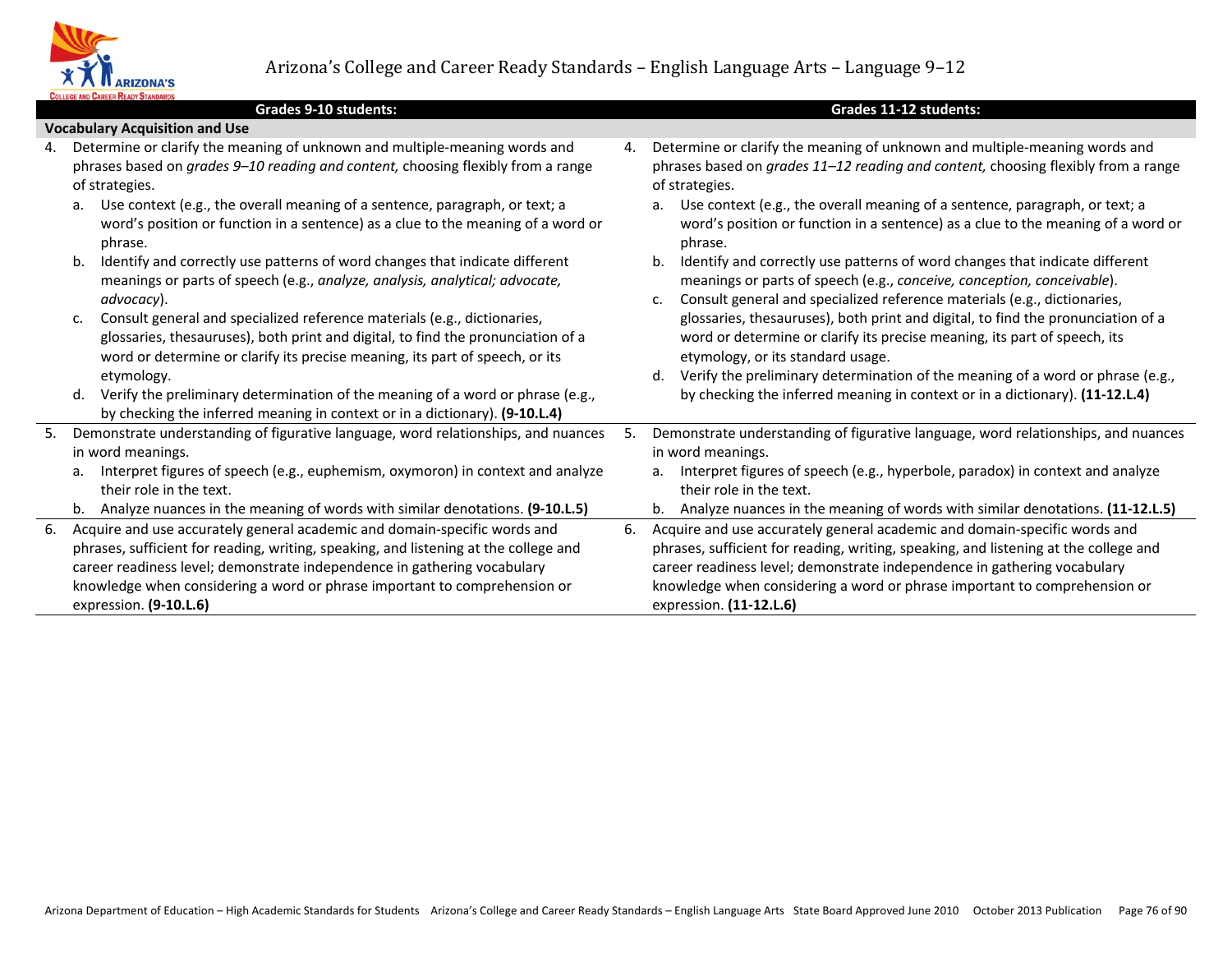# Arizona's College and Career Ready Standards – English Language Arts – Language 9–12

| Grades 9-10 students: | Grades 11-12 students: |
| --- | --- |
| **Vocabulary Acquisition and Use** | |
| 4. Determine or clarify the meaning of unknown and multiple-meaning words and phrases based on *grades 9–10 reading and content,* choosing flexibly from a range of strategies.<br>a. Use context (e.g., the overall meaning of a sentence, paragraph, or text; a word's position or function in a sentence) as a clue to the meaning of a word or phrase.<br>b. Identify and correctly use patterns of word changes that indicate different meanings or parts of speech (e.g., *analyze, analysis, analytical; advocate, advocacy*).<br>c. Consult general and specialized reference materials (e.g., dictionaries, glossaries, thesauruses), both print and digital, to find the pronunciation of a word or determine or clarify its precise meaning, its part of speech, or its etymology.<br>d. Verify the preliminary determination of the meaning of a word or phrase (e.g., by checking the inferred meaning in context or in a dictionary). **(9-10.L.4)** | 4. Determine or clarify the meaning of unknown and multiple-meaning words and phrases based on *grades 11–12 reading and content,* choosing flexibly from a range of strategies.<br>a. Use context (e.g., the overall meaning of a sentence, paragraph, or text; a word's position or function in a sentence) as a clue to the meaning of a word or phrase.<br>b. Identify and correctly use patterns of word changes that indicate different meanings or parts of speech (e.g., *conceive, conception, conceivable*).<br>c. Consult general and specialized reference materials (e.g., dictionaries, glossaries, thesauruses), both print and digital, to find the pronunciation of a word or determine or clarify its precise meaning, its part of speech, its etymology, or its standard usage.<br>d. Verify the preliminary determination of the meaning of a word or phrase (e.g., by checking the inferred meaning in context or in a dictionary). **(11-12.L.4)** |
| 5. Demonstrate understanding of figurative language, word relationships, and nuances in word meanings.<br>a. Interpret figures of speech (e.g., euphemism, oxymoron) in context and analyze their role in the text.<br>b. Analyze nuances in the meaning of words with similar denotations. **(9-10.L.5)** | 5. Demonstrate understanding of figurative language, word relationships, and nuances in word meanings.<br>a. Interpret figures of speech (e.g., hyperbole, paradox) in context and analyze their role in the text.<br>b. Analyze nuances in the meaning of words with similar denotations. **(11-12.L.5)** |
| 6. Acquire and use accurately general academic and domain-specific words and phrases, sufficient for reading, writing, speaking, and listening at the college and career readiness level; demonstrate independence in gathering vocabulary knowledge when considering a word or phrase important to comprehension or expression. **(9-10.L.6)** | 6. Acquire and use accurately general academic and domain-specific words and phrases, sufficient for reading, writing, speaking, and listening at the college and career readiness level; demonstrate independence in gathering vocabulary knowledge when considering a word or phrase important to comprehension or expression. **(11-12.L.6)** |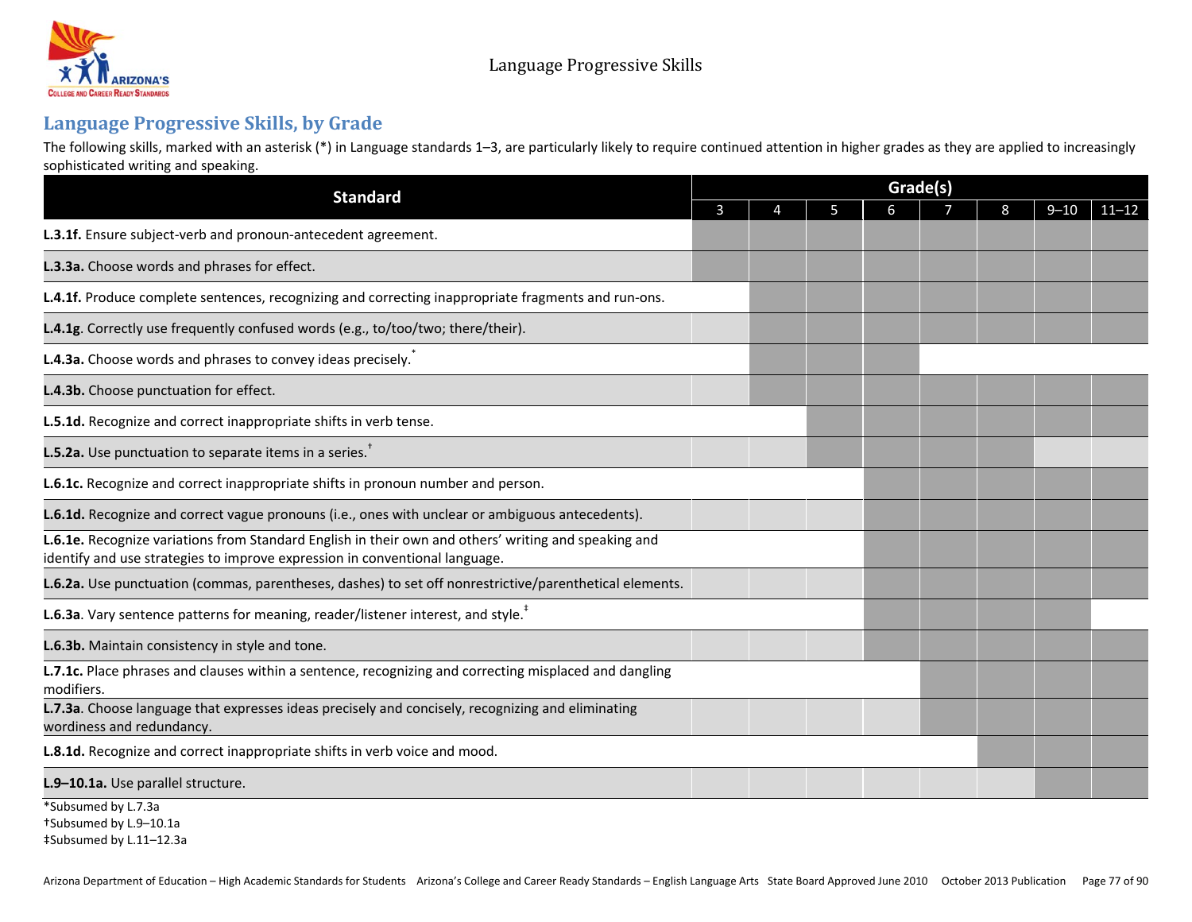## Language Progressive Skills, by Grade

The following skills, marked with an asterisk (*) in Language standards 1–3, are particularly likely to require continued attention in higher grades as they are applied to increasingly sophisticated writing and speaking.

| Standard | Grade(s) | | | | | | | |
|---|---|---|---|---|---|---|---|---|
| | 3 | 4 | 5 | 6 | 7 | 8 | 9–10 | 11–12 |
| **L.3.1f.** Ensure subject-verb and pronoun-antecedent agreement. | ■ | ■ | ■ | ■ | ■ | ■ | ■ | ■ |
| **L.3.3a.** Choose words and phrases for effect. | ■ | ■ | ■ | ■ | ■ | ■ | ■ | ■ |
| **L.4.1f.** Produce complete sentences, recognizing and correcting inappropriate fragments and run-ons. | | ■ | ■ | ■ | ■ | ■ | ■ | ■ |
| **L.4.1g**. Correctly use frequently confused words (e.g., to/too/two; there/their). | | ■ | ■ | ■ | ■ | ■ | ■ | ■ |
| **L.4.3a.** Choose words and phrases to convey ideas precisely.* | | ■ | ■ | ■ | | | | |
| **L.4.3b.** Choose punctuation for effect. | | ■ | ■ | ■ | ■ | ■ | ■ | ■ |
| **L.5.1d.** Recognize and correct inappropriate shifts in verb tense. | | | ■ | ■ | ■ | ■ | ■ | ■ |
| **L.5.2a.** Use punctuation to separate items in a series.† | | | ■ | ■ | ■ | ■ | | |
| **L.6.1c.** Recognize and correct inappropriate shifts in pronoun number and person. | | | | ■ | ■ | ■ | ■ | ■ |
| **L.6.1d.** Recognize and correct vague pronouns (i.e., ones with unclear or ambiguous antecedents). | | | | ■ | ■ | ■ | ■ | ■ |
| **L.6.1e.** Recognize variations from Standard English in their own and others' writing and speaking and identify and use strategies to improve expression in conventional language. | | | | ■ | ■ | ■ | ■ | ■ |
| **L.6.2a.** Use punctuation (commas, parentheses, dashes) to set off nonrestrictive/parenthetical elements. | | | | ■ | ■ | ■ | ■ | ■ |
| **L.6.3a**. Vary sentence patterns for meaning, reader/listener interest, and style.‡ | | | | ■ | ■ | ■ | ■ | |
| **L.6.3b.** Maintain consistency in style and tone. | | | | ■ | ■ | ■ | ■ | ■ |
| **L.7.1c.** Place phrases and clauses within a sentence, recognizing and correcting misplaced and dangling modifiers. | | | | | ■ | ■ | ■ | ■ |
| **L.7.3a**. Choose language that expresses ideas precisely and concisely, recognizing and eliminating wordiness and redundancy. | | | | | ■ | ■ | ■ | ■ |
| **L.8.1d.** Recognize and correct inappropriate shifts in verb voice and mood. | | | | | | ■ | ■ | ■ |
| **L.9–10.1a.** Use parallel structure. | | | | | | | ■ | ■ |

*Subsumed by L.7.3a
†Subsumed by L.9–10.1a
‡Subsumed by L.11–12.3a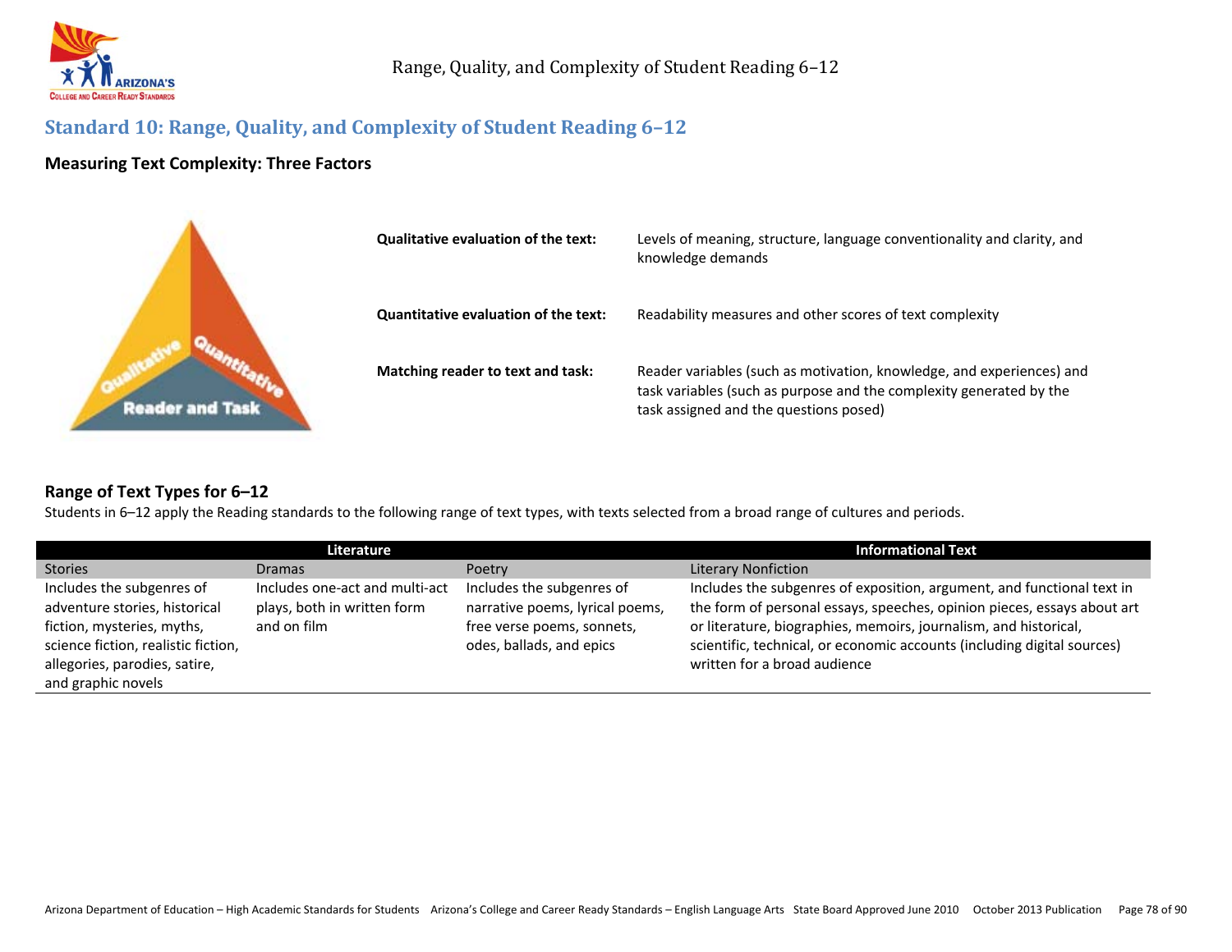## Standard 10: Range, Quality, and Complexity of Student Reading 6–12

### Measuring Text Complexity: Three Factors

**Qualitative evaluation of the text:** Levels of meaning, structure, language conventionality and clarity, and knowledge demands

**Quantitative evaluation of the text:** Readability measures and other scores of text complexity

**Matching reader to text and task:** Reader variables (such as motivation, knowledge, and experiences) and task variables (such as purpose and the complexity generated by the task assigned and the questions posed)

### Range of Text Types for 6–12

Students in 6–12 apply the Reading standards to the following range of text types, with texts selected from a broad range of cultures and periods.

| Literature | | | Informational Text |
|---|---|---|---|
| Stories | Dramas | Poetry | Literary Nonfiction |
| Includes the subgenres of adventure stories, historical fiction, mysteries, myths, science fiction, realistic fiction, allegories, parodies, satire, and graphic novels | Includes one-act and multi-act plays, both in written form and on film | Includes the subgenres of narrative poems, lyrical poems, free verse poems, sonnets, odes, ballads, and epics | Includes the subgenres of exposition, argument, and functional text in the form of personal essays, speeches, opinion pieces, essays about art or literature, biographies, memoirs, journalism, and historical, scientific, technical, or economic accounts (including digital sources) written for a broad audience |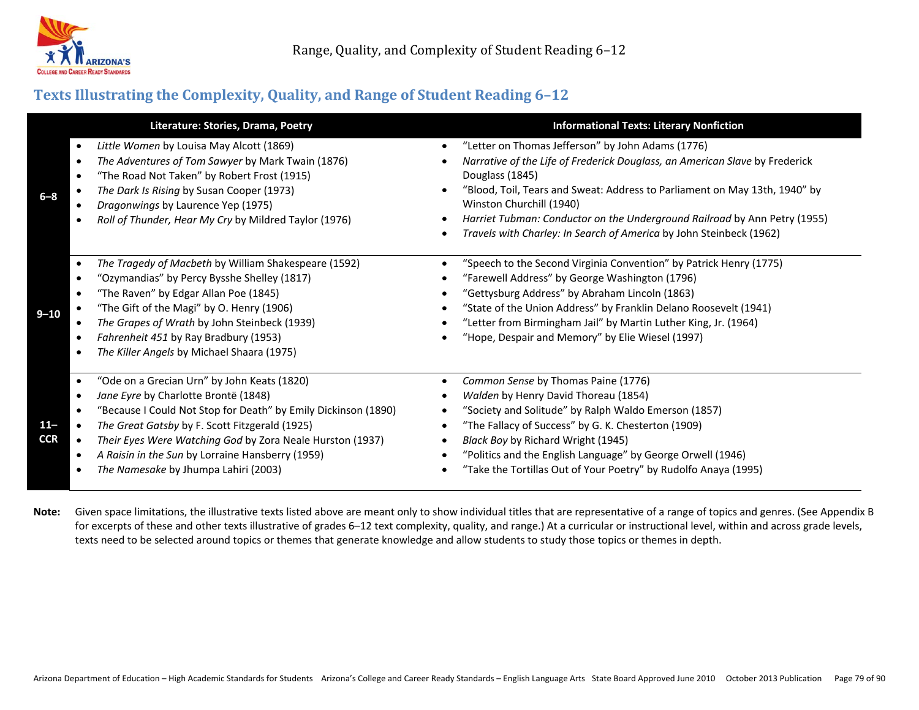## Texts Illustrating the Complexity, Quality, and Range of Student Reading 6–12

| | Literature: Stories, Drama, Poetry | Informational Texts: Literary Nonfiction |
|---|---|---|
| **6–8** | • *Little Women* by Louisa May Alcott (1869)<br>• *The Adventures of Tom Sawyer* by Mark Twain (1876)<br>• "The Road Not Taken" by Robert Frost (1915)<br>• *The Dark Is Rising* by Susan Cooper (1973)<br>• *Dragonwings* by Laurence Yep (1975)<br>• *Roll of Thunder, Hear My Cry* by Mildred Taylor (1976) | • "Letter on Thomas Jefferson" by John Adams (1776)<br>• *Narrative of the Life of Frederick Douglass, an American Slave* by Frederick Douglass (1845)<br>• "Blood, Toil, Tears and Sweat: Address to Parliament on May 13th, 1940" by Winston Churchill (1940)<br>• *Harriet Tubman: Conductor on the Underground Railroad* by Ann Petry (1955)<br>• *Travels with Charley: In Search of America* by John Steinbeck (1962) |
| **9–10** | • *The Tragedy of Macbeth* by William Shakespeare (1592)<br>• "Ozymandias" by Percy Bysshe Shelley (1817)<br>• "The Raven" by Edgar Allan Poe (1845)<br>• "The Gift of the Magi" by O. Henry (1906)<br>• *The Grapes of Wrath* by John Steinbeck (1939)<br>• *Fahrenheit 451* by Ray Bradbury (1953)<br>• *The Killer Angels* by Michael Shaara (1975) | • "Speech to the Second Virginia Convention" by Patrick Henry (1775)<br>• "Farewell Address" by George Washington (1796)<br>• "Gettysburg Address" by Abraham Lincoln (1863)<br>• "State of the Union Address" by Franklin Delano Roosevelt (1941)<br>• "Letter from Birmingham Jail" by Martin Luther King, Jr. (1964)<br>• "Hope, Despair and Memory" by Elie Wiesel (1997) |
| **11–CCR** | • "Ode on a Grecian Urn" by John Keats (1820)<br>• *Jane Eyre* by Charlotte Brontë (1848)<br>• "Because I Could Not Stop for Death" by Emily Dickinson (1890)<br>• *The Great Gatsby* by F. Scott Fitzgerald (1925)<br>• *Their Eyes Were Watching God* by Zora Neale Hurston (1937)<br>• *A Raisin in the Sun* by Lorraine Hansberry (1959)<br>• *The Namesake* by Jhumpa Lahiri (2003) | • *Common Sense* by Thomas Paine (1776)<br>• *Walden* by Henry David Thoreau (1854)<br>• "Society and Solitude" by Ralph Waldo Emerson (1857)<br>• "The Fallacy of Success" by G. K. Chesterton (1909)<br>• *Black Boy* by Richard Wright (1945)<br>• "Politics and the English Language" by George Orwell (1946)<br>• "Take the Tortillas Out of Your Poetry" by Rudolfo Anaya (1995) |

**Note:** Given space limitations, the illustrative texts listed above are meant only to show individual titles that are representative of a range of topics and genres. (See Appendix B for excerpts of these and other texts illustrative of grades 6–12 text complexity, quality, and range.) At a curricular or instructional level, within and across grade levels, texts need to be selected around topics or themes that generate knowledge and allow students to study those topics or themes in depth.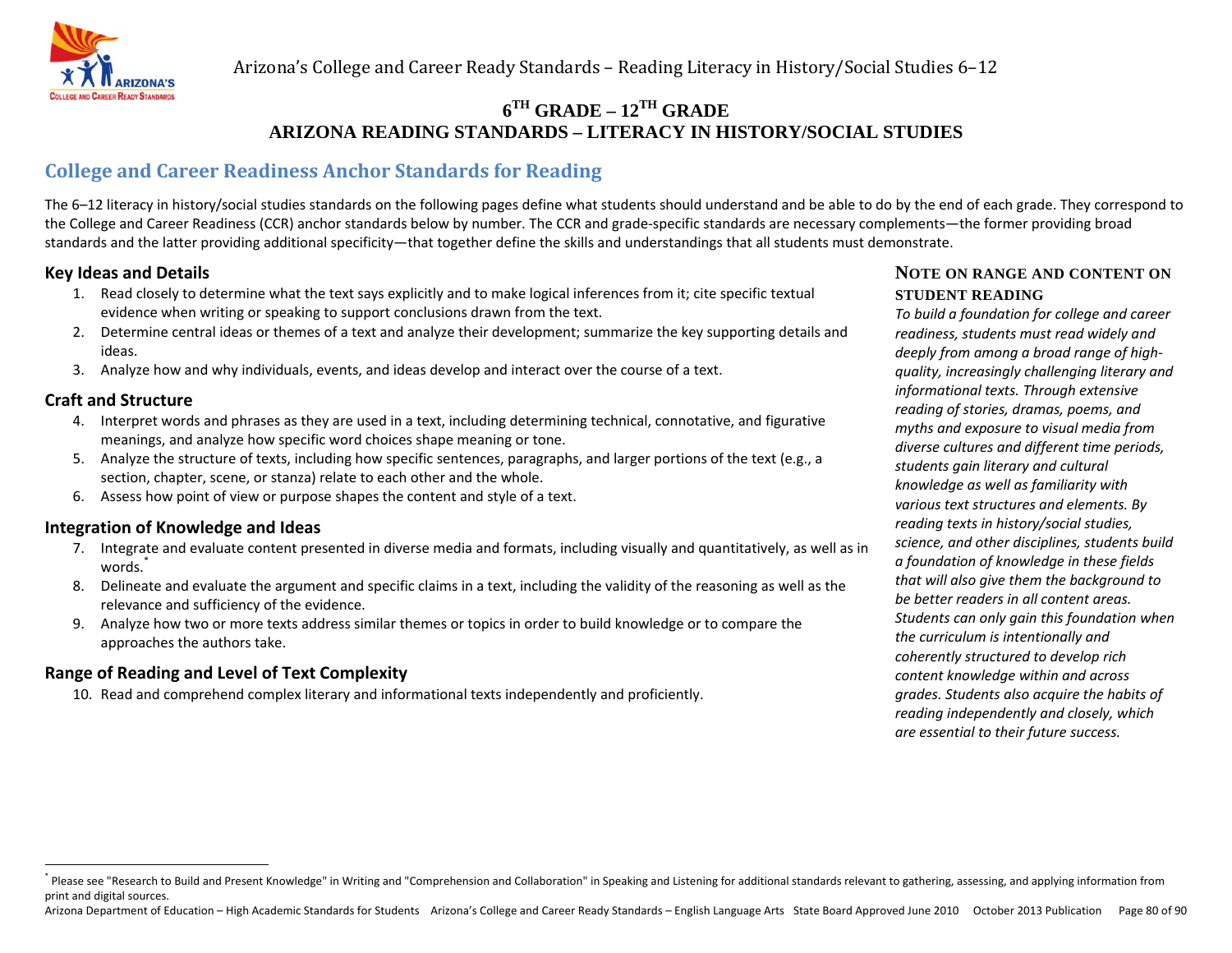# 6TH GRADE – 12TH GRADE
# ARIZONA READING STANDARDS – LITERACY IN HISTORY/SOCIAL STUDIES

## College and Career Readiness Anchor Standards for Reading

The 6–12 literacy in history/social studies standards on the following pages define what students should understand and be able to do by the end of each grade. They correspond to the College and Career Readiness (CCR) anchor standards below by number. The CCR and grade-specific standards are necessary complements—the former providing broad standards and the latter providing additional specificity—that together define the skills and understandings that all students must demonstrate.

### Key Ideas and Details

1. Read closely to determine what the text says explicitly and to make logical inferences from it; cite specific textual evidence when writing or speaking to support conclusions drawn from the text.
2. Determine central ideas or themes of a text and analyze their development; summarize the key supporting details and ideas.
3. Analyze how and why individuals, events, and ideas develop and interact over the course of a text.

### Craft and Structure

4. Interpret words and phrases as they are used in a text, including determining technical, connotative, and figurative meanings, and analyze how specific word choices shape meaning or tone.
5. Analyze the structure of texts, including how specific sentences, paragraphs, and larger portions of the text (e.g., a section, chapter, scene, or stanza) relate to each other and the whole.
6. Assess how point of view or purpose shapes the content and style of a text.

### Integration of Knowledge and Ideas

7. Integrate and evaluate content presented in diverse media and formats, including visually and quantitatively, as well as in words.*
8. Delineate and evaluate the argument and specific claims in a text, including the validity of the reasoning as well as the relevance and sufficiency of the evidence.
9. Analyze how two or more texts address similar themes or topics in order to build knowledge or to compare the approaches the authors take.

### Range of Reading and Level of Text Complexity

10. Read and comprehend complex literary and informational texts independently and proficiently.

**NOTE ON RANGE AND CONTENT ON STUDENT READING**

*To build a foundation for college and career readiness, students must read widely and deeply from among a broad range of high-quality, increasingly challenging literary and informational texts. Through extensive reading of stories, dramas, poems, and myths and exposure to visual media from diverse cultures and different time periods, students gain literary and cultural knowledge as well as familiarity with various text structures and elements. By reading texts in history/social studies, science, and other disciplines, students build a foundation of knowledge in these fields that will also give them the background to be better readers in all content areas. Students can only gain this foundation when the curriculum is intentionally and coherently structured to develop rich content knowledge within and across grades. Students also acquire the habits of reading independently and closely, which are essential to their future success.*

---

* Please see "Research to Build and Present Knowledge" in Writing and "Comprehension and Collaboration" in Speaking and Listening for additional standards relevant to gathering, assessing, and applying information from print and digital sources.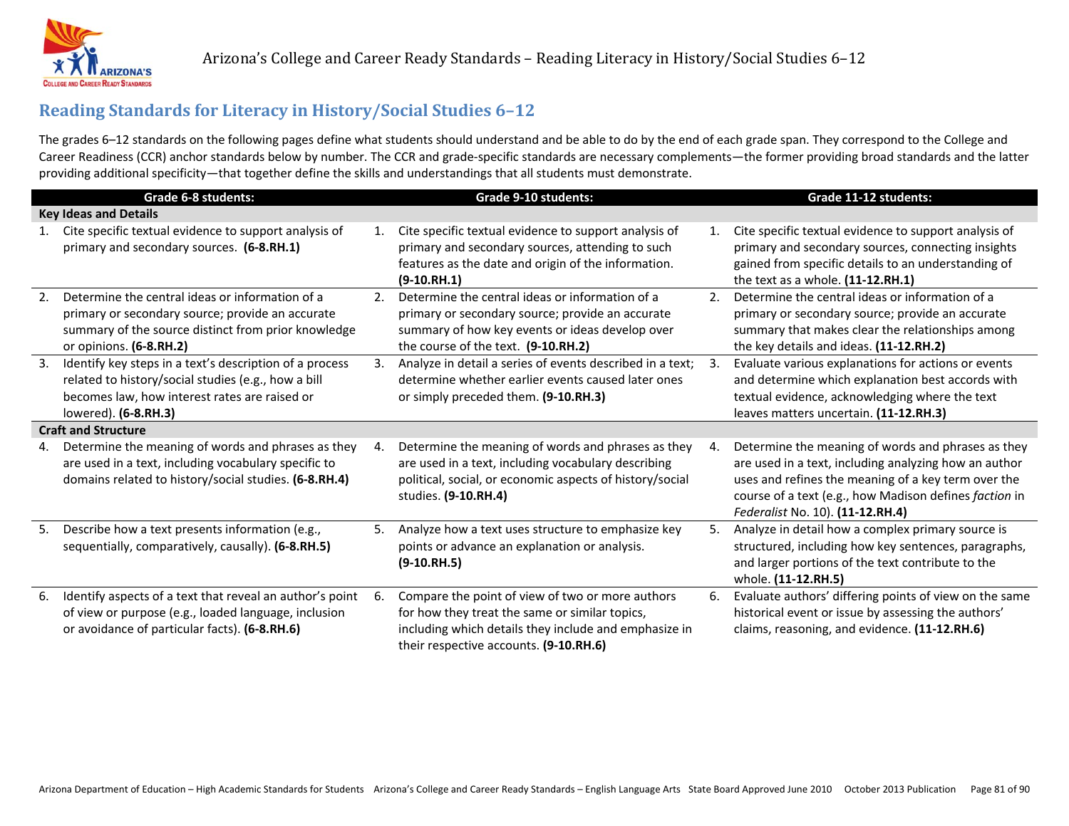## Reading Standards for Literacy in History/Social Studies 6–12

The grades 6–12 standards on the following pages define what students should understand and be able to do by the end of each grade span. They correspond to the College and Career Readiness (CCR) anchor standards below by number. The CCR and grade-specific standards are necessary complements—the former providing broad standards and the latter providing additional specificity—that together define the skills and understandings that all students must demonstrate.

| Grade 6-8 students: | Grade 9-10 students: | Grade 11-12 students: |
|---|---|---|
| **Key Ideas and Details** | | |
| 1. Cite specific textual evidence to support analysis of primary and secondary sources. **(6-8.RH.1)** | 1. Cite specific textual evidence to support analysis of primary and secondary sources, attending to such features as the date and origin of the information. **(9-10.RH.1)** | 1. Cite specific textual evidence to support analysis of primary and secondary sources, connecting insights gained from specific details to an understanding of the text as a whole. **(11-12.RH.1)** |
| 2. Determine the central ideas or information of a primary or secondary source; provide an accurate summary of the source distinct from prior knowledge or opinions. **(6-8.RH.2)** | 2. Determine the central ideas or information of a primary or secondary source; provide an accurate summary of how key events or ideas develop over the course of the text. **(9-10.RH.2)** | 2. Determine the central ideas or information of a primary or secondary source; provide an accurate summary that makes clear the relationships among the key details and ideas. **(11-12.RH.2)** |
| 3. Identify key steps in a text's description of a process related to history/social studies (e.g., how a bill becomes law, how interest rates are raised or lowered). **(6-8.RH.3)** | 3. Analyze in detail a series of events described in a text; determine whether earlier events caused later ones or simply preceded them. **(9-10.RH.3)** | 3. Evaluate various explanations for actions or events and determine which explanation best accords with textual evidence, acknowledging where the text leaves matters uncertain. **(11-12.RH.3)** |
| **Craft and Structure** | | |
| 4. Determine the meaning of words and phrases as they are used in a text, including vocabulary specific to domains related to history/social studies. **(6-8.RH.4)** | 4. Determine the meaning of words and phrases as they are used in a text, including vocabulary describing political, social, or economic aspects of history/social studies. **(9-10.RH.4)** | 4. Determine the meaning of words and phrases as they are used in a text, including analyzing how an author uses and refines the meaning of a key term over the course of a text (e.g., how Madison defines *faction* in *Federalist* No. 10). **(11-12.RH.4)** |
| 5. Describe how a text presents information (e.g., sequentially, comparatively, causally). **(6-8.RH.5)** | 5. Analyze how a text uses structure to emphasize key points or advance an explanation or analysis. **(9-10.RH.5)** | 5. Analyze in detail how a complex primary source is structured, including how key sentences, paragraphs, and larger portions of the text contribute to the whole. **(11-12.RH.5)** |
| 6. Identify aspects of a text that reveal an author's point of view or purpose (e.g., loaded language, inclusion or avoidance of particular facts). **(6-8.RH.6)** | 6. Compare the point of view of two or more authors for how they treat the same or similar topics, including which details they include and emphasize in their respective accounts. **(9-10.RH.6)** | 6. Evaluate authors' differing points of view on the same historical event or issue by assessing the authors' claims, reasoning, and evidence. **(11-12.RH.6)** |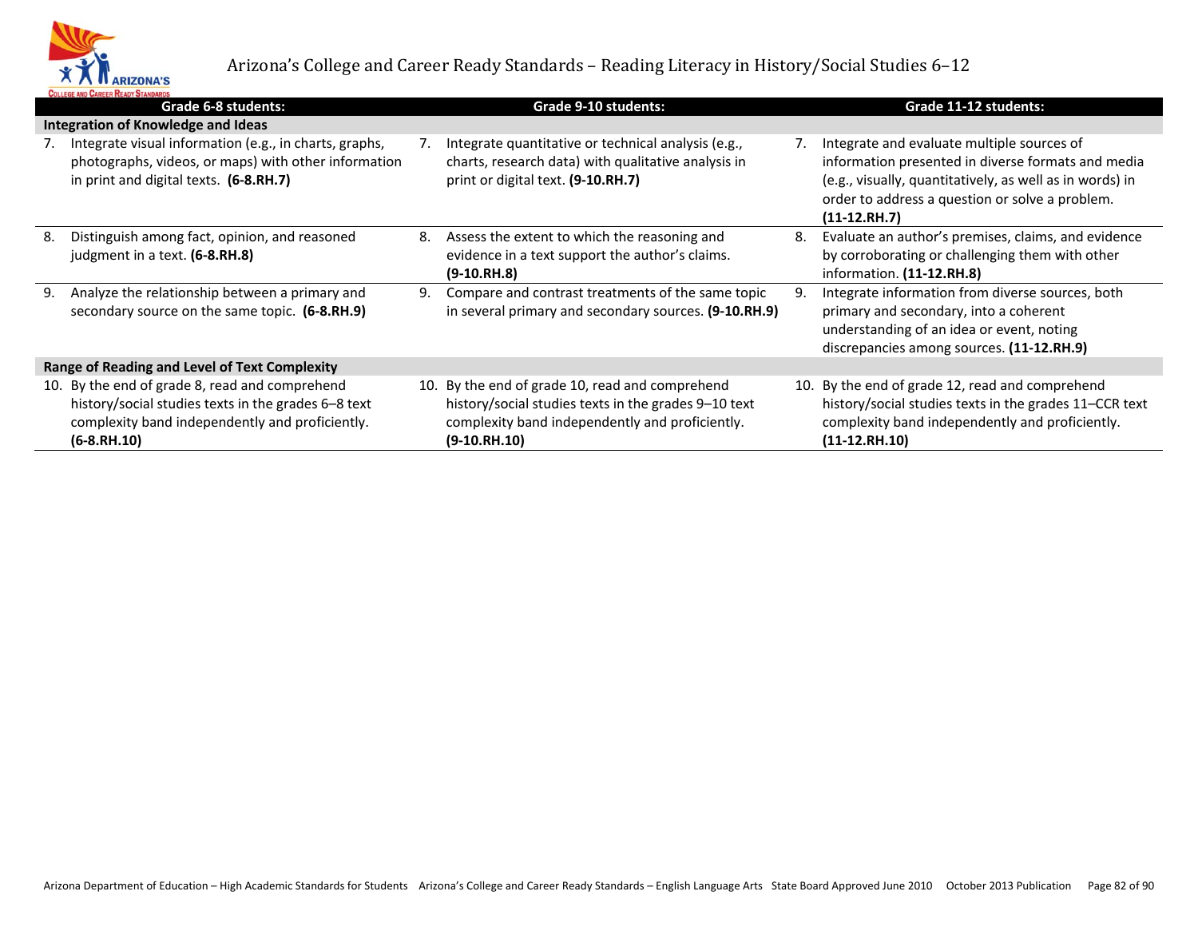## Arizona's College and Career Ready Standards – Reading Literacy in History/Social Studies 6–12

| Grade 6-8 students: | Grade 9-10 students: | Grade 11-12 students: |
|---|---|---|
| **Integration of Knowledge and Ideas** | | |
| 7. Integrate visual information (e.g., in charts, graphs, photographs, videos, or maps) with other information in print and digital texts. **(6-8.RH.7)** | 7. Integrate quantitative or technical analysis (e.g., charts, research data) with qualitative analysis in print or digital text. **(9-10.RH.7)** | 7. Integrate and evaluate multiple sources of information presented in diverse formats and media (e.g., visually, quantitatively, as well as in words) in order to address a question or solve a problem. **(11-12.RH.7)** |
| 8. Distinguish among fact, opinion, and reasoned judgment in a text. **(6-8.RH.8)** | 8. Assess the extent to which the reasoning and evidence in a text support the author's claims. **(9-10.RH.8)** | 8. Evaluate an author's premises, claims, and evidence by corroborating or challenging them with other information. **(11-12.RH.8)** |
| 9. Analyze the relationship between a primary and secondary source on the same topic. **(6-8.RH.9)** | 9. Compare and contrast treatments of the same topic in several primary and secondary sources. **(9-10.RH.9)** | 9. Integrate information from diverse sources, both primary and secondary, into a coherent understanding of an idea or event, noting discrepancies among sources. **(11-12.RH.9)** |
| **Range of Reading and Level of Text Complexity** | | |
| 10. By the end of grade 8, read and comprehend history/social studies texts in the grades 6–8 text complexity band independently and proficiently. **(6-8.RH.10)** | 10. By the end of grade 10, read and comprehend history/social studies texts in the grades 9–10 text complexity band independently and proficiently. **(9-10.RH.10)** | 10. By the end of grade 12, read and comprehend history/social studies texts in the grades 11–CCR text complexity band independently and proficiently. **(11-12.RH.10)** |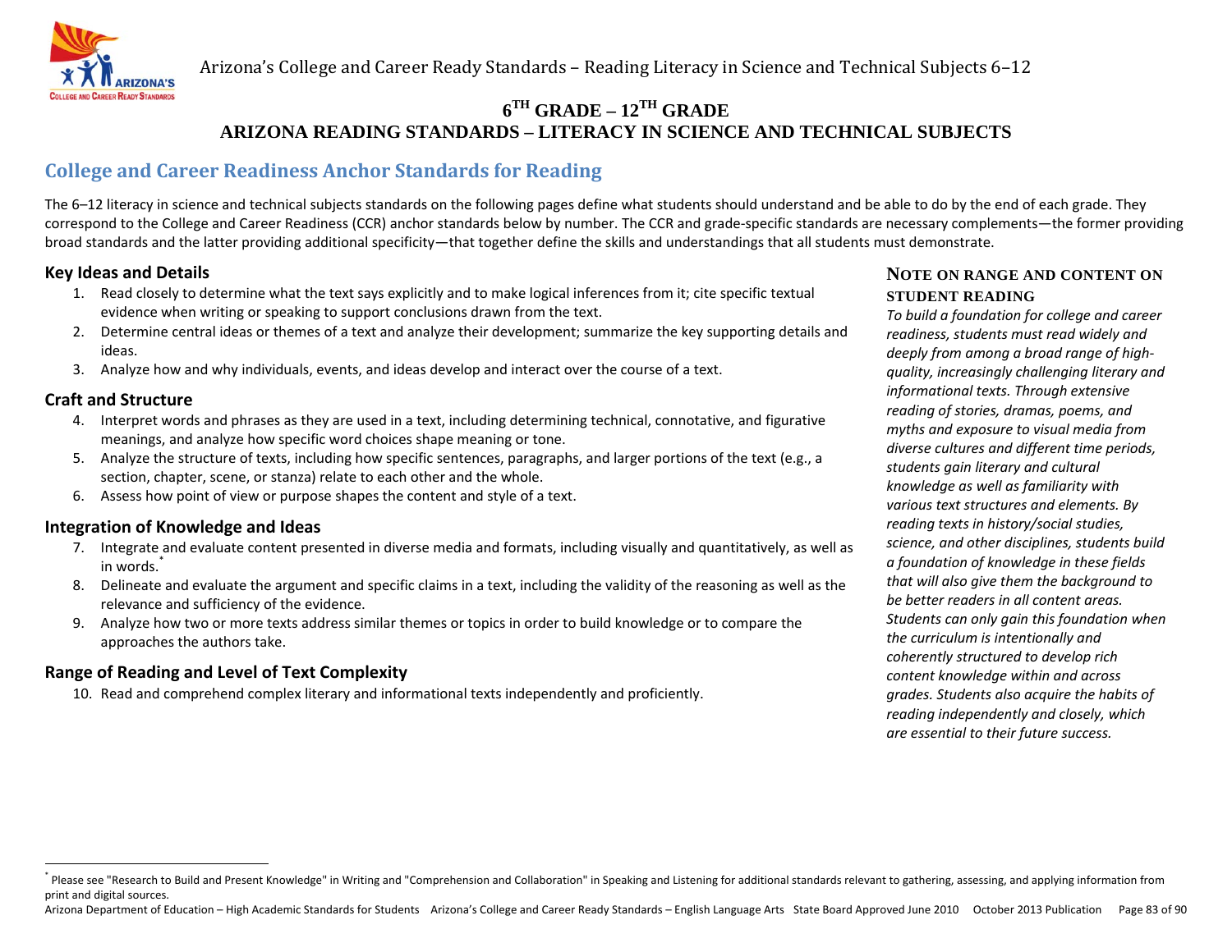# 6TH GRADE – 12TH GRADE
# ARIZONA READING STANDARDS – LITERACY IN SCIENCE AND TECHNICAL SUBJECTS

## College and Career Readiness Anchor Standards for Reading

The 6–12 literacy in science and technical subjects standards on the following pages define what students should understand and be able to do by the end of each grade. They correspond to the College and Career Readiness (CCR) anchor standards below by number. The CCR and grade-specific standards are necessary complements—the former providing broad standards and the latter providing additional specificity—that together define the skills and understandings that all students must demonstrate.

### Key Ideas and Details

1. Read closely to determine what the text says explicitly and to make logical inferences from it; cite specific textual evidence when writing or speaking to support conclusions drawn from the text.
2. Determine central ideas or themes of a text and analyze their development; summarize the key supporting details and ideas.
3. Analyze how and why individuals, events, and ideas develop and interact over the course of a text.

### Craft and Structure

4. Interpret words and phrases as they are used in a text, including determining technical, connotative, and figurative meanings, and analyze how specific word choices shape meaning or tone.
5. Analyze the structure of texts, including how specific sentences, paragraphs, and larger portions of the text (e.g., a section, chapter, scene, or stanza) relate to each other and the whole.
6. Assess how point of view or purpose shapes the content and style of a text.

### Integration of Knowledge and Ideas

7. Integrate and evaluate content presented in diverse media and formats, including visually and quantitatively, as well as in words.*
8. Delineate and evaluate the argument and specific claims in a text, including the validity of the reasoning as well as the relevance and sufficiency of the evidence.
9. Analyze how two or more texts address similar themes or topics in order to build knowledge or to compare the approaches the authors take.

### Range of Reading and Level of Text Complexity

10. Read and comprehend complex literary and informational texts independently and proficiently.

### NOTE ON RANGE AND CONTENT ON STUDENT READING

*To build a foundation for college and career readiness, students must read widely and deeply from among a broad range of high-quality, increasingly challenging literary and informational texts. Through extensive reading of stories, dramas, poems, and myths and exposure to visual media from diverse cultures and different time periods, students gain literary and cultural knowledge as well as familiarity with various text structures and elements. By reading texts in history/social studies, science, and other disciplines, students build a foundation of knowledge in these fields that will also give them the background to be better readers in all content areas. Students can only gain this foundation when the curriculum is intentionally and coherently structured to develop rich content knowledge within and across grades. Students also acquire the habits of reading independently and closely, which are essential to their future success.*

---

* Please see "Research to Build and Present Knowledge" in Writing and "Comprehension and Collaboration" in Speaking and Listening for additional standards relevant to gathering, assessing, and applying information from print and digital sources.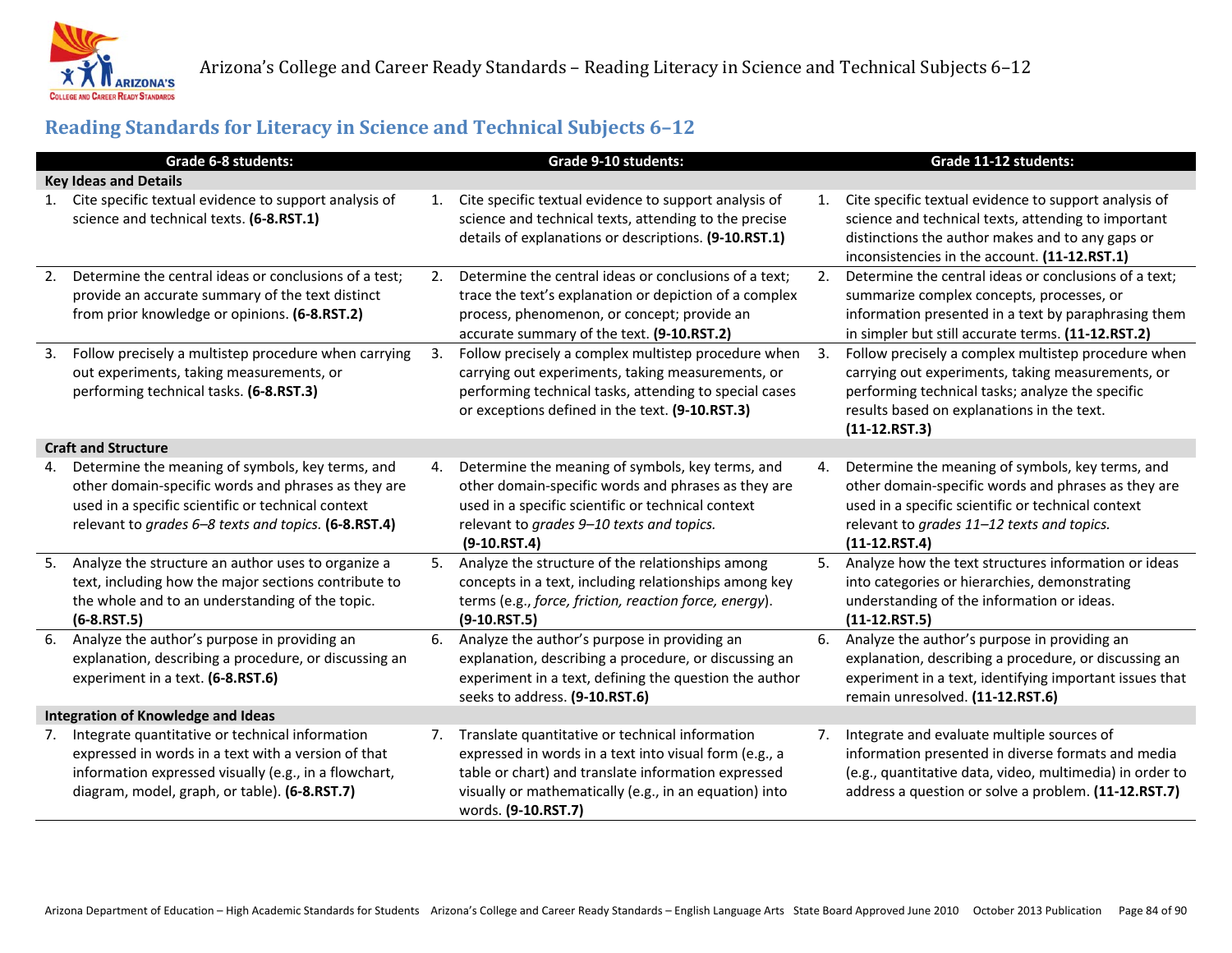## Reading Standards for Literacy in Science and Technical Subjects 6–12

| Grade 6-8 students: | Grade 9-10 students: | Grade 11-12 students: |
|---|---|---|
| **Key Ideas and Details** | | |
| 1. Cite specific textual evidence to support analysis of science and technical texts. **(6-8.RST.1)** | 1. Cite specific textual evidence to support analysis of science and technical texts, attending to the precise details of explanations or descriptions. **(9-10.RST.1)** | 1. Cite specific textual evidence to support analysis of science and technical texts, attending to important distinctions the author makes and to any gaps or inconsistencies in the account. **(11-12.RST.1)** |
| 2. Determine the central ideas or conclusions of a test; provide an accurate summary of the text distinct from prior knowledge or opinions. **(6-8.RST.2)** | 2. Determine the central ideas or conclusions of a text; trace the text's explanation or depiction of a complex process, phenomenon, or concept; provide an accurate summary of the text. **(9-10.RST.2)** | 2. Determine the central ideas or conclusions of a text; summarize complex concepts, processes, or information presented in a text by paraphrasing them in simpler but still accurate terms. **(11-12.RST.2)** |
| 3. Follow precisely a multistep procedure when carrying out experiments, taking measurements, or performing technical tasks. **(6-8.RST.3)** | 3. Follow precisely a complex multistep procedure when carrying out experiments, taking measurements, or performing technical tasks, attending to special cases or exceptions defined in the text. **(9-10.RST.3)** | 3. Follow precisely a complex multistep procedure when carrying out experiments, taking measurements, or performing technical tasks; analyze the specific results based on explanations in the text. **(11-12.RST.3)** |
| **Craft and Structure** | | |
| 4. Determine the meaning of symbols, key terms, and other domain-specific words and phrases as they are used in a specific scientific or technical context relevant to *grades 6–8 texts and topics.* **(6-8.RST.4)** | 4. Determine the meaning of symbols, key terms, and other domain-specific words and phrases as they are used in a specific scientific or technical context relevant to *grades 9–10 texts and topics.* **(9-10.RST.4)** | 4. Determine the meaning of symbols, key terms, and other domain-specific words and phrases as they are used in a specific scientific or technical context relevant to *grades 11–12 texts and topics.* **(11-12.RST.4)** |
| 5. Analyze the structure an author uses to organize a text, including how the major sections contribute to the whole and to an understanding of the topic. **(6-8.RST.5)** | 5. Analyze the structure of the relationships among concepts in a text, including relationships among key terms (e.g., *force, friction, reaction force, energy*). **(9-10.RST.5)** | 5. Analyze how the text structures information or ideas into categories or hierarchies, demonstrating understanding of the information or ideas. **(11-12.RST.5)** |
| 6. Analyze the author's purpose in providing an explanation, describing a procedure, or discussing an experiment in a text. **(6-8.RST.6)** | 6. Analyze the author's purpose in providing an explanation, describing a procedure, or discussing an experiment in a text, defining the question the author seeks to address. **(9-10.RST.6)** | 6. Analyze the author's purpose in providing an explanation, describing a procedure, or discussing an experiment in a text, identifying important issues that remain unresolved. **(11-12.RST.6)** |
| **Integration of Knowledge and Ideas** | | |
| 7. Integrate quantitative or technical information expressed in words in a text with a version of that information expressed visually (e.g., in a flowchart, diagram, model, graph, or table). **(6-8.RST.7)** | 7. Translate quantitative or technical information expressed in words in a text into visual form (e.g., a table or chart) and translate information expressed visually or mathematically (e.g., in an equation) into words. **(9-10.RST.7)** | 7. Integrate and evaluate multiple sources of information presented in diverse formats and media (e.g., quantitative data, video, multimedia) in order to address a question or solve a problem. **(11-12.RST.7)** |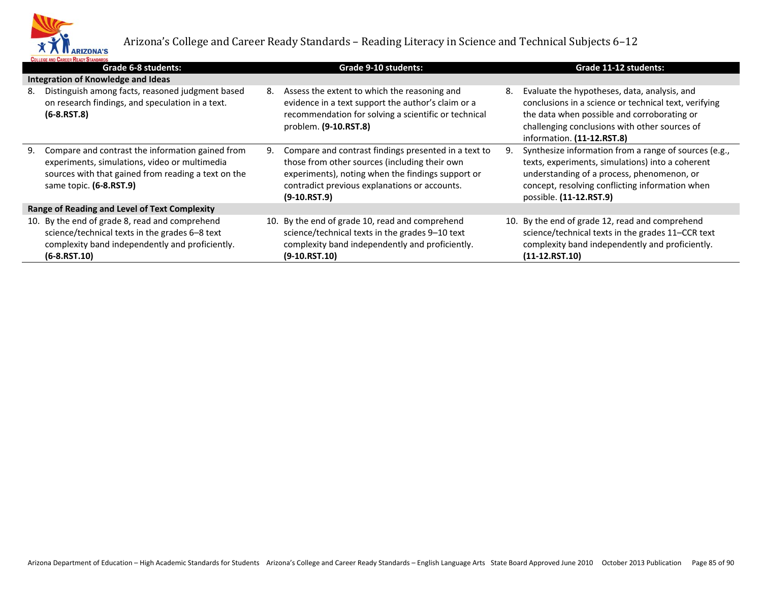# Arizona's College and Career Ready Standards – Reading Literacy in Science and Technical Subjects 6–12

| Grade 6-8 students: | Grade 9-10 students: | Grade 11-12 students: |
|---|---|---|
| **Integration of Knowledge and Ideas** | | |
| 8. Distinguish among facts, reasoned judgment based on research findings, and speculation in a text. **(6-8.RST.8)** | 8. Assess the extent to which the reasoning and evidence in a text support the author's claim or a recommendation for solving a scientific or technical problem. **(9-10.RST.8)** | 8. Evaluate the hypotheses, data, analysis, and conclusions in a science or technical text, verifying the data when possible and corroborating or challenging conclusions with other sources of information. **(11-12.RST.8)** |
| 9. Compare and contrast the information gained from experiments, simulations, video or multimedia sources with that gained from reading a text on the same topic. **(6-8.RST.9)** | 9. Compare and contrast findings presented in a text to those from other sources (including their own experiments), noting when the findings support or contradict previous explanations or accounts. **(9-10.RST.9)** | 9. Synthesize information from a range of sources (e.g., texts, experiments, simulations) into a coherent understanding of a process, phenomenon, or concept, resolving conflicting information when possible. **(11-12.RST.9)** |
| **Range of Reading and Level of Text Complexity** | | |
| 10. By the end of grade 8, read and comprehend science/technical texts in the grades 6–8 text complexity band independently and proficiently. **(6-8.RST.10)** | 10. By the end of grade 10, read and comprehend science/technical texts in the grades 9–10 text complexity band independently and proficiently. **(9-10.RST.10)** | 10. By the end of grade 12, read and comprehend science/technical texts in the grades 11–CCR text complexity band independently and proficiently. **(11-12.RST.10)** |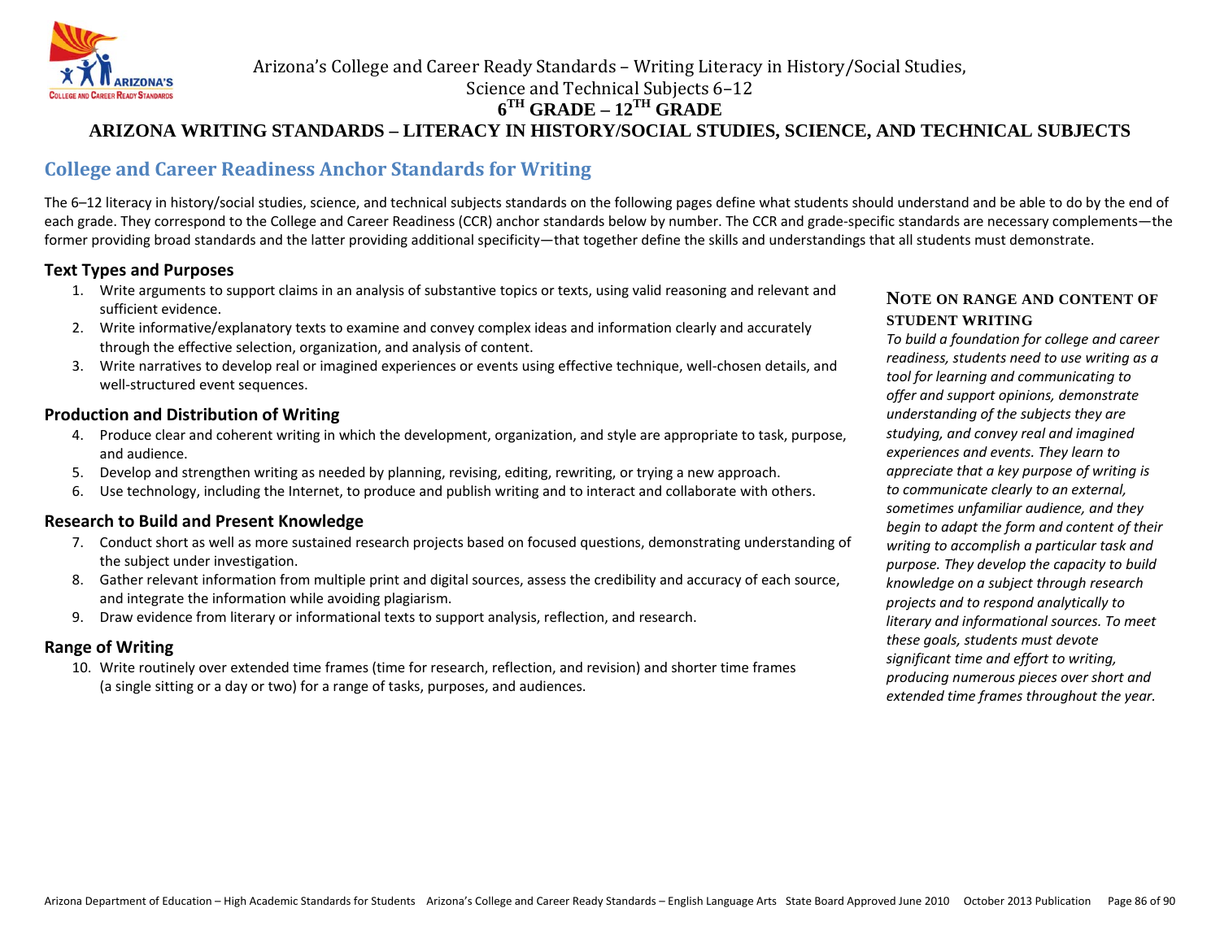# ARIZONA WRITING STANDARDS – LITERACY IN HISTORY/SOCIAL STUDIES, SCIENCE, AND TECHNICAL SUBJECTS

## College and Career Readiness Anchor Standards for Writing

The 6–12 literacy in history/social studies, science, and technical subjects standards on the following pages define what students should understand and be able to do by the end of each grade. They correspond to the College and Career Readiness (CCR) anchor standards below by number. The CCR and grade-specific standards are necessary complements—the former providing broad standards and the latter providing additional specificity—that together define the skills and understandings that all students must demonstrate.

### Text Types and Purposes

1. Write arguments to support claims in an analysis of substantive topics or texts, using valid reasoning and relevant and sufficient evidence.
2. Write informative/explanatory texts to examine and convey complex ideas and information clearly and accurately through the effective selection, organization, and analysis of content.
3. Write narratives to develop real or imagined experiences or events using effective technique, well-chosen details, and well-structured event sequences.

### Production and Distribution of Writing

4. Produce clear and coherent writing in which the development, organization, and style are appropriate to task, purpose, and audience.
5. Develop and strengthen writing as needed by planning, revising, editing, rewriting, or trying a new approach.
6. Use technology, including the Internet, to produce and publish writing and to interact and collaborate with others.

### Research to Build and Present Knowledge

7. Conduct short as well as more sustained research projects based on focused questions, demonstrating understanding of the subject under investigation.
8. Gather relevant information from multiple print and digital sources, assess the credibility and accuracy of each source, and integrate the information while avoiding plagiarism.
9. Draw evidence from literary or informational texts to support analysis, reflection, and research.

### Range of Writing

10. Write routinely over extended time frames (time for research, reflection, and revision) and shorter time frames (a single sitting or a day or two) for a range of tasks, purposes, and audiences.

**NOTE ON RANGE AND CONTENT OF STUDENT WRITING**

*To build a foundation for college and career readiness, students need to use writing as a tool for learning and communicating to offer and support opinions, demonstrate understanding of the subjects they are studying, and convey real and imagined experiences and events. They learn to appreciate that a key purpose of writing is to communicate clearly to an external, sometimes unfamiliar audience, and they begin to adapt the form and content of their writing to accomplish a particular task and purpose. They develop the capacity to build knowledge on a subject through research projects and to respond analytically to literary and informational sources. To meet these goals, students must devote significant time and effort to writing, producing numerous pieces over short and extended time frames throughout the year.*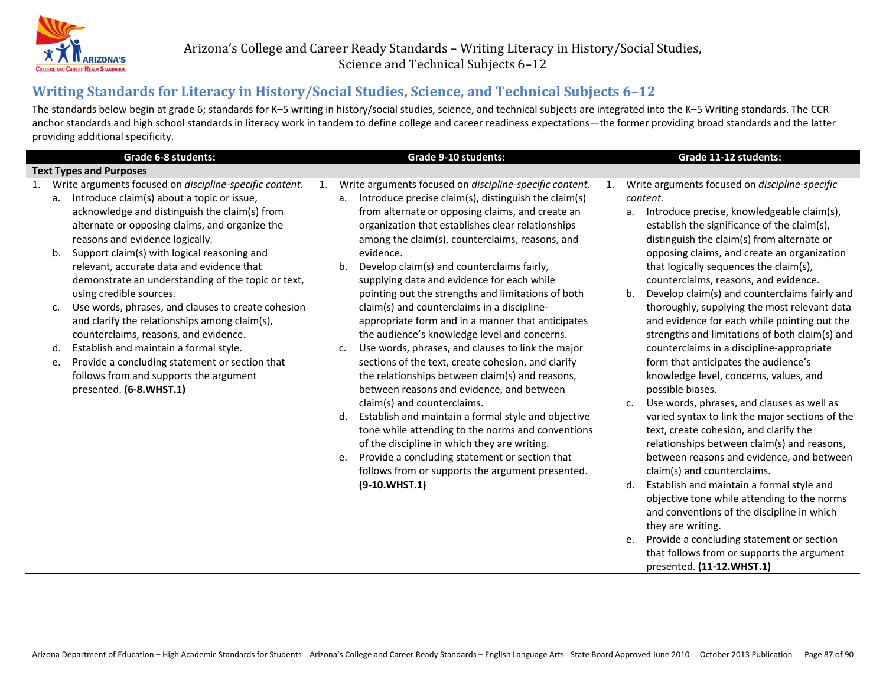## Writing Standards for Literacy in History/Social Studies, Science, and Technical Subjects 6–12

The standards below begin at grade 6; standards for K–5 writing in history/social studies, science, and technical subjects are integrated into the K–5 Writing standards. The CCR anchor standards and high school standards in literacy work in tandem to define college and career readiness expectations—the former providing broad standards and the latter providing additional specificity.

| Grade 6-8 students: | Grade 9-10 students: | Grade 11-12 students: |
| --- | --- | --- |
| **Text Types and Purposes** | | |
| 1. Write arguments focused on *discipline-specific content.*<br>a. Introduce claim(s) about a topic or issue, acknowledge and distinguish the claim(s) from alternate or opposing claims, and organize the reasons and evidence logically.<br>b. Support claim(s) with logical reasoning and relevant, accurate data and evidence that demonstrate an understanding of the topic or text, using credible sources.<br>c. Use words, phrases, and clauses to create cohesion and clarify the relationships among claim(s), counterclaims, reasons, and evidence.<br>d. Establish and maintain a formal style.<br>e. Provide a concluding statement or section that follows from and supports the argument presented. **(6-8.WHST.1)** | 1. Write arguments focused on *discipline-specific content.*<br>a. Introduce precise claim(s), distinguish the claim(s) from alternate or opposing claims, and create an organization that establishes clear relationships among the claim(s), counterclaims, reasons, and evidence.<br>b. Develop claim(s) and counterclaims fairly, supplying data and evidence for each while pointing out the strengths and limitations of both claim(s) and counterclaims in a discipline-appropriate form and in a manner that anticipates the audience's knowledge level and concerns.<br>c. Use words, phrases, and clauses to link the major sections of the text, create cohesion, and clarify the relationships between claim(s) and reasons, between reasons and evidence, and between claim(s) and counterclaims.<br>d. Establish and maintain a formal style and objective tone while attending to the norms and conventions of the discipline in which they are writing.<br>e. Provide a concluding statement or section that follows from or supports the argument presented. **(9-10.WHST.1)** | 1. Write arguments focused on *discipline-specific content.*<br>a. Introduce precise, knowledgeable claim(s), establish the significance of the claim(s), distinguish the claim(s) from alternate or opposing claims, and create an organization that logically sequences the claim(s), counterclaims, reasons, and evidence.<br>b. Develop claim(s) and counterclaims fairly and thoroughly, supplying the most relevant data and evidence for each while pointing out the strengths and limitations of both claim(s) and counterclaims in a discipline-appropriate form that anticipates the audience's knowledge level, concerns, values, and possible biases.<br>c. Use words, phrases, and clauses as well as varied syntax to link the major sections of the text, create cohesion, and clarify the relationships between claim(s) and reasons, between reasons and evidence, and between claim(s) and counterclaims.<br>d. Establish and maintain a formal style and objective tone while attending to the norms and conventions of the discipline in which they are writing.<br>e. Provide a concluding statement or section that follows from or supports the argument presented. **(11-12.WHST.1)** |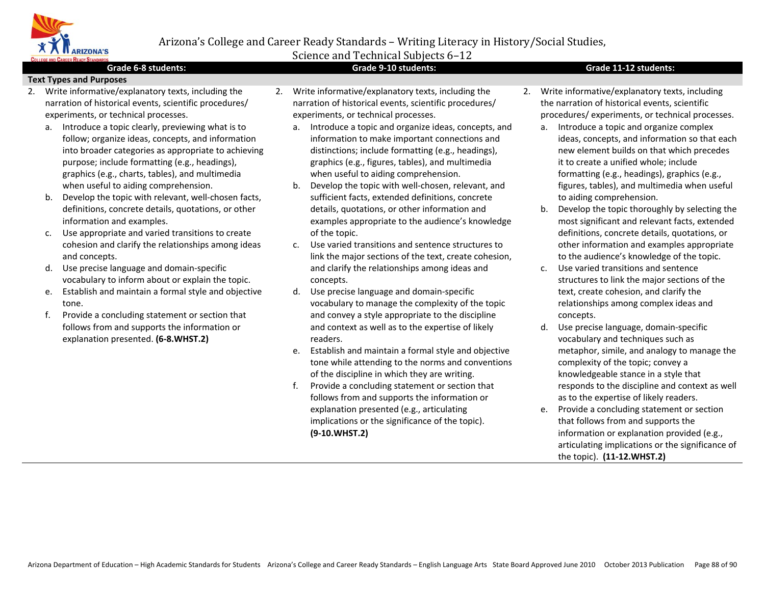# Arizona's College and Career Ready Standards – Writing Literacy in History/Social Studies, Science and Technical Subjects 6–12

| Grade 6-8 students: | Grade 9-10 students: | Grade 11-12 students: |
|---|---|---|
| **Text Types and Purposes** | | |
| 2. Write informative/explanatory texts, including the narration of historical events, scientific procedures/ experiments, or technical processes.<br>a. Introduce a topic clearly, previewing what is to follow; organize ideas, concepts, and information into broader categories as appropriate to achieving purpose; include formatting (e.g., headings), graphics (e.g., charts, tables), and multimedia when useful to aiding comprehension.<br>b. Develop the topic with relevant, well-chosen facts, definitions, concrete details, quotations, or other information and examples.<br>c. Use appropriate and varied transitions to create cohesion and clarify the relationships among ideas and concepts.<br>d. Use precise language and domain-specific vocabulary to inform about or explain the topic.<br>e. Establish and maintain a formal style and objective tone.<br>f. Provide a concluding statement or section that follows from and supports the information or explanation presented. **(6-8.WHST.2)** | 2. Write informative/explanatory texts, including the narration of historical events, scientific procedures/ experiments, or technical processes.<br>a. Introduce a topic and organize ideas, concepts, and information to make important connections and distinctions; include formatting (e.g., headings), graphics (e.g., figures, tables), and multimedia when useful to aiding comprehension.<br>b. Develop the topic with well-chosen, relevant, and sufficient facts, extended definitions, concrete details, quotations, or other information and examples appropriate to the audience's knowledge of the topic.<br>c. Use varied transitions and sentence structures to link the major sections of the text, create cohesion, and clarify the relationships among ideas and concepts.<br>d. Use precise language and domain-specific vocabulary to manage the complexity of the topic and convey a style appropriate to the discipline and context as well as to the expertise of likely readers.<br>e. Establish and maintain a formal style and objective tone while attending to the norms and conventions of the discipline in which they are writing.<br>f. Provide a concluding statement or section that follows from and supports the information or explanation presented (e.g., articulating implications or the significance of the topic). **(9-10.WHST.2)** | 2. Write informative/explanatory texts, including the narration of historical events, scientific procedures/ experiments, or technical processes.<br>a. Introduce a topic and organize complex ideas, concepts, and information so that each new element builds on that which precedes it to create a unified whole; include formatting (e.g., headings), graphics (e.g., figures, tables), and multimedia when useful to aiding comprehension.<br>b. Develop the topic thoroughly by selecting the most significant and relevant facts, extended definitions, concrete details, quotations, or other information and examples appropriate to the audience's knowledge of the topic.<br>c. Use varied transitions and sentence structures to link the major sections of the text, create cohesion, and clarify the relationships among complex ideas and concepts.<br>d. Use precise language, domain-specific vocabulary and techniques such as metaphor, simile, and analogy to manage the complexity of the topic; convey a knowledgeable stance in a style that responds to the discipline and context as well as to the expertise of likely readers.<br>e. Provide a concluding statement or section that follows from and supports the information or explanation provided (e.g., articulating implications or the significance of the topic). **(11-12.WHST.2)** |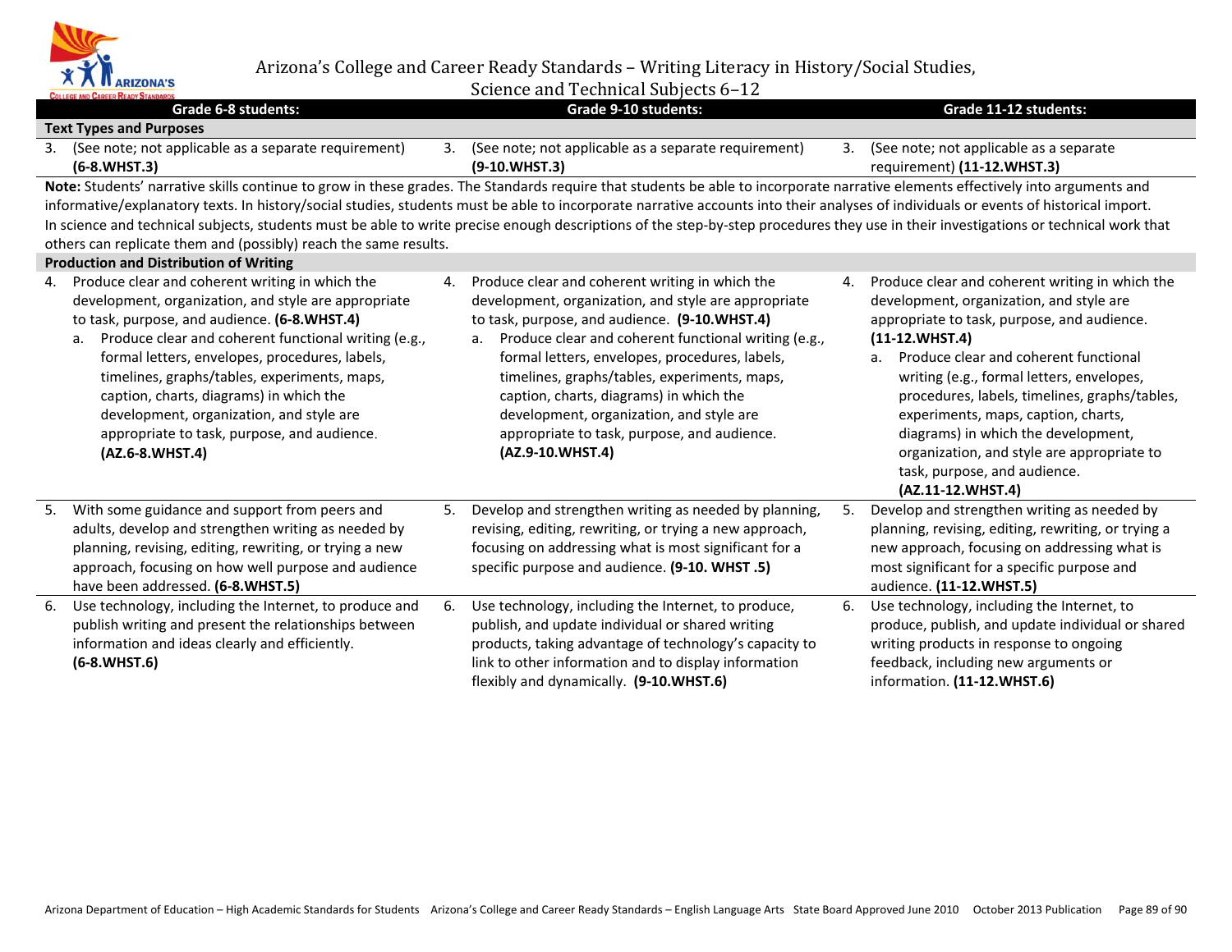# Arizona's College and Career Ready Standards – Writing Literacy in History/Social Studies, Science and Technical Subjects 6–12

| Grade 6-8 students: | Grade 9-10 students: | Grade 11-12 students: |
|---|---|---|
| **Text Types and Purposes** | | |
| 3. (See note; not applicable as a separate requirement) **(6-8.WHST.3)** | 3. (See note; not applicable as a separate requirement) **(9-10.WHST.3)** | 3. (See note; not applicable as a separate requirement) **(11-12.WHST.3)** |
| **Note:** Students' narrative skills continue to grow in these grades. The Standards require that students be able to incorporate narrative elements effectively into arguments and informative/explanatory texts. In history/social studies, students must be able to incorporate narrative accounts into their analyses of individuals or events of historical import. In science and technical subjects, students must be able to write precise enough descriptions of the step-by-step procedures they use in their investigations or technical work that others can replicate them and (possibly) reach the same results. | | |
| **Production and Distribution of Writing** | | |
| 4. Produce clear and coherent writing in which the development, organization, and style are appropriate to task, purpose, and audience. **(6-8.WHST.4)**<br>a. Produce clear and coherent functional writing (e.g., formal letters, envelopes, procedures, labels, timelines, graphs/tables, experiments, maps, caption, charts, diagrams) in which the development, organization, and style are appropriate to task, purpose, and audience. **(AZ.6-8.WHST.4)** | 4. Produce clear and coherent writing in which the development, organization, and style are appropriate to task, purpose, and audience. **(9-10.WHST.4)**<br>a. Produce clear and coherent functional writing (e.g., formal letters, envelopes, procedures, labels, timelines, graphs/tables, experiments, maps, caption, charts, diagrams) in which the development, organization, and style are appropriate to task, purpose, and audience. **(AZ.9-10.WHST.4)** | 4. Produce clear and coherent writing in which the development, organization, and style are appropriate to task, purpose, and audience. **(11-12.WHST.4)**<br>a. Produce clear and coherent functional writing (e.g., formal letters, envelopes, procedures, labels, timelines, graphs/tables, experiments, maps, caption, charts, diagrams) in which the development, organization, and style are appropriate to task, purpose, and audience. **(AZ.11-12.WHST.4)** |
| 5. With some guidance and support from peers and adults, develop and strengthen writing as needed by planning, revising, editing, rewriting, or trying a new approach, focusing on how well purpose and audience have been addressed. **(6-8.WHST.5)** | 5. Develop and strengthen writing as needed by planning, revising, editing, rewriting, or trying a new approach, focusing on addressing what is most significant for a specific purpose and audience. **(9-10. WHST .5)** | 5. Develop and strengthen writing as needed by planning, revising, editing, rewriting, or trying a new approach, focusing on addressing what is most significant for a specific purpose and audience. **(11-12.WHST.5)** |
| 6. Use technology, including the Internet, to produce and publish writing and present the relationships between information and ideas clearly and efficiently. **(6-8.WHST.6)** | 6. Use technology, including the Internet, to produce, publish, and update individual or shared writing products, taking advantage of technology's capacity to link to other information and to display information flexibly and dynamically. **(9-10.WHST.6)** | 6. Use technology, including the Internet, to produce, publish, and update individual or shared writing products in response to ongoing feedback, including new arguments or information. **(11-12.WHST.6)** |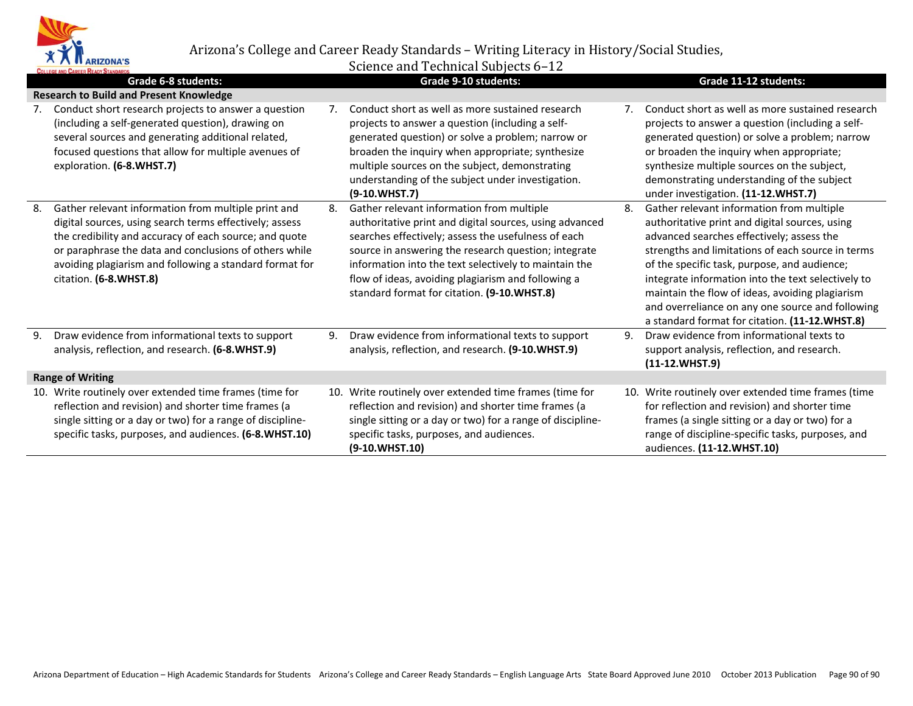# Arizona's College and Career Ready Standards – Writing Literacy in History/Social Studies, Science and Technical Subjects 6–12

| Grade 6-8 students: | Grade 9-10 students: | Grade 11-12 students: |
|---|---|---|
| **Research to Build and Present Knowledge** | | |
| 7. Conduct short research projects to answer a question (including a self-generated question), drawing on several sources and generating additional related, focused questions that allow for multiple avenues of exploration. **(6-8.WHST.7)** | 7. Conduct short as well as more sustained research projects to answer a question (including a self-generated question) or solve a problem; narrow or broaden the inquiry when appropriate; synthesize multiple sources on the subject, demonstrating understanding of the subject under investigation. **(9-10.WHST.7)** | 7. Conduct short as well as more sustained research projects to answer a question (including a self-generated question) or solve a problem; narrow or broaden the inquiry when appropriate; synthesize multiple sources on the subject, demonstrating understanding of the subject under investigation. **(11-12.WHST.7)** |
| 8. Gather relevant information from multiple print and digital sources, using search terms effectively; assess the credibility and accuracy of each source; and quote or paraphrase the data and conclusions of others while avoiding plagiarism and following a standard format for citation. **(6-8.WHST.8)** | 8. Gather relevant information from multiple authoritative print and digital sources, using advanced searches effectively; assess the usefulness of each source in answering the research question; integrate information into the text selectively to maintain the flow of ideas, avoiding plagiarism and following a standard format for citation. **(9-10.WHST.8)** | 8. Gather relevant information from multiple authoritative print and digital sources, using advanced searches effectively; assess the strengths and limitations of each source in terms of the specific task, purpose, and audience; integrate information into the text selectively to maintain the flow of ideas, avoiding plagiarism and overreliance on any one source and following a standard format for citation. **(11-12.WHST.8)** |
| 9. Draw evidence from informational texts to support analysis, reflection, and research. **(6-8.WHST.9)** | 9. Draw evidence from informational texts to support analysis, reflection, and research. **(9-10.WHST.9)** | 9. Draw evidence from informational texts to support analysis, reflection, and research. **(11-12.WHST.9)** |
| **Range of Writing** | | |
| 10. Write routinely over extended time frames (time for reflection and revision) and shorter time frames (a single sitting or a day or two) for a range of discipline-specific tasks, purposes, and audiences. **(6-8.WHST.10)** | 10. Write routinely over extended time frames (time for reflection and revision) and shorter time frames (a single sitting or a day or two) for a range of discipline-specific tasks, purposes, and audiences. **(9-10.WHST.10)** | 10. Write routinely over extended time frames (time for reflection and revision) and shorter time frames (a single sitting or a day or two) for a range of discipline-specific tasks, purposes, and audiences. **(11-12.WHST.10)** |